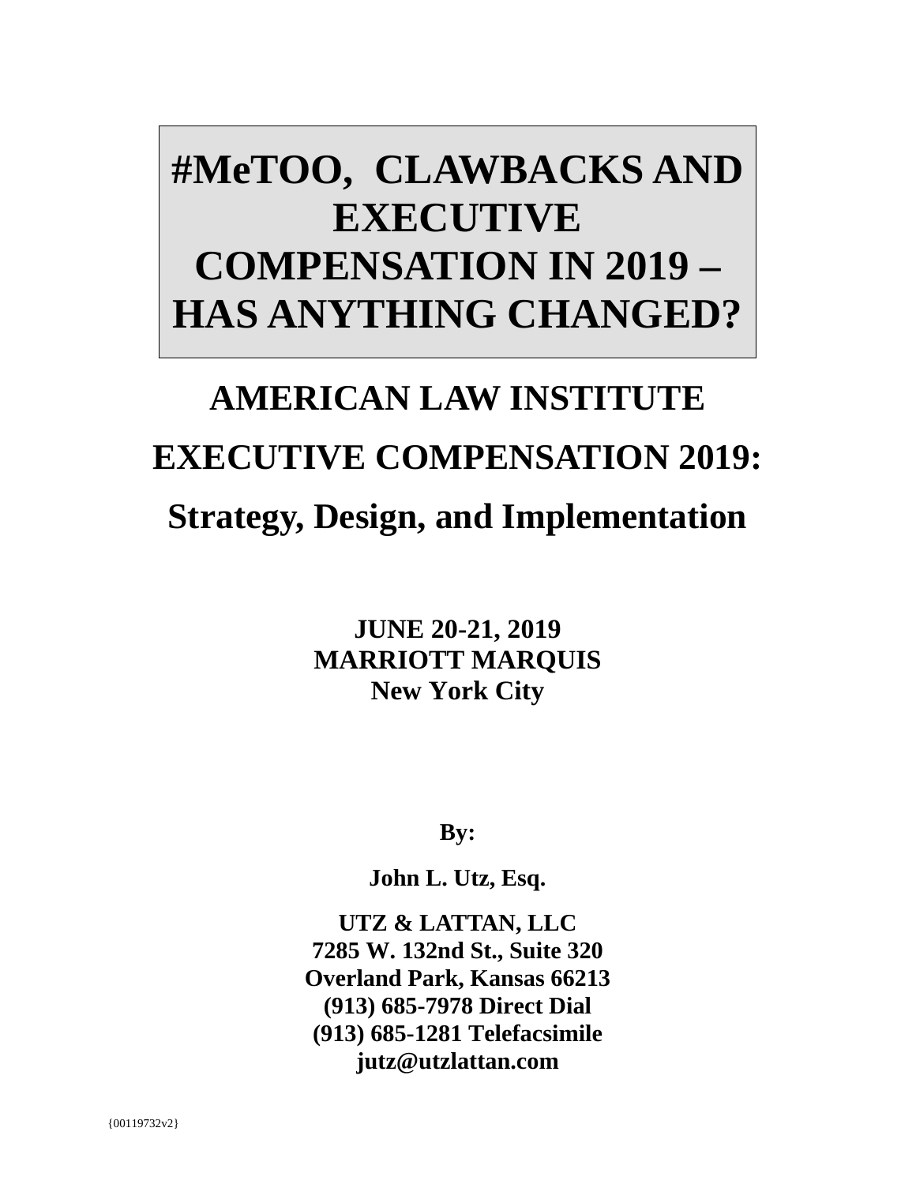# #MeTOO, CLAWBACKS AND EXECUTIVE COMPENSATION IN 2019 – HAS ANYTHING CHANGED?

## AMERICAN LAW INSTITUTE

## EXECUTIVE COMPENSATION 2019:

## Strategy, Design, and Implementation

**JUNE 20-21, 2019**
**MARRIOTT MARQUIS**
**New York City**

**By:**

**John L. Utz, Esq.**

**UTZ & LATTAN, LLC**
**7285 W. 132nd St., Suite 320**
**Overland Park, Kansas 66213**
**(913) 685-7978 Direct Dial**
**(913) 685-1281 Telefacsimile**
**jutz@utzlattan.com**

{00119732v2}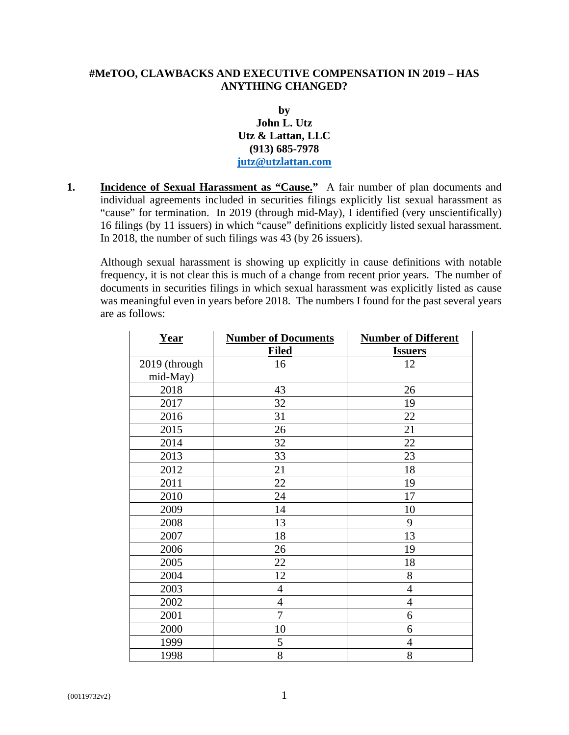**#MeTOO, CLAWBACKS AND EXECUTIVE COMPENSATION IN 2019 – HAS ANYTHING CHANGED?**

**by**
**John L. Utz**
**Utz & Lattan, LLC**
**(913) 685-7978**
**jutz@utzlattan.com**

**1.** **Incidence of Sexual Harassment as "Cause."** A fair number of plan documents and individual agreements included in securities filings explicitly list sexual harassment as "cause" for termination. In 2019 (through mid-May), I identified (very unscientifically) 16 filings (by 11 issuers) in which "cause" definitions explicitly listed sexual harassment. In 2018, the number of such filings was 43 (by 26 issuers).

Although sexual harassment is showing up explicitly in cause definitions with notable frequency, it is not clear this is much of a change from recent prior years. The number of documents in securities filings in which sexual harassment was explicitly listed as cause was meaningful even in years before 2018. The numbers I found for the past several years are as follows:

| Year | Number of Documents Filed | Number of Different Issuers |
|---|---|---|
| 2019 (through mid-May) | 16 | 12 |
| 2018 | 43 | 26 |
| 2017 | 32 | 19 |
| 2016 | 31 | 22 |
| 2015 | 26 | 21 |
| 2014 | 32 | 22 |
| 2013 | 33 | 23 |
| 2012 | 21 | 18 |
| 2011 | 22 | 19 |
| 2010 | 24 | 17 |
| 2009 | 14 | 10 |
| 2008 | 13 | 9 |
| 2007 | 18 | 13 |
| 2006 | 26 | 19 |
| 2005 | 22 | 18 |
| 2004 | 12 | 8 |
| 2003 | 4 | 4 |
| 2002 | 4 | 4 |
| 2001 | 7 | 6 |
| 2000 | 10 | 6 |
| 1999 | 5 | 4 |
| 1998 | 8 | 8 |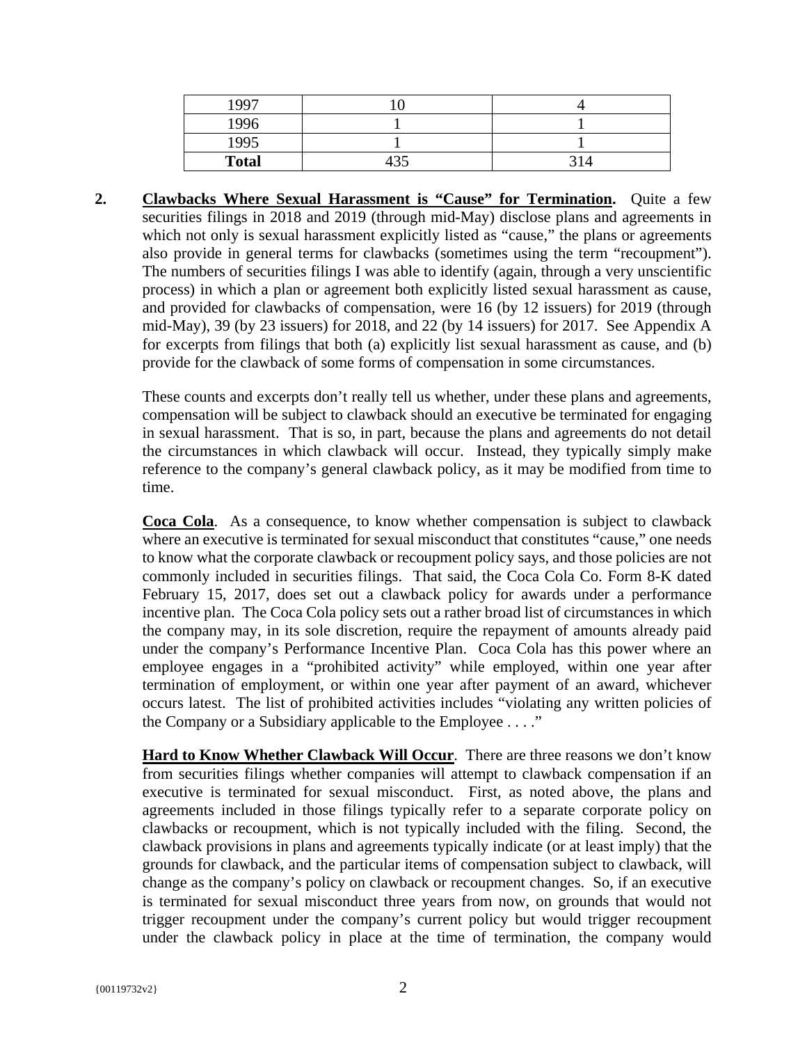| | | |
|---|---|---|
| 1997 | 10 | 4 |
| 1996 | 1 | 1 |
| 1995 | 1 | 1 |
| **Total** | 435 | 314 |

2. **Clawbacks Where Sexual Harassment is "Cause" for Termination.** Quite a few securities filings in 2018 and 2019 (through mid-May) disclose plans and agreements in which not only is sexual harassment explicitly listed as "cause," the plans or agreements also provide in general terms for clawbacks (sometimes using the term "recoupment"). The numbers of securities filings I was able to identify (again, through a very unscientific process) in which a plan or agreement both explicitly listed sexual harassment as cause, and provided for clawbacks of compensation, were 16 (by 12 issuers) for 2019 (through mid-May), 39 (by 23 issuers) for 2018, and 22 (by 14 issuers) for 2017. See Appendix A for excerpts from filings that both (a) explicitly list sexual harassment as cause, and (b) provide for the clawback of some forms of compensation in some circumstances.

   These counts and excerpts don't really tell us whether, under these plans and agreements, compensation will be subject to clawback should an executive be terminated for engaging in sexual harassment. That is so, in part, because the plans and agreements do not detail the circumstances in which clawback will occur. Instead, they typically simply make reference to the company's general clawback policy, as it may be modified from time to time.

   **Coca Cola**. As a consequence, to know whether compensation is subject to clawback where an executive is terminated for sexual misconduct that constitutes "cause," one needs to know what the corporate clawback or recoupment policy says, and those policies are not commonly included in securities filings. That said, the Coca Cola Co. Form 8-K dated February 15, 2017, does set out a clawback policy for awards under a performance incentive plan. The Coca Cola policy sets out a rather broad list of circumstances in which the company may, in its sole discretion, require the repayment of amounts already paid under the company's Performance Incentive Plan. Coca Cola has this power where an employee engages in a "prohibited activity" while employed, within one year after termination of employment, or within one year after payment of an award, whichever occurs latest. The list of prohibited activities includes "violating any written policies of the Company or a Subsidiary applicable to the Employee . . . ."

   **Hard to Know Whether Clawback Will Occur**. There are three reasons we don't know from securities filings whether companies will attempt to clawback compensation if an executive is terminated for sexual misconduct. First, as noted above, the plans and agreements included in those filings typically refer to a separate corporate policy on clawbacks or recoupment, which is not typically included with the filing. Second, the clawback provisions in plans and agreements typically indicate (or at least imply) that the grounds for clawback, and the particular items of compensation subject to clawback, will change as the company's policy on clawback or recoupment changes. So, if an executive is terminated for sexual misconduct three years from now, on grounds that would not trigger recoupment under the company's current policy but would trigger recoupment under the clawback policy in place at the time of termination, the company would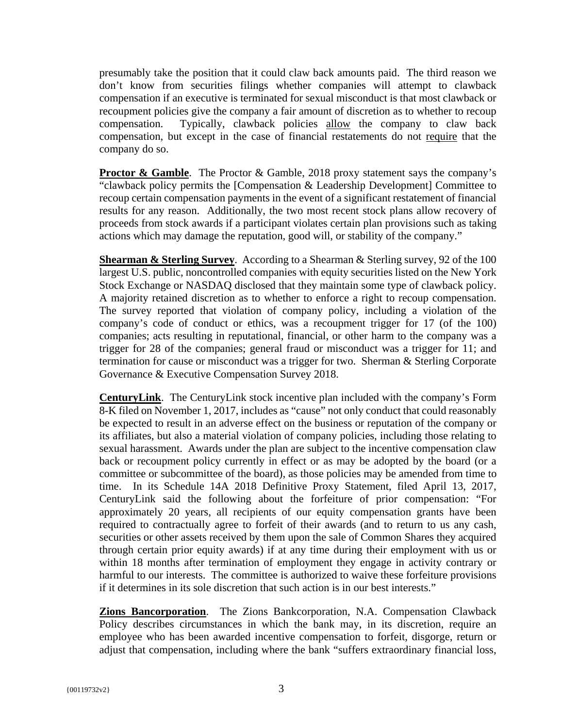presumably take the position that it could claw back amounts paid. The third reason we don't know from securities filings whether companies will attempt to clawback compensation if an executive is terminated for sexual misconduct is that most clawback or recoupment policies give the company a fair amount of discretion as to whether to recoup compensation. Typically, clawback policies <u>allow</u> the company to claw back compensation, but except in the case of financial restatements do not <u>require</u> that the company do so.

**<u>Proctor & Gamble</u>**. The Proctor & Gamble, 2018 proxy statement says the company's "clawback policy permits the [Compensation & Leadership Development] Committee to recoup certain compensation payments in the event of a significant restatement of financial results for any reason. Additionally, the two most recent stock plans allow recovery of proceeds from stock awards if a participant violates certain plan provisions such as taking actions which may damage the reputation, good will, or stability of the company."

**<u>Shearman & Sterling Survey</u>**. According to a Shearman & Sterling survey, 92 of the 100 largest U.S. public, noncontrolled companies with equity securities listed on the New York Stock Exchange or NASDAQ disclosed that they maintain some type of clawback policy. A majority retained discretion as to whether to enforce a right to recoup compensation. The survey reported that violation of company policy, including a violation of the company's code of conduct or ethics, was a recoupment trigger for 17 (of the 100) companies; acts resulting in reputational, financial, or other harm to the company was a trigger for 28 of the companies; general fraud or misconduct was a trigger for 11; and termination for cause or misconduct was a trigger for two. Sherman & Sterling Corporate Governance & Executive Compensation Survey 2018.

**<u>CenturyLink</u>**. The CenturyLink stock incentive plan included with the company's Form 8-K filed on November 1, 2017, includes as "cause" not only conduct that could reasonably be expected to result in an adverse effect on the business or reputation of the company or its affiliates, but also a material violation of company policies, including those relating to sexual harassment. Awards under the plan are subject to the incentive compensation claw back or recoupment policy currently in effect or as may be adopted by the board (or a committee or subcommittee of the board), as those policies may be amended from time to time. In its Schedule 14A 2018 Definitive Proxy Statement, filed April 13, 2017, CenturyLink said the following about the forfeiture of prior compensation: "For approximately 20 years, all recipients of our equity compensation grants have been required to contractually agree to forfeit of their awards (and to return to us any cash, securities or other assets received by them upon the sale of Common Shares they acquired through certain prior equity awards) if at any time during their employment with us or within 18 months after termination of employment they engage in activity contrary or harmful to our interests. The committee is authorized to waive these forfeiture provisions if it determines in its sole discretion that such action is in our best interests."

**<u>Zions Bancorporation</u>**. The Zions Bankcorporation, N.A. Compensation Clawback Policy describes circumstances in which the bank may, in its discretion, require an employee who has been awarded incentive compensation to forfeit, disgorge, return or adjust that compensation, including where the bank "suffers extraordinary financial loss,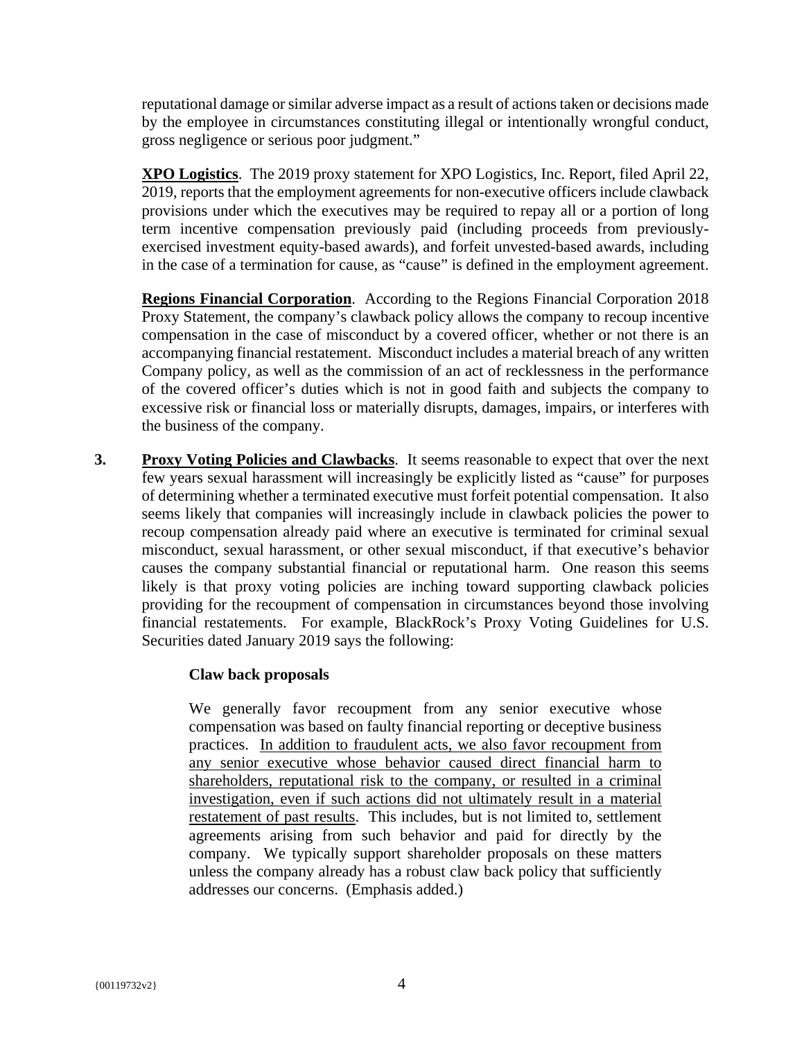reputational damage or similar adverse impact as a result of actions taken or decisions made by the employee in circumstances constituting illegal or intentionally wrongful conduct, gross negligence or serious poor judgment."

**XPO Logistics**. The 2019 proxy statement for XPO Logistics, Inc. Report, filed April 22, 2019, reports that the employment agreements for non-executive officers include clawback provisions under which the executives may be required to repay all or a portion of long term incentive compensation previously paid (including proceeds from previously-exercised investment equity-based awards), and forfeit unvested-based awards, including in the case of a termination for cause, as "cause" is defined in the employment agreement.

**Regions Financial Corporation**. According to the Regions Financial Corporation 2018 Proxy Statement, the company's clawback policy allows the company to recoup incentive compensation in the case of misconduct by a covered officer, whether or not there is an accompanying financial restatement. Misconduct includes a material breach of any written Company policy, as well as the commission of an act of recklessness in the performance of the covered officer's duties which is not in good faith and subjects the company to excessive risk or financial loss or materially disrupts, damages, impairs, or interferes with the business of the company.

**3. Proxy Voting Policies and Clawbacks**. It seems reasonable to expect that over the next few years sexual harassment will increasingly be explicitly listed as "cause" for purposes of determining whether a terminated executive must forfeit potential compensation. It also seems likely that companies will increasingly include in clawback policies the power to recoup compensation already paid where an executive is terminated for criminal sexual misconduct, sexual harassment, or other sexual misconduct, if that executive's behavior causes the company substantial financial or reputational harm. One reason this seems likely is that proxy voting policies are inching toward supporting clawback policies providing for the recoupment of compensation in circumstances beyond those involving financial restatements. For example, BlackRock's Proxy Voting Guidelines for U.S. Securities dated January 2019 says the following:

> **Claw back proposals**
>
> We generally favor recoupment from any senior executive whose compensation was based on faulty financial reporting or deceptive business practices. <u>In addition to fraudulent acts, we also favor recoupment from any senior executive whose behavior caused direct financial harm to shareholders, reputational risk to the company, or resulted in a criminal investigation, even if such actions did not ultimately result in a material restatement of past results</u>. This includes, but is not limited to, settlement agreements arising from such behavior and paid for directly by the company. We typically support shareholder proposals on these matters unless the company already has a robust claw back policy that sufficiently addresses our concerns. (Emphasis added.)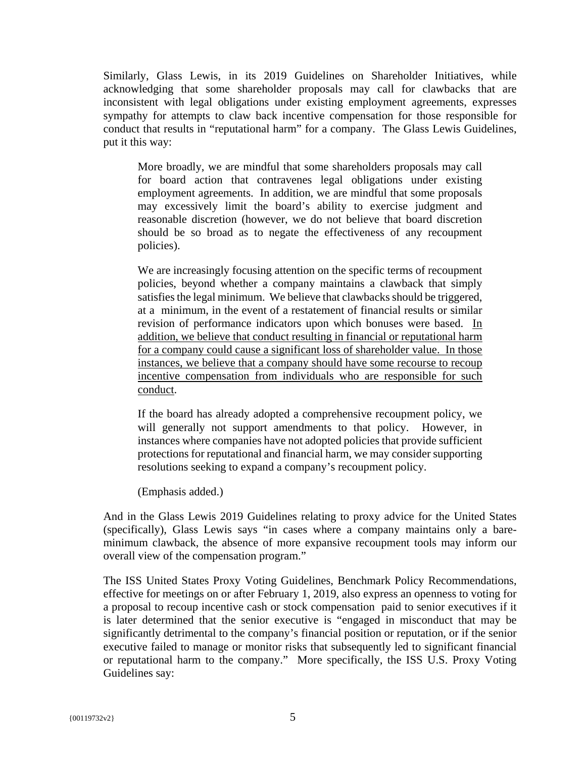Similarly, Glass Lewis, in its 2019 Guidelines on Shareholder Initiatives, while acknowledging that some shareholder proposals may call for clawbacks that are inconsistent with legal obligations under existing employment agreements, expresses sympathy for attempts to claw back incentive compensation for those responsible for conduct that results in "reputational harm" for a company. The Glass Lewis Guidelines, put it this way:

> More broadly, we are mindful that some shareholders proposals may call for board action that contravenes legal obligations under existing employment agreements. In addition, we are mindful that some proposals may excessively limit the board's ability to exercise judgment and reasonable discretion (however, we do not believe that board discretion should be so broad as to negate the effectiveness of any recoupment policies).
>
> We are increasingly focusing attention on the specific terms of recoupment policies, beyond whether a company maintains a clawback that simply satisfies the legal minimum. We believe that clawbacks should be triggered, at a minimum, in the event of a restatement of financial results or similar revision of performance indicators upon which bonuses were based. <u>In addition, we believe that conduct resulting in financial or reputational harm for a company could cause a significant loss of shareholder value. In those instances, we believe that a company should have some recourse to recoup incentive compensation from individuals who are responsible for such conduct</u>.
>
> If the board has already adopted a comprehensive recoupment policy, we will generally not support amendments to that policy. However, in instances where companies have not adopted policies that provide sufficient protections for reputational and financial harm, we may consider supporting resolutions seeking to expand a company's recoupment policy.
>
> (Emphasis added.)

And in the Glass Lewis 2019 Guidelines relating to proxy advice for the United States (specifically), Glass Lewis says "in cases where a company maintains only a bare-minimum clawback, the absence of more expansive recoupment tools may inform our overall view of the compensation program."

The ISS United States Proxy Voting Guidelines, Benchmark Policy Recommendations, effective for meetings on or after February 1, 2019, also express an openness to voting for a proposal to recoup incentive cash or stock compensation paid to senior executives if it is later determined that the senior executive is "engaged in misconduct that may be significantly detrimental to the company's financial position or reputation, or if the senior executive failed to manage or monitor risks that subsequently led to significant financial or reputational harm to the company." More specifically, the ISS U.S. Proxy Voting Guidelines say: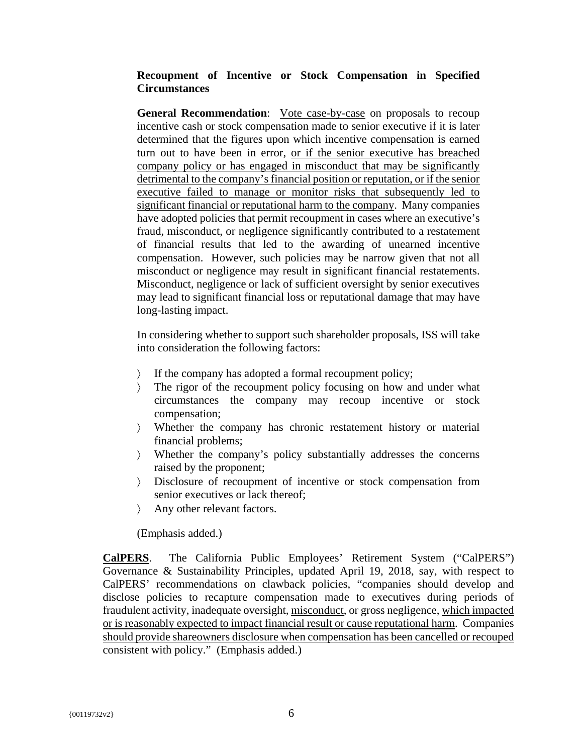**Recoupment of Incentive or Stock Compensation in Specified Circumstances**

**General Recommendation**: <u>Vote case-by-case</u> on proposals to recoup incentive cash or stock compensation made to senior executive if it is later determined that the figures upon which incentive compensation is earned turn out to have been in error, <u>or if the senior executive has breached company policy or has engaged in misconduct that may be significantly detrimental to the company's financial position or reputation, or if the senior executive failed to manage or monitor risks that subsequently led to significant financial or reputational harm to the company</u>. Many companies have adopted policies that permit recoupment in cases where an executive's fraud, misconduct, or negligence significantly contributed to a restatement of financial results that led to the awarding of unearned incentive compensation. However, such policies may be narrow given that not all misconduct or negligence may result in significant financial restatements. Misconduct, negligence or lack of sufficient oversight by senior executives may lead to significant financial loss or reputational damage that may have long-lasting impact.

In considering whether to support such shareholder proposals, ISS will take into consideration the following factors:

- If the company has adopted a formal recoupment policy;
- The rigor of the recoupment policy focusing on how and under what circumstances the company may recoup incentive or stock compensation;
- Whether the company has chronic restatement history or material financial problems;
- Whether the company's policy substantially addresses the concerns raised by the proponent;
- Disclosure of recoupment of incentive or stock compensation from senior executives or lack thereof;
- Any other relevant factors.

(Emphasis added.)

**<u>CalPERS</u>**. The California Public Employees' Retirement System ("CalPERS") Governance & Sustainability Principles, updated April 19, 2018, say, with respect to CalPERS' recommendations on clawback policies, "companies should develop and disclose policies to recapture compensation made to executives during periods of fraudulent activity, inadequate oversight, <u>misconduct</u>, or gross negligence, <u>which impacted or is reasonably expected to impact financial result or cause reputational harm</u>. Companies <u>should provide shareowners disclosure when compensation has been cancelled or recouped</u> consistent with policy." (Emphasis added.)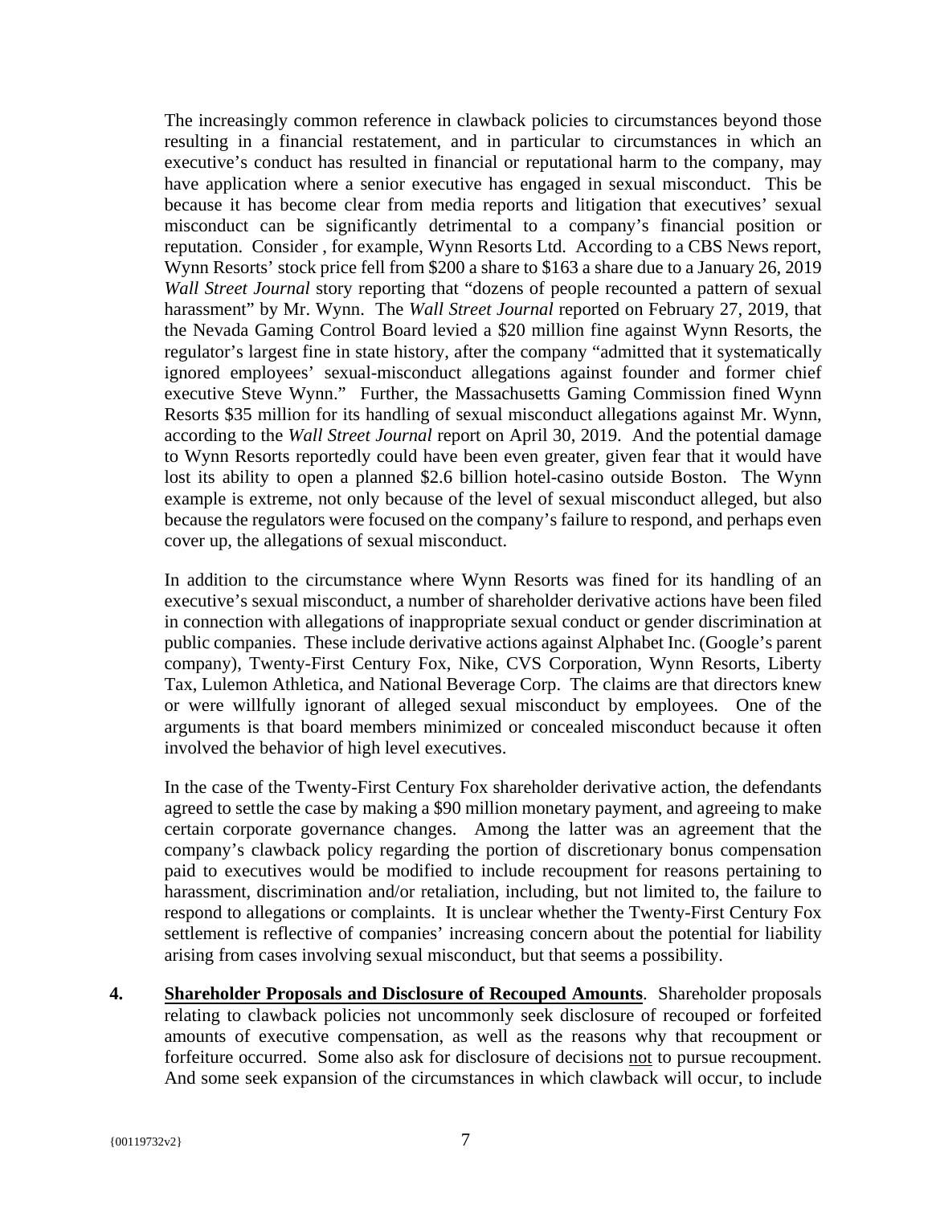The increasingly common reference in clawback policies to circumstances beyond those resulting in a financial restatement, and in particular to circumstances in which an executive's conduct has resulted in financial or reputational harm to the company, may have application where a senior executive has engaged in sexual misconduct. This be because it has become clear from media reports and litigation that executives' sexual misconduct can be significantly detrimental to a company's financial position or reputation. Consider , for example, Wynn Resorts Ltd. According to a CBS News report, Wynn Resorts' stock price fell from $200 a share to $163 a share due to a January 26, 2019 *Wall Street Journal* story reporting that "dozens of people recounted a pattern of sexual harassment" by Mr. Wynn. The *Wall Street Journal* reported on February 27, 2019, that the Nevada Gaming Control Board levied a $20 million fine against Wynn Resorts, the regulator's largest fine in state history, after the company "admitted that it systematically ignored employees' sexual-misconduct allegations against founder and former chief executive Steve Wynn." Further, the Massachusetts Gaming Commission fined Wynn Resorts $35 million for its handling of sexual misconduct allegations against Mr. Wynn, according to the *Wall Street Journal* report on April 30, 2019. And the potential damage to Wynn Resorts reportedly could have been even greater, given fear that it would have lost its ability to open a planned $2.6 billion hotel-casino outside Boston. The Wynn example is extreme, not only because of the level of sexual misconduct alleged, but also because the regulators were focused on the company's failure to respond, and perhaps even cover up, the allegations of sexual misconduct.

In addition to the circumstance where Wynn Resorts was fined for its handling of an executive's sexual misconduct, a number of shareholder derivative actions have been filed in connection with allegations of inappropriate sexual conduct or gender discrimination at public companies. These include derivative actions against Alphabet Inc. (Google's parent company), Twenty-First Century Fox, Nike, CVS Corporation, Wynn Resorts, Liberty Tax, Lulemon Athletica, and National Beverage Corp. The claims are that directors knew or were willfully ignorant of alleged sexual misconduct by employees. One of the arguments is that board members minimized or concealed misconduct because it often involved the behavior of high level executives.

In the case of the Twenty-First Century Fox shareholder derivative action, the defendants agreed to settle the case by making a $90 million monetary payment, and agreeing to make certain corporate governance changes. Among the latter was an agreement that the company's clawback policy regarding the portion of discretionary bonus compensation paid to executives would be modified to include recoupment for reasons pertaining to harassment, discrimination and/or retaliation, including, but not limited to, the failure to respond to allegations or complaints. It is unclear whether the Twenty-First Century Fox settlement is reflective of companies' increasing concern about the potential for liability arising from cases involving sexual misconduct, but that seems a possibility.

**4.** **Shareholder Proposals and Disclosure of Recouped Amounts**. Shareholder proposals relating to clawback policies not uncommonly seek disclosure of recouped or forfeited amounts of executive compensation, as well as the reasons why that recoupment or forfeiture occurred. Some also ask for disclosure of decisions not to pursue recoupment. And some seek expansion of the circumstances in which clawback will occur, to include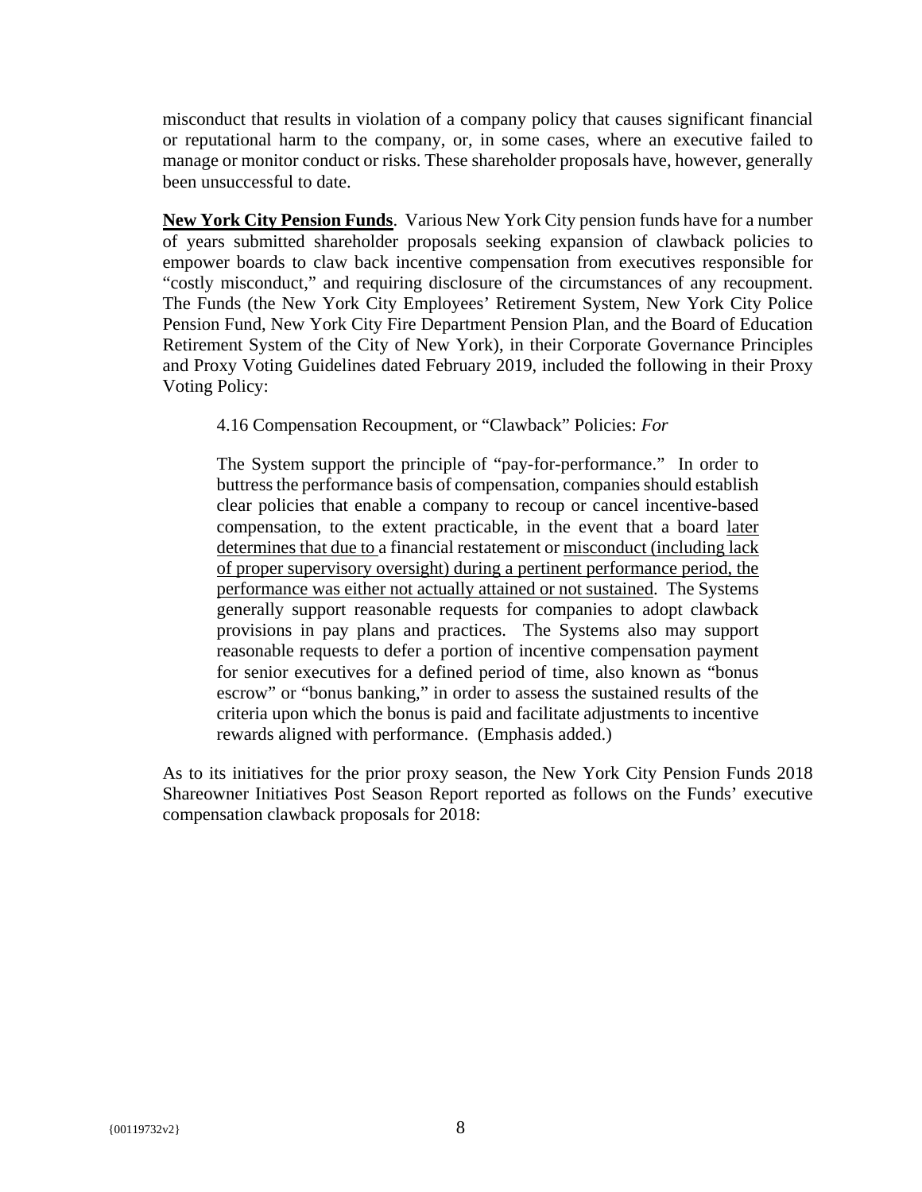misconduct that results in violation of a company policy that causes significant financial or reputational harm to the company, or, in some cases, where an executive failed to manage or monitor conduct or risks. These shareholder proposals have, however, generally been unsuccessful to date.

**New York City Pension Funds**. Various New York City pension funds have for a number of years submitted shareholder proposals seeking expansion of clawback policies to empower boards to claw back incentive compensation from executives responsible for "costly misconduct," and requiring disclosure of the circumstances of any recoupment. The Funds (the New York City Employees' Retirement System, New York City Police Pension Fund, New York City Fire Department Pension Plan, and the Board of Education Retirement System of the City of New York), in their Corporate Governance Principles and Proxy Voting Guidelines dated February 2019, included the following in their Proxy Voting Policy:

> 4.16 Compensation Recoupment, or "Clawback" Policies: *For*
>
> The System support the principle of "pay-for-performance." In order to buttress the performance basis of compensation, companies should establish clear policies that enable a company to recoup or cancel incentive-based compensation, to the extent practicable, in the event that a board <u>later determines that due to</u> a financial restatement or <u>misconduct (including lack of proper supervisory oversight) during a pertinent performance period, the performance was either not actually attained or not sustained</u>. The Systems generally support reasonable requests for companies to adopt clawback provisions in pay plans and practices. The Systems also may support reasonable requests to defer a portion of incentive compensation payment for senior executives for a defined period of time, also known as "bonus escrow" or "bonus banking," in order to assess the sustained results of the criteria upon which the bonus is paid and facilitate adjustments to incentive rewards aligned with performance. (Emphasis added.)

As to its initiatives for the prior proxy season, the New York City Pension Funds 2018 Shareowner Initiatives Post Season Report reported as follows on the Funds' executive compensation clawback proposals for 2018: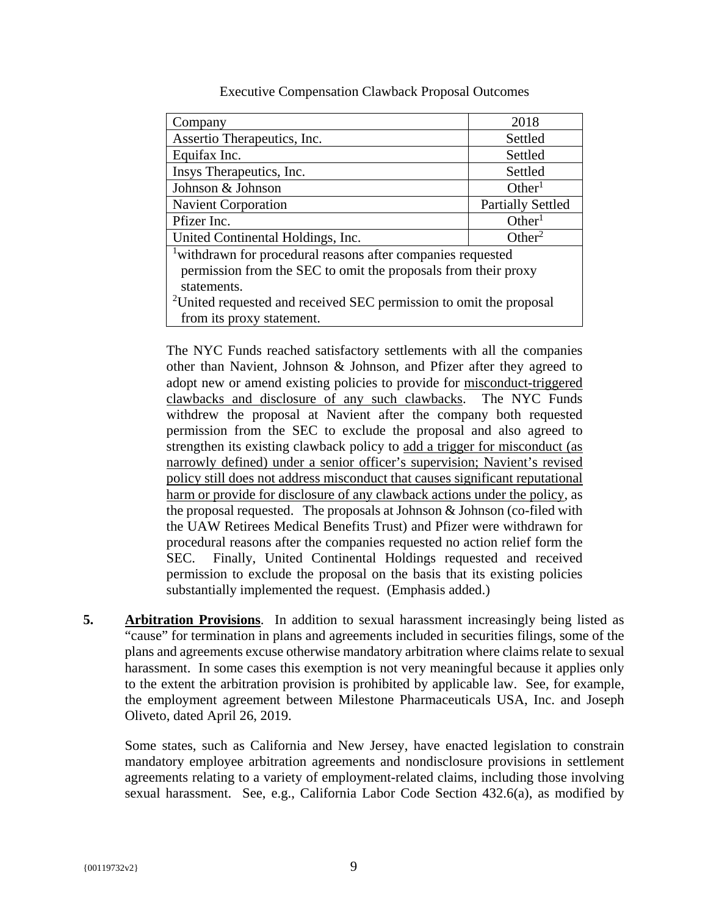Executive Compensation Clawback Proposal Outcomes

| Company | 2018 |
|---|---|
| Assertio Therapeutics, Inc. | Settled |
| Equifax Inc. | Settled |
| Insys Therapeutics, Inc. | Settled |
| Johnson & Johnson | Other[1] |
| Navient Corporation | Partially Settled |
| Pfizer Inc. | Other[1] |
| United Continental Holdings, Inc. | Other[2] |
| [1]withdrawn for procedural reasons after companies requested permission from the SEC to omit the proposals from their proxy statements. [2]United requested and received SEC permission to omit the proposal from its proxy statement. | |

The NYC Funds reached satisfactory settlements with all the companies other than Navient, Johnson & Johnson, and Pfizer after they agreed to adopt new or amend existing policies to provide for <u>misconduct-triggered clawbacks and disclosure of any such clawbacks</u>. The NYC Funds withdrew the proposal at Navient after the company both requested permission from the SEC to exclude the proposal and also agreed to strengthen its existing clawback policy to <u>add a trigger for misconduct (as narrowly defined) under a senior officer's supervision; Navient's revised policy still does not address misconduct that causes significant reputational harm or provide for disclosure of any clawback actions under the policy</u>, as the proposal requested. The proposals at Johnson & Johnson (co-filed with the UAW Retirees Medical Benefits Trust) and Pfizer were withdrawn for procedural reasons after the companies requested no action relief form the SEC. Finally, United Continental Holdings requested and received permission to exclude the proposal on the basis that its existing policies substantially implemented the request. (Emphasis added.)

**5.** **<u>Arbitration Provisions</u>**. In addition to sexual harassment increasingly being listed as "cause" for termination in plans and agreements included in securities filings, some of the plans and agreements excuse otherwise mandatory arbitration where claims relate to sexual harassment. In some cases this exemption is not very meaningful because it applies only to the extent the arbitration provision is prohibited by applicable law. See, for example, the employment agreement between Milestone Pharmaceuticals USA, Inc. and Joseph Oliveto, dated April 26, 2019.

Some states, such as California and New Jersey, have enacted legislation to constrain mandatory employee arbitration agreements and nondisclosure provisions in settlement agreements relating to a variety of employment-related claims, including those involving sexual harassment. See, e.g., California Labor Code Section 432.6(a), as modified by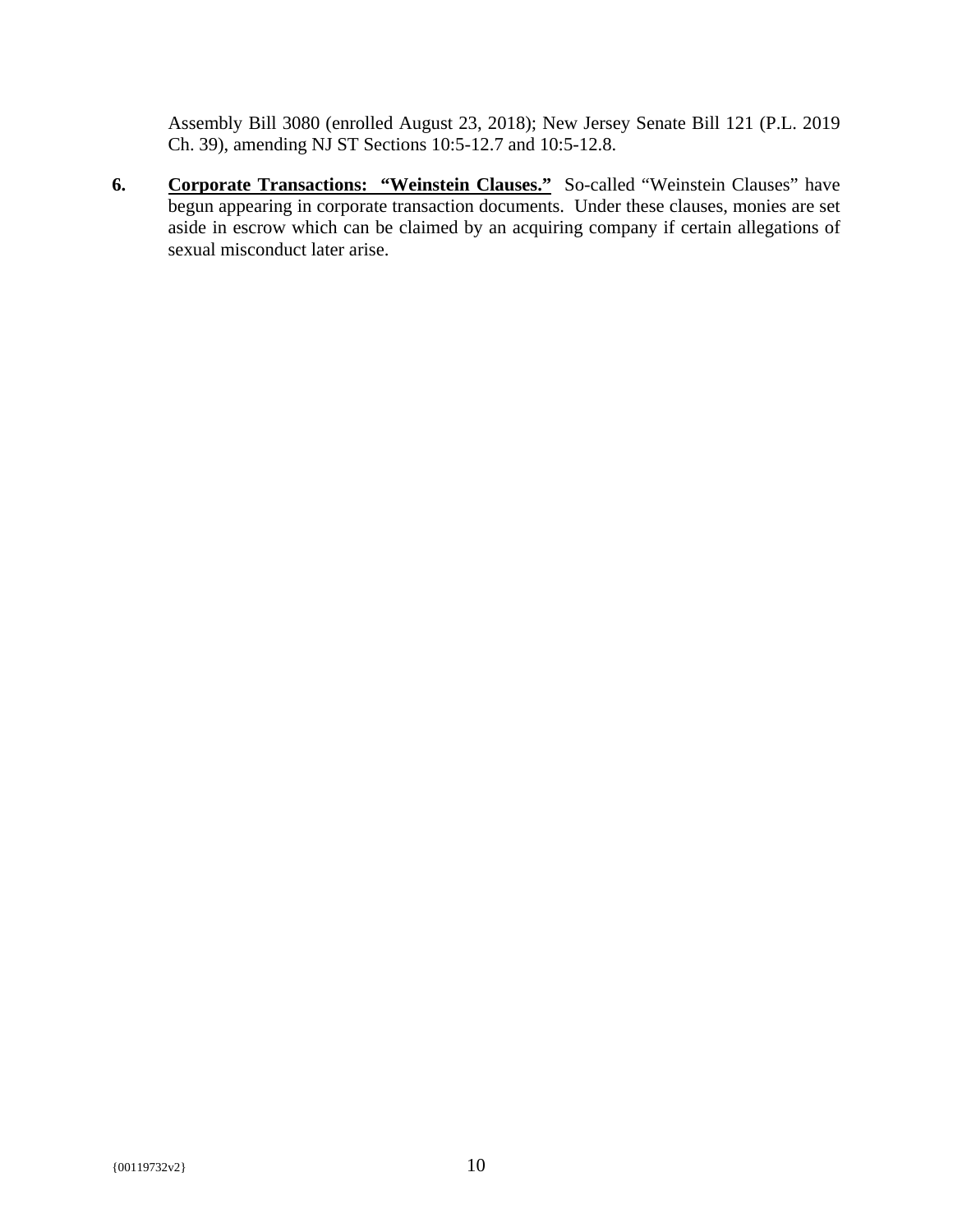Assembly Bill 3080 (enrolled August 23, 2018); New Jersey Senate Bill 121 (P.L. 2019 Ch. 39), amending NJ ST Sections 10:5-12.7 and 10:5-12.8.

**6.** **<u>Corporate Transactions: "Weinstein Clauses."</u>** So-called "Weinstein Clauses" have begun appearing in corporate transaction documents. Under these clauses, monies are set aside in escrow which can be claimed by an acquiring company if certain allegations of sexual misconduct later arise.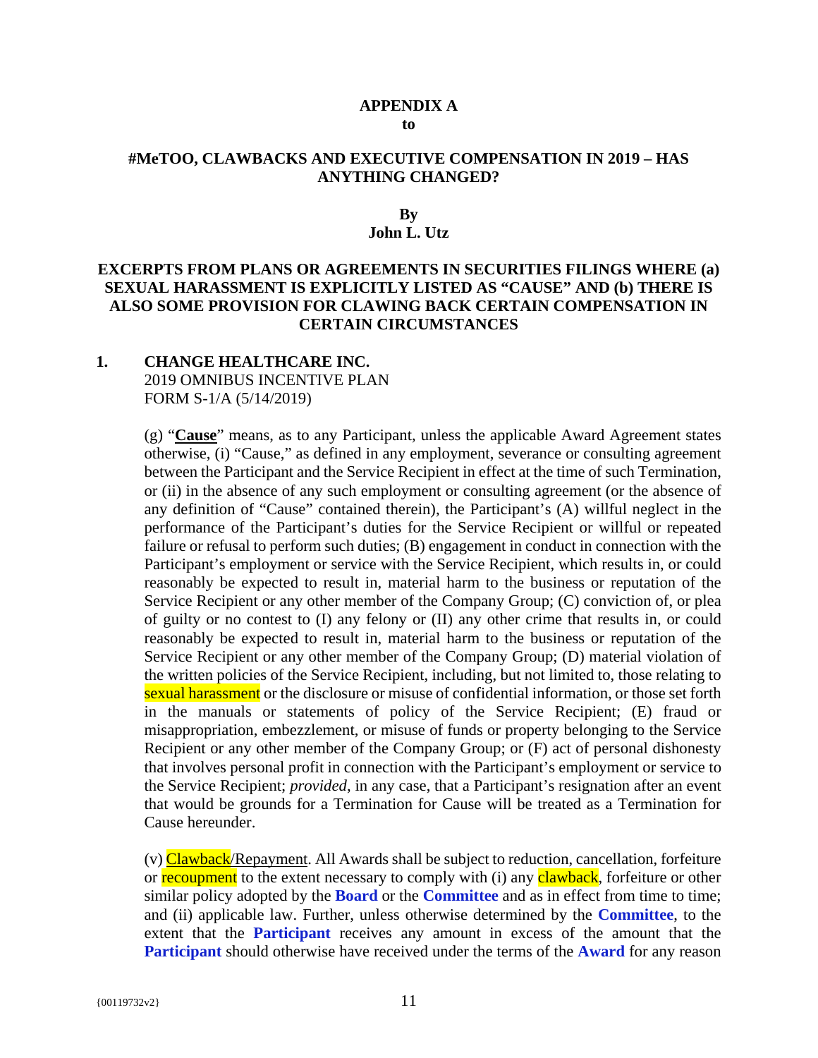**APPENDIX A**

**to**

**#MeTOO, CLAWBACKS AND EXECUTIVE COMPENSATION IN 2019 – HAS ANYTHING CHANGED?**

**By**

**John L. Utz**

**EXCERPTS FROM PLANS OR AGREEMENTS IN SECURITIES FILINGS WHERE (a) SEXUAL HARASSMENT IS EXPLICITLY LISTED AS "CAUSE" AND (b) THERE IS ALSO SOME PROVISION FOR CLAWING BACK CERTAIN COMPENSATION IN CERTAIN CIRCUMSTANCES**

**1. CHANGE HEALTHCARE INC.**
2019 OMNIBUS INCENTIVE PLAN
FORM S-1/A (5/14/2019)

(g) "**Cause**" means, as to any Participant, unless the applicable Award Agreement states otherwise, (i) "Cause," as defined in any employment, severance or consulting agreement between the Participant and the Service Recipient in effect at the time of such Termination, or (ii) in the absence of any such employment or consulting agreement (or the absence of any definition of "Cause" contained therein), the Participant's (A) willful neglect in the performance of the Participant's duties for the Service Recipient or willful or repeated failure or refusal to perform such duties; (B) engagement in conduct in connection with the Participant's employment or service with the Service Recipient, which results in, or could reasonably be expected to result in, material harm to the business or reputation of the Service Recipient or any other member of the Company Group; (C) conviction of, or plea of guilty or no contest to (I) any felony or (II) any other crime that results in, or could reasonably be expected to result in, material harm to the business or reputation of the Service Recipient or any other member of the Company Group; (D) material violation of the written policies of the Service Recipient, including, but not limited to, those relating to sexual harassment or the disclosure or misuse of confidential information, or those set forth in the manuals or statements of policy of the Service Recipient; (E) fraud or misappropriation, embezzlement, or misuse of funds or property belonging to the Service Recipient or any other member of the Company Group; or (F) act of personal dishonesty that involves personal profit in connection with the Participant's employment or service to the Service Recipient; *provided*, in any case, that a Participant's resignation after an event that would be grounds for a Termination for Cause will be treated as a Termination for Cause hereunder.

(v) Clawback/Repayment. All Awards shall be subject to reduction, cancellation, forfeiture or recoupment to the extent necessary to comply with (i) any clawback, forfeiture or other similar policy adopted by the **Board** or the **Committee** and as in effect from time to time; and (ii) applicable law. Further, unless otherwise determined by the **Committee**, to the extent that the **Participant** receives any amount in excess of the amount that the **Participant** should otherwise have received under the terms of the **Award** for any reason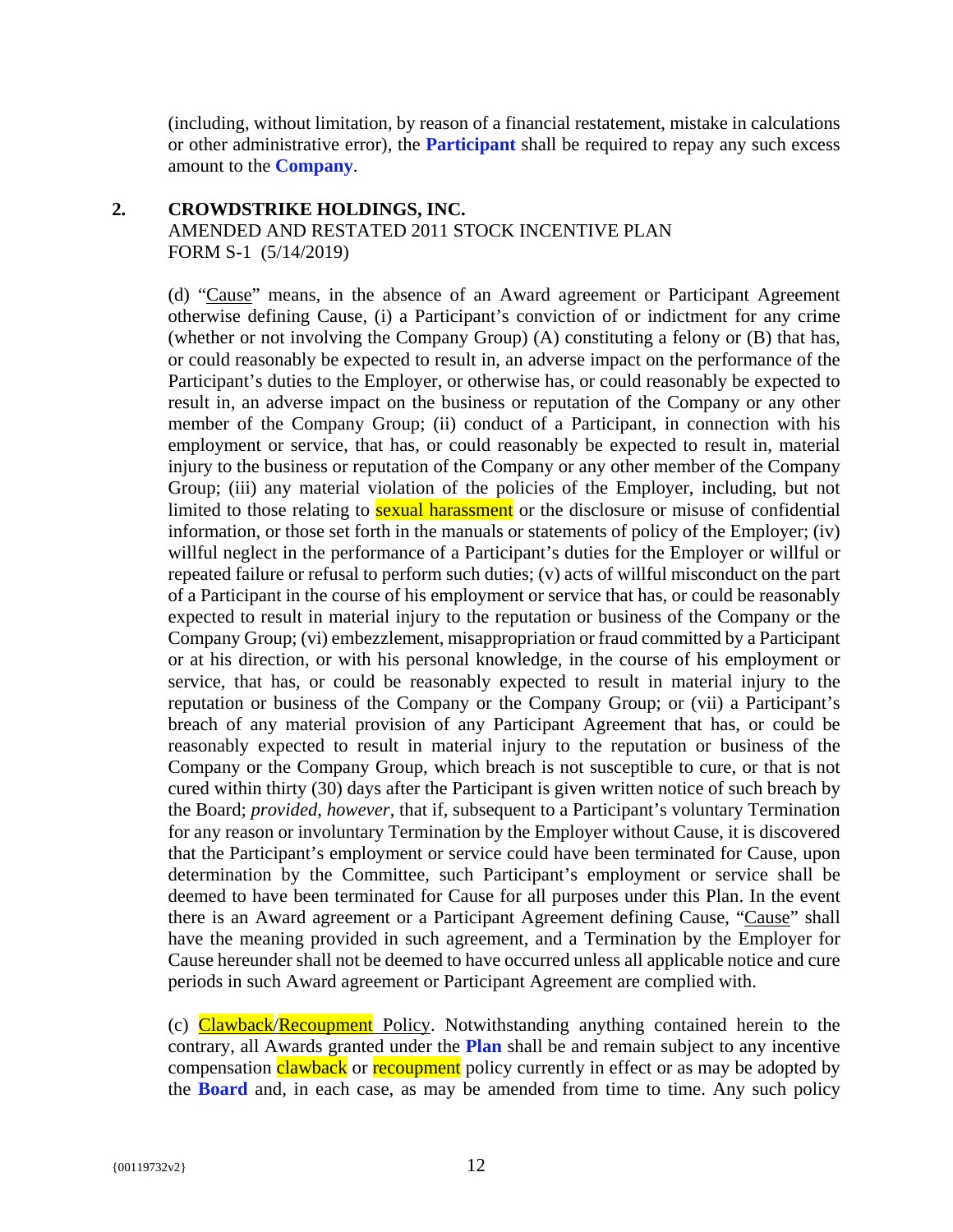(including, without limitation, by reason of a financial restatement, mistake in calculations or other administrative error), the **Participant** shall be required to repay any such excess amount to the **Company**.

2. **CROWDSTRIKE HOLDINGS, INC.**
   AMENDED AND RESTATED 2011 STOCK INCENTIVE PLAN
   FORM S-1 (5/14/2019)

(d) "Cause" means, in the absence of an Award agreement or Participant Agreement otherwise defining Cause, (i) a Participant's conviction of or indictment for any crime (whether or not involving the Company Group) (A) constituting a felony or (B) that has, or could reasonably be expected to result in, an adverse impact on the performance of the Participant's duties to the Employer, or otherwise has, or could reasonably be expected to result in, an adverse impact on the business or reputation of the Company or any other member of the Company Group; (ii) conduct of a Participant, in connection with his employment or service, that has, or could reasonably be expected to result in, material injury to the business or reputation of the Company or any other member of the Company Group; (iii) any material violation of the policies of the Employer, including, but not limited to those relating to sexual harassment or the disclosure or misuse of confidential information, or those set forth in the manuals or statements of policy of the Employer; (iv) willful neglect in the performance of a Participant's duties for the Employer or willful or repeated failure or refusal to perform such duties; (v) acts of willful misconduct on the part of a Participant in the course of his employment or service that has, or could be reasonably expected to result in material injury to the reputation or business of the Company or the Company Group; (vi) embezzlement, misappropriation or fraud committed by a Participant or at his direction, or with his personal knowledge, in the course of his employment or service, that has, or could be reasonably expected to result in material injury to the reputation or business of the Company or the Company Group; or (vii) a Participant's breach of any material provision of any Participant Agreement that has, or could be reasonably expected to result in material injury to the reputation or business of the Company or the Company Group, which breach is not susceptible to cure, or that is not cured within thirty (30) days after the Participant is given written notice of such breach by the Board; *provided*, *however*, that if, subsequent to a Participant's voluntary Termination for any reason or involuntary Termination by the Employer without Cause, it is discovered that the Participant's employment or service could have been terminated for Cause, upon determination by the Committee, such Participant's employment or service shall be deemed to have been terminated for Cause for all purposes under this Plan. In the event there is an Award agreement or a Participant Agreement defining Cause, "Cause" shall have the meaning provided in such agreement, and a Termination by the Employer for Cause hereunder shall not be deemed to have occurred unless all applicable notice and cure periods in such Award agreement or Participant Agreement are complied with.

(c) Clawback/Recoupment Policy. Notwithstanding anything contained herein to the contrary, all Awards granted under the **Plan** shall be and remain subject to any incentive compensation clawback or recoupment policy currently in effect or as may be adopted by the **Board** and, in each case, as may be amended from time to time. Any such policy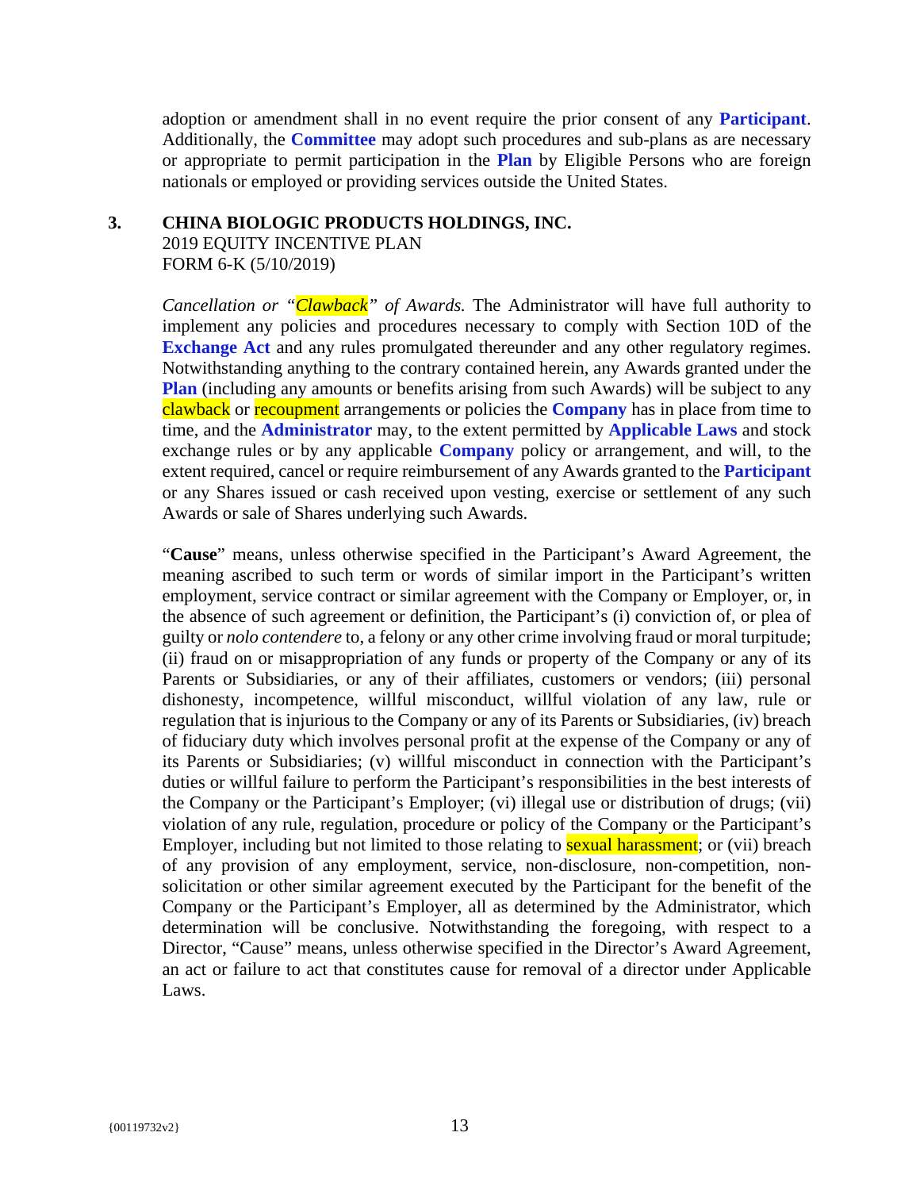adoption or amendment shall in no event require the prior consent of any **Participant**. Additionally, the **Committee** may adopt such procedures and sub-plans as are necessary or appropriate to permit participation in the **Plan** by Eligible Persons who are foreign nationals or employed or providing services outside the United States.

**3. CHINA BIOLOGIC PRODUCTS HOLDINGS, INC.**
2019 EQUITY INCENTIVE PLAN
FORM 6-K (5/10/2019)

*Cancellation or "Clawback" of Awards.* The Administrator will have full authority to implement any policies and procedures necessary to comply with Section 10D of the **Exchange Act** and any rules promulgated thereunder and any other regulatory regimes. Notwithstanding anything to the contrary contained herein, any Awards granted under the **Plan** (including any amounts or benefits arising from such Awards) will be subject to any clawback or recoupment arrangements or policies the **Company** has in place from time to time, and the **Administrator** may, to the extent permitted by **Applicable Laws** and stock exchange rules or by any applicable **Company** policy or arrangement, and will, to the extent required, cancel or require reimbursement of any Awards granted to the **Participant** or any Shares issued or cash received upon vesting, exercise or settlement of any such Awards or sale of Shares underlying such Awards.

"**Cause**" means, unless otherwise specified in the Participant's Award Agreement, the meaning ascribed to such term or words of similar import in the Participant's written employment, service contract or similar agreement with the Company or Employer, or, in the absence of such agreement or definition, the Participant's (i) conviction of, or plea of guilty or *nolo contendere* to, a felony or any other crime involving fraud or moral turpitude; (ii) fraud on or misappropriation of any funds or property of the Company or any of its Parents or Subsidiaries, or any of their affiliates, customers or vendors; (iii) personal dishonesty, incompetence, willful misconduct, willful violation of any law, rule or regulation that is injurious to the Company or any of its Parents or Subsidiaries, (iv) breach of fiduciary duty which involves personal profit at the expense of the Company or any of its Parents or Subsidiaries; (v) willful misconduct in connection with the Participant's duties or willful failure to perform the Participant's responsibilities in the best interests of the Company or the Participant's Employer; (vi) illegal use or distribution of drugs; (vii) violation of any rule, regulation, procedure or policy of the Company or the Participant's Employer, including but not limited to those relating to sexual harassment; or (vii) breach of any provision of any employment, service, non-disclosure, non-competition, non-solicitation or other similar agreement executed by the Participant for the benefit of the Company or the Participant's Employer, all as determined by the Administrator, which determination will be conclusive. Notwithstanding the foregoing, with respect to a Director, "Cause" means, unless otherwise specified in the Director's Award Agreement, an act or failure to act that constitutes cause for removal of a director under Applicable Laws.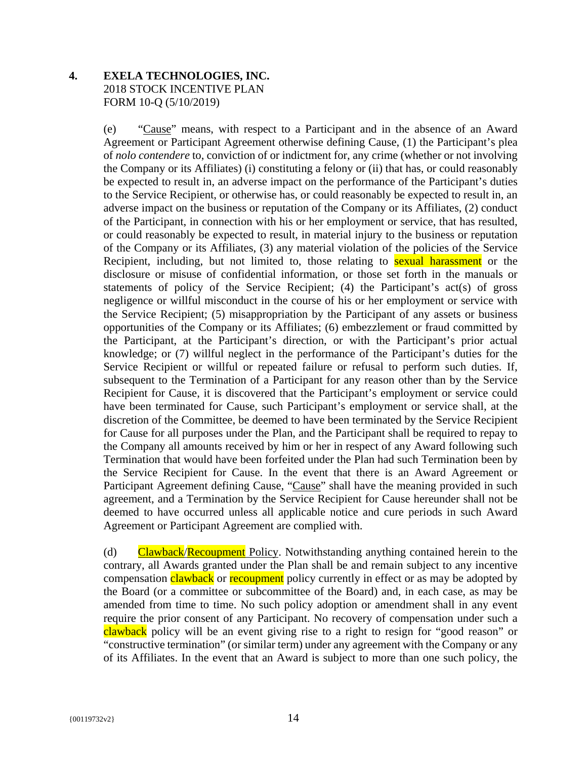**4. EXELA TECHNOLOGIES, INC.**
2018 STOCK INCENTIVE PLAN
FORM 10-Q (5/10/2019)

(e) "Cause" means, with respect to a Participant and in the absence of an Award Agreement or Participant Agreement otherwise defining Cause, (1) the Participant's plea of *nolo contendere* to, conviction of or indictment for, any crime (whether or not involving the Company or its Affiliates) (i) constituting a felony or (ii) that has, or could reasonably be expected to result in, an adverse impact on the performance of the Participant's duties to the Service Recipient, or otherwise has, or could reasonably be expected to result in, an adverse impact on the business or reputation of the Company or its Affiliates, (2) conduct of the Participant, in connection with his or her employment or service, that has resulted, or could reasonably be expected to result, in material injury to the business or reputation of the Company or its Affiliates, (3) any material violation of the policies of the Service Recipient, including, but not limited to, those relating to sexual harassment or the disclosure or misuse of confidential information, or those set forth in the manuals or statements of policy of the Service Recipient; (4) the Participant's act(s) of gross negligence or willful misconduct in the course of his or her employment or service with the Service Recipient; (5) misappropriation by the Participant of any assets or business opportunities of the Company or its Affiliates; (6) embezzlement or fraud committed by the Participant, at the Participant's direction, or with the Participant's prior actual knowledge; or (7) willful neglect in the performance of the Participant's duties for the Service Recipient or willful or repeated failure or refusal to perform such duties. If, subsequent to the Termination of a Participant for any reason other than by the Service Recipient for Cause, it is discovered that the Participant's employment or service could have been terminated for Cause, such Participant's employment or service shall, at the discretion of the Committee, be deemed to have been terminated by the Service Recipient for Cause for all purposes under the Plan, and the Participant shall be required to repay to the Company all amounts received by him or her in respect of any Award following such Termination that would have been forfeited under the Plan had such Termination been by the Service Recipient for Cause. In the event that there is an Award Agreement or Participant Agreement defining Cause, "Cause" shall have the meaning provided in such agreement, and a Termination by the Service Recipient for Cause hereunder shall not be deemed to have occurred unless all applicable notice and cure periods in such Award Agreement or Participant Agreement are complied with.

(d) Clawback/Recoupment Policy. Notwithstanding anything contained herein to the contrary, all Awards granted under the Plan shall be and remain subject to any incentive compensation clawback or recoupment policy currently in effect or as may be adopted by the Board (or a committee or subcommittee of the Board) and, in each case, as may be amended from time to time. No such policy adoption or amendment shall in any event require the prior consent of any Participant. No recovery of compensation under such a clawback policy will be an event giving rise to a right to resign for "good reason" or "constructive termination" (or similar term) under any agreement with the Company or any of its Affiliates. In the event that an Award is subject to more than one such policy, the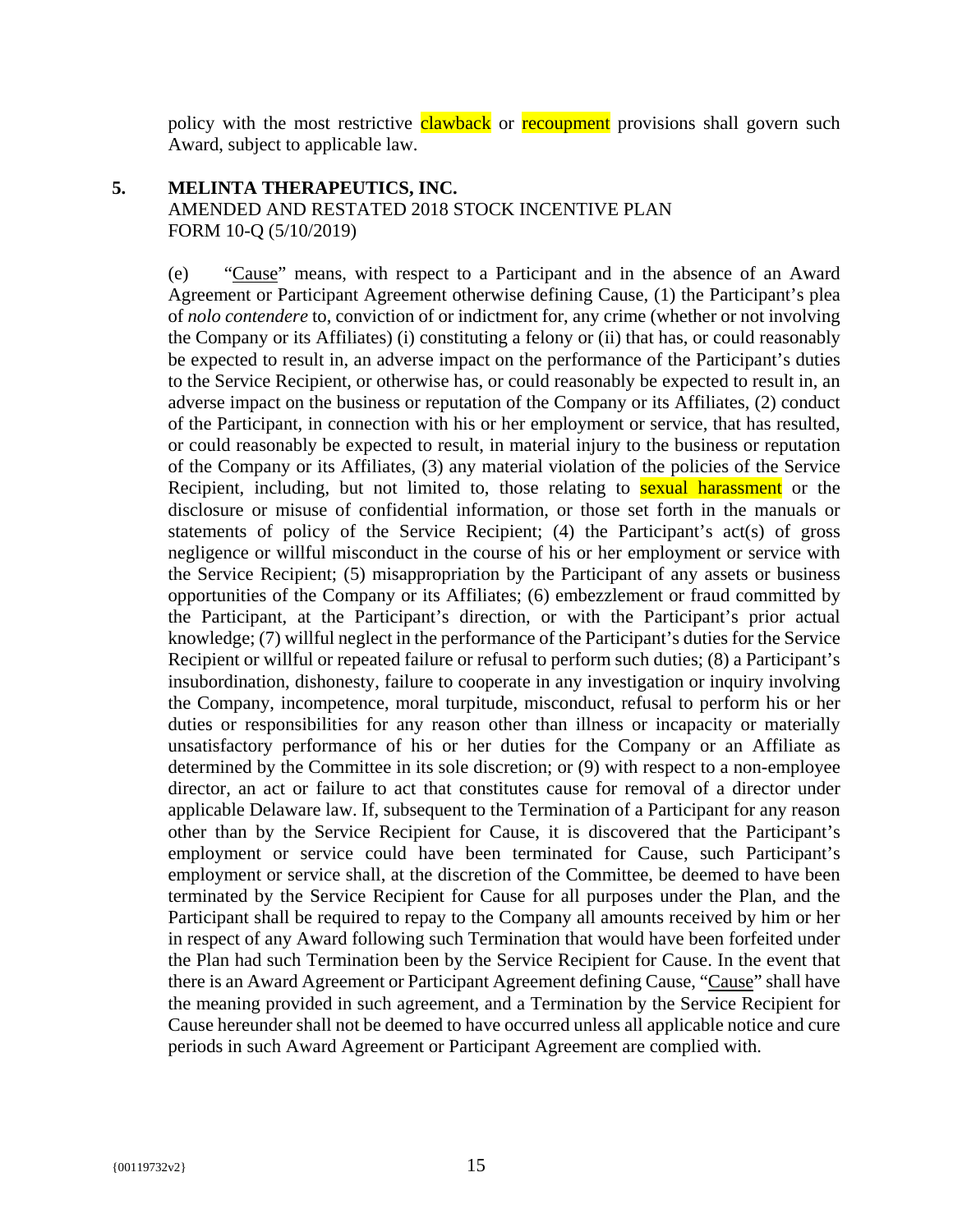policy with the most restrictive clawback or recoupment provisions shall govern such Award, subject to applicable law.

**5. MELINTA THERAPEUTICS, INC.**
AMENDED AND RESTATED 2018 STOCK INCENTIVE PLAN
FORM 10-Q (5/10/2019)

(e) "Cause" means, with respect to a Participant and in the absence of an Award Agreement or Participant Agreement otherwise defining Cause, (1) the Participant's plea of *nolo contendere* to, conviction of or indictment for, any crime (whether or not involving the Company or its Affiliates) (i) constituting a felony or (ii) that has, or could reasonably be expected to result in, an adverse impact on the performance of the Participant's duties to the Service Recipient, or otherwise has, or could reasonably be expected to result in, an adverse impact on the business or reputation of the Company or its Affiliates, (2) conduct of the Participant, in connection with his or her employment or service, that has resulted, or could reasonably be expected to result, in material injury to the business or reputation of the Company or its Affiliates, (3) any material violation of the policies of the Service Recipient, including, but not limited to, those relating to sexual harassment or the disclosure or misuse of confidential information, or those set forth in the manuals or statements of policy of the Service Recipient; (4) the Participant's act(s) of gross negligence or willful misconduct in the course of his or her employment or service with the Service Recipient; (5) misappropriation by the Participant of any assets or business opportunities of the Company or its Affiliates; (6) embezzlement or fraud committed by the Participant, at the Participant's direction, or with the Participant's prior actual knowledge; (7) willful neglect in the performance of the Participant's duties for the Service Recipient or willful or repeated failure or refusal to perform such duties; (8) a Participant's insubordination, dishonesty, failure to cooperate in any investigation or inquiry involving the Company, incompetence, moral turpitude, misconduct, refusal to perform his or her duties or responsibilities for any reason other than illness or incapacity or materially unsatisfactory performance of his or her duties for the Company or an Affiliate as determined by the Committee in its sole discretion; or (9) with respect to a non-employee director, an act or failure to act that constitutes cause for removal of a director under applicable Delaware law. If, subsequent to the Termination of a Participant for any reason other than by the Service Recipient for Cause, it is discovered that the Participant's employment or service could have been terminated for Cause, such Participant's employment or service shall, at the discretion of the Committee, be deemed to have been terminated by the Service Recipient for Cause for all purposes under the Plan, and the Participant shall be required to repay to the Company all amounts received by him or her in respect of any Award following such Termination that would have been forfeited under the Plan had such Termination been by the Service Recipient for Cause. In the event that there is an Award Agreement or Participant Agreement defining Cause, "Cause" shall have the meaning provided in such agreement, and a Termination by the Service Recipient for Cause hereunder shall not be deemed to have occurred unless all applicable notice and cure periods in such Award Agreement or Participant Agreement are complied with.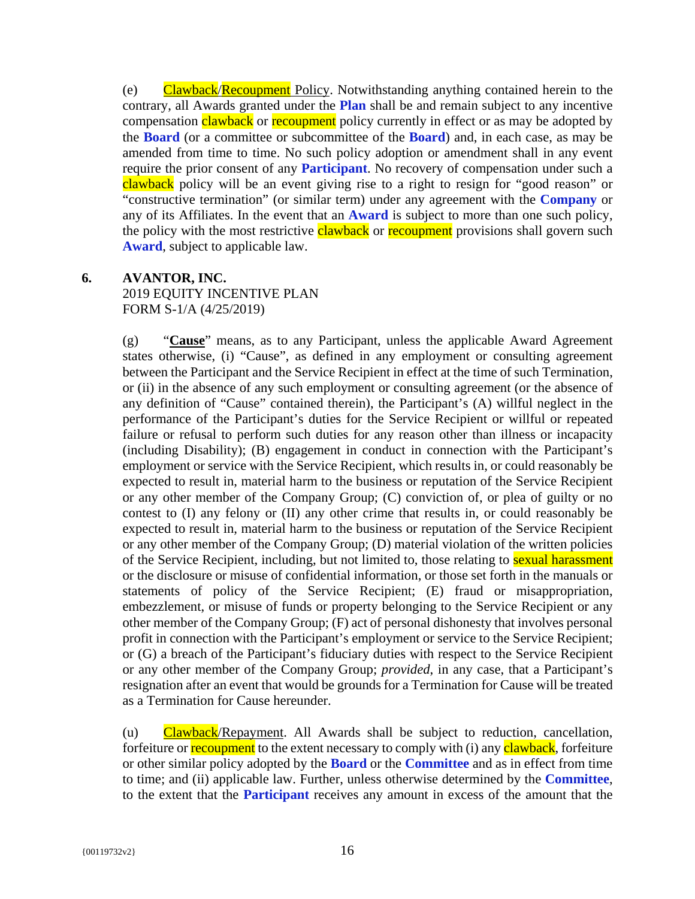(e) Clawback/Recoupment Policy. Notwithstanding anything contained herein to the contrary, all Awards granted under the **Plan** shall be and remain subject to any incentive compensation clawback or recoupment policy currently in effect or as may be adopted by the **Board** (or a committee or subcommittee of the **Board**) and, in each case, as may be amended from time to time. No such policy adoption or amendment shall in any event require the prior consent of any **Participant**. No recovery of compensation under such a clawback policy will be an event giving rise to a right to resign for "good reason" or "constructive termination" (or similar term) under any agreement with the **Company** or any of its Affiliates. In the event that an **Award** is subject to more than one such policy, the policy with the most restrictive clawback or recoupment provisions shall govern such **Award**, subject to applicable law.

**6. AVANTOR, INC.**
2019 EQUITY INCENTIVE PLAN
FORM S-1/A (4/25/2019)

(g) "**Cause**" means, as to any Participant, unless the applicable Award Agreement states otherwise, (i) "Cause", as defined in any employment or consulting agreement between the Participant and the Service Recipient in effect at the time of such Termination, or (ii) in the absence of any such employment or consulting agreement (or the absence of any definition of "Cause" contained therein), the Participant's (A) willful neglect in the performance of the Participant's duties for the Service Recipient or willful or repeated failure or refusal to perform such duties for any reason other than illness or incapacity (including Disability); (B) engagement in conduct in connection with the Participant's employment or service with the Service Recipient, which results in, or could reasonably be expected to result in, material harm to the business or reputation of the Service Recipient or any other member of the Company Group; (C) conviction of, or plea of guilty or no contest to (I) any felony or (II) any other crime that results in, or could reasonably be expected to result in, material harm to the business or reputation of the Service Recipient or any other member of the Company Group; (D) material violation of the written policies of the Service Recipient, including, but not limited to, those relating to sexual harassment or the disclosure or misuse of confidential information, or those set forth in the manuals or statements of policy of the Service Recipient; (E) fraud or misappropriation, embezzlement, or misuse of funds or property belonging to the Service Recipient or any other member of the Company Group; (F) act of personal dishonesty that involves personal profit in connection with the Participant's employment or service to the Service Recipient; or (G) a breach of the Participant's fiduciary duties with respect to the Service Recipient or any other member of the Company Group; *provided*, in any case, that a Participant's resignation after an event that would be grounds for a Termination for Cause will be treated as a Termination for Cause hereunder.

(u) Clawback/Repayment. All Awards shall be subject to reduction, cancellation, forfeiture or recoupment to the extent necessary to comply with (i) any clawback, forfeiture or other similar policy adopted by the **Board** or the **Committee** and as in effect from time to time; and (ii) applicable law. Further, unless otherwise determined by the **Committee**, to the extent that the **Participant** receives any amount in excess of the amount that the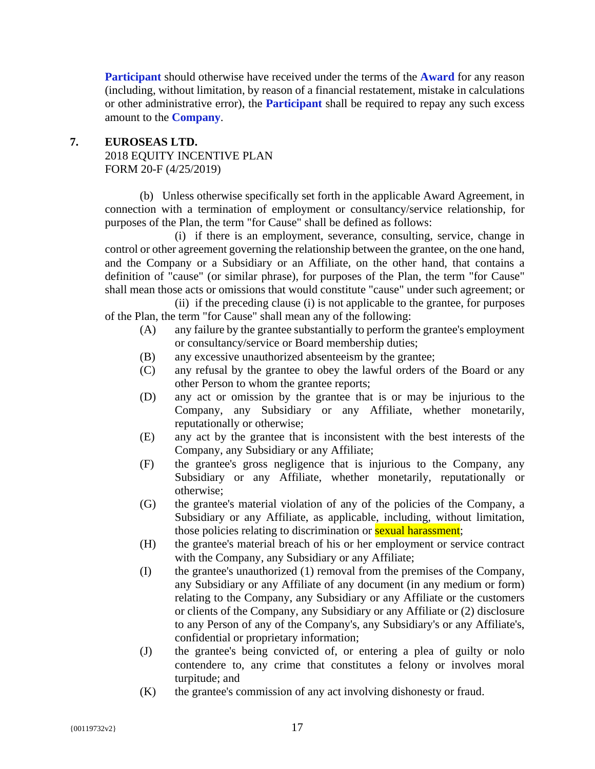**Participant** should otherwise have received under the terms of the **Award** for any reason (including, without limitation, by reason of a financial restatement, mistake in calculations or other administrative error), the **Participant** shall be required to repay any such excess amount to the **Company**.

**7. EUROSEAS LTD.**
2018 EQUITY INCENTIVE PLAN
FORM 20-F (4/25/2019)

(b) Unless otherwise specifically set forth in the applicable Award Agreement, in connection with a termination of employment or consultancy/service relationship, for purposes of the Plan, the term "for Cause" shall be defined as follows:

(i) if there is an employment, severance, consulting, service, change in control or other agreement governing the relationship between the grantee, on the one hand, and the Company or a Subsidiary or an Affiliate, on the other hand, that contains a definition of "cause" (or similar phrase), for purposes of the Plan, the term "for Cause" shall mean those acts or omissions that would constitute "cause" under such agreement; or

(ii) if the preceding clause (i) is not applicable to the grantee, for purposes of the Plan, the term "for Cause" shall mean any of the following:

(A) any failure by the grantee substantially to perform the grantee's employment or consultancy/service or Board membership duties;

(B) any excessive unauthorized absenteeism by the grantee;

(C) any refusal by the grantee to obey the lawful orders of the Board or any other Person to whom the grantee reports;

(D) any act or omission by the grantee that is or may be injurious to the Company, any Subsidiary or any Affiliate, whether monetarily, reputationally or otherwise;

(E) any act by the grantee that is inconsistent with the best interests of the Company, any Subsidiary or any Affiliate;

(F) the grantee's gross negligence that is injurious to the Company, any Subsidiary or any Affiliate, whether monetarily, reputationally or otherwise;

(G) the grantee's material violation of any of the policies of the Company, a Subsidiary or any Affiliate, as applicable, including, without limitation, those policies relating to discrimination or sexual harassment;

(H) the grantee's material breach of his or her employment or service contract with the Company, any Subsidiary or any Affiliate;

(I) the grantee's unauthorized (1) removal from the premises of the Company, any Subsidiary or any Affiliate of any document (in any medium or form) relating to the Company, any Subsidiary or any Affiliate or the customers or clients of the Company, any Subsidiary or any Affiliate or (2) disclosure to any Person of any of the Company's, any Subsidiary's or any Affiliate's, confidential or proprietary information;

(J) the grantee's being convicted of, or entering a plea of guilty or nolo contendere to, any crime that constitutes a felony or involves moral turpitude; and

(K) the grantee's commission of any act involving dishonesty or fraud.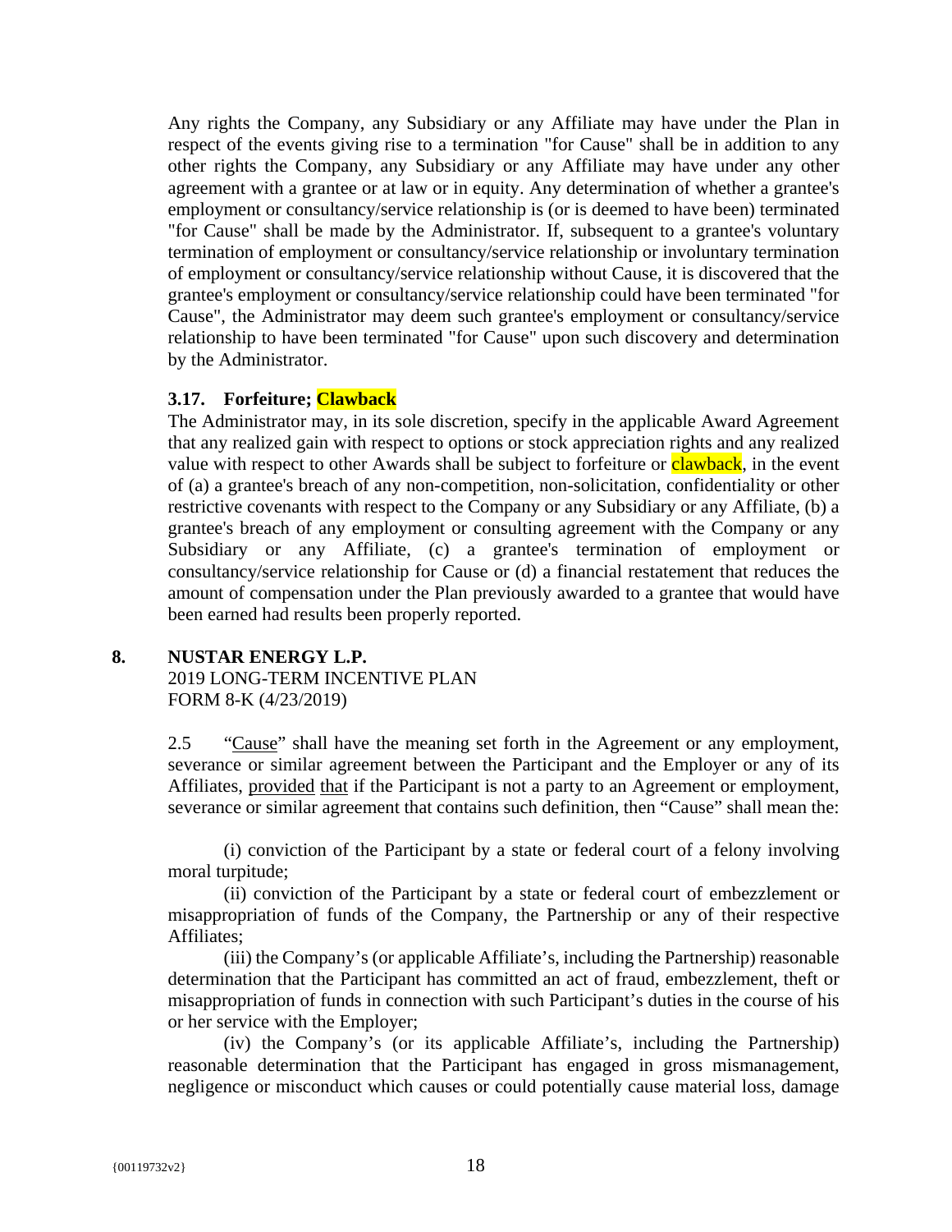Any rights the Company, any Subsidiary or any Affiliate may have under the Plan in respect of the events giving rise to a termination "for Cause" shall be in addition to any other rights the Company, any Subsidiary or any Affiliate may have under any other agreement with a grantee or at law or in equity. Any determination of whether a grantee's employment or consultancy/service relationship is (or is deemed to have been) terminated "for Cause" shall be made by the Administrator. If, subsequent to a grantee's voluntary termination of employment or consultancy/service relationship or involuntary termination of employment or consultancy/service relationship without Cause, it is discovered that the grantee's employment or consultancy/service relationship could have been terminated "for Cause", the Administrator may deem such grantee's employment or consultancy/service relationship to have been terminated "for Cause" upon such discovery and determination by the Administrator.

**3.17. Forfeiture; Clawback**

The Administrator may, in its sole discretion, specify in the applicable Award Agreement that any realized gain with respect to options or stock appreciation rights and any realized value with respect to other Awards shall be subject to forfeiture or clawback, in the event of (a) a grantee's breach of any non-competition, non-solicitation, confidentiality or other restrictive covenants with respect to the Company or any Subsidiary or any Affiliate, (b) a grantee's breach of any employment or consulting agreement with the Company or any Subsidiary or any Affiliate, (c) a grantee's termination of employment or consultancy/service relationship for Cause or (d) a financial restatement that reduces the amount of compensation under the Plan previously awarded to a grantee that would have been earned had results been properly reported.

## 8. NUSTAR ENERGY L.P.

2019 LONG-TERM INCENTIVE PLAN
FORM 8-K (4/23/2019)

2.5 "Cause" shall have the meaning set forth in the Agreement or any employment, severance or similar agreement between the Participant and the Employer or any of its Affiliates, provided that if the Participant is not a party to an Agreement or employment, severance or similar agreement that contains such definition, then "Cause" shall mean the:

(i) conviction of the Participant by a state or federal court of a felony involving moral turpitude;

(ii) conviction of the Participant by a state or federal court of embezzlement or misappropriation of funds of the Company, the Partnership or any of their respective Affiliates;

(iii) the Company's (or applicable Affiliate's, including the Partnership) reasonable determination that the Participant has committed an act of fraud, embezzlement, theft or misappropriation of funds in connection with such Participant's duties in the course of his or her service with the Employer;

(iv) the Company's (or its applicable Affiliate's, including the Partnership) reasonable determination that the Participant has engaged in gross mismanagement, negligence or misconduct which causes or could potentially cause material loss, damage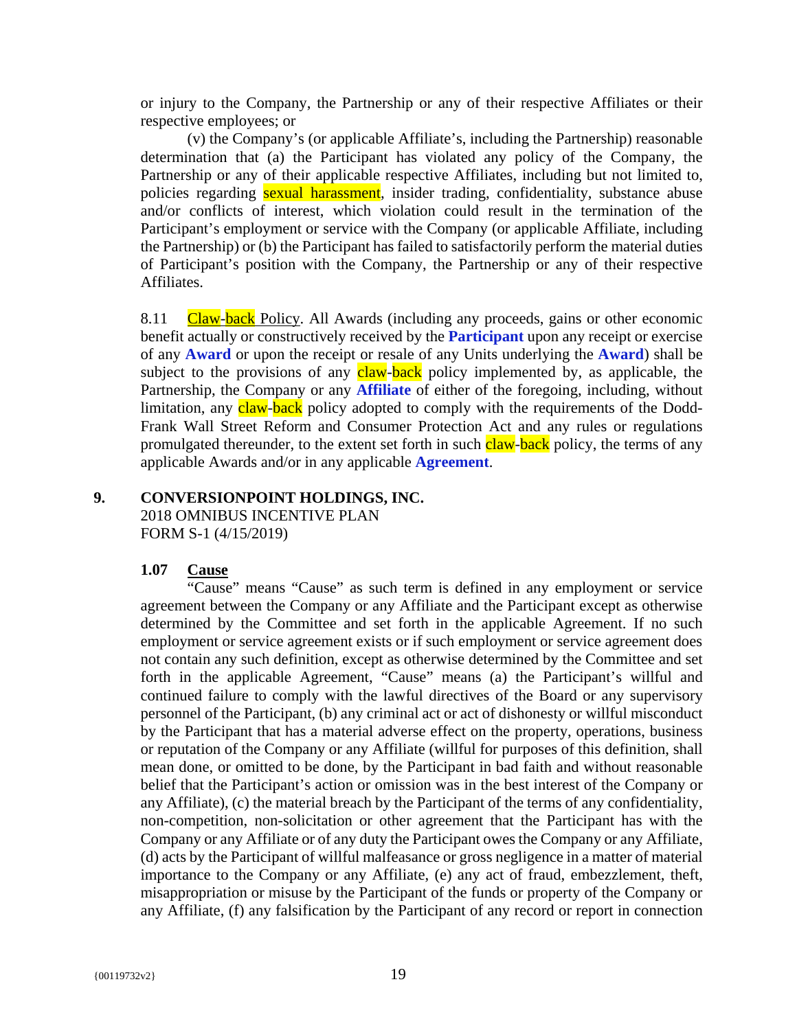or injury to the Company, the Partnership or any of their respective Affiliates or their respective employees; or

(v) the Company's (or applicable Affiliate's, including the Partnership) reasonable determination that (a) the Participant has violated any policy of the Company, the Partnership or any of their applicable respective Affiliates, including but not limited to, policies regarding sexual harassment, insider trading, confidentiality, substance abuse and/or conflicts of interest, which violation could result in the termination of the Participant's employment or service with the Company (or applicable Affiliate, including the Partnership) or (b) the Participant has failed to satisfactorily perform the material duties of Participant's position with the Company, the Partnership or any of their respective Affiliates.

8.11 Claw-back Policy. All Awards (including any proceeds, gains or other economic benefit actually or constructively received by the **Participant** upon any receipt or exercise of any **Award** or upon the receipt or resale of any Units underlying the **Award**) shall be subject to the provisions of any claw-back policy implemented by, as applicable, the Partnership, the Company or any **Affiliate** of either of the foregoing, including, without limitation, any claw-back policy adopted to comply with the requirements of the Dodd-Frank Wall Street Reform and Consumer Protection Act and any rules or regulations promulgated thereunder, to the extent set forth in such claw-back policy, the terms of any applicable Awards and/or in any applicable **Agreement**.

## 9. CONVERSIONPOINT HOLDINGS, INC.

2018 OMNIBUS INCENTIVE PLAN
FORM S-1 (4/15/2019)

### 1.07 Cause

"Cause" means "Cause" as such term is defined in any employment or service agreement between the Company or any Affiliate and the Participant except as otherwise determined by the Committee and set forth in the applicable Agreement. If no such employment or service agreement exists or if such employment or service agreement does not contain any such definition, except as otherwise determined by the Committee and set forth in the applicable Agreement, "Cause" means (a) the Participant's willful and continued failure to comply with the lawful directives of the Board or any supervisory personnel of the Participant, (b) any criminal act or act of dishonesty or willful misconduct by the Participant that has a material adverse effect on the property, operations, business or reputation of the Company or any Affiliate (willful for purposes of this definition, shall mean done, or omitted to be done, by the Participant in bad faith and without reasonable belief that the Participant's action or omission was in the best interest of the Company or any Affiliate), (c) the material breach by the Participant of the terms of any confidentiality, non-competition, non-solicitation or other agreement that the Participant has with the Company or any Affiliate or of any duty the Participant owes the Company or any Affiliate, (d) acts by the Participant of willful malfeasance or gross negligence in a matter of material importance to the Company or any Affiliate, (e) any act of fraud, embezzlement, theft, misappropriation or misuse by the Participant of the funds or property of the Company or any Affiliate, (f) any falsification by the Participant of any record or report in connection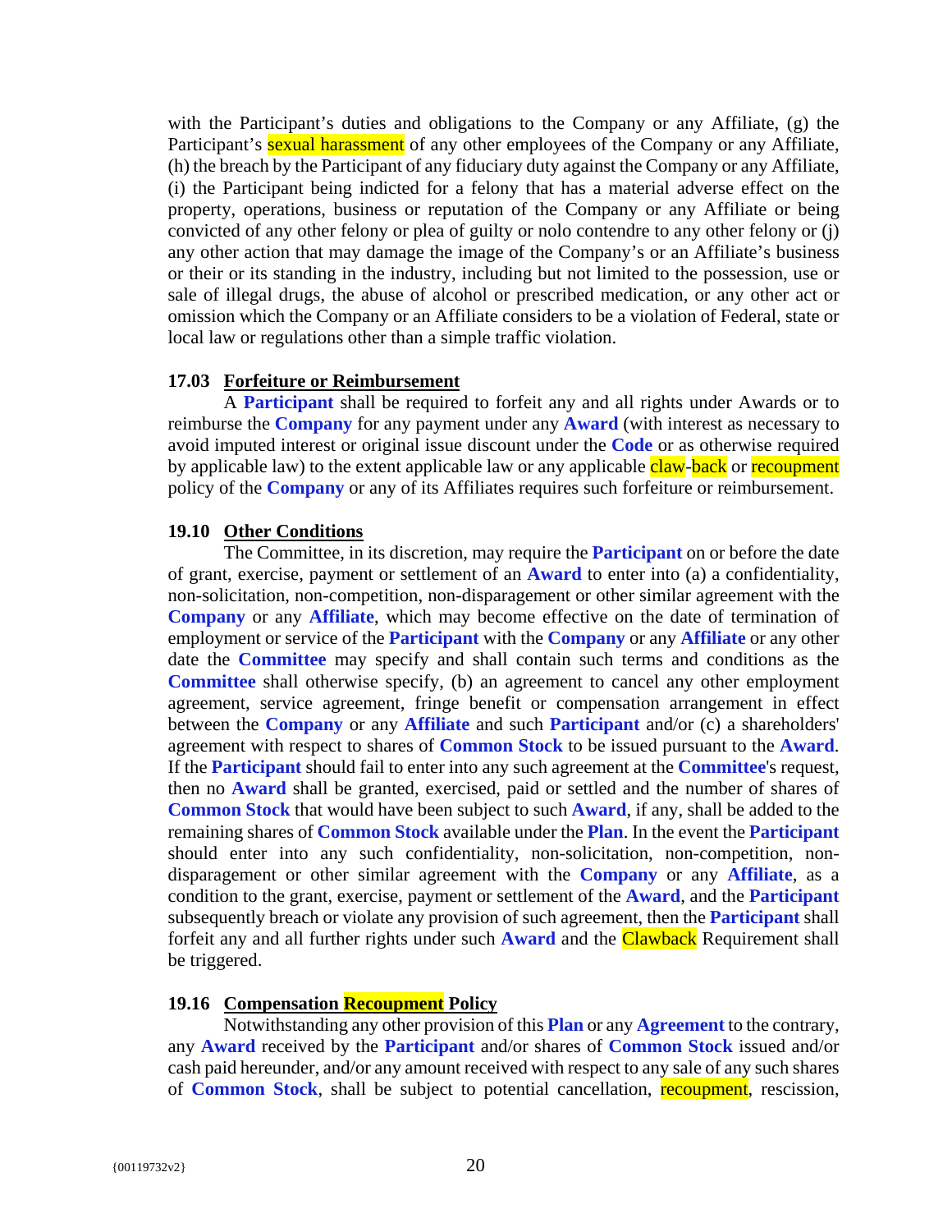with the Participant's duties and obligations to the Company or any Affiliate, (g) the Participant's sexual harassment of any other employees of the Company or any Affiliate, (h) the breach by the Participant of any fiduciary duty against the Company or any Affiliate, (i) the Participant being indicted for a felony that has a material adverse effect on the property, operations, business or reputation of the Company or any Affiliate or being convicted of any other felony or plea of guilty or nolo contendre to any other felony or (j) any other action that may damage the image of the Company's or an Affiliate's business or their or its standing in the industry, including but not limited to the possession, use or sale of illegal drugs, the abuse of alcohol or prescribed medication, or any other act or omission which the Company or an Affiliate considers to be a violation of Federal, state or local law or regulations other than a simple traffic violation.

**17.03 Forfeiture or Reimbursement**

A **Participant** shall be required to forfeit any and all rights under Awards or to reimburse the **Company** for any payment under any **Award** (with interest as necessary to avoid imputed interest or original issue discount under the **Code** or as otherwise required by applicable law) to the extent applicable law or any applicable claw-back or recoupment policy of the **Company** or any of its Affiliates requires such forfeiture or reimbursement.

**19.10 Other Conditions**

The Committee, in its discretion, may require the **Participant** on or before the date of grant, exercise, payment or settlement of an **Award** to enter into (a) a confidentiality, non-solicitation, non-competition, non-disparagement or other similar agreement with the **Company** or any **Affiliate**, which may become effective on the date of termination of employment or service of the **Participant** with the **Company** or any **Affiliate** or any other date the **Committee** may specify and shall contain such terms and conditions as the **Committee** shall otherwise specify, (b) an agreement to cancel any other employment agreement, service agreement, fringe benefit or compensation arrangement in effect between the **Company** or any **Affiliate** and such **Participant** and/or (c) a shareholders' agreement with respect to shares of **Common Stock** to be issued pursuant to the **Award**. If the **Participant** should fail to enter into any such agreement at the **Committee**'s request, then no **Award** shall be granted, exercised, paid or settled and the number of shares of **Common Stock** that would have been subject to such **Award**, if any, shall be added to the remaining shares of **Common Stock** available under the **Plan**. In the event the **Participant** should enter into any such confidentiality, non-solicitation, non-competition, non-disparagement or other similar agreement with the **Company** or any **Affiliate**, as a condition to the grant, exercise, payment or settlement of the **Award**, and the **Participant** subsequently breach or violate any provision of such agreement, then the **Participant** shall forfeit any and all further rights under such **Award** and the Clawback Requirement shall be triggered.

**19.16 Compensation Recoupment Policy**

Notwithstanding any other provision of this **Plan** or any **Agreement** to the contrary, any **Award** received by the **Participant** and/or shares of **Common Stock** issued and/or cash paid hereunder, and/or any amount received with respect to any sale of any such shares of **Common Stock**, shall be subject to potential cancellation, recoupment, rescission,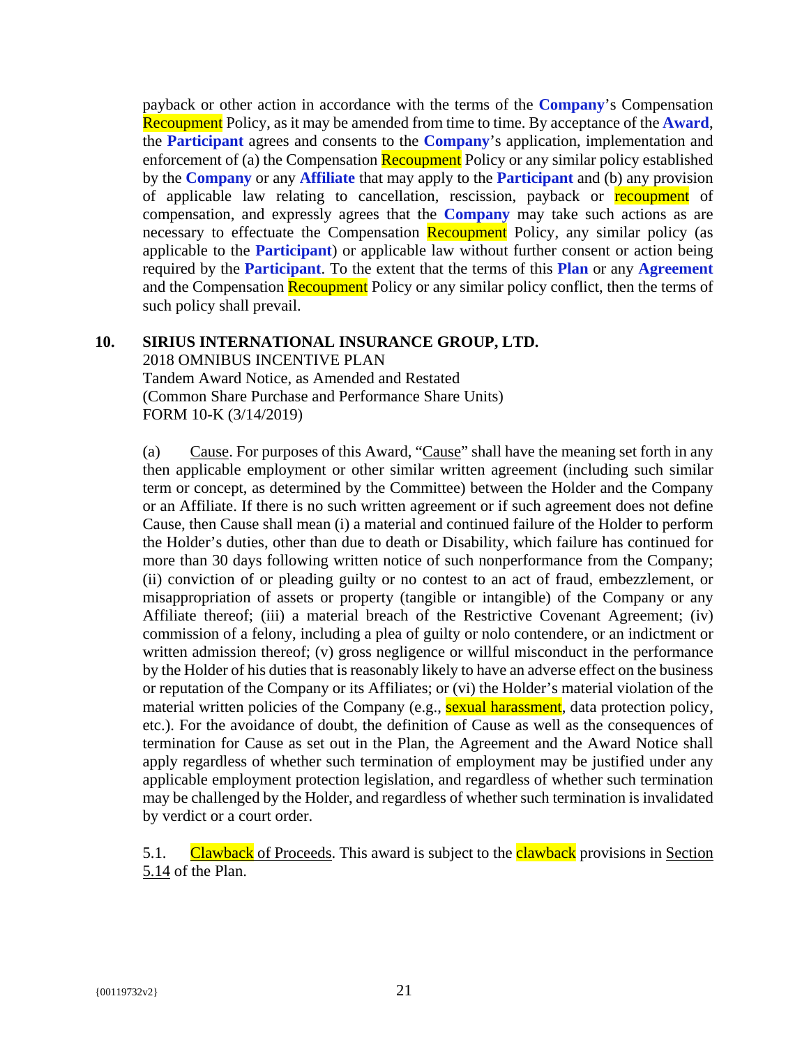payback or other action in accordance with the terms of the **Company**'s Compensation Recoupment Policy, as it may be amended from time to time. By acceptance of the **Award**, the **Participant** agrees and consents to the **Company**'s application, implementation and enforcement of (a) the Compensation Recoupment Policy or any similar policy established by the **Company** or any **Affiliate** that may apply to the **Participant** and (b) any provision of applicable law relating to cancellation, rescission, payback or recoupment of compensation, and expressly agrees that the **Company** may take such actions as are necessary to effectuate the Compensation Recoupment Policy, any similar policy (as applicable to the **Participant**) or applicable law without further consent or action being required by the **Participant**. To the extent that the terms of this **Plan** or any **Agreement** and the Compensation Recoupment Policy or any similar policy conflict, then the terms of such policy shall prevail.

**10. SIRIUS INTERNATIONAL INSURANCE GROUP, LTD.**
2018 OMNIBUS INCENTIVE PLAN
Tandem Award Notice, as Amended and Restated
(Common Share Purchase and Performance Share Units)
FORM 10-K (3/14/2019)

(a) Cause. For purposes of this Award, "Cause" shall have the meaning set forth in any then applicable employment or other similar written agreement (including such similar term or concept, as determined by the Committee) between the Holder and the Company or an Affiliate. If there is no such written agreement or if such agreement does not define Cause, then Cause shall mean (i) a material and continued failure of the Holder to perform the Holder's duties, other than due to death or Disability, which failure has continued for more than 30 days following written notice of such nonperformance from the Company; (ii) conviction of or pleading guilty or no contest to an act of fraud, embezzlement, or misappropriation of assets or property (tangible or intangible) of the Company or any Affiliate thereof; (iii) a material breach of the Restrictive Covenant Agreement; (iv) commission of a felony, including a plea of guilty or nolo contendere, or an indictment or written admission thereof; (v) gross negligence or willful misconduct in the performance by the Holder of his duties that is reasonably likely to have an adverse effect on the business or reputation of the Company or its Affiliates; or (vi) the Holder's material violation of the material written policies of the Company (e.g., sexual harassment, data protection policy, etc.). For the avoidance of doubt, the definition of Cause as well as the consequences of termination for Cause as set out in the Plan, the Agreement and the Award Notice shall apply regardless of whether such termination of employment may be justified under any applicable employment protection legislation, and regardless of whether such termination may be challenged by the Holder, and regardless of whether such termination is invalidated by verdict or a court order.

5.1. Clawback of Proceeds. This award is subject to the clawback provisions in Section 5.14 of the Plan.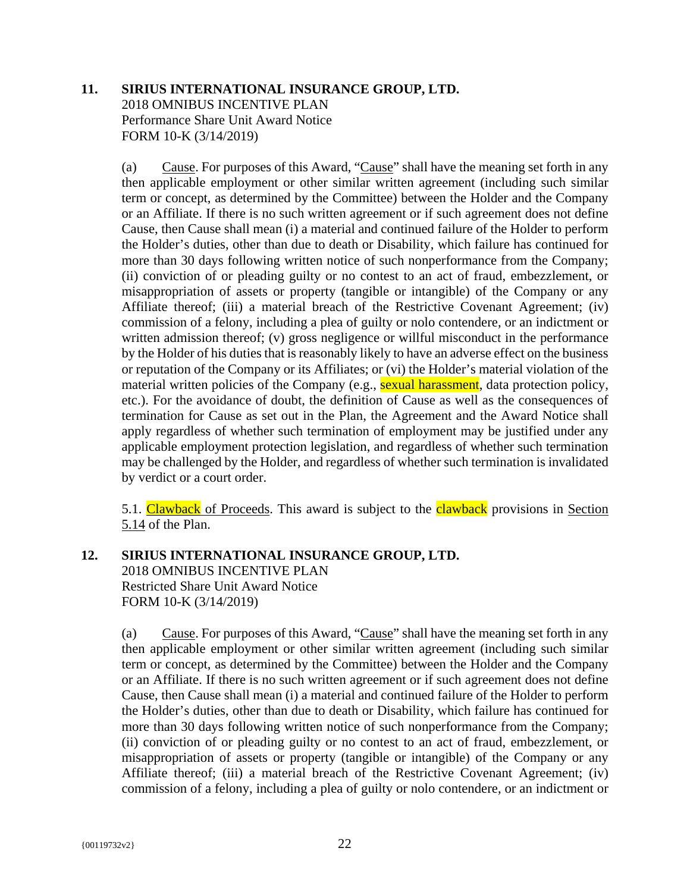**11. SIRIUS INTERNATIONAL INSURANCE GROUP, LTD.**
2018 OMNIBUS INCENTIVE PLAN
Performance Share Unit Award Notice
FORM 10-K (3/14/2019)

(a) Cause. For purposes of this Award, "Cause" shall have the meaning set forth in any then applicable employment or other similar written agreement (including such similar term or concept, as determined by the Committee) between the Holder and the Company or an Affiliate. If there is no such written agreement or if such agreement does not define Cause, then Cause shall mean (i) a material and continued failure of the Holder to perform the Holder's duties, other than due to death or Disability, which failure has continued for more than 30 days following written notice of such nonperformance from the Company; (ii) conviction of or pleading guilty or no contest to an act of fraud, embezzlement, or misappropriation of assets or property (tangible or intangible) of the Company or any Affiliate thereof; (iii) a material breach of the Restrictive Covenant Agreement; (iv) commission of a felony, including a plea of guilty or nolo contendere, or an indictment or written admission thereof; (v) gross negligence or willful misconduct in the performance by the Holder of his duties that is reasonably likely to have an adverse effect on the business or reputation of the Company or its Affiliates; or (vi) the Holder's material violation of the material written policies of the Company (e.g., sexual harassment, data protection policy, etc.). For the avoidance of doubt, the definition of Cause as well as the consequences of termination for Cause as set out in the Plan, the Agreement and the Award Notice shall apply regardless of whether such termination of employment may be justified under any applicable employment protection legislation, and regardless of whether such termination may be challenged by the Holder, and regardless of whether such termination is invalidated by verdict or a court order.

5.1. Clawback of Proceeds. This award is subject to the clawback provisions in Section 5.14 of the Plan.

**12. SIRIUS INTERNATIONAL INSURANCE GROUP, LTD.**
2018 OMNIBUS INCENTIVE PLAN
Restricted Share Unit Award Notice
FORM 10-K (3/14/2019)

(a) Cause. For purposes of this Award, "Cause" shall have the meaning set forth in any then applicable employment or other similar written agreement (including such similar term or concept, as determined by the Committee) between the Holder and the Company or an Affiliate. If there is no such written agreement or if such agreement does not define Cause, then Cause shall mean (i) a material and continued failure of the Holder to perform the Holder's duties, other than due to death or Disability, which failure has continued for more than 30 days following written notice of such nonperformance from the Company; (ii) conviction of or pleading guilty or no contest to an act of fraud, embezzlement, or misappropriation of assets or property (tangible or intangible) of the Company or any Affiliate thereof; (iii) a material breach of the Restrictive Covenant Agreement; (iv) commission of a felony, including a plea of guilty or nolo contendere, or an indictment or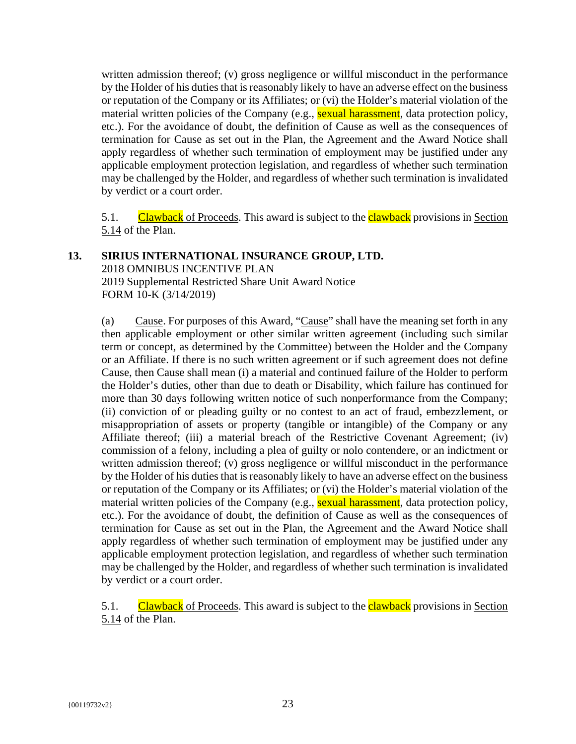written admission thereof; (v) gross negligence or willful misconduct in the performance by the Holder of his duties that is reasonably likely to have an adverse effect on the business or reputation of the Company or its Affiliates; or (vi) the Holder's material violation of the material written policies of the Company (e.g., sexual harassment, data protection policy, etc.). For the avoidance of doubt, the definition of Cause as well as the consequences of termination for Cause as set out in the Plan, the Agreement and the Award Notice shall apply regardless of whether such termination of employment may be justified under any applicable employment protection legislation, and regardless of whether such termination may be challenged by the Holder, and regardless of whether such termination is invalidated by verdict or a court order.

5.1. Clawback of Proceeds. This award is subject to the clawback provisions in Section 5.14 of the Plan.

**13. SIRIUS INTERNATIONAL INSURANCE GROUP, LTD.**
2018 OMNIBUS INCENTIVE PLAN
2019 Supplemental Restricted Share Unit Award Notice
FORM 10-K (3/14/2019)

(a) Cause. For purposes of this Award, "Cause" shall have the meaning set forth in any then applicable employment or other similar written agreement (including such similar term or concept, as determined by the Committee) between the Holder and the Company or an Affiliate. If there is no such written agreement or if such agreement does not define Cause, then Cause shall mean (i) a material and continued failure of the Holder to perform the Holder's duties, other than due to death or Disability, which failure has continued for more than 30 days following written notice of such nonperformance from the Company; (ii) conviction of or pleading guilty or no contest to an act of fraud, embezzlement, or misappropriation of assets or property (tangible or intangible) of the Company or any Affiliate thereof; (iii) a material breach of the Restrictive Covenant Agreement; (iv) commission of a felony, including a plea of guilty or nolo contendere, or an indictment or written admission thereof; (v) gross negligence or willful misconduct in the performance by the Holder of his duties that is reasonably likely to have an adverse effect on the business or reputation of the Company or its Affiliates; or (vi) the Holder's material violation of the material written policies of the Company (e.g., sexual harassment, data protection policy, etc.). For the avoidance of doubt, the definition of Cause as well as the consequences of termination for Cause as set out in the Plan, the Agreement and the Award Notice shall apply regardless of whether such termination of employment may be justified under any applicable employment protection legislation, and regardless of whether such termination may be challenged by the Holder, and regardless of whether such termination is invalidated by verdict or a court order.

5.1. Clawback of Proceeds. This award is subject to the clawback provisions in Section 5.14 of the Plan.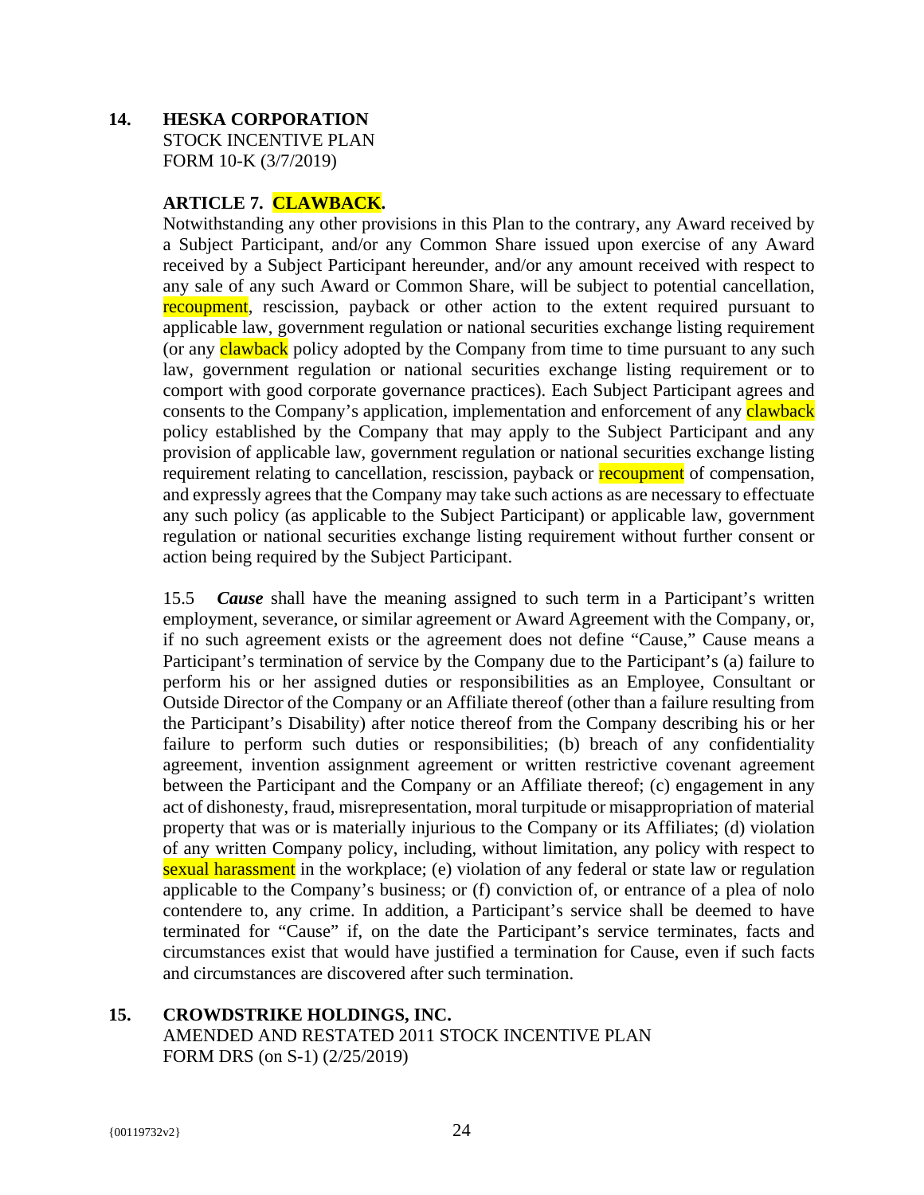**14. HESKA CORPORATION**
STOCK INCENTIVE PLAN
FORM 10-K (3/7/2019)

**ARTICLE 7. CLAWBACK.**

Notwithstanding any other provisions in this Plan to the contrary, any Award received by a Subject Participant, and/or any Common Share issued upon exercise of any Award received by a Subject Participant hereunder, and/or any amount received with respect to any sale of any such Award or Common Share, will be subject to potential cancellation, recoupment, rescission, payback or other action to the extent required pursuant to applicable law, government regulation or national securities exchange listing requirement (or any clawback policy adopted by the Company from time to time pursuant to any such law, government regulation or national securities exchange listing requirement or to comport with good corporate governance practices). Each Subject Participant agrees and consents to the Company's application, implementation and enforcement of any clawback policy established by the Company that may apply to the Subject Participant and any provision of applicable law, government regulation or national securities exchange listing requirement relating to cancellation, rescission, payback or recoupment of compensation, and expressly agrees that the Company may take such actions as are necessary to effectuate any such policy (as applicable to the Subject Participant) or applicable law, government regulation or national securities exchange listing requirement without further consent or action being required by the Subject Participant.

15.5 ***Cause*** shall have the meaning assigned to such term in a Participant's written employment, severance, or similar agreement or Award Agreement with the Company, or, if no such agreement exists or the agreement does not define "Cause," Cause means a Participant's termination of service by the Company due to the Participant's (a) failure to perform his or her assigned duties or responsibilities as an Employee, Consultant or Outside Director of the Company or an Affiliate thereof (other than a failure resulting from the Participant's Disability) after notice thereof from the Company describing his or her failure to perform such duties or responsibilities; (b) breach of any confidentiality agreement, invention assignment agreement or written restrictive covenant agreement between the Participant and the Company or an Affiliate thereof; (c) engagement in any act of dishonesty, fraud, misrepresentation, moral turpitude or misappropriation of material property that was or is materially injurious to the Company or its Affiliates; (d) violation of any written Company policy, including, without limitation, any policy with respect to sexual harassment in the workplace; (e) violation of any federal or state law or regulation applicable to the Company's business; or (f) conviction of, or entrance of a plea of nolo contendere to, any crime. In addition, a Participant's service shall be deemed to have terminated for "Cause" if, on the date the Participant's service terminates, facts and circumstances exist that would have justified a termination for Cause, even if such facts and circumstances are discovered after such termination.

**15. CROWDSTRIKE HOLDINGS, INC.**
AMENDED AND RESTATED 2011 STOCK INCENTIVE PLAN
FORM DRS (on S-1) (2/25/2019)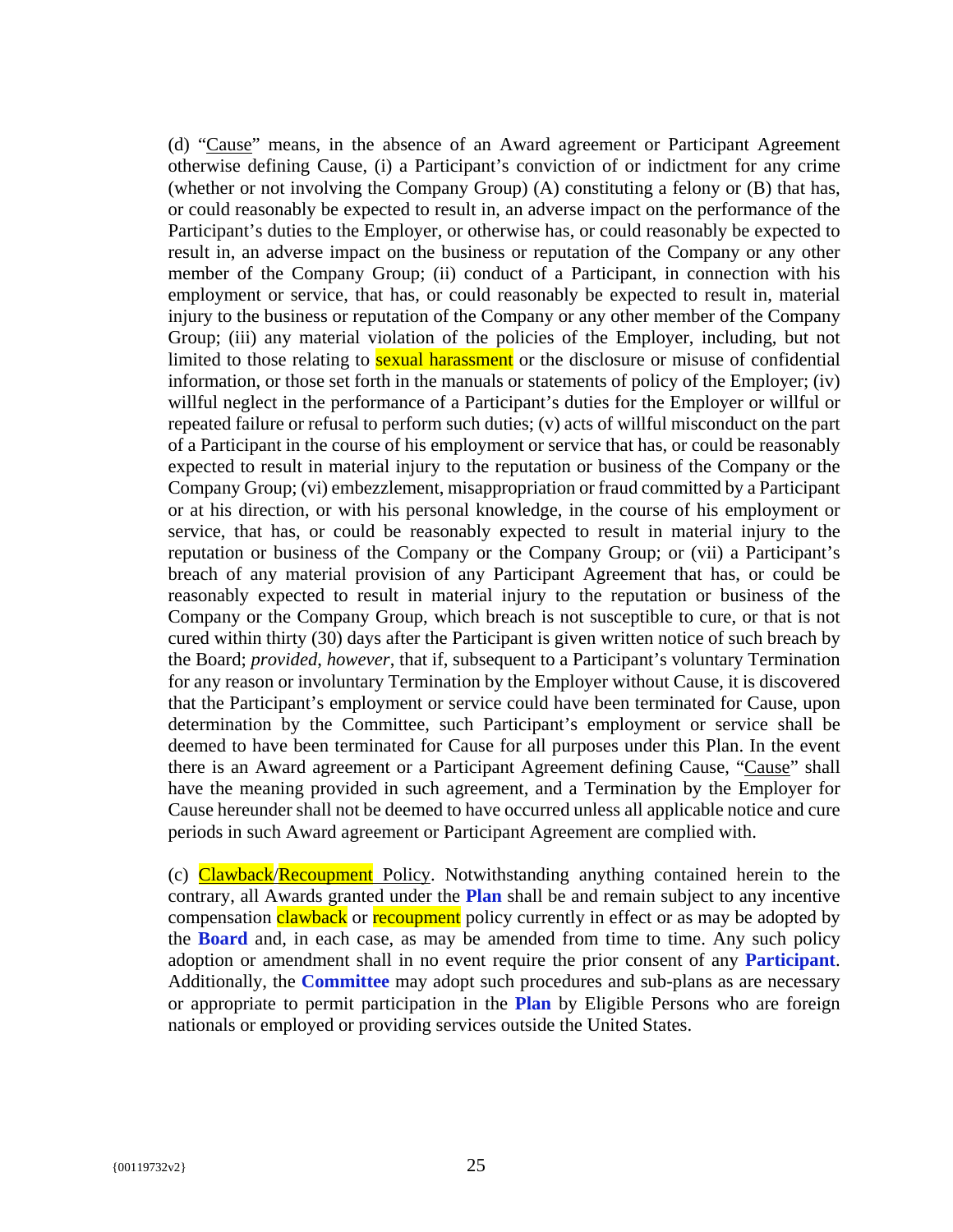(d) "Cause" means, in the absence of an Award agreement or Participant Agreement otherwise defining Cause, (i) a Participant's conviction of or indictment for any crime (whether or not involving the Company Group) (A) constituting a felony or (B) that has, or could reasonably be expected to result in, an adverse impact on the performance of the Participant's duties to the Employer, or otherwise has, or could reasonably be expected to result in, an adverse impact on the business or reputation of the Company or any other member of the Company Group; (ii) conduct of a Participant, in connection with his employment or service, that has, or could reasonably be expected to result in, material injury to the business or reputation of the Company or any other member of the Company Group; (iii) any material violation of the policies of the Employer, including, but not limited to those relating to sexual harassment or the disclosure or misuse of confidential information, or those set forth in the manuals or statements of policy of the Employer; (iv) willful neglect in the performance of a Participant's duties for the Employer or willful or repeated failure or refusal to perform such duties; (v) acts of willful misconduct on the part of a Participant in the course of his employment or service that has, or could be reasonably expected to result in material injury to the reputation or business of the Company or the Company Group; (vi) embezzlement, misappropriation or fraud committed by a Participant or at his direction, or with his personal knowledge, in the course of his employment or service, that has, or could be reasonably expected to result in material injury to the reputation or business of the Company or the Company Group; or (vii) a Participant's breach of any material provision of any Participant Agreement that has, or could be reasonably expected to result in material injury to the reputation or business of the Company or the Company Group, which breach is not susceptible to cure, or that is not cured within thirty (30) days after the Participant is given written notice of such breach by the Board; *provided*, *however*, that if, subsequent to a Participant's voluntary Termination for any reason or involuntary Termination by the Employer without Cause, it is discovered that the Participant's employment or service could have been terminated for Cause, upon determination by the Committee, such Participant's employment or service shall be deemed to have been terminated for Cause for all purposes under this Plan. In the event there is an Award agreement or a Participant Agreement defining Cause, "Cause" shall have the meaning provided in such agreement, and a Termination by the Employer for Cause hereunder shall not be deemed to have occurred unless all applicable notice and cure periods in such Award agreement or Participant Agreement are complied with.

(c) Clawback/Recoupment Policy. Notwithstanding anything contained herein to the contrary, all Awards granted under the **Plan** shall be and remain subject to any incentive compensation clawback or recoupment policy currently in effect or as may be adopted by the **Board** and, in each case, as may be amended from time to time. Any such policy adoption or amendment shall in no event require the prior consent of any **Participant**. Additionally, the **Committee** may adopt such procedures and sub-plans as are necessary or appropriate to permit participation in the **Plan** by Eligible Persons who are foreign nationals or employed or providing services outside the United States.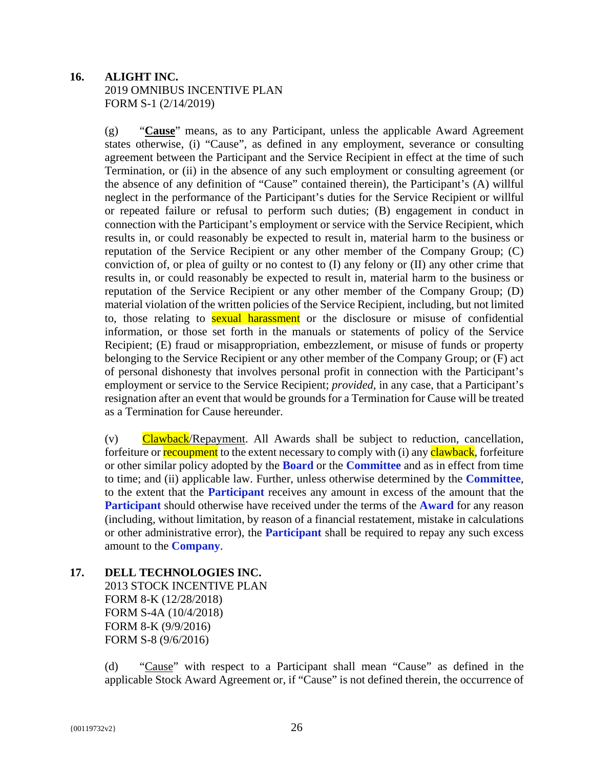**16. ALIGHT INC.**
2019 OMNIBUS INCENTIVE PLAN
FORM S-1 (2/14/2019)

(g) "**Cause**" means, as to any Participant, unless the applicable Award Agreement states otherwise, (i) "Cause", as defined in any employment, severance or consulting agreement between the Participant and the Service Recipient in effect at the time of such Termination, or (ii) in the absence of any such employment or consulting agreement (or the absence of any definition of "Cause" contained therein), the Participant's (A) willful neglect in the performance of the Participant's duties for the Service Recipient or willful or repeated failure or refusal to perform such duties; (B) engagement in conduct in connection with the Participant's employment or service with the Service Recipient, which results in, or could reasonably be expected to result in, material harm to the business or reputation of the Service Recipient or any other member of the Company Group; (C) conviction of, or plea of guilty or no contest to (I) any felony or (II) any other crime that results in, or could reasonably be expected to result in, material harm to the business or reputation of the Service Recipient or any other member of the Company Group; (D) material violation of the written policies of the Service Recipient, including, but not limited to, those relating to sexual harassment or the disclosure or misuse of confidential information, or those set forth in the manuals or statements of policy of the Service Recipient; (E) fraud or misappropriation, embezzlement, or misuse of funds or property belonging to the Service Recipient or any other member of the Company Group; or (F) act of personal dishonesty that involves personal profit in connection with the Participant's employment or service to the Service Recipient; *provided*, in any case, that a Participant's resignation after an event that would be grounds for a Termination for Cause will be treated as a Termination for Cause hereunder.

(v) Clawback/Repayment. All Awards shall be subject to reduction, cancellation, forfeiture or recoupment to the extent necessary to comply with (i) any clawback, forfeiture or other similar policy adopted by the **Board** or the **Committee** and as in effect from time to time; and (ii) applicable law. Further, unless otherwise determined by the **Committee**, to the extent that the **Participant** receives any amount in excess of the amount that the **Participant** should otherwise have received under the terms of the **Award** for any reason (including, without limitation, by reason of a financial restatement, mistake in calculations or other administrative error), the **Participant** shall be required to repay any such excess amount to the **Company**.

**17. DELL TECHNOLOGIES INC.**
2013 STOCK INCENTIVE PLAN
FORM 8-K (12/28/2018)
FORM S-4A (10/4/2018)
FORM 8-K (9/9/2016)
FORM S-8 (9/6/2016)

(d) "Cause" with respect to a Participant shall mean "Cause" as defined in the applicable Stock Award Agreement or, if "Cause" is not defined therein, the occurrence of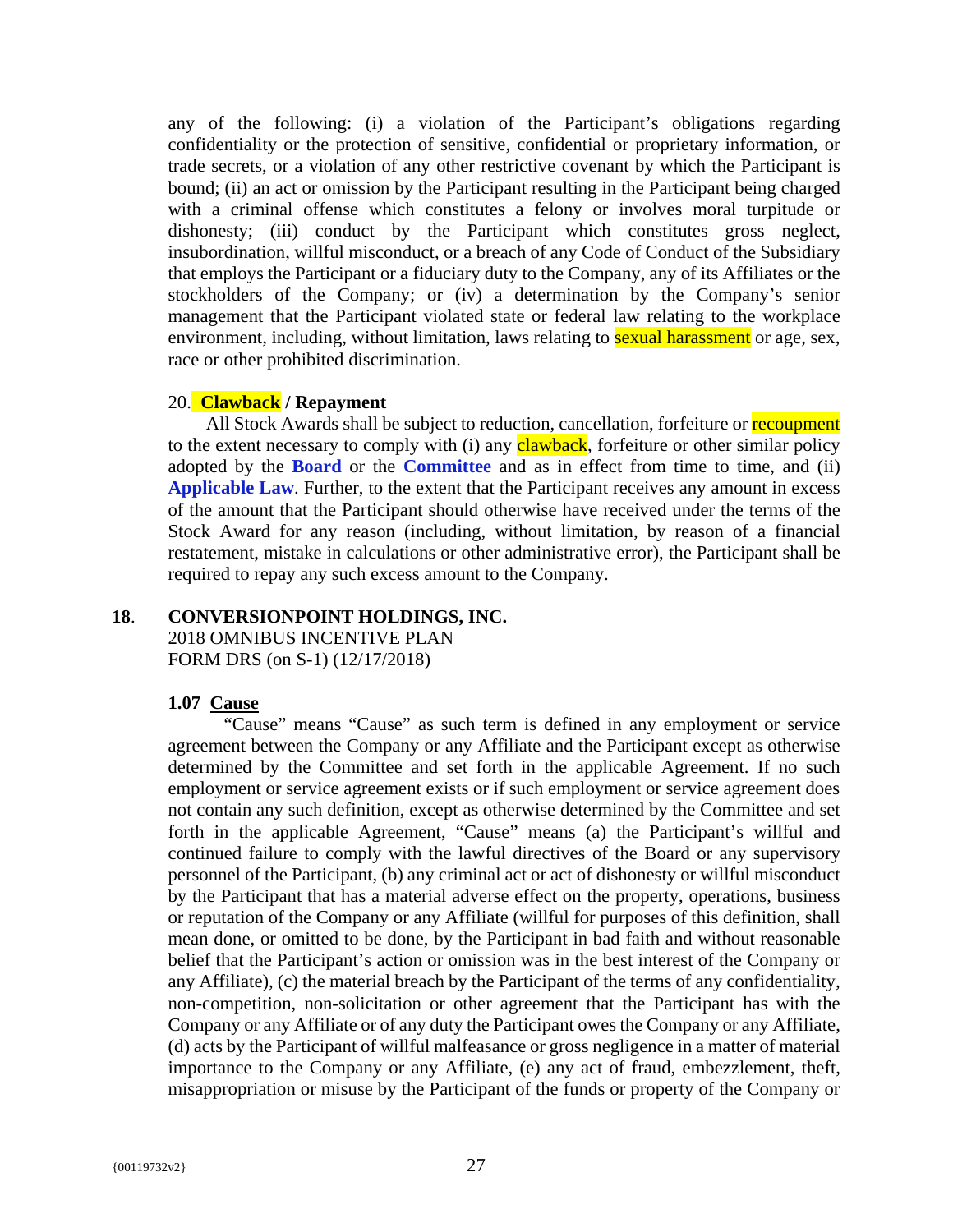any of the following: (i) a violation of the Participant's obligations regarding confidentiality or the protection of sensitive, confidential or proprietary information, or trade secrets, or a violation of any other restrictive covenant by which the Participant is bound; (ii) an act or omission by the Participant resulting in the Participant being charged with a criminal offense which constitutes a felony or involves moral turpitude or dishonesty; (iii) conduct by the Participant which constitutes gross neglect, insubordination, willful misconduct, or a breach of any Code of Conduct of the Subsidiary that employs the Participant or a fiduciary duty to the Company, any of its Affiliates or the stockholders of the Company; or (iv) a determination by the Company's senior management that the Participant violated state or federal law relating to the workplace environment, including, without limitation, laws relating to sexual harassment or age, sex, race or other prohibited discrimination.

20. **Clawback / Repayment**

All Stock Awards shall be subject to reduction, cancellation, forfeiture or recoupment to the extent necessary to comply with (i) any clawback, forfeiture or other similar policy adopted by the **Board** or the **Committee** and as in effect from time to time, and (ii) **Applicable Law**. Further, to the extent that the Participant receives any amount in excess of the amount that the Participant should otherwise have received under the terms of the Stock Award for any reason (including, without limitation, by reason of a financial restatement, mistake in calculations or other administrative error), the Participant shall be required to repay any such excess amount to the Company.

**18. CONVERSIONPOINT HOLDINGS, INC.**
2018 OMNIBUS INCENTIVE PLAN
FORM DRS (on S-1) (12/17/2018)

**1.07 Cause**

"Cause" means "Cause" as such term is defined in any employment or service agreement between the Company or any Affiliate and the Participant except as otherwise determined by the Committee and set forth in the applicable Agreement. If no such employment or service agreement exists or if such employment or service agreement does not contain any such definition, except as otherwise determined by the Committee and set forth in the applicable Agreement, "Cause" means (a) the Participant's willful and continued failure to comply with the lawful directives of the Board or any supervisory personnel of the Participant, (b) any criminal act or act of dishonesty or willful misconduct by the Participant that has a material adverse effect on the property, operations, business or reputation of the Company or any Affiliate (willful for purposes of this definition, shall mean done, or omitted to be done, by the Participant in bad faith and without reasonable belief that the Participant's action or omission was in the best interest of the Company or any Affiliate), (c) the material breach by the Participant of the terms of any confidentiality, non-competition, non-solicitation or other agreement that the Participant has with the Company or any Affiliate or of any duty the Participant owes the Company or any Affiliate, (d) acts by the Participant of willful malfeasance or gross negligence in a matter of material importance to the Company or any Affiliate, (e) any act of fraud, embezzlement, theft, misappropriation or misuse by the Participant of the funds or property of the Company or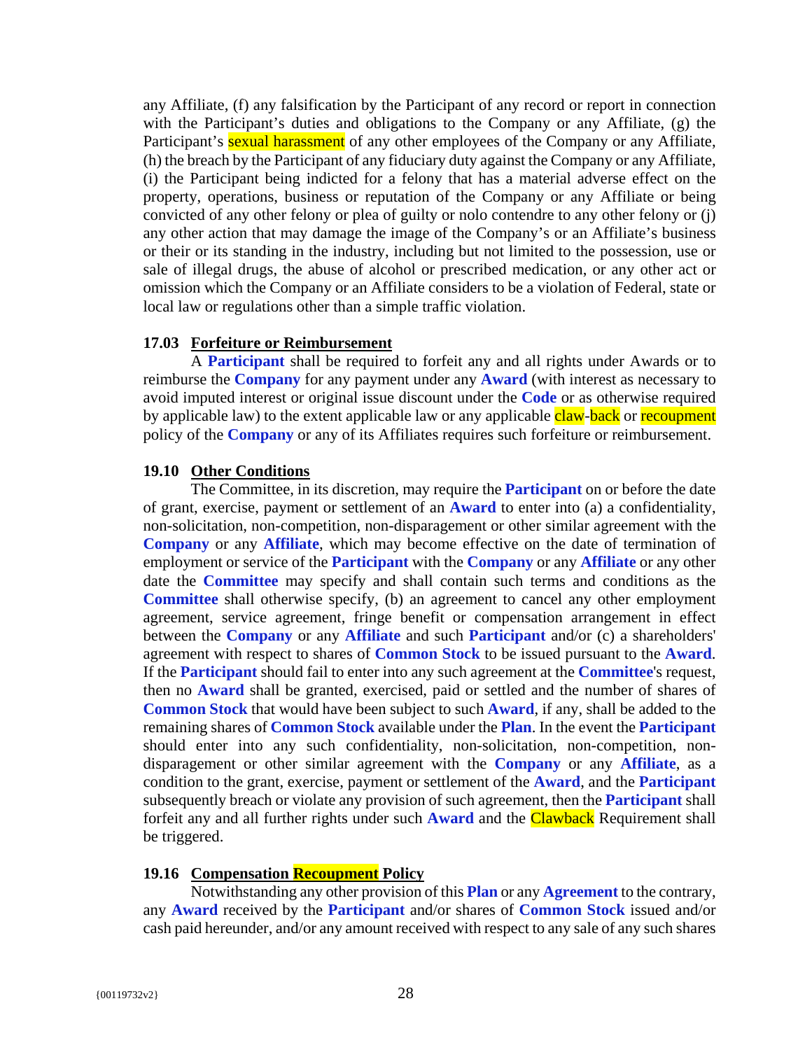any Affiliate, (f) any falsification by the Participant of any record or report in connection with the Participant's duties and obligations to the Company or any Affiliate, (g) the Participant's sexual harassment of any other employees of the Company or any Affiliate, (h) the breach by the Participant of any fiduciary duty against the Company or any Affiliate, (i) the Participant being indicted for a felony that has a material adverse effect on the property, operations, business or reputation of the Company or any Affiliate or being convicted of any other felony or plea of guilty or nolo contendre to any other felony or (j) any other action that may damage the image of the Company's or an Affiliate's business or their or its standing in the industry, including but not limited to the possession, use or sale of illegal drugs, the abuse of alcohol or prescribed medication, or any other act or omission which the Company or an Affiliate considers to be a violation of Federal, state or local law or regulations other than a simple traffic violation.

**17.03 Forfeiture or Reimbursement**

A **Participant** shall be required to forfeit any and all rights under Awards or to reimburse the **Company** for any payment under any **Award** (with interest as necessary to avoid imputed interest or original issue discount under the **Code** or as otherwise required by applicable law) to the extent applicable law or any applicable claw-back or recoupment policy of the **Company** or any of its Affiliates requires such forfeiture or reimbursement.

**19.10 Other Conditions**

The Committee, in its discretion, may require the **Participant** on or before the date of grant, exercise, payment or settlement of an **Award** to enter into (a) a confidentiality, non-solicitation, non-competition, non-disparagement or other similar agreement with the **Company** or any **Affiliate**, which may become effective on the date of termination of employment or service of the **Participant** with the **Company** or any **Affiliate** or any other date the **Committee** may specify and shall contain such terms and conditions as the **Committee** shall otherwise specify, (b) an agreement to cancel any other employment agreement, service agreement, fringe benefit or compensation arrangement in effect between the **Company** or any **Affiliate** and such **Participant** and/or (c) a shareholders' agreement with respect to shares of **Common Stock** to be issued pursuant to the **Award**. If the **Participant** should fail to enter into any such agreement at the **Committee**'s request, then no **Award** shall be granted, exercised, paid or settled and the number of shares of **Common Stock** that would have been subject to such **Award**, if any, shall be added to the remaining shares of **Common Stock** available under the **Plan**. In the event the **Participant** should enter into any such confidentiality, non-solicitation, non-competition, non-disparagement or other similar agreement with the **Company** or any **Affiliate**, as a condition to the grant, exercise, payment or settlement of the **Award**, and the **Participant** subsequently breach or violate any provision of such agreement, then the **Participant** shall forfeit any and all further rights under such **Award** and the Clawback Requirement shall be triggered.

**19.16 Compensation Recoupment Policy**

Notwithstanding any other provision of this **Plan** or any **Agreement** to the contrary, any **Award** received by the **Participant** and/or shares of **Common Stock** issued and/or cash paid hereunder, and/or any amount received with respect to any sale of any such shares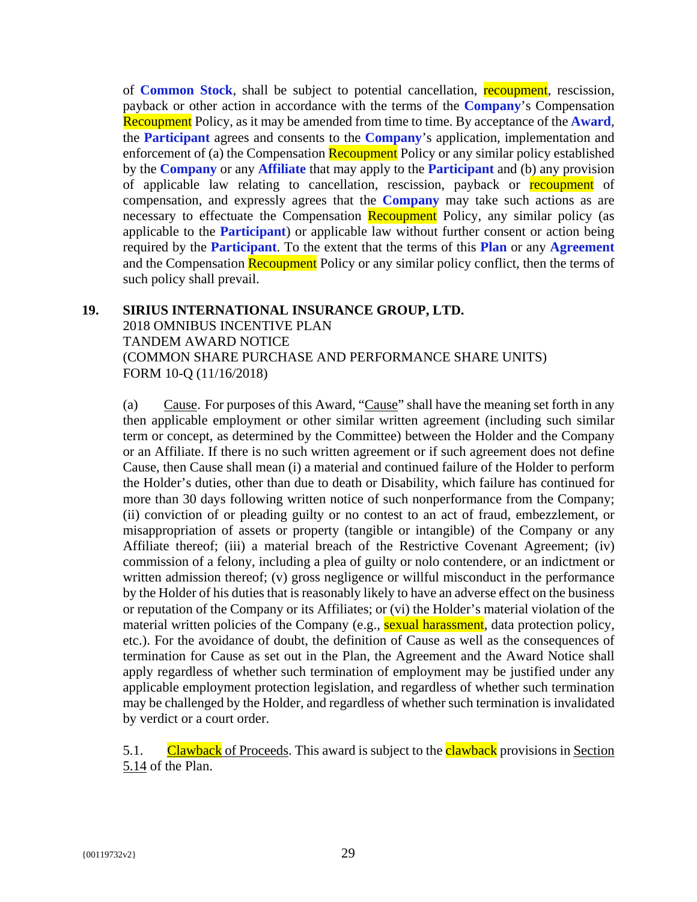of **Common Stock**, shall be subject to potential cancellation, recoupment, rescission, payback or other action in accordance with the terms of the **Company**'s Compensation Recoupment Policy, as it may be amended from time to time. By acceptance of the **Award**, the **Participant** agrees and consents to the **Company**'s application, implementation and enforcement of (a) the Compensation Recoupment Policy or any similar policy established by the **Company** or any **Affiliate** that may apply to the **Participant** and (b) any provision of applicable law relating to cancellation, rescission, payback or recoupment of compensation, and expressly agrees that the **Company** may take such actions as are necessary to effectuate the Compensation Recoupment Policy, any similar policy (as applicable to the **Participant**) or applicable law without further consent or action being required by the **Participant**. To the extent that the terms of this **Plan** or any **Agreement** and the Compensation Recoupment Policy or any similar policy conflict, then the terms of such policy shall prevail.

## 19. SIRIUS INTERNATIONAL INSURANCE GROUP, LTD.

2018 OMNIBUS INCENTIVE PLAN
TANDEM AWARD NOTICE
(COMMON SHARE PURCHASE AND PERFORMANCE SHARE UNITS)
FORM 10-Q (11/16/2018)

(a) Cause. For purposes of this Award, "Cause" shall have the meaning set forth in any then applicable employment or other similar written agreement (including such similar term or concept, as determined by the Committee) between the Holder and the Company or an Affiliate. If there is no such written agreement or if such agreement does not define Cause, then Cause shall mean (i) a material and continued failure of the Holder to perform the Holder's duties, other than due to death or Disability, which failure has continued for more than 30 days following written notice of such nonperformance from the Company; (ii) conviction of or pleading guilty or no contest to an act of fraud, embezzlement, or misappropriation of assets or property (tangible or intangible) of the Company or any Affiliate thereof; (iii) a material breach of the Restrictive Covenant Agreement; (iv) commission of a felony, including a plea of guilty or nolo contendere, or an indictment or written admission thereof; (v) gross negligence or willful misconduct in the performance by the Holder of his duties that is reasonably likely to have an adverse effect on the business or reputation of the Company or its Affiliates; or (vi) the Holder's material violation of the material written policies of the Company (e.g., sexual harassment, data protection policy, etc.). For the avoidance of doubt, the definition of Cause as well as the consequences of termination for Cause as set out in the Plan, the Agreement and the Award Notice shall apply regardless of whether such termination of employment may be justified under any applicable employment protection legislation, and regardless of whether such termination may be challenged by the Holder, and regardless of whether such termination is invalidated by verdict or a court order.

5.1. Clawback of Proceeds. This award is subject to the clawback provisions in Section 5.14 of the Plan.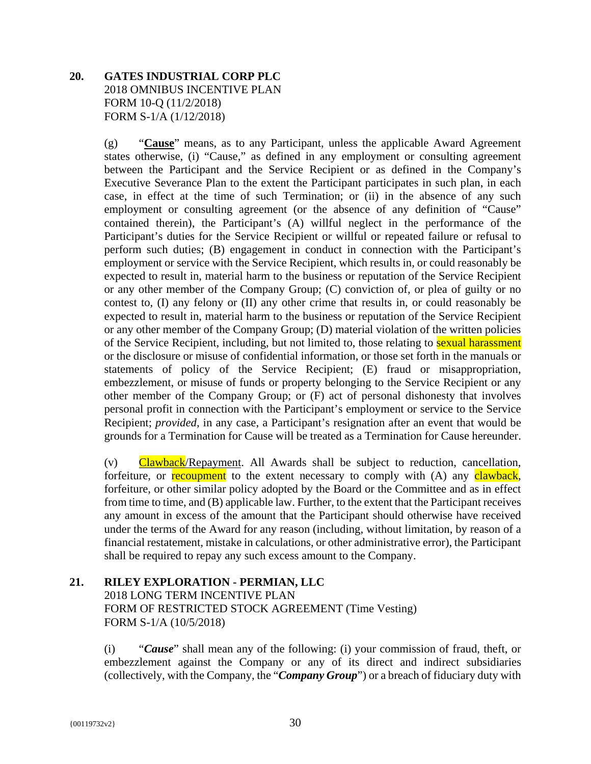**20. GATES INDUSTRIAL CORP PLC**
2018 OMNIBUS INCENTIVE PLAN
FORM 10-Q (11/2/2018)
FORM S-1/A (1/12/2018)

(g) "**Cause**" means, as to any Participant, unless the applicable Award Agreement states otherwise, (i) "Cause," as defined in any employment or consulting agreement between the Participant and the Service Recipient or as defined in the Company's Executive Severance Plan to the extent the Participant participates in such plan, in each case, in effect at the time of such Termination; or (ii) in the absence of any such employment or consulting agreement (or the absence of any definition of "Cause" contained therein), the Participant's (A) willful neglect in the performance of the Participant's duties for the Service Recipient or willful or repeated failure or refusal to perform such duties; (B) engagement in conduct in connection with the Participant's employment or service with the Service Recipient, which results in, or could reasonably be expected to result in, material harm to the business or reputation of the Service Recipient or any other member of the Company Group; (C) conviction of, or plea of guilty or no contest to, (I) any felony or (II) any other crime that results in, or could reasonably be expected to result in, material harm to the business or reputation of the Service Recipient or any other member of the Company Group; (D) material violation of the written policies of the Service Recipient, including, but not limited to, those relating to sexual harassment or the disclosure or misuse of confidential information, or those set forth in the manuals or statements of policy of the Service Recipient; (E) fraud or misappropriation, embezzlement, or misuse of funds or property belonging to the Service Recipient or any other member of the Company Group; or (F) act of personal dishonesty that involves personal profit in connection with the Participant's employment or service to the Service Recipient; *provided*, in any case, a Participant's resignation after an event that would be grounds for a Termination for Cause will be treated as a Termination for Cause hereunder.

(v) Clawback/Repayment. All Awards shall be subject to reduction, cancellation, forfeiture, or recoupment to the extent necessary to comply with (A) any clawback, forfeiture, or other similar policy adopted by the Board or the Committee and as in effect from time to time, and (B) applicable law. Further, to the extent that the Participant receives any amount in excess of the amount that the Participant should otherwise have received under the terms of the Award for any reason (including, without limitation, by reason of a financial restatement, mistake in calculations, or other administrative error), the Participant shall be required to repay any such excess amount to the Company.

**21. RILEY EXPLORATION - PERMIAN, LLC**
2018 LONG TERM INCENTIVE PLAN
FORM OF RESTRICTED STOCK AGREEMENT (Time Vesting)
FORM S-1/A (10/5/2018)

(i) "***Cause***" shall mean any of the following: (i) your commission of fraud, theft, or embezzlement against the Company or any of its direct and indirect subsidiaries (collectively, with the Company, the "***Company Group***") or a breach of fiduciary duty with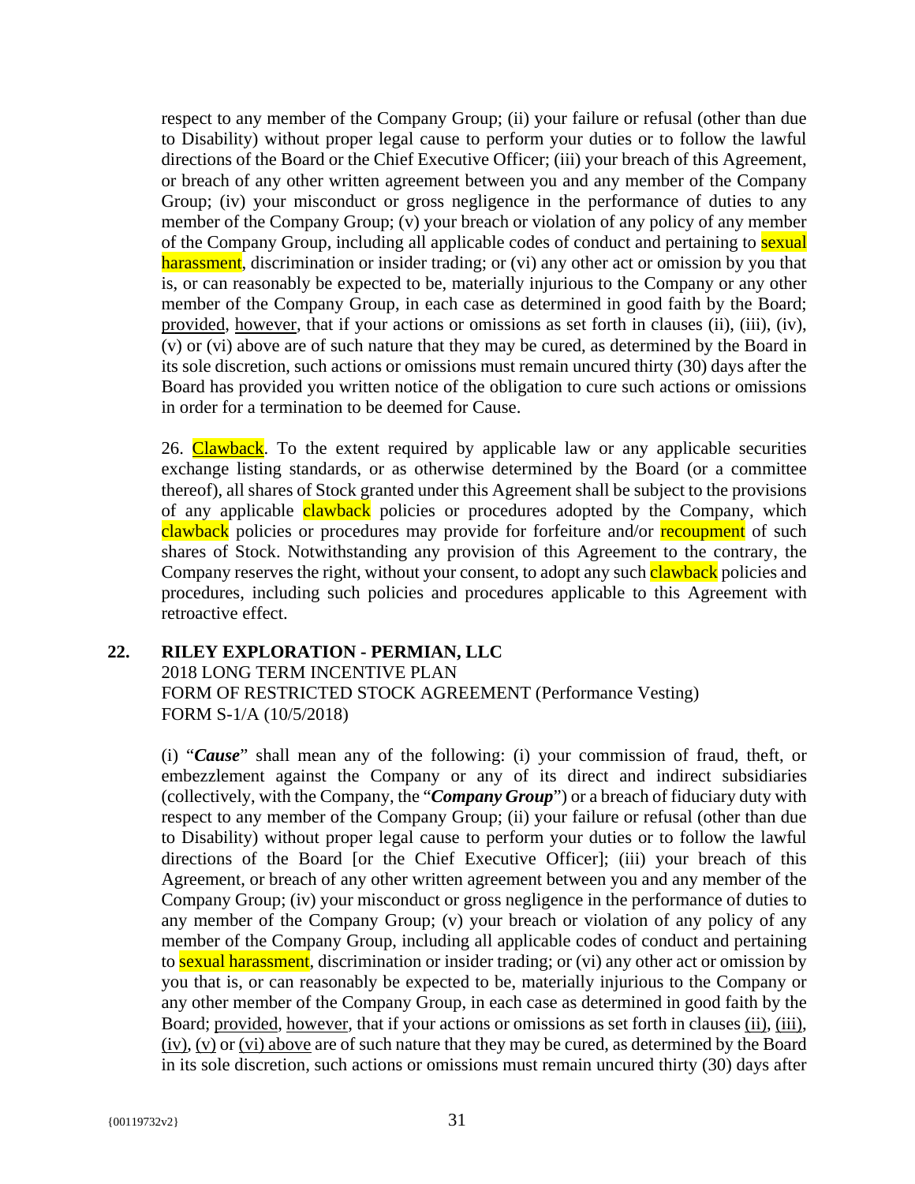respect to any member of the Company Group; (ii) your failure or refusal (other than due to Disability) without proper legal cause to perform your duties or to follow the lawful directions of the Board or the Chief Executive Officer; (iii) your breach of this Agreement, or breach of any other written agreement between you and any member of the Company Group; (iv) your misconduct or gross negligence in the performance of duties to any member of the Company Group; (v) your breach or violation of any policy of any member of the Company Group, including all applicable codes of conduct and pertaining to sexual harassment, discrimination or insider trading; or (vi) any other act or omission by you that is, or can reasonably be expected to be, materially injurious to the Company or any other member of the Company Group, in each case as determined in good faith by the Board; provided, however, that if your actions or omissions as set forth in clauses (ii), (iii), (iv), (v) or (vi) above are of such nature that they may be cured, as determined by the Board in its sole discretion, such actions or omissions must remain uncured thirty (30) days after the Board has provided you written notice of the obligation to cure such actions or omissions in order for a termination to be deemed for Cause.

26. Clawback. To the extent required by applicable law or any applicable securities exchange listing standards, or as otherwise determined by the Board (or a committee thereof), all shares of Stock granted under this Agreement shall be subject to the provisions of any applicable clawback policies or procedures adopted by the Company, which clawback policies or procedures may provide for forfeiture and/or recoupment of such shares of Stock. Notwithstanding any provision of this Agreement to the contrary, the Company reserves the right, without your consent, to adopt any such clawback policies and procedures, including such policies and procedures applicable to this Agreement with retroactive effect.

**22. RILEY EXPLORATION - PERMIAN, LLC**
2018 LONG TERM INCENTIVE PLAN
FORM OF RESTRICTED STOCK AGREEMENT (Performance Vesting)
FORM S-1/A (10/5/2018)

(i) "***Cause***" shall mean any of the following: (i) your commission of fraud, theft, or embezzlement against the Company or any of its direct and indirect subsidiaries (collectively, with the Company, the "***Company Group***") or a breach of fiduciary duty with respect to any member of the Company Group; (ii) your failure or refusal (other than due to Disability) without proper legal cause to perform your duties or to follow the lawful directions of the Board [or the Chief Executive Officer]; (iii) your breach of this Agreement, or breach of any other written agreement between you and any member of the Company Group; (iv) your misconduct or gross negligence in the performance of duties to any member of the Company Group; (v) your breach or violation of any policy of any member of the Company Group, including all applicable codes of conduct and pertaining to sexual harassment, discrimination or insider trading; or (vi) any other act or omission by you that is, or can reasonably be expected to be, materially injurious to the Company or any other member of the Company Group, in each case as determined in good faith by the Board; provided, however, that if your actions or omissions as set forth in clauses (ii), (iii), (iv), (v) or (vi) above are of such nature that they may be cured, as determined by the Board in its sole discretion, such actions or omissions must remain uncured thirty (30) days after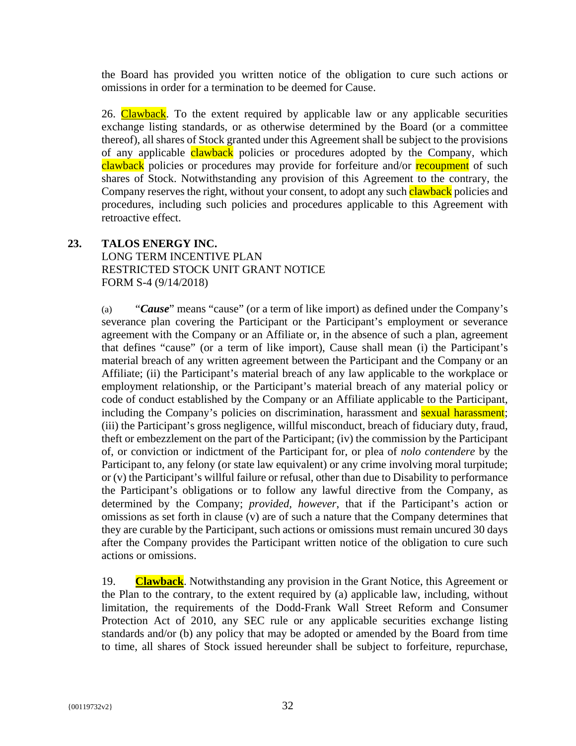the Board has provided you written notice of the obligation to cure such actions or omissions in order for a termination to be deemed for Cause.

26. Clawback. To the extent required by applicable law or any applicable securities exchange listing standards, or as otherwise determined by the Board (or a committee thereof), all shares of Stock granted under this Agreement shall be subject to the provisions of any applicable clawback policies or procedures adopted by the Company, which clawback policies or procedures may provide for forfeiture and/or recoupment of such shares of Stock. Notwithstanding any provision of this Agreement to the contrary, the Company reserves the right, without your consent, to adopt any such clawback policies and procedures, including such policies and procedures applicable to this Agreement with retroactive effect.

**23. TALOS ENERGY INC.**
LONG TERM INCENTIVE PLAN
RESTRICTED STOCK UNIT GRANT NOTICE
FORM S-4 (9/14/2018)

(a) "***Cause***" means "cause" (or a term of like import) as defined under the Company's severance plan covering the Participant or the Participant's employment or severance agreement with the Company or an Affiliate or, in the absence of such a plan, agreement that defines "cause" (or a term of like import), Cause shall mean (i) the Participant's material breach of any written agreement between the Participant and the Company or an Affiliate; (ii) the Participant's material breach of any law applicable to the workplace or employment relationship, or the Participant's material breach of any material policy or code of conduct established by the Company or an Affiliate applicable to the Participant, including the Company's policies on discrimination, harassment and sexual harassment; (iii) the Participant's gross negligence, willful misconduct, breach of fiduciary duty, fraud, theft or embezzlement on the part of the Participant; (iv) the commission by the Participant of, or conviction or indictment of the Participant for, or plea of *nolo contendere* by the Participant to, any felony (or state law equivalent) or any crime involving moral turpitude; or (v) the Participant's willful failure or refusal, other than due to Disability to performance the Participant's obligations or to follow any lawful directive from the Company, as determined by the Company; *provided, however*, that if the Participant's action or omissions as set forth in clause (v) are of such a nature that the Company determines that they are curable by the Participant, such actions or omissions must remain uncured 30 days after the Company provides the Participant written notice of the obligation to cure such actions or omissions.

19. **Clawback**. Notwithstanding any provision in the Grant Notice, this Agreement or the Plan to the contrary, to the extent required by (a) applicable law, including, without limitation, the requirements of the Dodd-Frank Wall Street Reform and Consumer Protection Act of 2010, any SEC rule or any applicable securities exchange listing standards and/or (b) any policy that may be adopted or amended by the Board from time to time, all shares of Stock issued hereunder shall be subject to forfeiture, repurchase,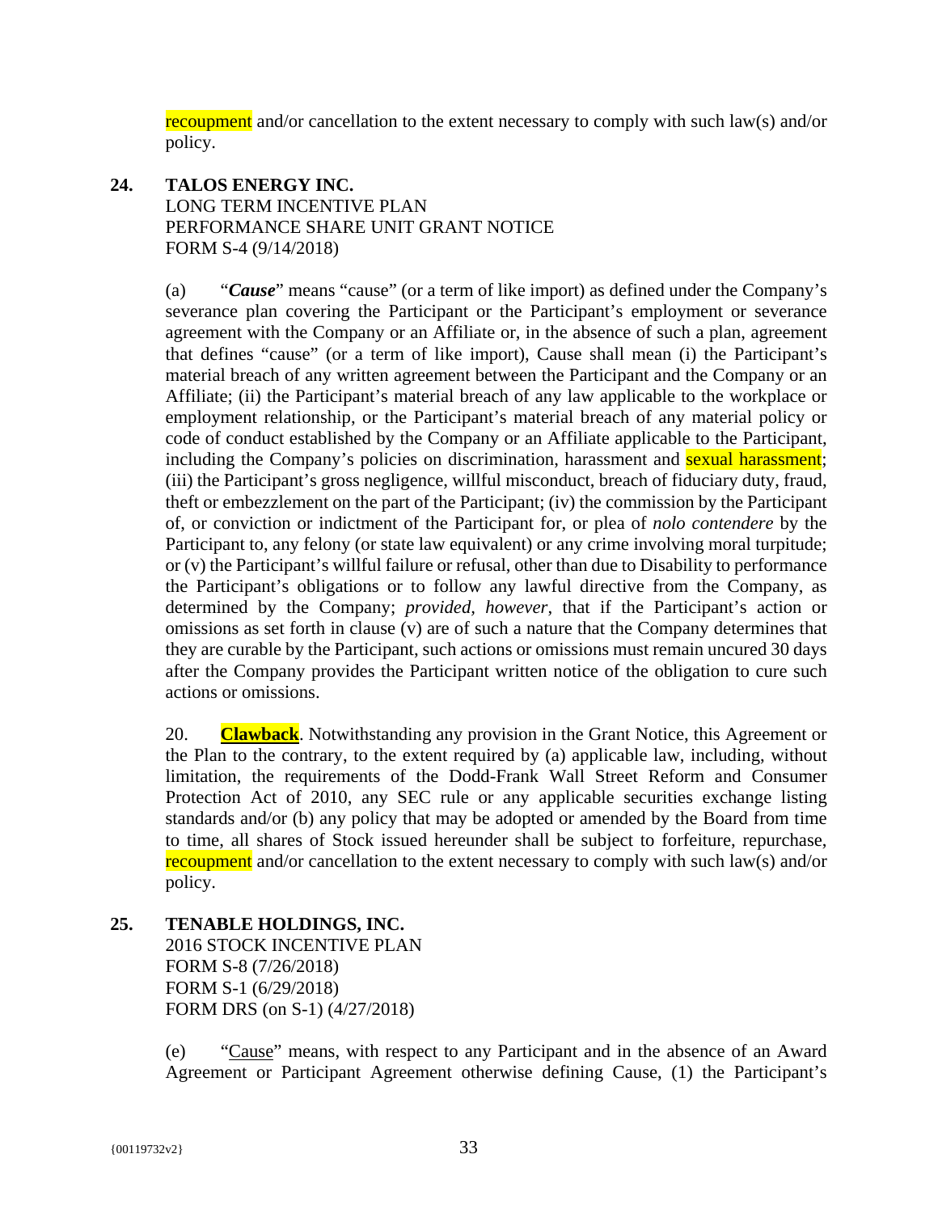recoupment and/or cancellation to the extent necessary to comply with such law(s) and/or policy.

**24. TALOS ENERGY INC.**
LONG TERM INCENTIVE PLAN
PERFORMANCE SHARE UNIT GRANT NOTICE
FORM S-4 (9/14/2018)

(a) "***Cause***" means "cause" (or a term of like import) as defined under the Company's severance plan covering the Participant or the Participant's employment or severance agreement with the Company or an Affiliate or, in the absence of such a plan, agreement that defines "cause" (or a term of like import), Cause shall mean (i) the Participant's material breach of any written agreement between the Participant and the Company or an Affiliate; (ii) the Participant's material breach of any law applicable to the workplace or employment relationship, or the Participant's material breach of any material policy or code of conduct established by the Company or an Affiliate applicable to the Participant, including the Company's policies on discrimination, harassment and sexual harassment; (iii) the Participant's gross negligence, willful misconduct, breach of fiduciary duty, fraud, theft or embezzlement on the part of the Participant; (iv) the commission by the Participant of, or conviction or indictment of the Participant for, or plea of *nolo contendere* by the Participant to, any felony (or state law equivalent) or any crime involving moral turpitude; or (v) the Participant's willful failure or refusal, other than due to Disability to performance the Participant's obligations or to follow any lawful directive from the Company, as determined by the Company; *provided*, *however*, that if the Participant's action or omissions as set forth in clause (v) are of such a nature that the Company determines that they are curable by the Participant, such actions or omissions must remain uncured 30 days after the Company provides the Participant written notice of the obligation to cure such actions or omissions.

20. **Clawback**. Notwithstanding any provision in the Grant Notice, this Agreement or the Plan to the contrary, to the extent required by (a) applicable law, including, without limitation, the requirements of the Dodd-Frank Wall Street Reform and Consumer Protection Act of 2010, any SEC rule or any applicable securities exchange listing standards and/or (b) any policy that may be adopted or amended by the Board from time to time, all shares of Stock issued hereunder shall be subject to forfeiture, repurchase, recoupment and/or cancellation to the extent necessary to comply with such law(s) and/or policy.

**25. TENABLE HOLDINGS, INC.**
2016 STOCK INCENTIVE PLAN
FORM S-8 (7/26/2018)
FORM S-1 (6/29/2018)
FORM DRS (on S-1) (4/27/2018)

(e) "Cause" means, with respect to any Participant and in the absence of an Award Agreement or Participant Agreement otherwise defining Cause, (1) the Participant's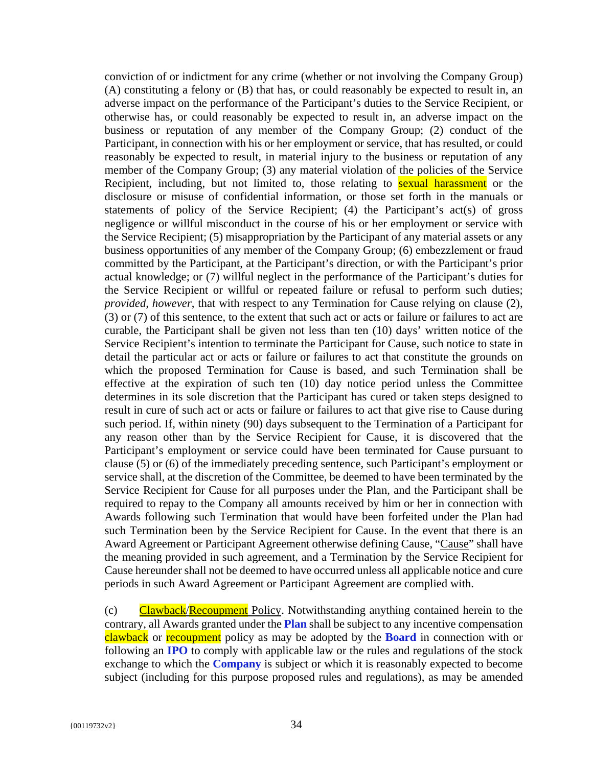conviction of or indictment for any crime (whether or not involving the Company Group) (A) constituting a felony or (B) that has, or could reasonably be expected to result in, an adverse impact on the performance of the Participant's duties to the Service Recipient, or otherwise has, or could reasonably be expected to result in, an adverse impact on the business or reputation of any member of the Company Group; (2) conduct of the Participant, in connection with his or her employment or service, that has resulted, or could reasonably be expected to result, in material injury to the business or reputation of any member of the Company Group; (3) any material violation of the policies of the Service Recipient, including, but not limited to, those relating to sexual harassment or the disclosure or misuse of confidential information, or those set forth in the manuals or statements of policy of the Service Recipient; (4) the Participant's act(s) of gross negligence or willful misconduct in the course of his or her employment or service with the Service Recipient; (5) misappropriation by the Participant of any material assets or any business opportunities of any member of the Company Group; (6) embezzlement or fraud committed by the Participant, at the Participant's direction, or with the Participant's prior actual knowledge; or (7) willful neglect in the performance of the Participant's duties for the Service Recipient or willful or repeated failure or refusal to perform such duties; *provided, however*, that with respect to any Termination for Cause relying on clause (2), (3) or (7) of this sentence, to the extent that such act or acts or failure or failures to act are curable, the Participant shall be given not less than ten (10) days' written notice of the Service Recipient's intention to terminate the Participant for Cause, such notice to state in detail the particular act or acts or failure or failures to act that constitute the grounds on which the proposed Termination for Cause is based, and such Termination shall be effective at the expiration of such ten (10) day notice period unless the Committee determines in its sole discretion that the Participant has cured or taken steps designed to result in cure of such act or acts or failure or failures to act that give rise to Cause during such period. If, within ninety (90) days subsequent to the Termination of a Participant for any reason other than by the Service Recipient for Cause, it is discovered that the Participant's employment or service could have been terminated for Cause pursuant to clause (5) or (6) of the immediately preceding sentence, such Participant's employment or service shall, at the discretion of the Committee, be deemed to have been terminated by the Service Recipient for Cause for all purposes under the Plan, and the Participant shall be required to repay to the Company all amounts received by him or her in connection with Awards following such Termination that would have been forfeited under the Plan had such Termination been by the Service Recipient for Cause. In the event that there is an Award Agreement or Participant Agreement otherwise defining Cause, "Cause" shall have the meaning provided in such agreement, and a Termination by the Service Recipient for Cause hereunder shall not be deemed to have occurred unless all applicable notice and cure periods in such Award Agreement or Participant Agreement are complied with.

(c) Clawback/Recoupment Policy. Notwithstanding anything contained herein to the contrary, all Awards granted under the **Plan** shall be subject to any incentive compensation clawback or recoupment policy as may be adopted by the **Board** in connection with or following an **IPO** to comply with applicable law or the rules and regulations of the stock exchange to which the **Company** is subject or which it is reasonably expected to become subject (including for this purpose proposed rules and regulations), as may be amended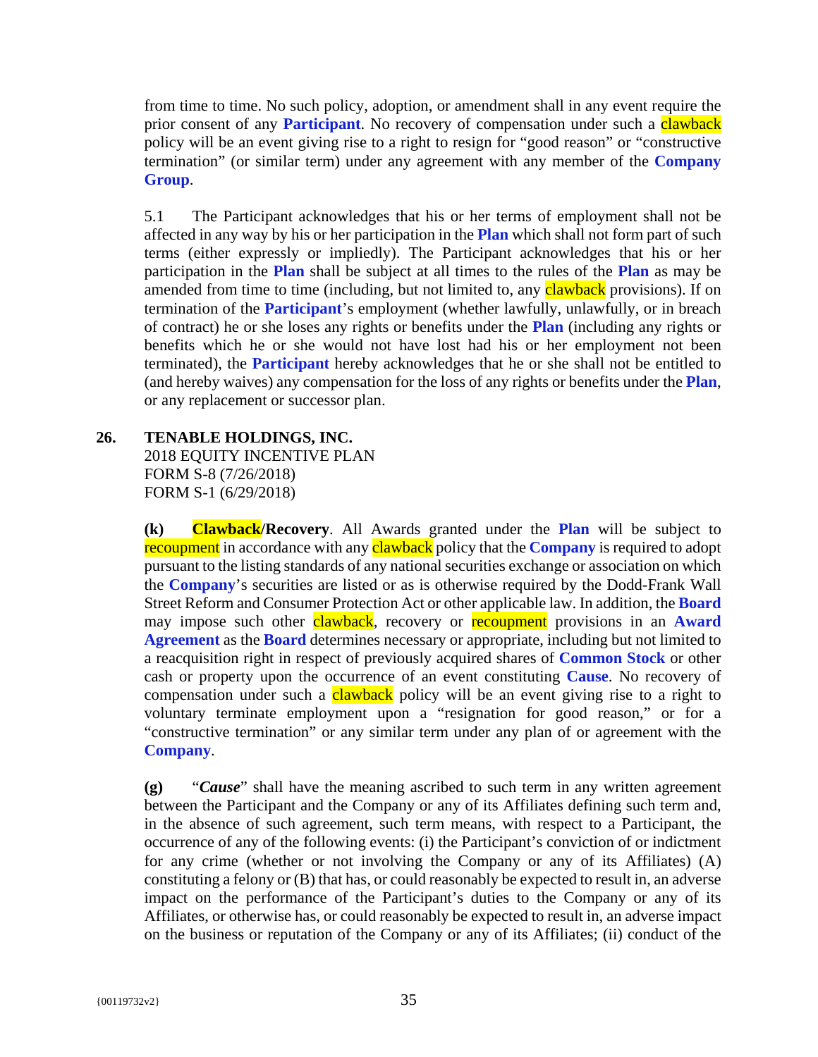from time to time. No such policy, adoption, or amendment shall in any event require the prior consent of any **Participant**. No recovery of compensation under such a clawback policy will be an event giving rise to a right to resign for "good reason" or "constructive termination" (or similar term) under any agreement with any member of the **Company Group**.

5.1 The Participant acknowledges that his or her terms of employment shall not be affected in any way by his or her participation in the **Plan** which shall not form part of such terms (either expressly or impliedly). The Participant acknowledges that his or her participation in the **Plan** shall be subject at all times to the rules of the **Plan** as may be amended from time to time (including, but not limited to, any clawback provisions). If on termination of the **Participant**'s employment (whether lawfully, unlawfully, or in breach of contract) he or she loses any rights or benefits under the **Plan** (including any rights or benefits which he or she would not have lost had his or her employment not been terminated), the **Participant** hereby acknowledges that he or she shall not be entitled to (and hereby waives) any compensation for the loss of any rights or benefits under the **Plan**, or any replacement or successor plan.

**26. TENABLE HOLDINGS, INC.**
2018 EQUITY INCENTIVE PLAN
FORM S-8 (7/26/2018)
FORM S-1 (6/29/2018)

**(k) Clawback/Recovery**. All Awards granted under the **Plan** will be subject to recoupment in accordance with any clawback policy that the **Company** is required to adopt pursuant to the listing standards of any national securities exchange or association on which the **Company**'s securities are listed or as is otherwise required by the Dodd-Frank Wall Street Reform and Consumer Protection Act or other applicable law. In addition, the **Board** may impose such other clawback, recovery or recoupment provisions in an **Award Agreement** as the **Board** determines necessary or appropriate, including but not limited to a reacquisition right in respect of previously acquired shares of **Common Stock** or other cash or property upon the occurrence of an event constituting **Cause**. No recovery of compensation under such a clawback policy will be an event giving rise to a right to voluntary terminate employment upon a "resignation for good reason," or for a "constructive termination" or any similar term under any plan of or agreement with the **Company**.

**(g)** "***Cause***" shall have the meaning ascribed to such term in any written agreement between the Participant and the Company or any of its Affiliates defining such term and, in the absence of such agreement, such term means, with respect to a Participant, the occurrence of any of the following events: (i) the Participant's conviction of or indictment for any crime (whether or not involving the Company or any of its Affiliates) (A) constituting a felony or (B) that has, or could reasonably be expected to result in, an adverse impact on the performance of the Participant's duties to the Company or any of its Affiliates, or otherwise has, or could reasonably be expected to result in, an adverse impact on the business or reputation of the Company or any of its Affiliates; (ii) conduct of the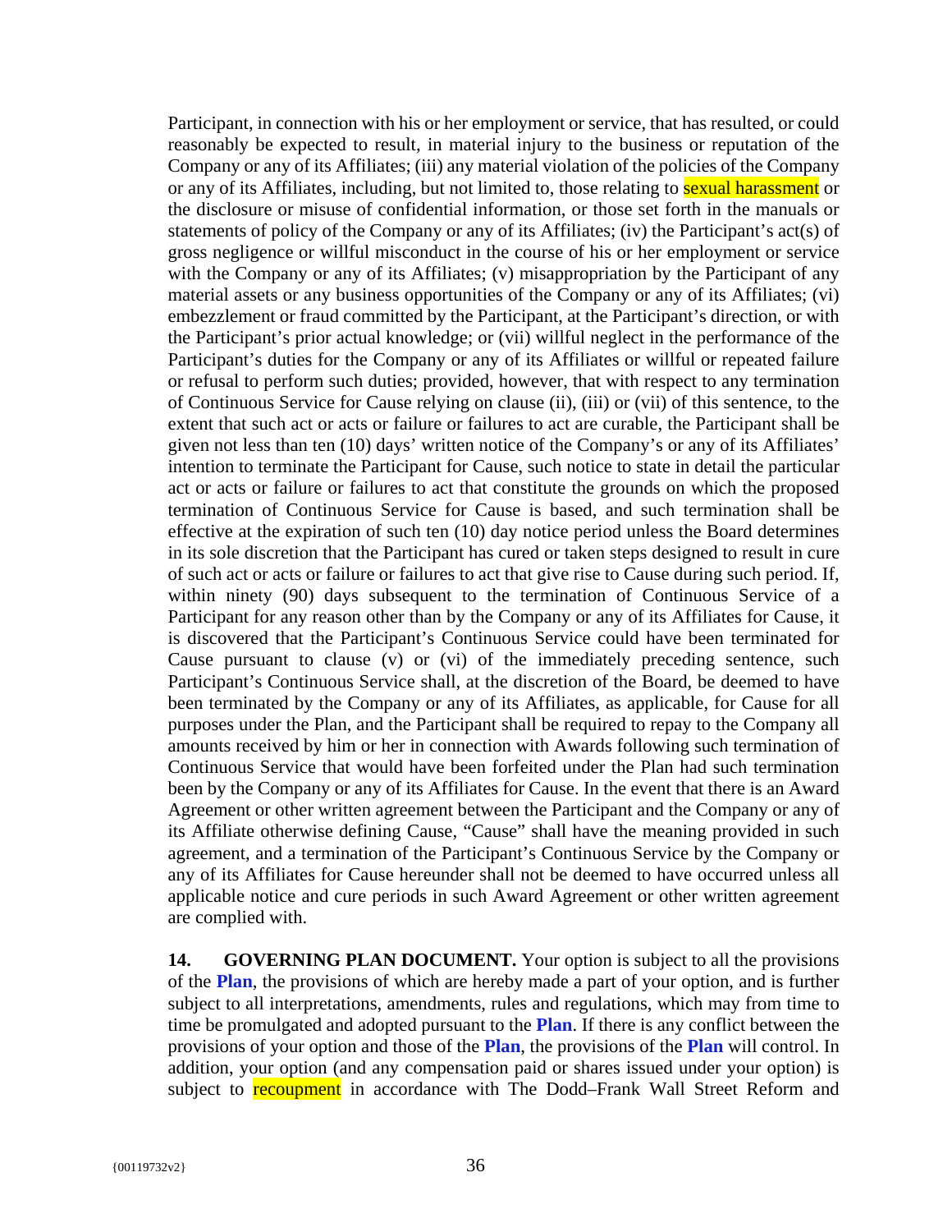Participant, in connection with his or her employment or service, that has resulted, or could reasonably be expected to result, in material injury to the business or reputation of the Company or any of its Affiliates; (iii) any material violation of the policies of the Company or any of its Affiliates, including, but not limited to, those relating to sexual harassment or the disclosure or misuse of confidential information, or those set forth in the manuals or statements of policy of the Company or any of its Affiliates; (iv) the Participant's act(s) of gross negligence or willful misconduct in the course of his or her employment or service with the Company or any of its Affiliates; (v) misappropriation by the Participant of any material assets or any business opportunities of the Company or any of its Affiliates; (vi) embezzlement or fraud committed by the Participant, at the Participant's direction, or with the Participant's prior actual knowledge; or (vii) willful neglect in the performance of the Participant's duties for the Company or any of its Affiliates or willful or repeated failure or refusal to perform such duties; provided, however, that with respect to any termination of Continuous Service for Cause relying on clause (ii), (iii) or (vii) of this sentence, to the extent that such act or acts or failure or failures to act are curable, the Participant shall be given not less than ten (10) days' written notice of the Company's or any of its Affiliates' intention to terminate the Participant for Cause, such notice to state in detail the particular act or acts or failure or failures to act that constitute the grounds on which the proposed termination of Continuous Service for Cause is based, and such termination shall be effective at the expiration of such ten (10) day notice period unless the Board determines in its sole discretion that the Participant has cured or taken steps designed to result in cure of such act or acts or failure or failures to act that give rise to Cause during such period. If, within ninety (90) days subsequent to the termination of Continuous Service of a Participant for any reason other than by the Company or any of its Affiliates for Cause, it is discovered that the Participant's Continuous Service could have been terminated for Cause pursuant to clause (v) or (vi) of the immediately preceding sentence, such Participant's Continuous Service shall, at the discretion of the Board, be deemed to have been terminated by the Company or any of its Affiliates, as applicable, for Cause for all purposes under the Plan, and the Participant shall be required to repay to the Company all amounts received by him or her in connection with Awards following such termination of Continuous Service that would have been forfeited under the Plan had such termination been by the Company or any of its Affiliates for Cause. In the event that there is an Award Agreement or other written agreement between the Participant and the Company or any of its Affiliate otherwise defining Cause, "Cause" shall have the meaning provided in such agreement, and a termination of the Participant's Continuous Service by the Company or any of its Affiliates for Cause hereunder shall not be deemed to have occurred unless all applicable notice and cure periods in such Award Agreement or other written agreement are complied with.

**14. GOVERNING PLAN DOCUMENT.** Your option is subject to all the provisions of the **Plan**, the provisions of which are hereby made a part of your option, and is further subject to all interpretations, amendments, rules and regulations, which may from time to time be promulgated and adopted pursuant to the **Plan**. If there is any conflict between the provisions of your option and those of the **Plan**, the provisions of the **Plan** will control. In addition, your option (and any compensation paid or shares issued under your option) is subject to recoupment in accordance with The Dodd–Frank Wall Street Reform and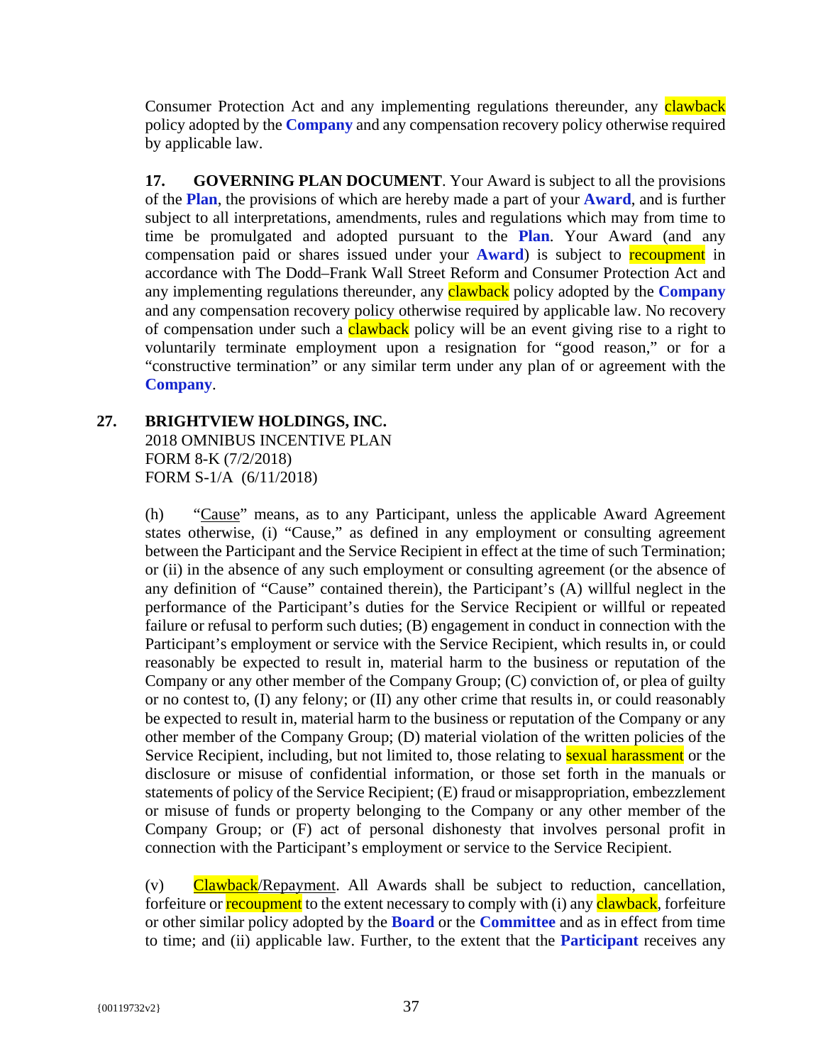Consumer Protection Act and any implementing regulations thereunder, any clawback policy adopted by the **Company** and any compensation recovery policy otherwise required by applicable law.

**17. GOVERNING PLAN DOCUMENT**. Your Award is subject to all the provisions of the **Plan**, the provisions of which are hereby made a part of your **Award**, and is further subject to all interpretations, amendments, rules and regulations which may from time to time be promulgated and adopted pursuant to the **Plan**. Your Award (and any compensation paid or shares issued under your **Award**) is subject to recoupment in accordance with The Dodd–Frank Wall Street Reform and Consumer Protection Act and any implementing regulations thereunder, any clawback policy adopted by the **Company** and any compensation recovery policy otherwise required by applicable law. No recovery of compensation under such a clawback policy will be an event giving rise to a right to voluntarily terminate employment upon a resignation for "good reason," or for a "constructive termination" or any similar term under any plan of or agreement with the **Company**.

**27. BRIGHTVIEW HOLDINGS, INC.**
2018 OMNIBUS INCENTIVE PLAN
FORM 8-K (7/2/2018)
FORM S-1/A (6/11/2018)

(h) "Cause" means, as to any Participant, unless the applicable Award Agreement states otherwise, (i) "Cause," as defined in any employment or consulting agreement between the Participant and the Service Recipient in effect at the time of such Termination; or (ii) in the absence of any such employment or consulting agreement (or the absence of any definition of "Cause" contained therein), the Participant's (A) willful neglect in the performance of the Participant's duties for the Service Recipient or willful or repeated failure or refusal to perform such duties; (B) engagement in conduct in connection with the Participant's employment or service with the Service Recipient, which results in, or could reasonably be expected to result in, material harm to the business or reputation of the Company or any other member of the Company Group; (C) conviction of, or plea of guilty or no contest to, (I) any felony; or (II) any other crime that results in, or could reasonably be expected to result in, material harm to the business or reputation of the Company or any other member of the Company Group; (D) material violation of the written policies of the Service Recipient, including, but not limited to, those relating to sexual harassment or the disclosure or misuse of confidential information, or those set forth in the manuals or statements of policy of the Service Recipient; (E) fraud or misappropriation, embezzlement or misuse of funds or property belonging to the Company or any other member of the Company Group; or (F) act of personal dishonesty that involves personal profit in connection with the Participant's employment or service to the Service Recipient.

(v) Clawback/Repayment. All Awards shall be subject to reduction, cancellation, forfeiture or recoupment to the extent necessary to comply with (i) any clawback, forfeiture or other similar policy adopted by the **Board** or the **Committee** and as in effect from time to time; and (ii) applicable law. Further, to the extent that the **Participant** receives any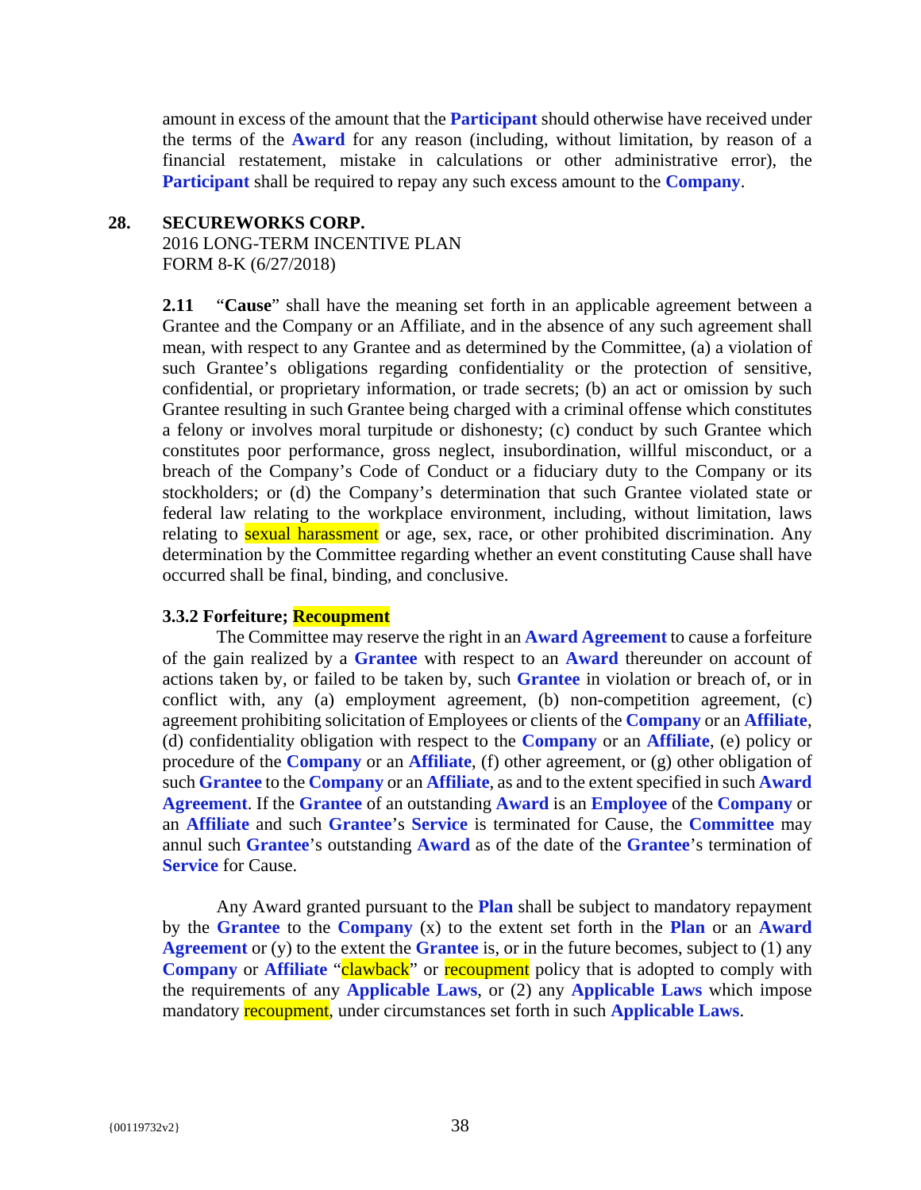amount in excess of the amount that the **Participant** should otherwise have received under the terms of the **Award** for any reason (including, without limitation, by reason of a financial restatement, mistake in calculations or other administrative error), the **Participant** shall be required to repay any such excess amount to the **Company**.

**28. SECUREWORKS CORP.**
2016 LONG-TERM INCENTIVE PLAN
FORM 8-K (6/27/2018)

**2.11** "**Cause**" shall have the meaning set forth in an applicable agreement between a Grantee and the Company or an Affiliate, and in the absence of any such agreement shall mean, with respect to any Grantee and as determined by the Committee, (a) a violation of such Grantee's obligations regarding confidentiality or the protection of sensitive, confidential, or proprietary information, or trade secrets; (b) an act or omission by such Grantee resulting in such Grantee being charged with a criminal offense which constitutes a felony or involves moral turpitude or dishonesty; (c) conduct by such Grantee which constitutes poor performance, gross neglect, insubordination, willful misconduct, or a breach of the Company's Code of Conduct or a fiduciary duty to the Company or its stockholders; or (d) the Company's determination that such Grantee violated state or federal law relating to the workplace environment, including, without limitation, laws relating to sexual harassment or age, sex, race, or other prohibited discrimination. Any determination by the Committee regarding whether an event constituting Cause shall have occurred shall be final, binding, and conclusive.

**3.3.2 Forfeiture; Recoupment**

The Committee may reserve the right in an **Award Agreement** to cause a forfeiture of the gain realized by a **Grantee** with respect to an **Award** thereunder on account of actions taken by, or failed to be taken by, such **Grantee** in violation or breach of, or in conflict with, any (a) employment agreement, (b) non-competition agreement, (c) agreement prohibiting solicitation of Employees or clients of the **Company** or an **Affiliate**, (d) confidentiality obligation with respect to the **Company** or an **Affiliate**, (e) policy or procedure of the **Company** or an **Affiliate**, (f) other agreement, or (g) other obligation of such **Grantee** to the **Company** or an **Affiliate**, as and to the extent specified in such **Award Agreement**. If the **Grantee** of an outstanding **Award** is an **Employee** of the **Company** or an **Affiliate** and such **Grantee**'s **Service** is terminated for Cause, the **Committee** may annul such **Grantee**'s outstanding **Award** as of the date of the **Grantee**'s termination of **Service** for Cause.

Any Award granted pursuant to the **Plan** shall be subject to mandatory repayment by the **Grantee** to the **Company** (x) to the extent set forth in the **Plan** or an **Award Agreement** or (y) to the extent the **Grantee** is, or in the future becomes, subject to (1) any **Company** or **Affiliate** "clawback" or recoupment policy that is adopted to comply with the requirements of any **Applicable Laws**, or (2) any **Applicable Laws** which impose mandatory recoupment, under circumstances set forth in such **Applicable Laws**.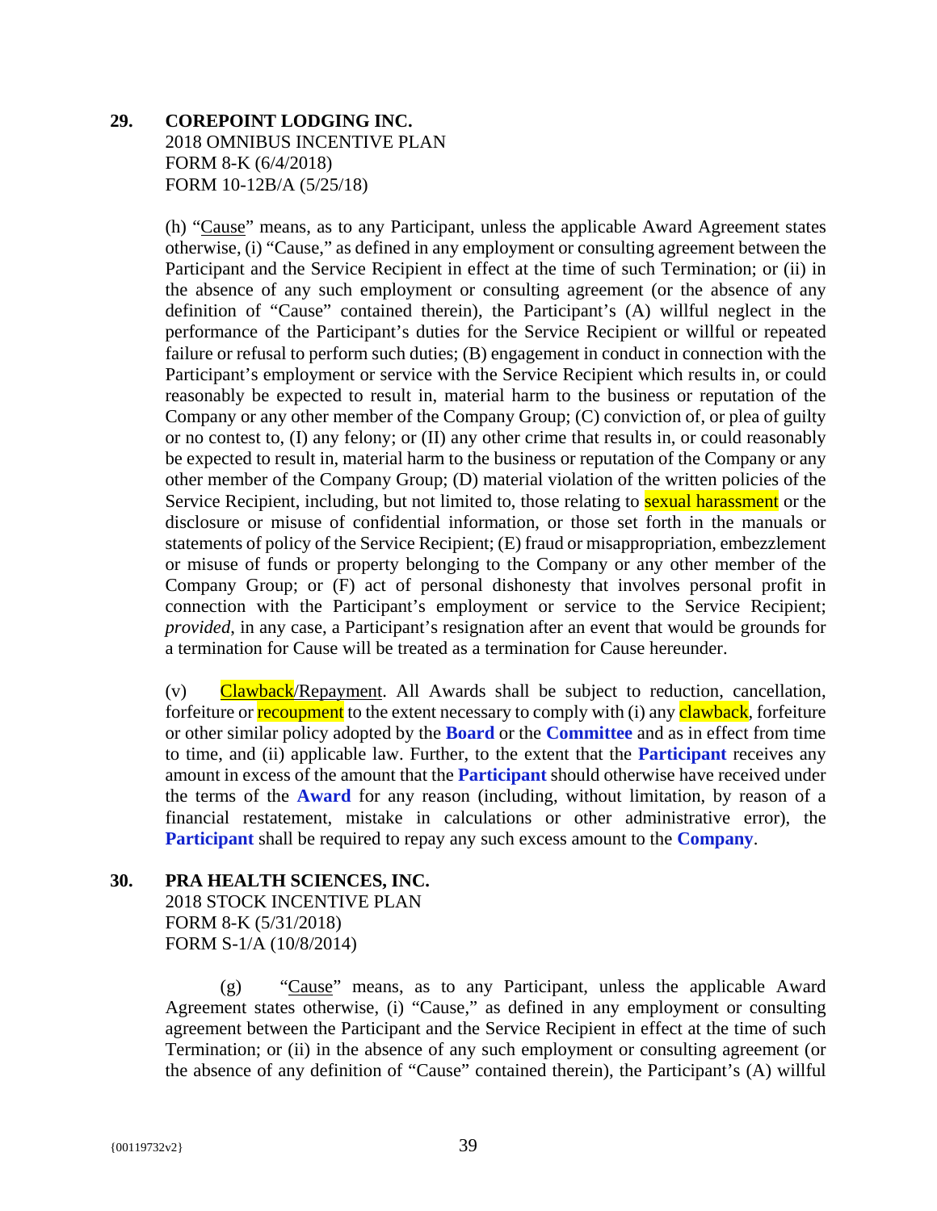**29. COREPOINT LODGING INC.**
2018 OMNIBUS INCENTIVE PLAN
FORM 8-K (6/4/2018)
FORM 10-12B/A (5/25/18)

(h) "Cause" means, as to any Participant, unless the applicable Award Agreement states otherwise, (i) "Cause," as defined in any employment or consulting agreement between the Participant and the Service Recipient in effect at the time of such Termination; or (ii) in the absence of any such employment or consulting agreement (or the absence of any definition of "Cause" contained therein), the Participant's (A) willful neglect in the performance of the Participant's duties for the Service Recipient or willful or repeated failure or refusal to perform such duties; (B) engagement in conduct in connection with the Participant's employment or service with the Service Recipient which results in, or could reasonably be expected to result in, material harm to the business or reputation of the Company or any other member of the Company Group; (C) conviction of, or plea of guilty or no contest to, (I) any felony; or (II) any other crime that results in, or could reasonably be expected to result in, material harm to the business or reputation of the Company or any other member of the Company Group; (D) material violation of the written policies of the Service Recipient, including, but not limited to, those relating to sexual harassment or the disclosure or misuse of confidential information, or those set forth in the manuals or statements of policy of the Service Recipient; (E) fraud or misappropriation, embezzlement or misuse of funds or property belonging to the Company or any other member of the Company Group; or (F) act of personal dishonesty that involves personal profit in connection with the Participant's employment or service to the Service Recipient; *provided*, in any case, a Participant's resignation after an event that would be grounds for a termination for Cause will be treated as a termination for Cause hereunder.

(v) Clawback/Repayment. All Awards shall be subject to reduction, cancellation, forfeiture or recoupment to the extent necessary to comply with (i) any clawback, forfeiture or other similar policy adopted by the **Board** or the **Committee** and as in effect from time to time, and (ii) applicable law. Further, to the extent that the **Participant** receives any amount in excess of the amount that the **Participant** should otherwise have received under the terms of the **Award** for any reason (including, without limitation, by reason of a financial restatement, mistake in calculations or other administrative error), the **Participant** shall be required to repay any such excess amount to the **Company**.

**30. PRA HEALTH SCIENCES, INC.**
2018 STOCK INCENTIVE PLAN
FORM 8-K (5/31/2018)
FORM S-1/A (10/8/2014)

(g) "Cause" means, as to any Participant, unless the applicable Award Agreement states otherwise, (i) "Cause," as defined in any employment or consulting agreement between the Participant and the Service Recipient in effect at the time of such Termination; or (ii) in the absence of any such employment or consulting agreement (or the absence of any definition of "Cause" contained therein), the Participant's (A) willful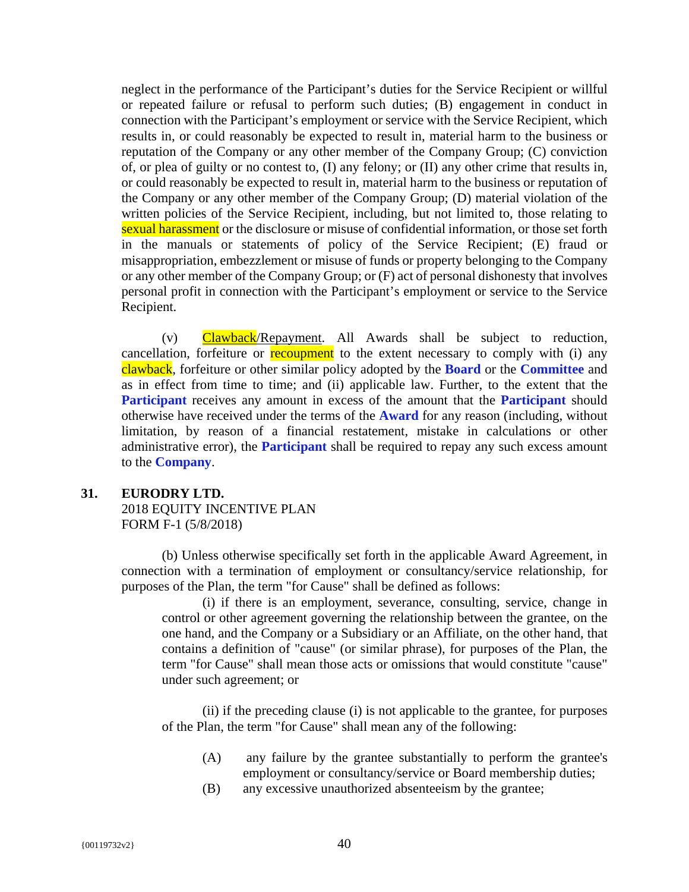neglect in the performance of the Participant's duties for the Service Recipient or willful or repeated failure or refusal to perform such duties; (B) engagement in conduct in connection with the Participant's employment or service with the Service Recipient, which results in, or could reasonably be expected to result in, material harm to the business or reputation of the Company or any other member of the Company Group; (C) conviction of, or plea of guilty or no contest to, (I) any felony; or (II) any other crime that results in, or could reasonably be expected to result in, material harm to the business or reputation of the Company or any other member of the Company Group; (D) material violation of the written policies of the Service Recipient, including, but not limited to, those relating to sexual harassment or the disclosure or misuse of confidential information, or those set forth in the manuals or statements of policy of the Service Recipient; (E) fraud or misappropriation, embezzlement or misuse of funds or property belonging to the Company or any other member of the Company Group; or (F) act of personal dishonesty that involves personal profit in connection with the Participant's employment or service to the Service Recipient.

(v) Clawback/Repayment. All Awards shall be subject to reduction, cancellation, forfeiture or recoupment to the extent necessary to comply with (i) any clawback, forfeiture or other similar policy adopted by the **Board** or the **Committee** and as in effect from time to time; and (ii) applicable law. Further, to the extent that the **Participant** receives any amount in excess of the amount that the **Participant** should otherwise have received under the terms of the **Award** for any reason (including, without limitation, by reason of a financial restatement, mistake in calculations or other administrative error), the **Participant** shall be required to repay any such excess amount to the **Company**.

**31. EURODRY LTD.**
2018 EQUITY INCENTIVE PLAN
FORM F-1 (5/8/2018)

(b) Unless otherwise specifically set forth in the applicable Award Agreement, in connection with a termination of employment or consultancy/service relationship, for purposes of the Plan, the term "for Cause" shall be defined as follows:

(i) if there is an employment, severance, consulting, service, change in control or other agreement governing the relationship between the grantee, on the one hand, and the Company or a Subsidiary or an Affiliate, on the other hand, that contains a definition of "cause" (or similar phrase), for purposes of the Plan, the term "for Cause" shall mean those acts or omissions that would constitute "cause" under such agreement; or

(ii) if the preceding clause (i) is not applicable to the grantee, for purposes of the Plan, the term "for Cause" shall mean any of the following:

(A) any failure by the grantee substantially to perform the grantee's employment or consultancy/service or Board membership duties;

(B) any excessive unauthorized absenteeism by the grantee;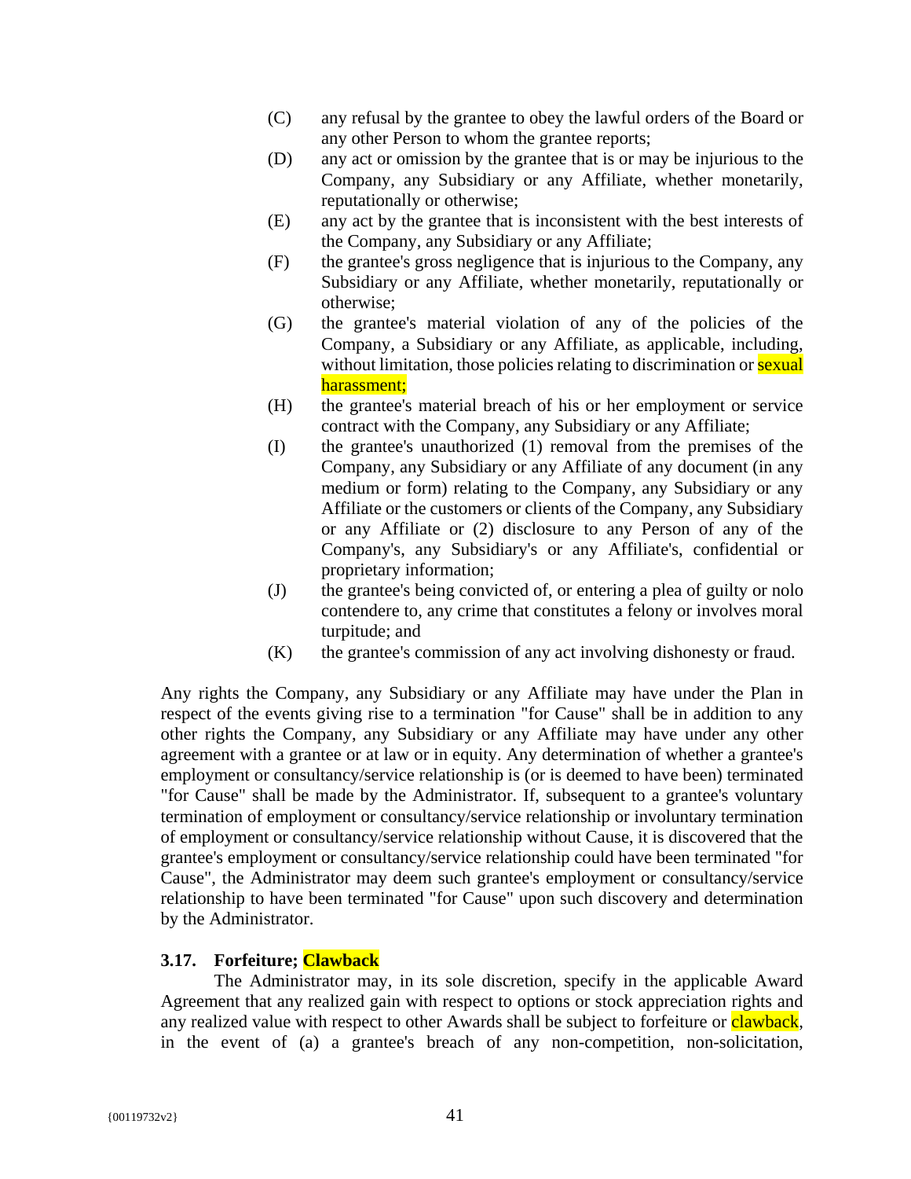(C) any refusal by the grantee to obey the lawful orders of the Board or any other Person to whom the grantee reports;

(D) any act or omission by the grantee that is or may be injurious to the Company, any Subsidiary or any Affiliate, whether monetarily, reputationally or otherwise;

(E) any act by the grantee that is inconsistent with the best interests of the Company, any Subsidiary or any Affiliate;

(F) the grantee's gross negligence that is injurious to the Company, any Subsidiary or any Affiliate, whether monetarily, reputationally or otherwise;

(G) the grantee's material violation of any of the policies of the Company, a Subsidiary or any Affiliate, as applicable, including, without limitation, those policies relating to discrimination or sexual harassment;

(H) the grantee's material breach of his or her employment or service contract with the Company, any Subsidiary or any Affiliate;

(I) the grantee's unauthorized (1) removal from the premises of the Company, any Subsidiary or any Affiliate of any document (in any medium or form) relating to the Company, any Subsidiary or any Affiliate or the customers or clients of the Company, any Subsidiary or any Affiliate or (2) disclosure to any Person of any of the Company's, any Subsidiary's or any Affiliate's, confidential or proprietary information;

(J) the grantee's being convicted of, or entering a plea of guilty or nolo contendere to, any crime that constitutes a felony or involves moral turpitude; and

(K) the grantee's commission of any act involving dishonesty or fraud.

Any rights the Company, any Subsidiary or any Affiliate may have under the Plan in respect of the events giving rise to a termination "for Cause" shall be in addition to any other rights the Company, any Subsidiary or any Affiliate may have under any other agreement with a grantee or at law or in equity. Any determination of whether a grantee's employment or consultancy/service relationship is (or is deemed to have been) terminated "for Cause" shall be made by the Administrator. If, subsequent to a grantee's voluntary termination of employment or consultancy/service relationship or involuntary termination of employment or consultancy/service relationship without Cause, it is discovered that the grantee's employment or consultancy/service relationship could have been terminated "for Cause", the Administrator may deem such grantee's employment or consultancy/service relationship to have been terminated "for Cause" upon such discovery and determination by the Administrator.

### 3.17. Forfeiture; Clawback

The Administrator may, in its sole discretion, specify in the applicable Award Agreement that any realized gain with respect to options or stock appreciation rights and any realized value with respect to other Awards shall be subject to forfeiture or clawback, in the event of (a) a grantee's breach of any non-competition, non-solicitation,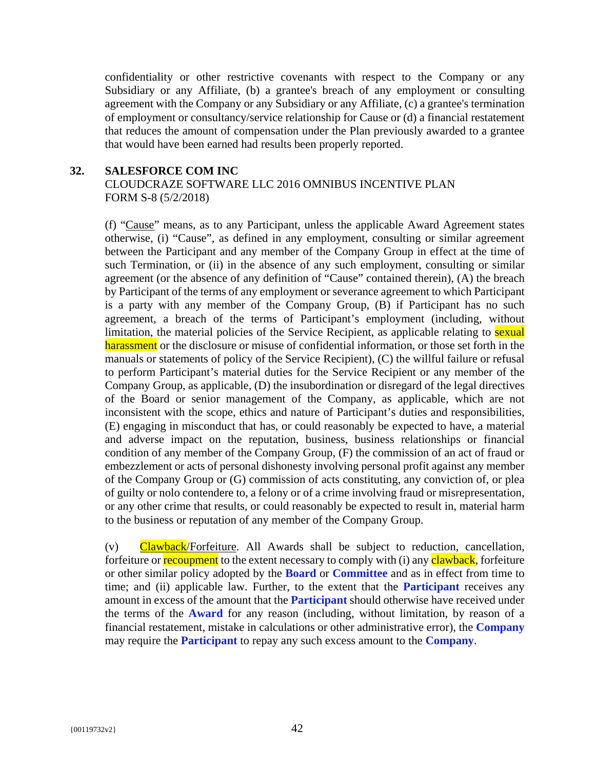confidentiality or other restrictive covenants with respect to the Company or any Subsidiary or any Affiliate, (b) a grantee's breach of any employment or consulting agreement with the Company or any Subsidiary or any Affiliate, (c) a grantee's termination of employment or consultancy/service relationship for Cause or (d) a financial restatement that reduces the amount of compensation under the Plan previously awarded to a grantee that would have been earned had results been properly reported.

## 32. SALESFORCE COM INC

CLOUDCRAZE SOFTWARE LLC 2016 OMNIBUS INCENTIVE PLAN
FORM S-8 (5/2/2018)

(f) "Cause" means, as to any Participant, unless the applicable Award Agreement states otherwise, (i) "Cause", as defined in any employment, consulting or similar agreement between the Participant and any member of the Company Group in effect at the time of such Termination, or (ii) in the absence of any such employment, consulting or similar agreement (or the absence of any definition of "Cause" contained therein), (A) the breach by Participant of the terms of any employment or severance agreement to which Participant is a party with any member of the Company Group, (B) if Participant has no such agreement, a breach of the terms of Participant's employment (including, without limitation, the material policies of the Service Recipient, as applicable relating to sexual harassment or the disclosure or misuse of confidential information, or those set forth in the manuals or statements of policy of the Service Recipient), (C) the willful failure or refusal to perform Participant's material duties for the Service Recipient or any member of the Company Group, as applicable, (D) the insubordination or disregard of the legal directives of the Board or senior management of the Company, as applicable, which are not inconsistent with the scope, ethics and nature of Participant's duties and responsibilities, (E) engaging in misconduct that has, or could reasonably be expected to have, a material and adverse impact on the reputation, business, business relationships or financial condition of any member of the Company Group, (F) the commission of an act of fraud or embezzlement or acts of personal dishonesty involving personal profit against any member of the Company Group or (G) commission of acts constituting, any conviction of, or plea of guilty or nolo contendere to, a felony or of a crime involving fraud or misrepresentation, or any other crime that results, or could reasonably be expected to result in, material harm to the business or reputation of any member of the Company Group.

(v) Clawback/Forfeiture. All Awards shall be subject to reduction, cancellation, forfeiture or recoupment to the extent necessary to comply with (i) any clawback, forfeiture or other similar policy adopted by the **Board** or **Committee** and as in effect from time to time; and (ii) applicable law. Further, to the extent that the **Participant** receives any amount in excess of the amount that the **Participant** should otherwise have received under the terms of the **Award** for any reason (including, without limitation, by reason of a financial restatement, mistake in calculations or other administrative error), the **Company** may require the **Participant** to repay any such excess amount to the **Company**.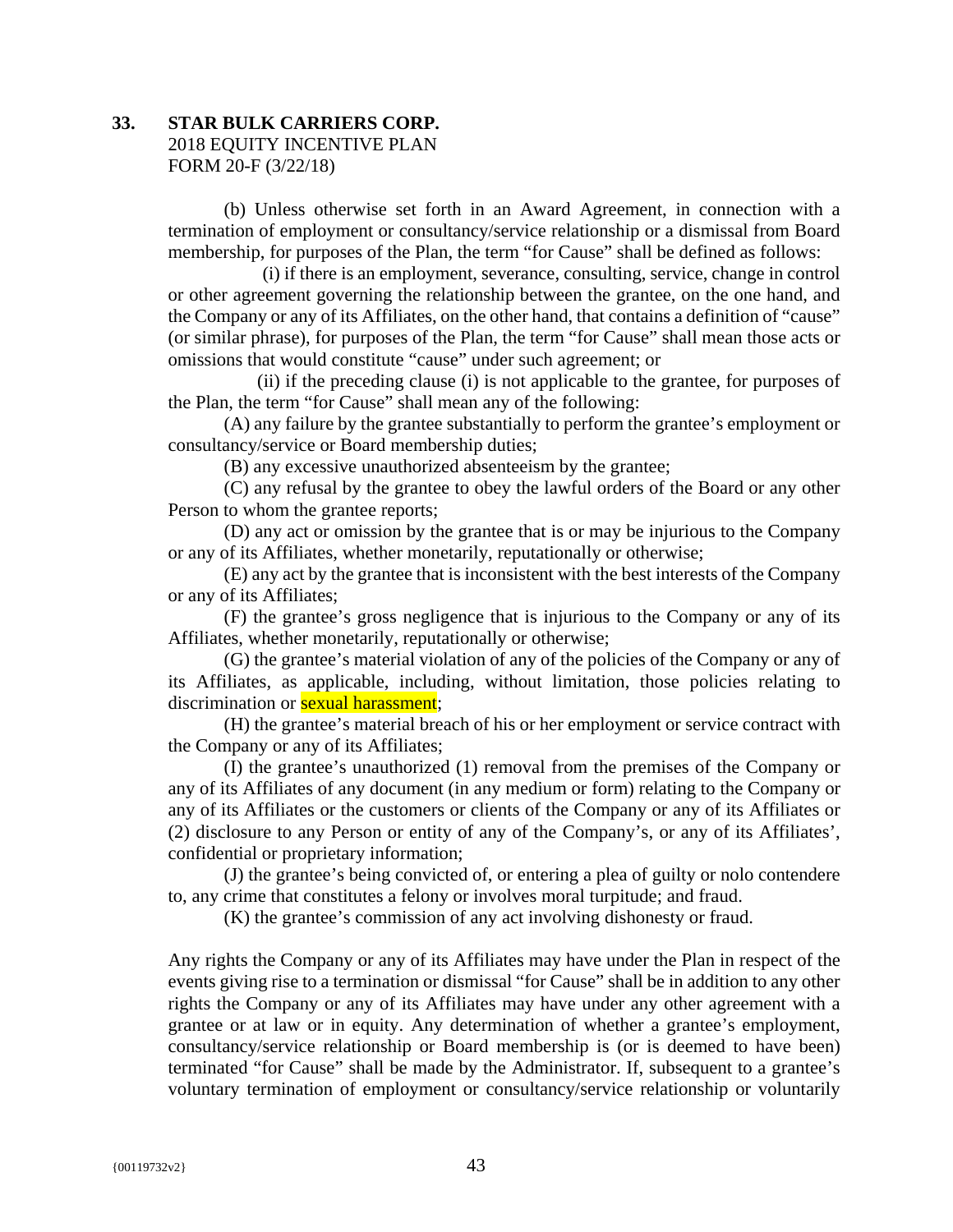**33. STAR BULK CARRIERS CORP.**
2018 EQUITY INCENTIVE PLAN
FORM 20-F (3/22/18)

(b) Unless otherwise set forth in an Award Agreement, in connection with a termination of employment or consultancy/service relationship or a dismissal from Board membership, for purposes of the Plan, the term "for Cause" shall be defined as follows:

(i) if there is an employment, severance, consulting, service, change in control or other agreement governing the relationship between the grantee, on the one hand, and the Company or any of its Affiliates, on the other hand, that contains a definition of "cause" (or similar phrase), for purposes of the Plan, the term "for Cause" shall mean those acts or omissions that would constitute "cause" under such agreement; or

(ii) if the preceding clause (i) is not applicable to the grantee, for purposes of the Plan, the term "for Cause" shall mean any of the following:

(A) any failure by the grantee substantially to perform the grantee's employment or consultancy/service or Board membership duties;

(B) any excessive unauthorized absenteeism by the grantee;

(C) any refusal by the grantee to obey the lawful orders of the Board or any other Person to whom the grantee reports;

(D) any act or omission by the grantee that is or may be injurious to the Company or any of its Affiliates, whether monetarily, reputationally or otherwise;

(E) any act by the grantee that is inconsistent with the best interests of the Company or any of its Affiliates;

(F) the grantee's gross negligence that is injurious to the Company or any of its Affiliates, whether monetarily, reputationally or otherwise;

(G) the grantee's material violation of any of the policies of the Company or any of its Affiliates, as applicable, including, without limitation, those policies relating to discrimination or sexual harassment;

(H) the grantee's material breach of his or her employment or service contract with the Company or any of its Affiliates;

(I) the grantee's unauthorized (1) removal from the premises of the Company or any of its Affiliates of any document (in any medium or form) relating to the Company or any of its Affiliates or the customers or clients of the Company or any of its Affiliates or (2) disclosure to any Person or entity of any of the Company's, or any of its Affiliates', confidential or proprietary information;

(J) the grantee's being convicted of, or entering a plea of guilty or nolo contendere to, any crime that constitutes a felony or involves moral turpitude; and fraud.

(K) the grantee's commission of any act involving dishonesty or fraud.

Any rights the Company or any of its Affiliates may have under the Plan in respect of the events giving rise to a termination or dismissal "for Cause" shall be in addition to any other rights the Company or any of its Affiliates may have under any other agreement with a grantee or at law or in equity. Any determination of whether a grantee's employment, consultancy/service relationship or Board membership is (or is deemed to have been) terminated "for Cause" shall be made by the Administrator. If, subsequent to a grantee's voluntary termination of employment or consultancy/service relationship or voluntarily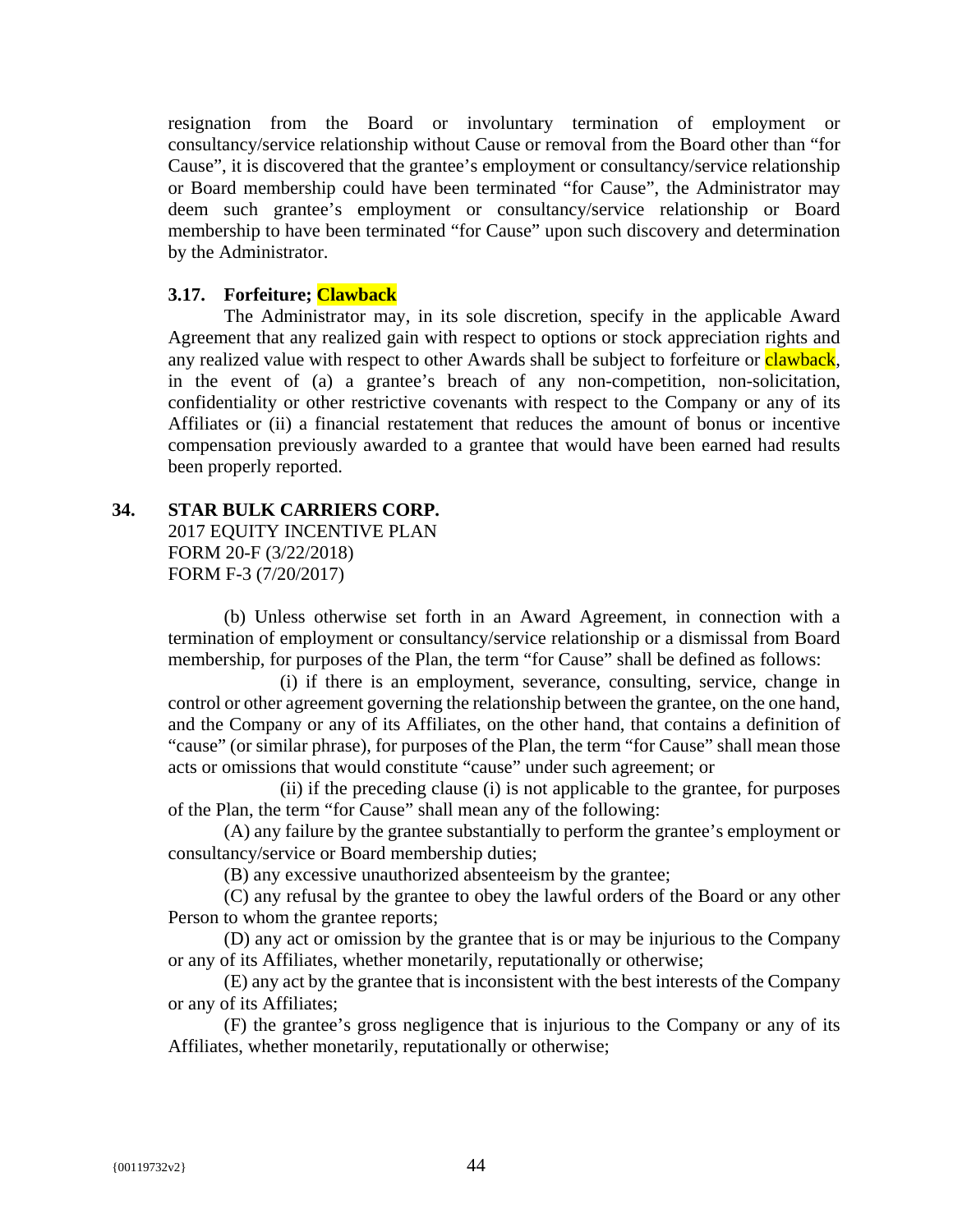resignation from the Board or involuntary termination of employment or consultancy/service relationship without Cause or removal from the Board other than "for Cause", it is discovered that the grantee's employment or consultancy/service relationship or Board membership could have been terminated "for Cause", the Administrator may deem such grantee's employment or consultancy/service relationship or Board membership to have been terminated "for Cause" upon such discovery and determination by the Administrator.

**3.17. Forfeiture; Clawback**

The Administrator may, in its sole discretion, specify in the applicable Award Agreement that any realized gain with respect to options or stock appreciation rights and any realized value with respect to other Awards shall be subject to forfeiture or clawback, in the event of (a) a grantee's breach of any non-competition, non-solicitation, confidentiality or other restrictive covenants with respect to the Company or any of its Affiliates or (ii) a financial restatement that reduces the amount of bonus or incentive compensation previously awarded to a grantee that would have been earned had results been properly reported.

**34. STAR BULK CARRIERS CORP.**

2017 EQUITY INCENTIVE PLAN
FORM 20-F (3/22/2018)
FORM F-3 (7/20/2017)

(b) Unless otherwise set forth in an Award Agreement, in connection with a termination of employment or consultancy/service relationship or a dismissal from Board membership, for purposes of the Plan, the term "for Cause" shall be defined as follows:

(i) if there is an employment, severance, consulting, service, change in control or other agreement governing the relationship between the grantee, on the one hand, and the Company or any of its Affiliates, on the other hand, that contains a definition of "cause" (or similar phrase), for purposes of the Plan, the term "for Cause" shall mean those acts or omissions that would constitute "cause" under such agreement; or

(ii) if the preceding clause (i) is not applicable to the grantee, for purposes of the Plan, the term "for Cause" shall mean any of the following:

(A) any failure by the grantee substantially to perform the grantee's employment or consultancy/service or Board membership duties;

(B) any excessive unauthorized absenteeism by the grantee;

(C) any refusal by the grantee to obey the lawful orders of the Board or any other Person to whom the grantee reports;

(D) any act or omission by the grantee that is or may be injurious to the Company or any of its Affiliates, whether monetarily, reputationally or otherwise;

(E) any act by the grantee that is inconsistent with the best interests of the Company or any of its Affiliates;

(F) the grantee's gross negligence that is injurious to the Company or any of its Affiliates, whether monetarily, reputationally or otherwise;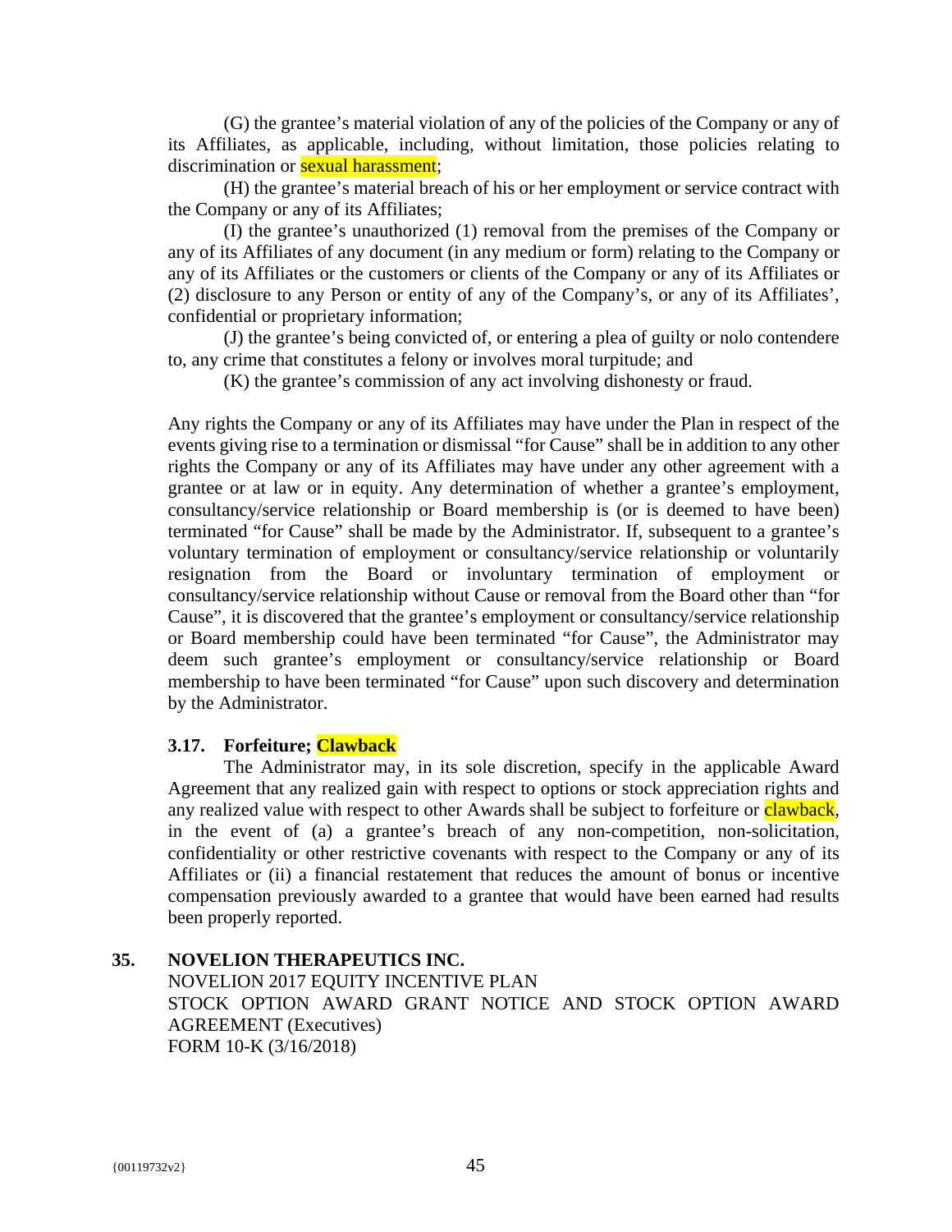(G) the grantee's material violation of any of the policies of the Company or any of its Affiliates, as applicable, including, without limitation, those policies relating to discrimination or sexual harassment;

(H) the grantee's material breach of his or her employment or service contract with the Company or any of its Affiliates;

(I) the grantee's unauthorized (1) removal from the premises of the Company or any of its Affiliates of any document (in any medium or form) relating to the Company or any of its Affiliates or the customers or clients of the Company or any of its Affiliates or (2) disclosure to any Person or entity of any of the Company's, or any of its Affiliates', confidential or proprietary information;

(J) the grantee's being convicted of, or entering a plea of guilty or nolo contendere to, any crime that constitutes a felony or involves moral turpitude; and

(K) the grantee's commission of any act involving dishonesty or fraud.

Any rights the Company or any of its Affiliates may have under the Plan in respect of the events giving rise to a termination or dismissal "for Cause" shall be in addition to any other rights the Company or any of its Affiliates may have under any other agreement with a grantee or at law or in equity. Any determination of whether a grantee's employment, consultancy/service relationship or Board membership is (or is deemed to have been) terminated "for Cause" shall be made by the Administrator. If, subsequent to a grantee's voluntary termination of employment or consultancy/service relationship or voluntarily resignation from the Board or involuntary termination of employment or consultancy/service relationship without Cause or removal from the Board other than "for Cause", it is discovered that the grantee's employment or consultancy/service relationship or Board membership could have been terminated "for Cause", the Administrator may deem such grantee's employment or consultancy/service relationship or Board membership to have been terminated "for Cause" upon such discovery and determination by the Administrator.

**3.17. Forfeiture; Clawback**

The Administrator may, in its sole discretion, specify in the applicable Award Agreement that any realized gain with respect to options or stock appreciation rights and any realized value with respect to other Awards shall be subject to forfeiture or clawback, in the event of (a) a grantee's breach of any non-competition, non-solicitation, confidentiality or other restrictive covenants with respect to the Company or any of its Affiliates or (ii) a financial restatement that reduces the amount of bonus or incentive compensation previously awarded to a grantee that would have been earned had results been properly reported.

**35. NOVELION THERAPEUTICS INC.**

NOVELION 2017 EQUITY INCENTIVE PLAN
STOCK OPTION AWARD GRANT NOTICE AND STOCK OPTION AWARD AGREEMENT (Executives)
FORM 10-K (3/16/2018)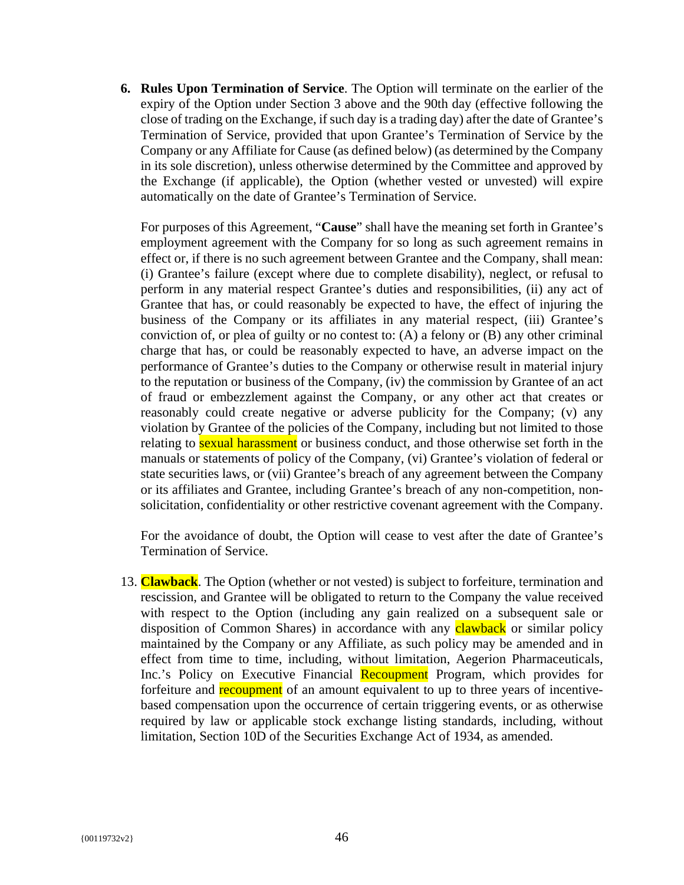6. **Rules Upon Termination of Service**. The Option will terminate on the earlier of the expiry of the Option under Section 3 above and the 90th day (effective following the close of trading on the Exchange, if such day is a trading day) after the date of Grantee's Termination of Service, provided that upon Grantee's Termination of Service by the Company or any Affiliate for Cause (as defined below) (as determined by the Company in its sole discretion), unless otherwise determined by the Committee and approved by the Exchange (if applicable), the Option (whether vested or unvested) will expire automatically on the date of Grantee's Termination of Service.

   For purposes of this Agreement, "**Cause**" shall have the meaning set forth in Grantee's employment agreement with the Company for so long as such agreement remains in effect or, if there is no such agreement between Grantee and the Company, shall mean: (i) Grantee's failure (except where due to complete disability), neglect, or refusal to perform in any material respect Grantee's duties and responsibilities, (ii) any act of Grantee that has, or could reasonably be expected to have, the effect of injuring the business of the Company or its affiliates in any material respect, (iii) Grantee's conviction of, or plea of guilty or no contest to: (A) a felony or (B) any other criminal charge that has, or could be reasonably expected to have, an adverse impact on the performance of Grantee's duties to the Company or otherwise result in material injury to the reputation or business of the Company, (iv) the commission by Grantee of an act of fraud or embezzlement against the Company, or any other act that creates or reasonably could create negative or adverse publicity for the Company; (v) any violation by Grantee of the policies of the Company, including but not limited to those relating to sexual harassment or business conduct, and those otherwise set forth in the manuals or statements of policy of the Company, (vi) Grantee's violation of federal or state securities laws, or (vii) Grantee's breach of any agreement between the Company or its affiliates and Grantee, including Grantee's breach of any non-competition, non-solicitation, confidentiality or other restrictive covenant agreement with the Company.

   For the avoidance of doubt, the Option will cease to vest after the date of Grantee's Termination of Service.

13. **Clawback**. The Option (whether or not vested) is subject to forfeiture, termination and rescission, and Grantee will be obligated to return to the Company the value received with respect to the Option (including any gain realized on a subsequent sale or disposition of Common Shares) in accordance with any clawback or similar policy maintained by the Company or any Affiliate, as such policy may be amended and in effect from time to time, including, without limitation, Aegerion Pharmaceuticals, Inc.'s Policy on Executive Financial Recoupment Program, which provides for forfeiture and recoupment of an amount equivalent to up to three years of incentive-based compensation upon the occurrence of certain triggering events, or as otherwise required by law or applicable stock exchange listing standards, including, without limitation, Section 10D of the Securities Exchange Act of 1934, as amended.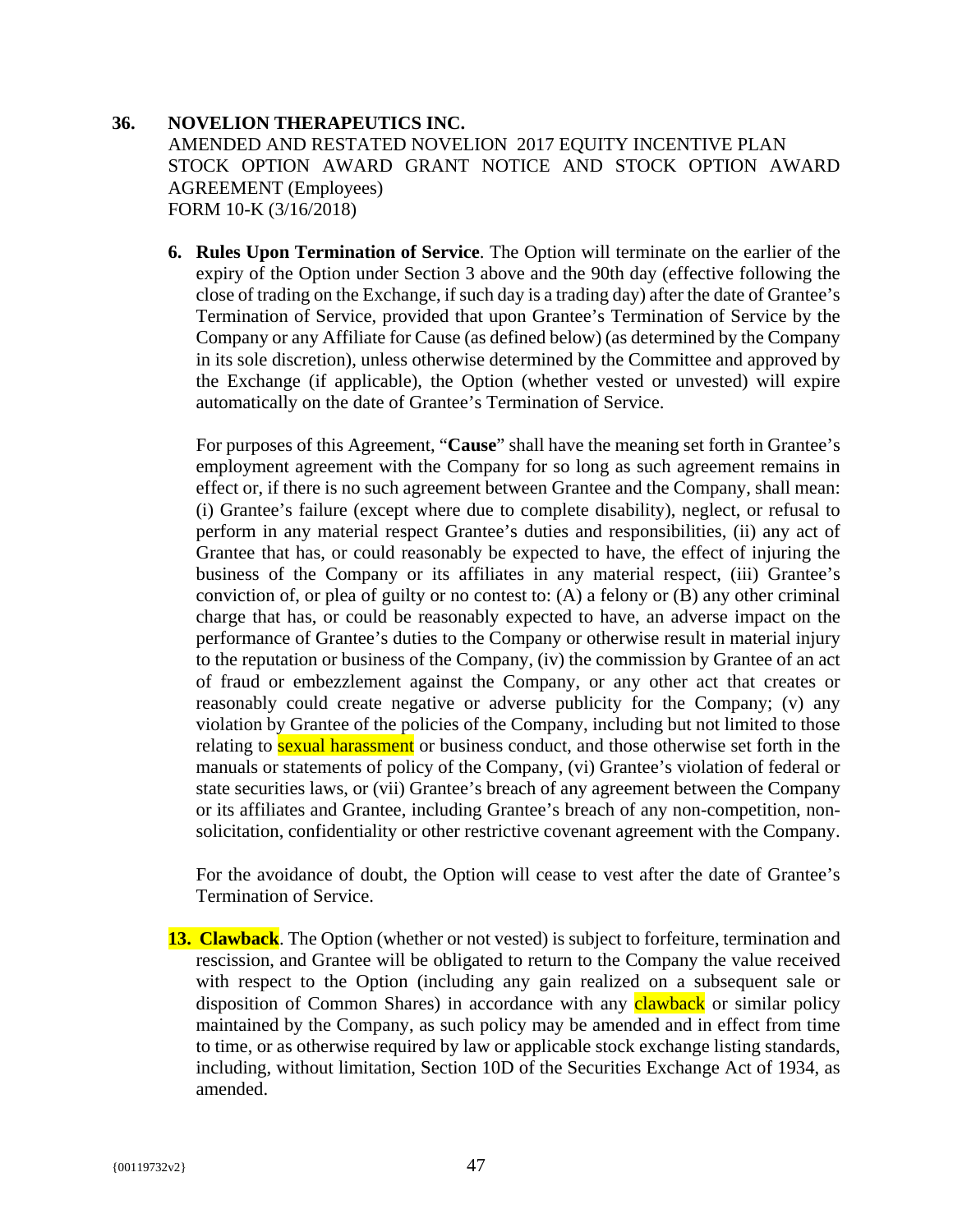**36. NOVELION THERAPEUTICS INC.**

AMENDED AND RESTATED NOVELION 2017 EQUITY INCENTIVE PLAN STOCK OPTION AWARD GRANT NOTICE AND STOCK OPTION AWARD AGREEMENT (Employees)
FORM 10-K (3/16/2018)

**6. Rules Upon Termination of Service**. The Option will terminate on the earlier of the expiry of the Option under Section 3 above and the 90th day (effective following the close of trading on the Exchange, if such day is a trading day) after the date of Grantee's Termination of Service, provided that upon Grantee's Termination of Service by the Company or any Affiliate for Cause (as defined below) (as determined by the Company in its sole discretion), unless otherwise determined by the Committee and approved by the Exchange (if applicable), the Option (whether vested or unvested) will expire automatically on the date of Grantee's Termination of Service.

For purposes of this Agreement, "**Cause**" shall have the meaning set forth in Grantee's employment agreement with the Company for so long as such agreement remains in effect or, if there is no such agreement between Grantee and the Company, shall mean: (i) Grantee's failure (except where due to complete disability), neglect, or refusal to perform in any material respect Grantee's duties and responsibilities, (ii) any act of Grantee that has, or could reasonably be expected to have, the effect of injuring the business of the Company or its affiliates in any material respect, (iii) Grantee's conviction of, or plea of guilty or no contest to: (A) a felony or (B) any other criminal charge that has, or could be reasonably expected to have, an adverse impact on the performance of Grantee's duties to the Company or otherwise result in material injury to the reputation or business of the Company, (iv) the commission by Grantee of an act of fraud or embezzlement against the Company, or any other act that creates or reasonably could create negative or adverse publicity for the Company; (v) any violation by Grantee of the policies of the Company, including but not limited to those relating to sexual harassment or business conduct, and those otherwise set forth in the manuals or statements of policy of the Company, (vi) Grantee's violation of federal or state securities laws, or (vii) Grantee's breach of any agreement between the Company or its affiliates and Grantee, including Grantee's breach of any non-competition, non-solicitation, confidentiality or other restrictive covenant agreement with the Company.

For the avoidance of doubt, the Option will cease to vest after the date of Grantee's Termination of Service.

**13. Clawback**. The Option (whether or not vested) is subject to forfeiture, termination and rescission, and Grantee will be obligated to return to the Company the value received with respect to the Option (including any gain realized on a subsequent sale or disposition of Common Shares) in accordance with any clawback or similar policy maintained by the Company, as such policy may be amended and in effect from time to time, or as otherwise required by law or applicable stock exchange listing standards, including, without limitation, Section 10D of the Securities Exchange Act of 1934, as amended.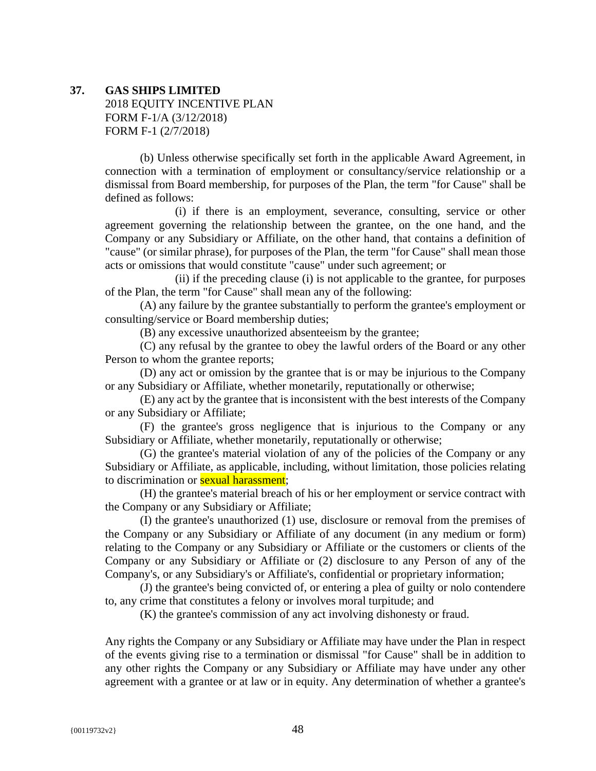**37. GAS SHIPS LIMITED**
2018 EQUITY INCENTIVE PLAN
FORM F-1/A (3/12/2018)
FORM F-1 (2/7/2018)

(b) Unless otherwise specifically set forth in the applicable Award Agreement, in connection with a termination of employment or consultancy/service relationship or a dismissal from Board membership, for purposes of the Plan, the term "for Cause" shall be defined as follows:

(i) if there is an employment, severance, consulting, service or other agreement governing the relationship between the grantee, on the one hand, and the Company or any Subsidiary or Affiliate, on the other hand, that contains a definition of "cause" (or similar phrase), for purposes of the Plan, the term "for Cause" shall mean those acts or omissions that would constitute "cause" under such agreement; or

(ii) if the preceding clause (i) is not applicable to the grantee, for purposes of the Plan, the term "for Cause" shall mean any of the following:

(A) any failure by the grantee substantially to perform the grantee's employment or consulting/service or Board membership duties;

(B) any excessive unauthorized absenteeism by the grantee;

(C) any refusal by the grantee to obey the lawful orders of the Board or any other Person to whom the grantee reports;

(D) any act or omission by the grantee that is or may be injurious to the Company or any Subsidiary or Affiliate, whether monetarily, reputationally or otherwise;

(E) any act by the grantee that is inconsistent with the best interests of the Company or any Subsidiary or Affiliate;

(F) the grantee's gross negligence that is injurious to the Company or any Subsidiary or Affiliate, whether monetarily, reputationally or otherwise;

(G) the grantee's material violation of any of the policies of the Company or any Subsidiary or Affiliate, as applicable, including, without limitation, those policies relating to discrimination or sexual harassment;

(H) the grantee's material breach of his or her employment or service contract with the Company or any Subsidiary or Affiliate;

(I) the grantee's unauthorized (1) use, disclosure or removal from the premises of the Company or any Subsidiary or Affiliate of any document (in any medium or form) relating to the Company or any Subsidiary or Affiliate or the customers or clients of the Company or any Subsidiary or Affiliate or (2) disclosure to any Person of any of the Company's, or any Subsidiary's or Affiliate's, confidential or proprietary information;

(J) the grantee's being convicted of, or entering a plea of guilty or nolo contendere to, any crime that constitutes a felony or involves moral turpitude; and

(K) the grantee's commission of any act involving dishonesty or fraud.

Any rights the Company or any Subsidiary or Affiliate may have under the Plan in respect of the events giving rise to a termination or dismissal "for Cause" shall be in addition to any other rights the Company or any Subsidiary or Affiliate may have under any other agreement with a grantee or at law or in equity. Any determination of whether a grantee's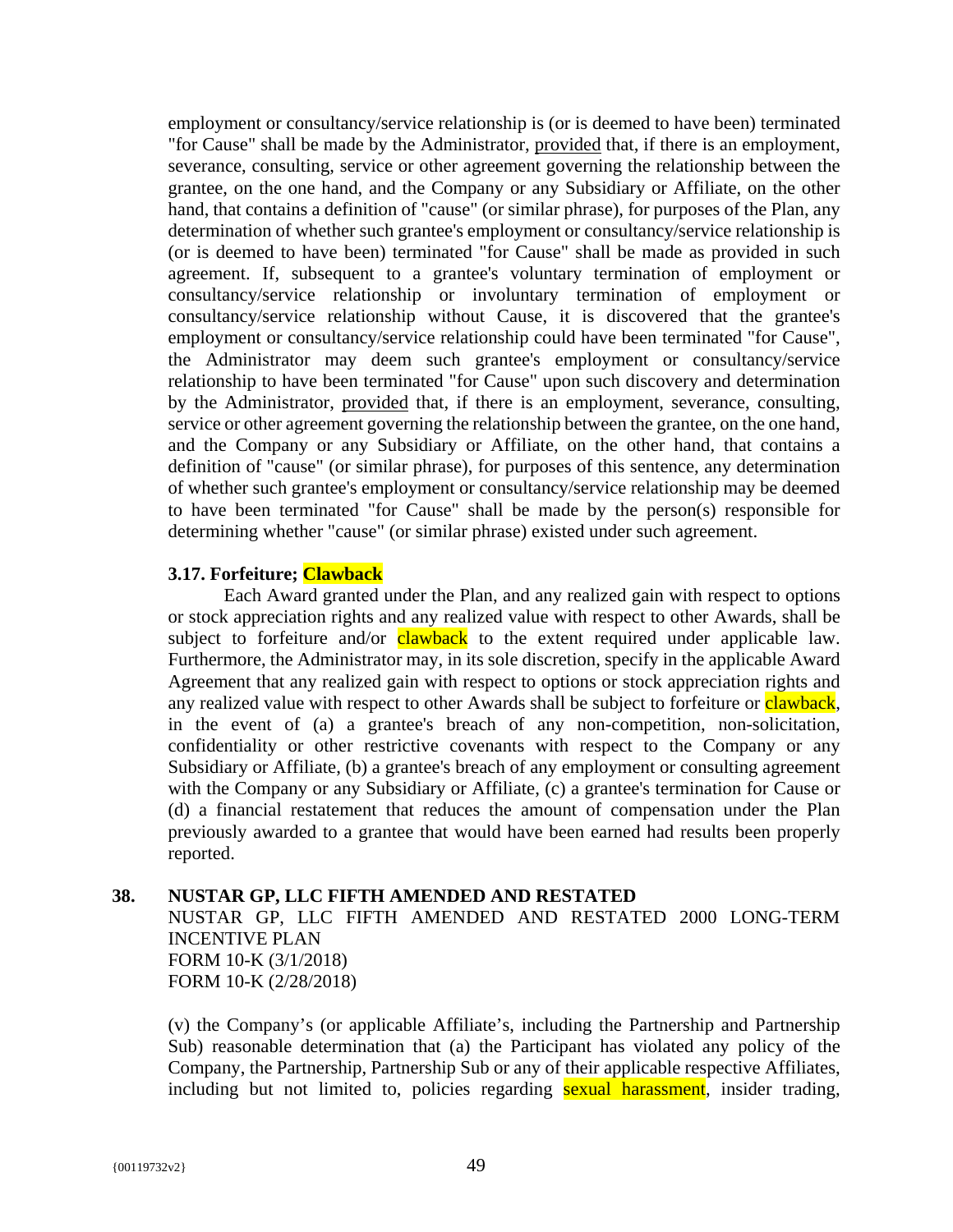employment or consultancy/service relationship is (or is deemed to have been) terminated "for Cause" shall be made by the Administrator, provided that, if there is an employment, severance, consulting, service or other agreement governing the relationship between the grantee, on the one hand, and the Company or any Subsidiary or Affiliate, on the other hand, that contains a definition of "cause" (or similar phrase), for purposes of the Plan, any determination of whether such grantee's employment or consultancy/service relationship is (or is deemed to have been) terminated "for Cause" shall be made as provided in such agreement. If, subsequent to a grantee's voluntary termination of employment or consultancy/service relationship or involuntary termination of employment or consultancy/service relationship without Cause, it is discovered that the grantee's employment or consultancy/service relationship could have been terminated "for Cause", the Administrator may deem such grantee's employment or consultancy/service relationship to have been terminated "for Cause" upon such discovery and determination by the Administrator, provided that, if there is an employment, severance, consulting, service or other agreement governing the relationship between the grantee, on the one hand, and the Company or any Subsidiary or Affiliate, on the other hand, that contains a definition of "cause" (or similar phrase), for purposes of this sentence, any determination of whether such grantee's employment or consultancy/service relationship may be deemed to have been terminated "for Cause" shall be made by the person(s) responsible for determining whether "cause" (or similar phrase) existed under such agreement.

**3.17. Forfeiture; Clawback**

Each Award granted under the Plan, and any realized gain with respect to options or stock appreciation rights and any realized value with respect to other Awards, shall be subject to forfeiture and/or clawback to the extent required under applicable law. Furthermore, the Administrator may, in its sole discretion, specify in the applicable Award Agreement that any realized gain with respect to options or stock appreciation rights and any realized value with respect to other Awards shall be subject to forfeiture or clawback, in the event of (a) a grantee's breach of any non-competition, non-solicitation, confidentiality or other restrictive covenants with respect to the Company or any Subsidiary or Affiliate, (b) a grantee's breach of any employment or consulting agreement with the Company or any Subsidiary or Affiliate, (c) a grantee's termination for Cause or (d) a financial restatement that reduces the amount of compensation under the Plan previously awarded to a grantee that would have been earned had results been properly reported.

## 38. NUSTAR GP, LLC FIFTH AMENDED AND RESTATED

NUSTAR GP, LLC FIFTH AMENDED AND RESTATED 2000 LONG-TERM INCENTIVE PLAN
FORM 10-K (3/1/2018)
FORM 10-K (2/28/2018)

(v) the Company's (or applicable Affiliate's, including the Partnership and Partnership Sub) reasonable determination that (a) the Participant has violated any policy of the Company, the Partnership, Partnership Sub or any of their applicable respective Affiliates, including but not limited to, policies regarding sexual harassment, insider trading,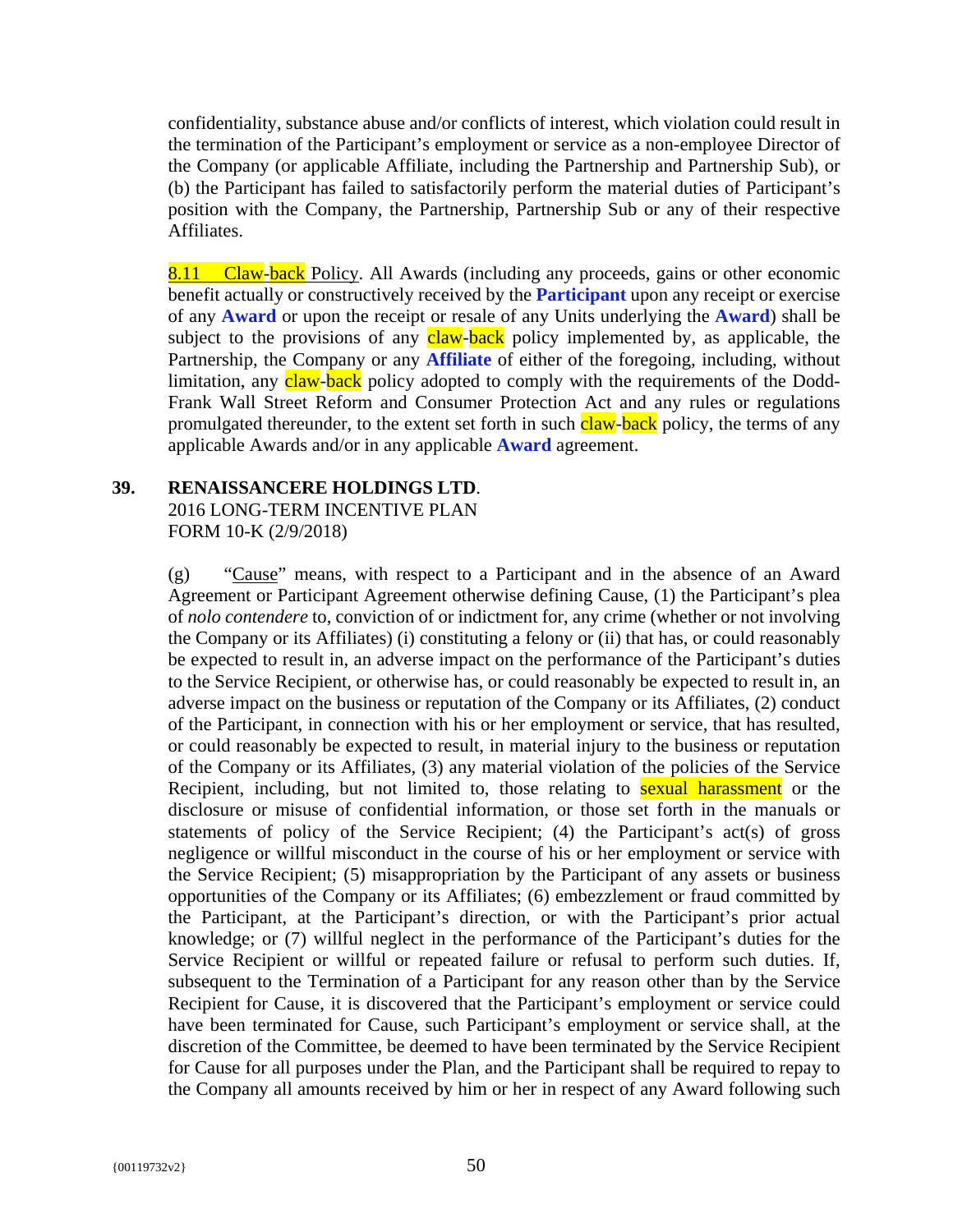confidentiality, substance abuse and/or conflicts of interest, which violation could result in the termination of the Participant's employment or service as a non-employee Director of the Company (or applicable Affiliate, including the Partnership and Partnership Sub), or (b) the Participant has failed to satisfactorily perform the material duties of Participant's position with the Company, the Partnership, Partnership Sub or any of their respective Affiliates.

8.11 Claw-back Policy. All Awards (including any proceeds, gains or other economic benefit actually or constructively received by the **Participant** upon any receipt or exercise of any **Award** or upon the receipt or resale of any Units underlying the **Award**) shall be subject to the provisions of any claw-back policy implemented by, as applicable, the Partnership, the Company or any **Affiliate** of either of the foregoing, including, without limitation, any claw-back policy adopted to comply with the requirements of the Dodd-Frank Wall Street Reform and Consumer Protection Act and any rules or regulations promulgated thereunder, to the extent set forth in such claw-back policy, the terms of any applicable Awards and/or in any applicable **Award** agreement.

**39. RENAISSANCERE HOLDINGS LTD.**
2016 LONG-TERM INCENTIVE PLAN
FORM 10-K (2/9/2018)

(g) "Cause" means, with respect to a Participant and in the absence of an Award Agreement or Participant Agreement otherwise defining Cause, (1) the Participant's plea of *nolo contendere* to, conviction of or indictment for, any crime (whether or not involving the Company or its Affiliates) (i) constituting a felony or (ii) that has, or could reasonably be expected to result in, an adverse impact on the performance of the Participant's duties to the Service Recipient, or otherwise has, or could reasonably be expected to result in, an adverse impact on the business or reputation of the Company or its Affiliates, (2) conduct of the Participant, in connection with his or her employment or service, that has resulted, or could reasonably be expected to result, in material injury to the business or reputation of the Company or its Affiliates, (3) any material violation of the policies of the Service Recipient, including, but not limited to, those relating to sexual harassment or the disclosure or misuse of confidential information, or those set forth in the manuals or statements of policy of the Service Recipient; (4) the Participant's act(s) of gross negligence or willful misconduct in the course of his or her employment or service with the Service Recipient; (5) misappropriation by the Participant of any assets or business opportunities of the Company or its Affiliates; (6) embezzlement or fraud committed by the Participant, at the Participant's direction, or with the Participant's prior actual knowledge; or (7) willful neglect in the performance of the Participant's duties for the Service Recipient or willful or repeated failure or refusal to perform such duties. If, subsequent to the Termination of a Participant for any reason other than by the Service Recipient for Cause, it is discovered that the Participant's employment or service could have been terminated for Cause, such Participant's employment or service shall, at the discretion of the Committee, be deemed to have been terminated by the Service Recipient for Cause for all purposes under the Plan, and the Participant shall be required to repay to the Company all amounts received by him or her in respect of any Award following such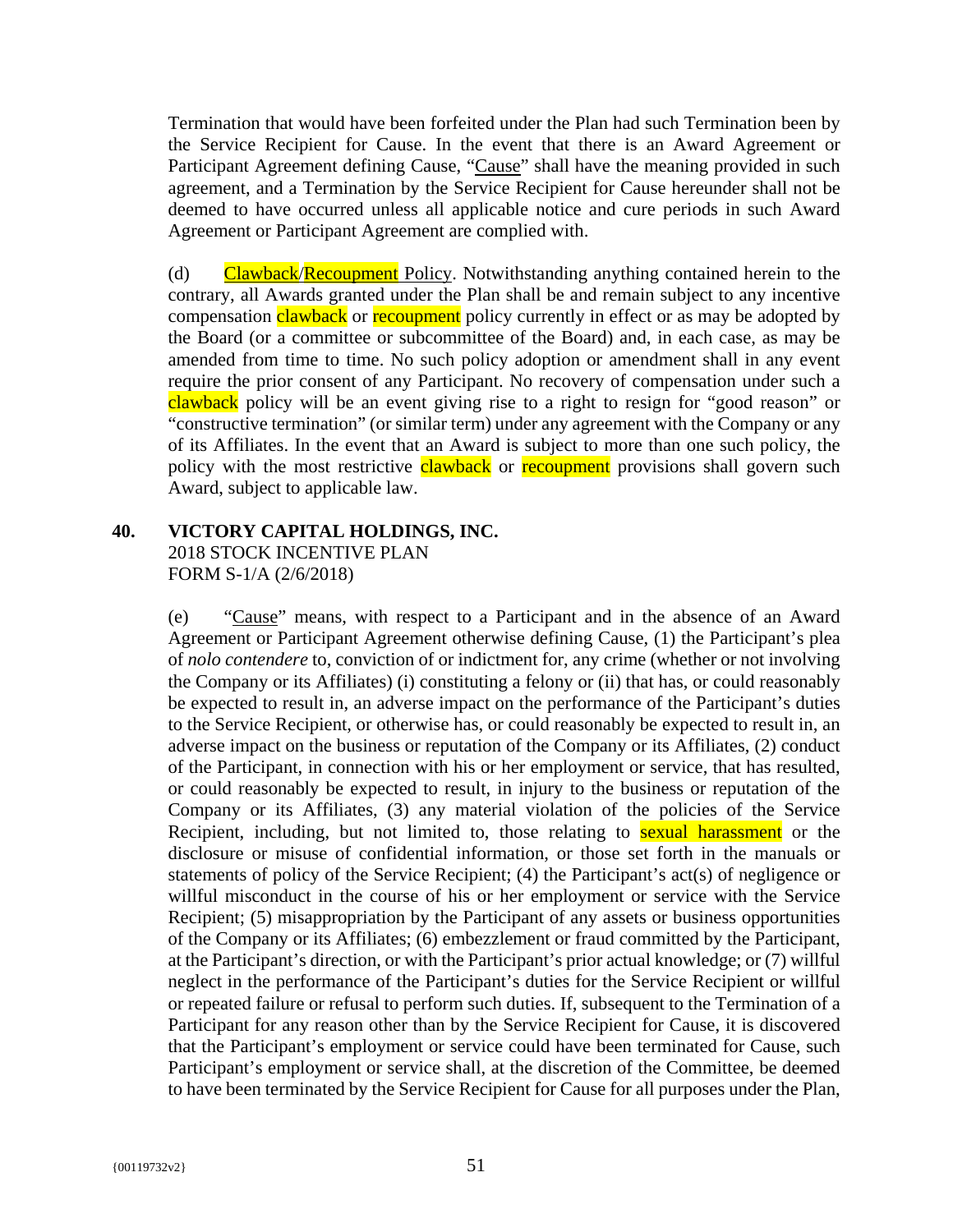Termination that would have been forfeited under the Plan had such Termination been by the Service Recipient for Cause. In the event that there is an Award Agreement or Participant Agreement defining Cause, "Cause" shall have the meaning provided in such agreement, and a Termination by the Service Recipient for Cause hereunder shall not be deemed to have occurred unless all applicable notice and cure periods in such Award Agreement or Participant Agreement are complied with.

(d) Clawback/Recoupment Policy. Notwithstanding anything contained herein to the contrary, all Awards granted under the Plan shall be and remain subject to any incentive compensation clawback or recoupment policy currently in effect or as may be adopted by the Board (or a committee or subcommittee of the Board) and, in each case, as may be amended from time to time. No such policy adoption or amendment shall in any event require the prior consent of any Participant. No recovery of compensation under such a clawback policy will be an event giving rise to a right to resign for "good reason" or "constructive termination" (or similar term) under any agreement with the Company or any of its Affiliates. In the event that an Award is subject to more than one such policy, the policy with the most restrictive clawback or recoupment provisions shall govern such Award, subject to applicable law.

**40. VICTORY CAPITAL HOLDINGS, INC.**
2018 STOCK INCENTIVE PLAN
FORM S-1/A (2/6/2018)

(e) "Cause" means, with respect to a Participant and in the absence of an Award Agreement or Participant Agreement otherwise defining Cause, (1) the Participant's plea of *nolo contendere* to, conviction of or indictment for, any crime (whether or not involving the Company or its Affiliates) (i) constituting a felony or (ii) that has, or could reasonably be expected to result in, an adverse impact on the performance of the Participant's duties to the Service Recipient, or otherwise has, or could reasonably be expected to result in, an adverse impact on the business or reputation of the Company or its Affiliates, (2) conduct of the Participant, in connection with his or her employment or service, that has resulted, or could reasonably be expected to result, in injury to the business or reputation of the Company or its Affiliates, (3) any material violation of the policies of the Service Recipient, including, but not limited to, those relating to sexual harassment or the disclosure or misuse of confidential information, or those set forth in the manuals or statements of policy of the Service Recipient; (4) the Participant's act(s) of negligence or willful misconduct in the course of his or her employment or service with the Service Recipient; (5) misappropriation by the Participant of any assets or business opportunities of the Company or its Affiliates; (6) embezzlement or fraud committed by the Participant, at the Participant's direction, or with the Participant's prior actual knowledge; or (7) willful neglect in the performance of the Participant's duties for the Service Recipient or willful or repeated failure or refusal to perform such duties. If, subsequent to the Termination of a Participant for any reason other than by the Service Recipient for Cause, it is discovered that the Participant's employment or service could have been terminated for Cause, such Participant's employment or service shall, at the discretion of the Committee, be deemed to have been terminated by the Service Recipient for Cause for all purposes under the Plan,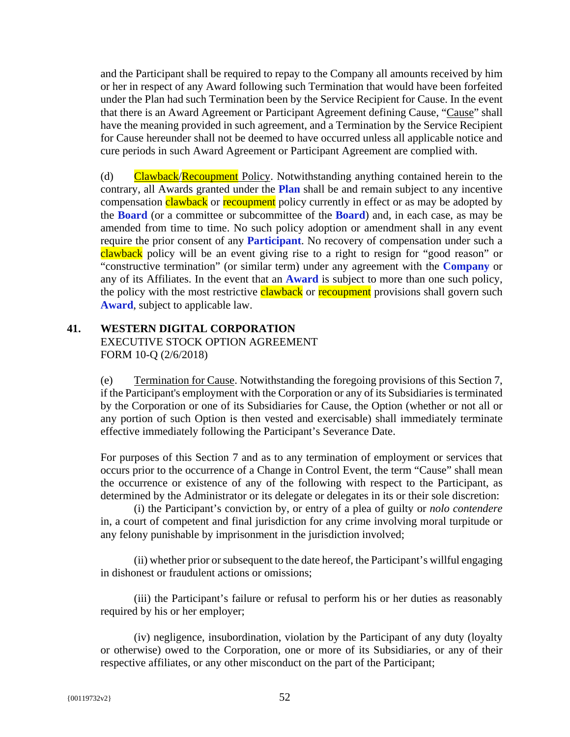and the Participant shall be required to repay to the Company all amounts received by him or her in respect of any Award following such Termination that would have been forfeited under the Plan had such Termination been by the Service Recipient for Cause. In the event that there is an Award Agreement or Participant Agreement defining Cause, "Cause" shall have the meaning provided in such agreement, and a Termination by the Service Recipient for Cause hereunder shall not be deemed to have occurred unless all applicable notice and cure periods in such Award Agreement or Participant Agreement are complied with.

(d) Clawback/Recoupment Policy. Notwithstanding anything contained herein to the contrary, all Awards granted under the **Plan** shall be and remain subject to any incentive compensation clawback or recoupment policy currently in effect or as may be adopted by the **Board** (or a committee or subcommittee of the **Board**) and, in each case, as may be amended from time to time. No such policy adoption or amendment shall in any event require the prior consent of any **Participant**. No recovery of compensation under such a clawback policy will be an event giving rise to a right to resign for "good reason" or "constructive termination" (or similar term) under any agreement with the **Company** or any of its Affiliates. In the event that an **Award** is subject to more than one such policy, the policy with the most restrictive clawback or recoupment provisions shall govern such **Award**, subject to applicable law.

**41. WESTERN DIGITAL CORPORATION**
EXECUTIVE STOCK OPTION AGREEMENT
FORM 10-Q (2/6/2018)

(e) Termination for Cause. Notwithstanding the foregoing provisions of this Section 7, if the Participant's employment with the Corporation or any of its Subsidiaries is terminated by the Corporation or one of its Subsidiaries for Cause, the Option (whether or not all or any portion of such Option is then vested and exercisable) shall immediately terminate effective immediately following the Participant's Severance Date.

For purposes of this Section 7 and as to any termination of employment or services that occurs prior to the occurrence of a Change in Control Event, the term "Cause" shall mean the occurrence or existence of any of the following with respect to the Participant, as determined by the Administrator or its delegate or delegates in its or their sole discretion:

(i) the Participant's conviction by, or entry of a plea of guilty or *nolo contendere* in, a court of competent and final jurisdiction for any crime involving moral turpitude or any felony punishable by imprisonment in the jurisdiction involved;

(ii) whether prior or subsequent to the date hereof, the Participant's willful engaging in dishonest or fraudulent actions or omissions;

(iii) the Participant's failure or refusal to perform his or her duties as reasonably required by his or her employer;

(iv) negligence, insubordination, violation by the Participant of any duty (loyalty or otherwise) owed to the Corporation, one or more of its Subsidiaries, or any of their respective affiliates, or any other misconduct on the part of the Participant;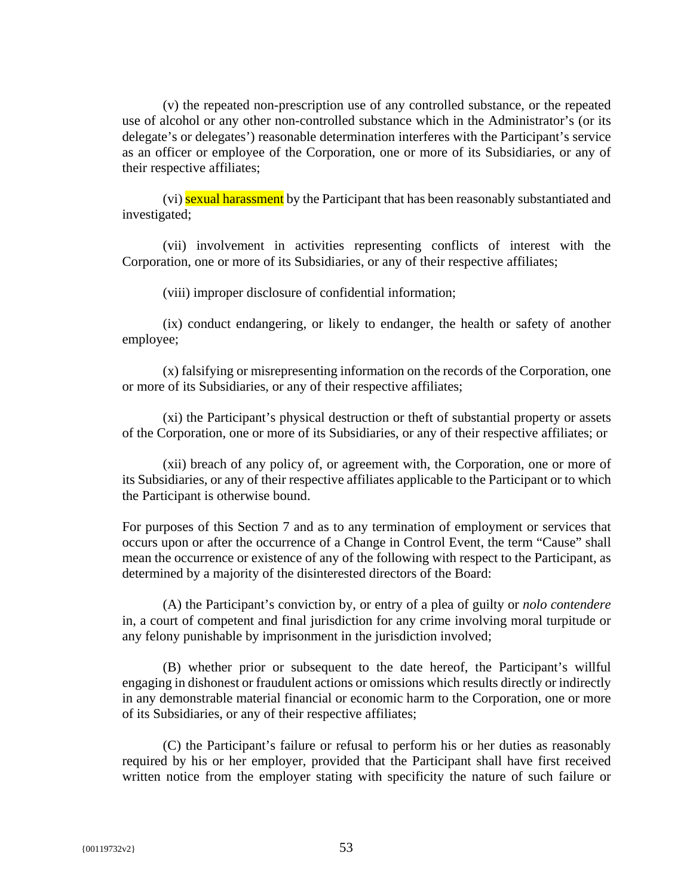(v) the repeated non-prescription use of any controlled substance, or the repeated use of alcohol or any other non-controlled substance which in the Administrator's (or its delegate's or delegates') reasonable determination interferes with the Participant's service as an officer or employee of the Corporation, one or more of its Subsidiaries, or any of their respective affiliates;

(vi) sexual harassment by the Participant that has been reasonably substantiated and investigated;

(vii) involvement in activities representing conflicts of interest with the Corporation, one or more of its Subsidiaries, or any of their respective affiliates;

(viii) improper disclosure of confidential information;

(ix) conduct endangering, or likely to endanger, the health or safety of another employee;

(x) falsifying or misrepresenting information on the records of the Corporation, one or more of its Subsidiaries, or any of their respective affiliates;

(xi) the Participant's physical destruction or theft of substantial property or assets of the Corporation, one or more of its Subsidiaries, or any of their respective affiliates; or

(xii) breach of any policy of, or agreement with, the Corporation, one or more of its Subsidiaries, or any of their respective affiliates applicable to the Participant or to which the Participant is otherwise bound.

For purposes of this Section 7 and as to any termination of employment or services that occurs upon or after the occurrence of a Change in Control Event, the term "Cause" shall mean the occurrence or existence of any of the following with respect to the Participant, as determined by a majority of the disinterested directors of the Board:

(A) the Participant's conviction by, or entry of a plea of guilty or *nolo contendere* in, a court of competent and final jurisdiction for any crime involving moral turpitude or any felony punishable by imprisonment in the jurisdiction involved;

(B) whether prior or subsequent to the date hereof, the Participant's willful engaging in dishonest or fraudulent actions or omissions which results directly or indirectly in any demonstrable material financial or economic harm to the Corporation, one or more of its Subsidiaries, or any of their respective affiliates;

(C) the Participant's failure or refusal to perform his or her duties as reasonably required by his or her employer, provided that the Participant shall have first received written notice from the employer stating with specificity the nature of such failure or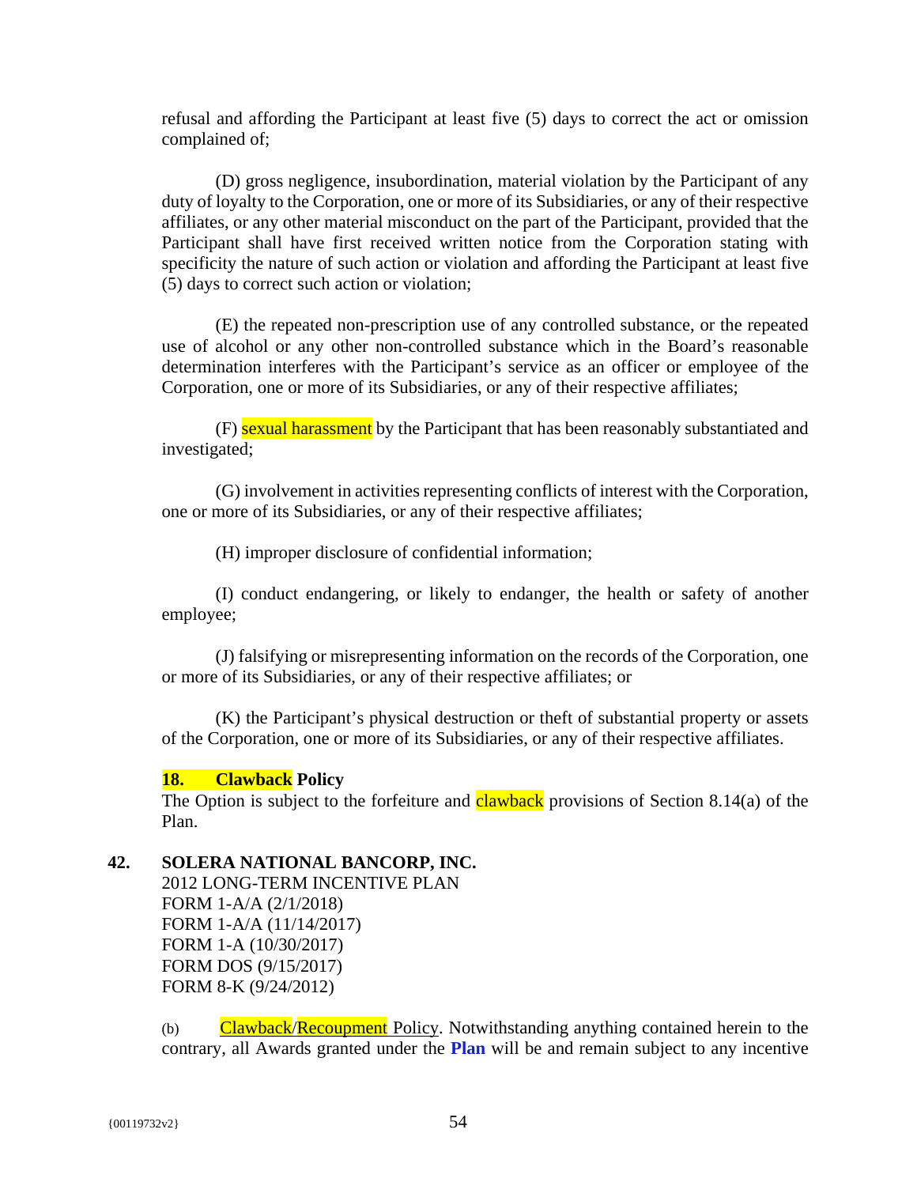refusal and affording the Participant at least five (5) days to correct the act or omission complained of;

(D) gross negligence, insubordination, material violation by the Participant of any duty of loyalty to the Corporation, one or more of its Subsidiaries, or any of their respective affiliates, or any other material misconduct on the part of the Participant, provided that the Participant shall have first received written notice from the Corporation stating with specificity the nature of such action or violation and affording the Participant at least five (5) days to correct such action or violation;

(E) the repeated non-prescription use of any controlled substance, or the repeated use of alcohol or any other non-controlled substance which in the Board's reasonable determination interferes with the Participant's service as an officer or employee of the Corporation, one or more of its Subsidiaries, or any of their respective affiliates;

(F) sexual harassment by the Participant that has been reasonably substantiated and investigated;

(G) involvement in activities representing conflicts of interest with the Corporation, one or more of its Subsidiaries, or any of their respective affiliates;

(H) improper disclosure of confidential information;

(I) conduct endangering, or likely to endanger, the health or safety of another employee;

(J) falsifying or misrepresenting information on the records of the Corporation, one or more of its Subsidiaries, or any of their respective affiliates; or

(K) the Participant's physical destruction or theft of substantial property or assets of the Corporation, one or more of its Subsidiaries, or any of their respective affiliates.

**18. Clawback Policy**

The Option is subject to the forfeiture and clawback provisions of Section 8.14(a) of the Plan.

**42. SOLERA NATIONAL BANCORP, INC.**

2012 LONG-TERM INCENTIVE PLAN
FORM 1-A/A (2/1/2018)
FORM 1-A/A (11/14/2017)
FORM 1-A (10/30/2017)
FORM DOS (9/15/2017)
FORM 8-K (9/24/2012)

(b) Clawback/Recoupment Policy. Notwithstanding anything contained herein to the contrary, all Awards granted under the **Plan** will be and remain subject to any incentive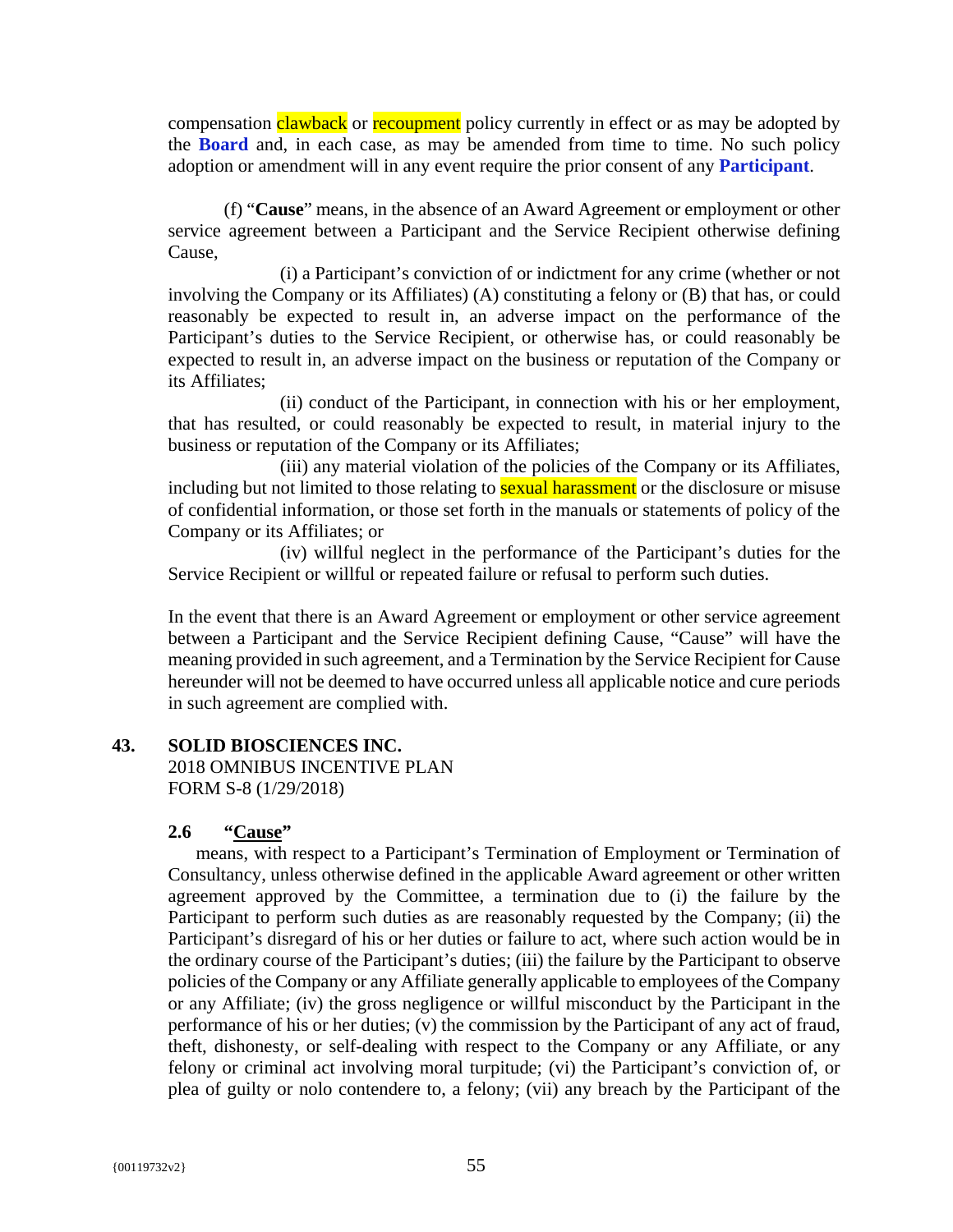compensation clawback or recoupment policy currently in effect or as may be adopted by the **Board** and, in each case, as may be amended from time to time. No such policy adoption or amendment will in any event require the prior consent of any **Participant**.

(f) "**Cause**" means, in the absence of an Award Agreement or employment or other service agreement between a Participant and the Service Recipient otherwise defining Cause,

(i) a Participant's conviction of or indictment for any crime (whether or not involving the Company or its Affiliates) (A) constituting a felony or (B) that has, or could reasonably be expected to result in, an adverse impact on the performance of the Participant's duties to the Service Recipient, or otherwise has, or could reasonably be expected to result in, an adverse impact on the business or reputation of the Company or its Affiliates;

(ii) conduct of the Participant, in connection with his or her employment, that has resulted, or could reasonably be expected to result, in material injury to the business or reputation of the Company or its Affiliates;

(iii) any material violation of the policies of the Company or its Affiliates, including but not limited to those relating to sexual harassment or the disclosure or misuse of confidential information, or those set forth in the manuals or statements of policy of the Company or its Affiliates; or

(iv) willful neglect in the performance of the Participant's duties for the Service Recipient or willful or repeated failure or refusal to perform such duties.

In the event that there is an Award Agreement or employment or other service agreement between a Participant and the Service Recipient defining Cause, "Cause" will have the meaning provided in such agreement, and a Termination by the Service Recipient for Cause hereunder will not be deemed to have occurred unless all applicable notice and cure periods in such agreement are complied with.

## 43. SOLID BIOSCIENCES INC.

2018 OMNIBUS INCENTIVE PLAN
FORM S-8 (1/29/2018)

### 2.6 "Cause"

means, with respect to a Participant's Termination of Employment or Termination of Consultancy, unless otherwise defined in the applicable Award agreement or other written agreement approved by the Committee, a termination due to (i) the failure by the Participant to perform such duties as are reasonably requested by the Company; (ii) the Participant's disregard of his or her duties or failure to act, where such action would be in the ordinary course of the Participant's duties; (iii) the failure by the Participant to observe policies of the Company or any Affiliate generally applicable to employees of the Company or any Affiliate; (iv) the gross negligence or willful misconduct by the Participant in the performance of his or her duties; (v) the commission by the Participant of any act of fraud, theft, dishonesty, or self-dealing with respect to the Company or any Affiliate, or any felony or criminal act involving moral turpitude; (vi) the Participant's conviction of, or plea of guilty or nolo contendere to, a felony; (vii) any breach by the Participant of the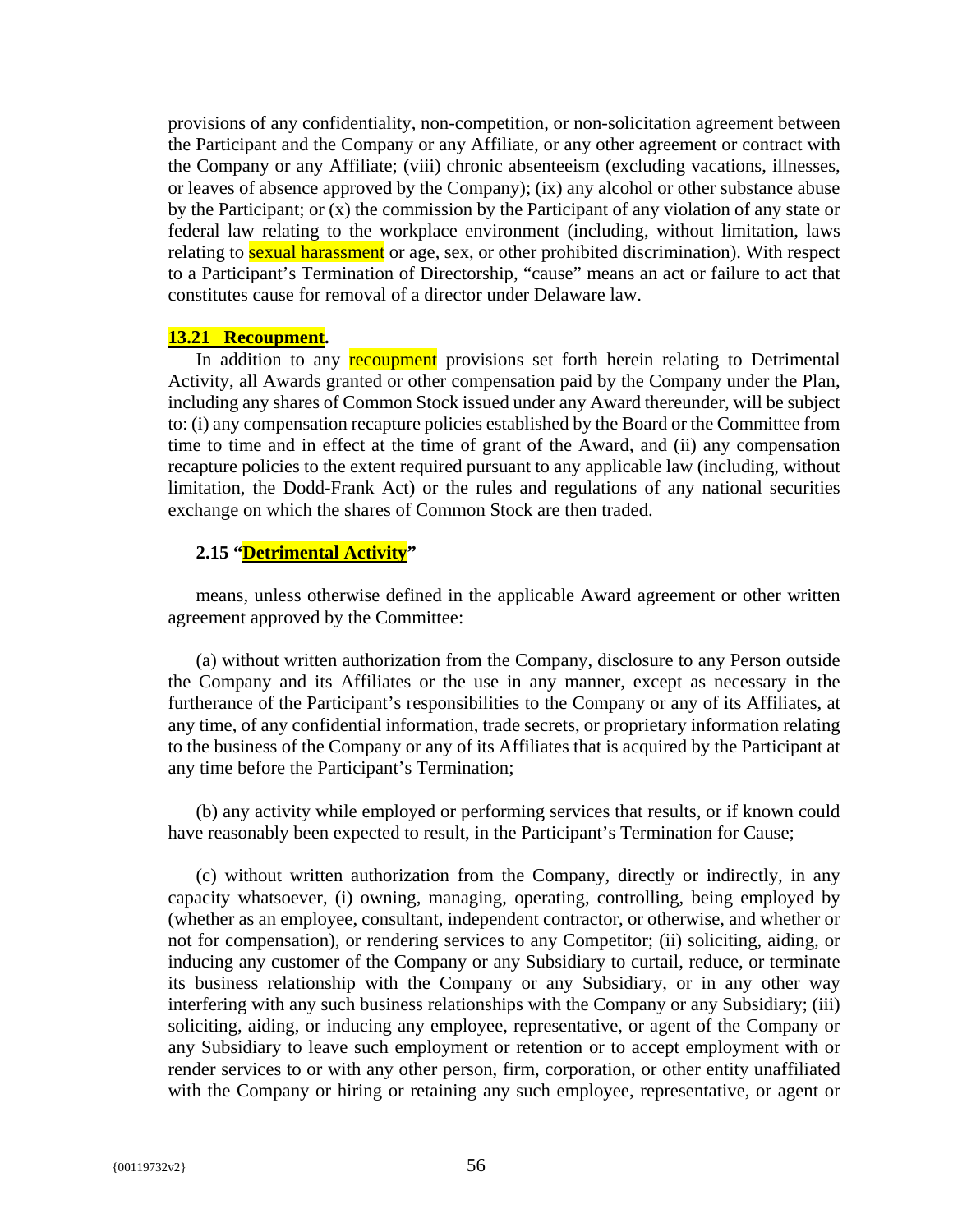provisions of any confidentiality, non-competition, or non-solicitation agreement between the Participant and the Company or any Affiliate, or any other agreement or contract with the Company or any Affiliate; (viii) chronic absenteeism (excluding vacations, illnesses, or leaves of absence approved by the Company); (ix) any alcohol or other substance abuse by the Participant; or (x) the commission by the Participant of any violation of any state or federal law relating to the workplace environment (including, without limitation, laws relating to sexual harassment or age, sex, or other prohibited discrimination). With respect to a Participant's Termination of Directorship, "cause" means an act or failure to act that constitutes cause for removal of a director under Delaware law.

**13.21 Recoupment.**

In addition to any recoupment provisions set forth herein relating to Detrimental Activity, all Awards granted or other compensation paid by the Company under the Plan, including any shares of Common Stock issued under any Award thereunder, will be subject to: (i) any compensation recapture policies established by the Board or the Committee from time to time and in effect at the time of grant of the Award, and (ii) any compensation recapture policies to the extent required pursuant to any applicable law (including, without limitation, the Dodd-Frank Act) or the rules and regulations of any national securities exchange on which the shares of Common Stock are then traded.

**2.15 "Detrimental Activity"**

means, unless otherwise defined in the applicable Award agreement or other written agreement approved by the Committee:

(a) without written authorization from the Company, disclosure to any Person outside the Company and its Affiliates or the use in any manner, except as necessary in the furtherance of the Participant's responsibilities to the Company or any of its Affiliates, at any time, of any confidential information, trade secrets, or proprietary information relating to the business of the Company or any of its Affiliates that is acquired by the Participant at any time before the Participant's Termination;

(b) any activity while employed or performing services that results, or if known could have reasonably been expected to result, in the Participant's Termination for Cause;

(c) without written authorization from the Company, directly or indirectly, in any capacity whatsoever, (i) owning, managing, operating, controlling, being employed by (whether as an employee, consultant, independent contractor, or otherwise, and whether or not for compensation), or rendering services to any Competitor; (ii) soliciting, aiding, or inducing any customer of the Company or any Subsidiary to curtail, reduce, or terminate its business relationship with the Company or any Subsidiary, or in any other way interfering with any such business relationships with the Company or any Subsidiary; (iii) soliciting, aiding, or inducing any employee, representative, or agent of the Company or any Subsidiary to leave such employment or retention or to accept employment with or render services to or with any other person, firm, corporation, or other entity unaffiliated with the Company or hiring or retaining any such employee, representative, or agent or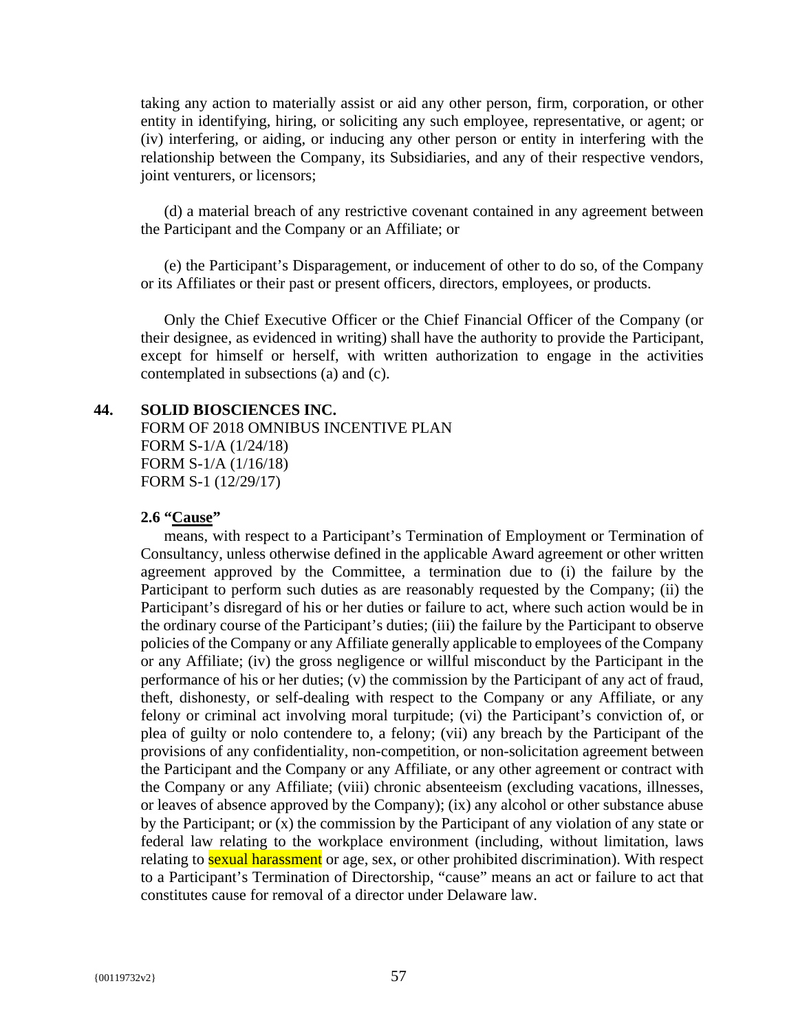taking any action to materially assist or aid any other person, firm, corporation, or other entity in identifying, hiring, or soliciting any such employee, representative, or agent; or (iv) interfering, or aiding, or inducing any other person or entity in interfering with the relationship between the Company, its Subsidiaries, and any of their respective vendors, joint venturers, or licensors;

(d) a material breach of any restrictive covenant contained in any agreement between the Participant and the Company or an Affiliate; or

(e) the Participant's Disparagement, or inducement of other to do so, of the Company or its Affiliates or their past or present officers, directors, employees, or products.

Only the Chief Executive Officer or the Chief Financial Officer of the Company (or their designee, as evidenced in writing) shall have the authority to provide the Participant, except for himself or herself, with written authorization to engage in the activities contemplated in subsections (a) and (c).

## 44. SOLID BIOSCIENCES INC.

FORM OF 2018 OMNIBUS INCENTIVE PLAN
FORM S-1/A (1/24/18)
FORM S-1/A (1/16/18)
FORM S-1 (12/29/17)

**2.6 "Cause"**

means, with respect to a Participant's Termination of Employment or Termination of Consultancy, unless otherwise defined in the applicable Award agreement or other written agreement approved by the Committee, a termination due to (i) the failure by the Participant to perform such duties as are reasonably requested by the Company; (ii) the Participant's disregard of his or her duties or failure to act, where such action would be in the ordinary course of the Participant's duties; (iii) the failure by the Participant to observe policies of the Company or any Affiliate generally applicable to employees of the Company or any Affiliate; (iv) the gross negligence or willful misconduct by the Participant in the performance of his or her duties; (v) the commission by the Participant of any act of fraud, theft, dishonesty, or self-dealing with respect to the Company or any Affiliate, or any felony or criminal act involving moral turpitude; (vi) the Participant's conviction of, or plea of guilty or nolo contendere to, a felony; (vii) any breach by the Participant of the provisions of any confidentiality, non-competition, or non-solicitation agreement between the Participant and the Company or any Affiliate, or any other agreement or contract with the Company or any Affiliate; (viii) chronic absenteeism (excluding vacations, illnesses, or leaves of absence approved by the Company); (ix) any alcohol or other substance abuse by the Participant; or (x) the commission by the Participant of any violation of any state or federal law relating to the workplace environment (including, without limitation, laws relating to sexual harassment or age, sex, or other prohibited discrimination). With respect to a Participant's Termination of Directorship, "cause" means an act or failure to act that constitutes cause for removal of a director under Delaware law.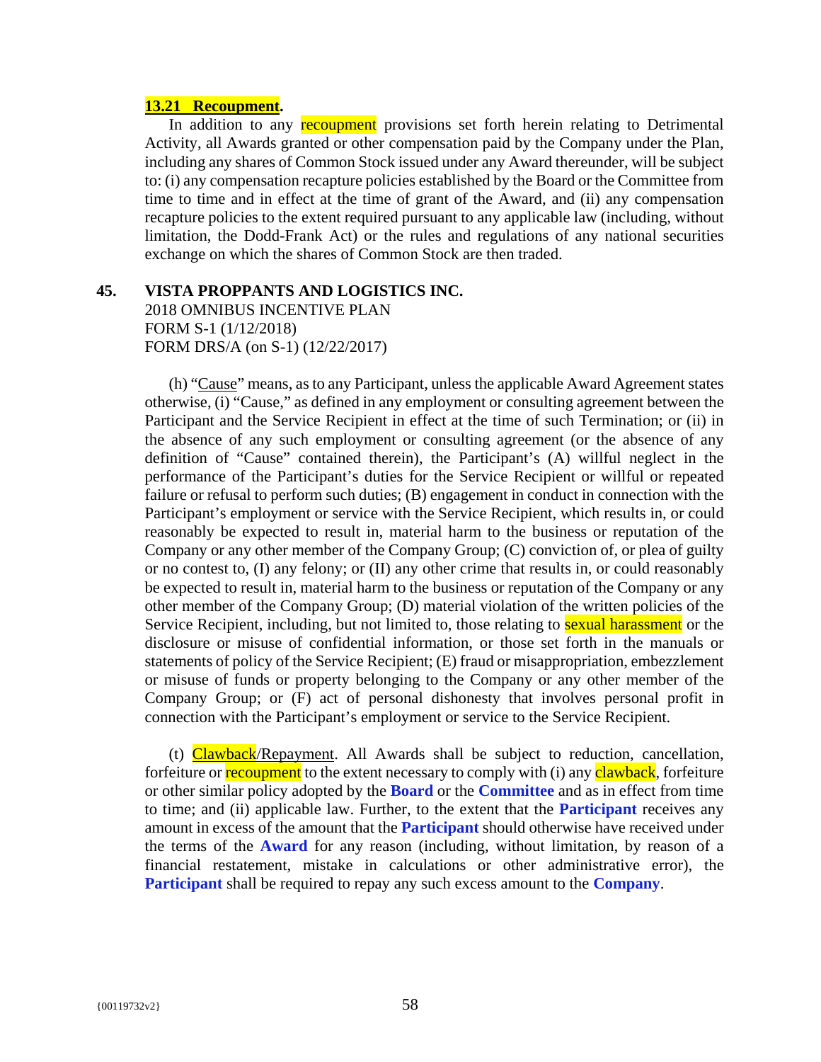**13.21 Recoupment.**

In addition to any recoupment provisions set forth herein relating to Detrimental Activity, all Awards granted or other compensation paid by the Company under the Plan, including any shares of Common Stock issued under any Award thereunder, will be subject to: (i) any compensation recapture policies established by the Board or the Committee from time to time and in effect at the time of grant of the Award, and (ii) any compensation recapture policies to the extent required pursuant to any applicable law (including, without limitation, the Dodd-Frank Act) or the rules and regulations of any national securities exchange on which the shares of Common Stock are then traded.

**45. VISTA PROPPANTS AND LOGISTICS INC.**
2018 OMNIBUS INCENTIVE PLAN
FORM S-1 (1/12/2018)
FORM DRS/A (on S-1) (12/22/2017)

(h) "Cause" means, as to any Participant, unless the applicable Award Agreement states otherwise, (i) "Cause," as defined in any employment or consulting agreement between the Participant and the Service Recipient in effect at the time of such Termination; or (ii) in the absence of any such employment or consulting agreement (or the absence of any definition of "Cause" contained therein), the Participant's (A) willful neglect in the performance of the Participant's duties for the Service Recipient or willful or repeated failure or refusal to perform such duties; (B) engagement in conduct in connection with the Participant's employment or service with the Service Recipient, which results in, or could reasonably be expected to result in, material harm to the business or reputation of the Company or any other member of the Company Group; (C) conviction of, or plea of guilty or no contest to, (I) any felony; or (II) any other crime that results in, or could reasonably be expected to result in, material harm to the business or reputation of the Company or any other member of the Company Group; (D) material violation of the written policies of the Service Recipient, including, but not limited to, those relating to sexual harassment or the disclosure or misuse of confidential information, or those set forth in the manuals or statements of policy of the Service Recipient; (E) fraud or misappropriation, embezzlement or misuse of funds or property belonging to the Company or any other member of the Company Group; or (F) act of personal dishonesty that involves personal profit in connection with the Participant's employment or service to the Service Recipient.

(t) Clawback/Repayment. All Awards shall be subject to reduction, cancellation, forfeiture or recoupment to the extent necessary to comply with (i) any clawback, forfeiture or other similar policy adopted by the **Board** or the **Committee** and as in effect from time to time; and (ii) applicable law. Further, to the extent that the **Participant** receives any amount in excess of the amount that the **Participant** should otherwise have received under the terms of the **Award** for any reason (including, without limitation, by reason of a financial restatement, mistake in calculations or other administrative error), the **Participant** shall be required to repay any such excess amount to the **Company**.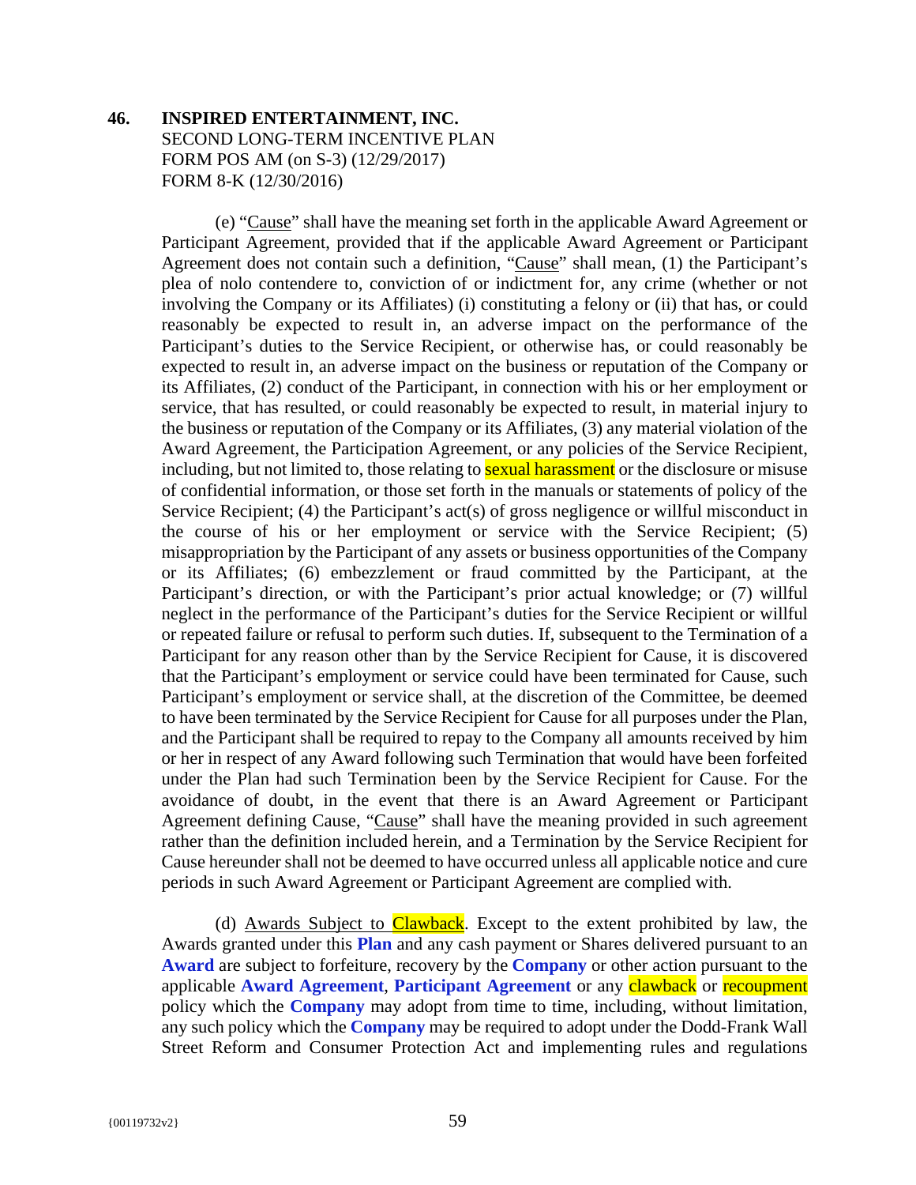**46. INSPIRED ENTERTAINMENT, INC.**
SECOND LONG-TERM INCENTIVE PLAN
FORM POS AM (on S-3) (12/29/2017)
FORM 8-K (12/30/2016)

(e) "Cause" shall have the meaning set forth in the applicable Award Agreement or Participant Agreement, provided that if the applicable Award Agreement or Participant Agreement does not contain such a definition, "Cause" shall mean, (1) the Participant's plea of nolo contendere to, conviction of or indictment for, any crime (whether or not involving the Company or its Affiliates) (i) constituting a felony or (ii) that has, or could reasonably be expected to result in, an adverse impact on the performance of the Participant's duties to the Service Recipient, or otherwise has, or could reasonably be expected to result in, an adverse impact on the business or reputation of the Company or its Affiliates, (2) conduct of the Participant, in connection with his or her employment or service, that has resulted, or could reasonably be expected to result, in material injury to the business or reputation of the Company or its Affiliates, (3) any material violation of the Award Agreement, the Participation Agreement, or any policies of the Service Recipient, including, but not limited to, those relating to sexual harassment or the disclosure or misuse of confidential information, or those set forth in the manuals or statements of policy of the Service Recipient; (4) the Participant's act(s) of gross negligence or willful misconduct in the course of his or her employment or service with the Service Recipient; (5) misappropriation by the Participant of any assets or business opportunities of the Company or its Affiliates; (6) embezzlement or fraud committed by the Participant, at the Participant's direction, or with the Participant's prior actual knowledge; or (7) willful neglect in the performance of the Participant's duties for the Service Recipient or willful or repeated failure or refusal to perform such duties. If, subsequent to the Termination of a Participant for any reason other than by the Service Recipient for Cause, it is discovered that the Participant's employment or service could have been terminated for Cause, such Participant's employment or service shall, at the discretion of the Committee, be deemed to have been terminated by the Service Recipient for Cause for all purposes under the Plan, and the Participant shall be required to repay to the Company all amounts received by him or her in respect of any Award following such Termination that would have been forfeited under the Plan had such Termination been by the Service Recipient for Cause. For the avoidance of doubt, in the event that there is an Award Agreement or Participant Agreement defining Cause, "Cause" shall have the meaning provided in such agreement rather than the definition included herein, and a Termination by the Service Recipient for Cause hereunder shall not be deemed to have occurred unless all applicable notice and cure periods in such Award Agreement or Participant Agreement are complied with.

(d) Awards Subject to Clawback. Except to the extent prohibited by law, the Awards granted under this **Plan** and any cash payment or Shares delivered pursuant to an **Award** are subject to forfeiture, recovery by the **Company** or other action pursuant to the applicable **Award Agreement**, **Participant Agreement** or any clawback or recoupment policy which the **Company** may adopt from time to time, including, without limitation, any such policy which the **Company** may be required to adopt under the Dodd-Frank Wall Street Reform and Consumer Protection Act and implementing rules and regulations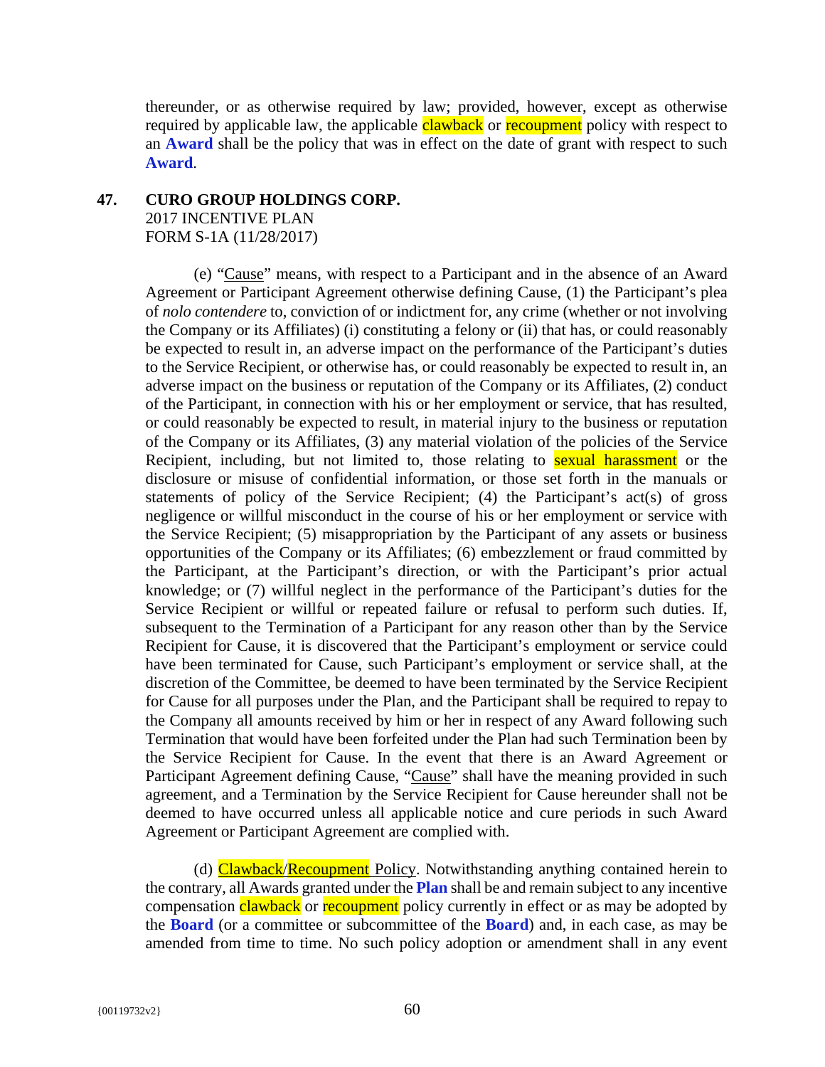thereunder, or as otherwise required by law; provided, however, except as otherwise required by applicable law, the applicable clawback or recoupment policy with respect to an **Award** shall be the policy that was in effect on the date of grant with respect to such **Award**.

**47. CURO GROUP HOLDINGS CORP.**
2017 INCENTIVE PLAN
FORM S-1A (11/28/2017)

(e) "Cause" means, with respect to a Participant and in the absence of an Award Agreement or Participant Agreement otherwise defining Cause, (1) the Participant's plea of *nolo contendere* to, conviction of or indictment for, any crime (whether or not involving the Company or its Affiliates) (i) constituting a felony or (ii) that has, or could reasonably be expected to result in, an adverse impact on the performance of the Participant's duties to the Service Recipient, or otherwise has, or could reasonably be expected to result in, an adverse impact on the business or reputation of the Company or its Affiliates, (2) conduct of the Participant, in connection with his or her employment or service, that has resulted, or could reasonably be expected to result, in material injury to the business or reputation of the Company or its Affiliates, (3) any material violation of the policies of the Service Recipient, including, but not limited to, those relating to sexual harassment or the disclosure or misuse of confidential information, or those set forth in the manuals or statements of policy of the Service Recipient; (4) the Participant's act(s) of gross negligence or willful misconduct in the course of his or her employment or service with the Service Recipient; (5) misappropriation by the Participant of any assets or business opportunities of the Company or its Affiliates; (6) embezzlement or fraud committed by the Participant, at the Participant's direction, or with the Participant's prior actual knowledge; or (7) willful neglect in the performance of the Participant's duties for the Service Recipient or willful or repeated failure or refusal to perform such duties. If, subsequent to the Termination of a Participant for any reason other than by the Service Recipient for Cause, it is discovered that the Participant's employment or service could have been terminated for Cause, such Participant's employment or service shall, at the discretion of the Committee, be deemed to have been terminated by the Service Recipient for Cause for all purposes under the Plan, and the Participant shall be required to repay to the Company all amounts received by him or her in respect of any Award following such Termination that would have been forfeited under the Plan had such Termination been by the Service Recipient for Cause. In the event that there is an Award Agreement or Participant Agreement defining Cause, "Cause" shall have the meaning provided in such agreement, and a Termination by the Service Recipient for Cause hereunder shall not be deemed to have occurred unless all applicable notice and cure periods in such Award Agreement or Participant Agreement are complied with.

(d) Clawback/Recoupment Policy. Notwithstanding anything contained herein to the contrary, all Awards granted under the **Plan** shall be and remain subject to any incentive compensation clawback or recoupment policy currently in effect or as may be adopted by the **Board** (or a committee or subcommittee of the **Board**) and, in each case, as may be amended from time to time. No such policy adoption or amendment shall in any event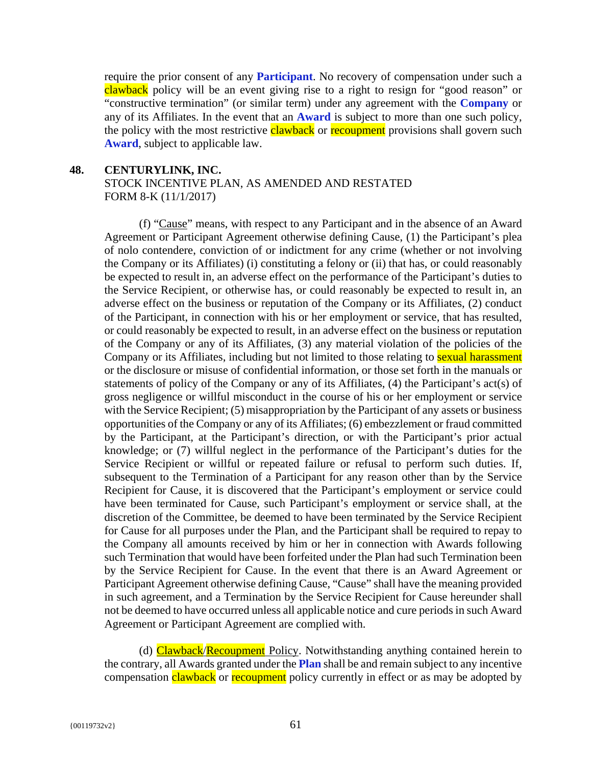require the prior consent of any **Participant**. No recovery of compensation under such a clawback policy will be an event giving rise to a right to resign for "good reason" or "constructive termination" (or similar term) under any agreement with the **Company** or any of its Affiliates. In the event that an **Award** is subject to more than one such policy, the policy with the most restrictive clawback or recoupment provisions shall govern such **Award**, subject to applicable law.

**48. CENTURYLINK, INC.**
STOCK INCENTIVE PLAN, AS AMENDED AND RESTATED
FORM 8-K (11/1/2017)

(f) "Cause" means, with respect to any Participant and in the absence of an Award Agreement or Participant Agreement otherwise defining Cause, (1) the Participant's plea of nolo contendere, conviction of or indictment for any crime (whether or not involving the Company or its Affiliates) (i) constituting a felony or (ii) that has, or could reasonably be expected to result in, an adverse effect on the performance of the Participant's duties to the Service Recipient, or otherwise has, or could reasonably be expected to result in, an adverse effect on the business or reputation of the Company or its Affiliates, (2) conduct of the Participant, in connection with his or her employment or service, that has resulted, or could reasonably be expected to result, in an adverse effect on the business or reputation of the Company or any of its Affiliates, (3) any material violation of the policies of the Company or its Affiliates, including but not limited to those relating to sexual harassment or the disclosure or misuse of confidential information, or those set forth in the manuals or statements of policy of the Company or any of its Affiliates, (4) the Participant's act(s) of gross negligence or willful misconduct in the course of his or her employment or service with the Service Recipient; (5) misappropriation by the Participant of any assets or business opportunities of the Company or any of its Affiliates; (6) embezzlement or fraud committed by the Participant, at the Participant's direction, or with the Participant's prior actual knowledge; or (7) willful neglect in the performance of the Participant's duties for the Service Recipient or willful or repeated failure or refusal to perform such duties. If, subsequent to the Termination of a Participant for any reason other than by the Service Recipient for Cause, it is discovered that the Participant's employment or service could have been terminated for Cause, such Participant's employment or service shall, at the discretion of the Committee, be deemed to have been terminated by the Service Recipient for Cause for all purposes under the Plan, and the Participant shall be required to repay to the Company all amounts received by him or her in connection with Awards following such Termination that would have been forfeited under the Plan had such Termination been by the Service Recipient for Cause. In the event that there is an Award Agreement or Participant Agreement otherwise defining Cause, "Cause" shall have the meaning provided in such agreement, and a Termination by the Service Recipient for Cause hereunder shall not be deemed to have occurred unless all applicable notice and cure periods in such Award Agreement or Participant Agreement are complied with.

(d) Clawback/Recoupment Policy. Notwithstanding anything contained herein to the contrary, all Awards granted under the **Plan** shall be and remain subject to any incentive compensation clawback or recoupment policy currently in effect or as may be adopted by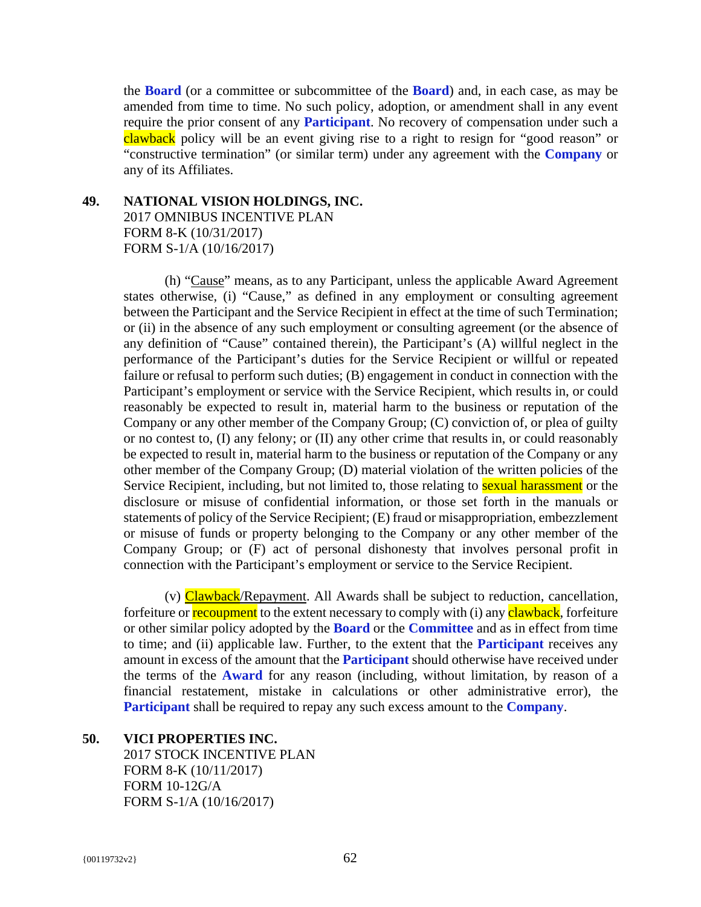the **Board** (or a committee or subcommittee of the **Board**) and, in each case, as may be amended from time to time. No such policy, adoption, or amendment shall in any event require the prior consent of any **Participant**. No recovery of compensation under such a clawback policy will be an event giving rise to a right to resign for "good reason" or "constructive termination" (or similar term) under any agreement with the **Company** or any of its Affiliates.

**49. NATIONAL VISION HOLDINGS, INC.**
2017 OMNIBUS INCENTIVE PLAN
FORM 8-K (10/31/2017)
FORM S-1/A (10/16/2017)

(h) "Cause" means, as to any Participant, unless the applicable Award Agreement states otherwise, (i) "Cause," as defined in any employment or consulting agreement between the Participant and the Service Recipient in effect at the time of such Termination; or (ii) in the absence of any such employment or consulting agreement (or the absence of any definition of "Cause" contained therein), the Participant's (A) willful neglect in the performance of the Participant's duties for the Service Recipient or willful or repeated failure or refusal to perform such duties; (B) engagement in conduct in connection with the Participant's employment or service with the Service Recipient, which results in, or could reasonably be expected to result in, material harm to the business or reputation of the Company or any other member of the Company Group; (C) conviction of, or plea of guilty or no contest to, (I) any felony; or (II) any other crime that results in, or could reasonably be expected to result in, material harm to the business or reputation of the Company or any other member of the Company Group; (D) material violation of the written policies of the Service Recipient, including, but not limited to, those relating to sexual harassment or the disclosure or misuse of confidential information, or those set forth in the manuals or statements of policy of the Service Recipient; (E) fraud or misappropriation, embezzlement or misuse of funds or property belonging to the Company or any other member of the Company Group; or (F) act of personal dishonesty that involves personal profit in connection with the Participant's employment or service to the Service Recipient.

(v) Clawback/Repayment. All Awards shall be subject to reduction, cancellation, forfeiture or recoupment to the extent necessary to comply with (i) any clawback, forfeiture or other similar policy adopted by the **Board** or the **Committee** and as in effect from time to time; and (ii) applicable law. Further, to the extent that the **Participant** receives any amount in excess of the amount that the **Participant** should otherwise have received under the terms of the **Award** for any reason (including, without limitation, by reason of a financial restatement, mistake in calculations or other administrative error), the **Participant** shall be required to repay any such excess amount to the **Company**.

**50. VICI PROPERTIES INC.**
2017 STOCK INCENTIVE PLAN
FORM 8-K (10/11/2017)
FORM 10-12G/A
FORM S-1/A (10/16/2017)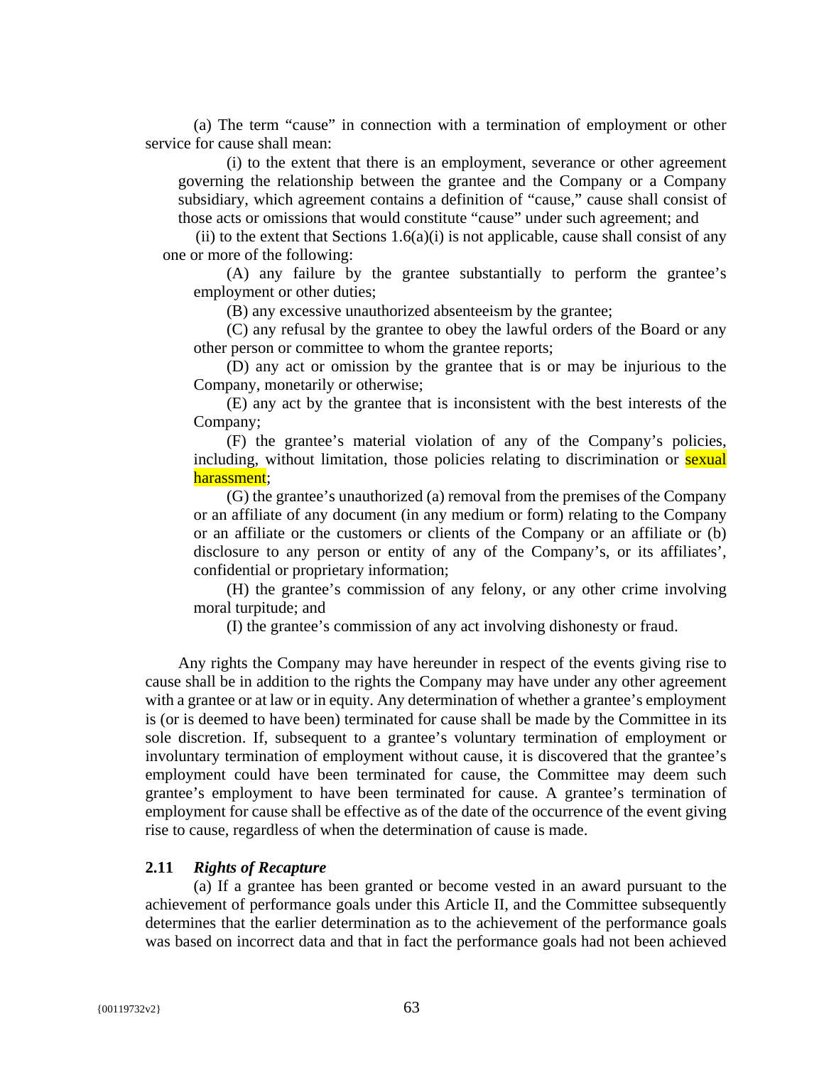(a) The term "cause" in connection with a termination of employment or other service for cause shall mean:

(i) to the extent that there is an employment, severance or other agreement governing the relationship between the grantee and the Company or a Company subsidiary, which agreement contains a definition of "cause," cause shall consist of those acts or omissions that would constitute "cause" under such agreement; and

(ii) to the extent that Sections 1.6(a)(i) is not applicable, cause shall consist of any one or more of the following:

(A) any failure by the grantee substantially to perform the grantee's employment or other duties;

(B) any excessive unauthorized absenteeism by the grantee;

(C) any refusal by the grantee to obey the lawful orders of the Board or any other person or committee to whom the grantee reports;

(D) any act or omission by the grantee that is or may be injurious to the Company, monetarily or otherwise;

(E) any act by the grantee that is inconsistent with the best interests of the Company;

(F) the grantee's material violation of any of the Company's policies, including, without limitation, those policies relating to discrimination or sexual harassment;

(G) the grantee's unauthorized (a) removal from the premises of the Company or an affiliate of any document (in any medium or form) relating to the Company or an affiliate or the customers or clients of the Company or an affiliate or (b) disclosure to any person or entity of any of the Company's, or its affiliates', confidential or proprietary information;

(H) the grantee's commission of any felony, or any other crime involving moral turpitude; and

(I) the grantee's commission of any act involving dishonesty or fraud.

Any rights the Company may have hereunder in respect of the events giving rise to cause shall be in addition to the rights the Company may have under any other agreement with a grantee or at law or in equity. Any determination of whether a grantee's employment is (or is deemed to have been) terminated for cause shall be made by the Committee in its sole discretion. If, subsequent to a grantee's voluntary termination of employment or involuntary termination of employment without cause, it is discovered that the grantee's employment could have been terminated for cause, the Committee may deem such grantee's employment to have been terminated for cause. A grantee's termination of employment for cause shall be effective as of the date of the occurrence of the event giving rise to cause, regardless of when the determination of cause is made.

**2.11 *Rights of Recapture***

(a) If a grantee has been granted or become vested in an award pursuant to the achievement of performance goals under this Article II, and the Committee subsequently determines that the earlier determination as to the achievement of the performance goals was based on incorrect data and that in fact the performance goals had not been achieved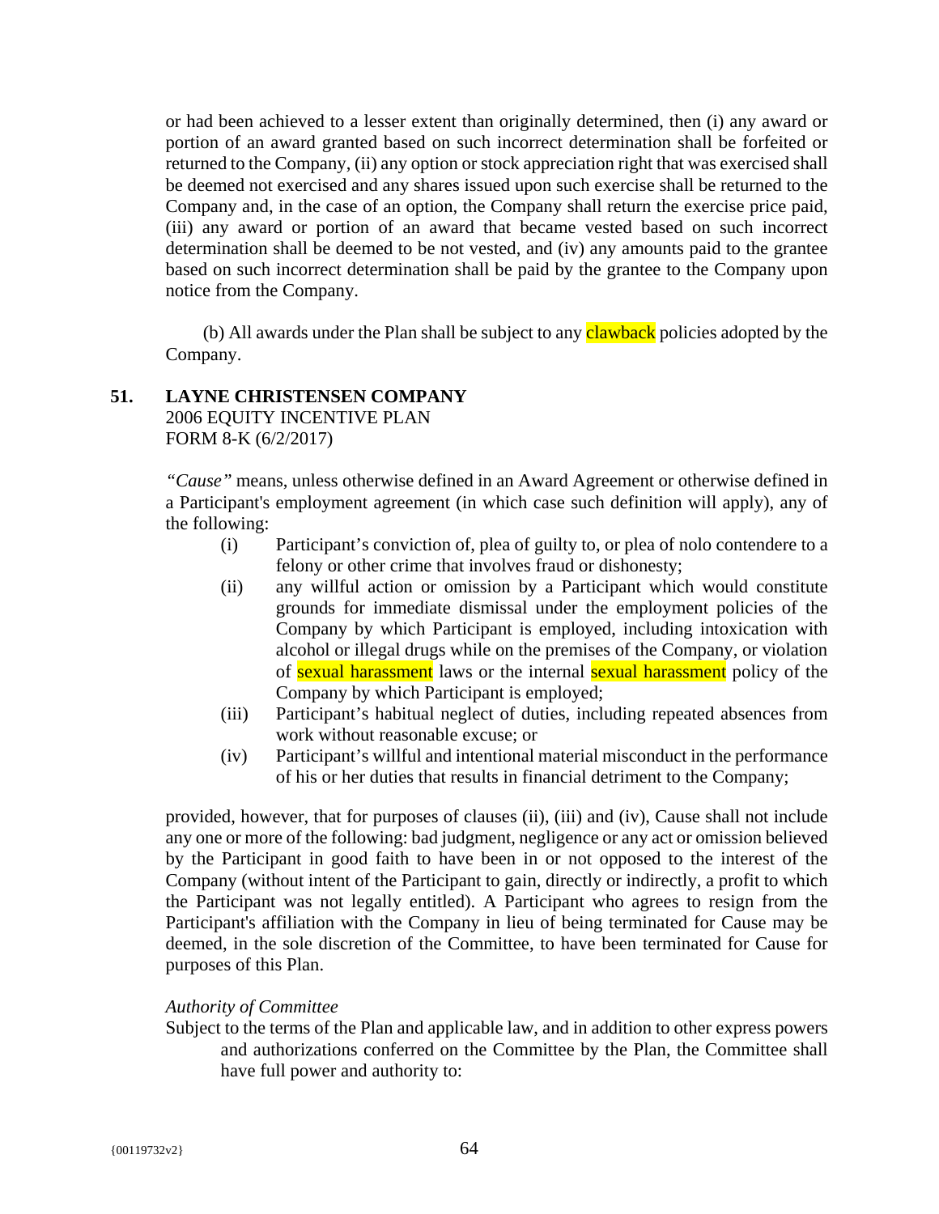or had been achieved to a lesser extent than originally determined, then (i) any award or portion of an award granted based on such incorrect determination shall be forfeited or returned to the Company, (ii) any option or stock appreciation right that was exercised shall be deemed not exercised and any shares issued upon such exercise shall be returned to the Company and, in the case of an option, the Company shall return the exercise price paid, (iii) any award or portion of an award that became vested based on such incorrect determination shall be deemed to be not vested, and (iv) any amounts paid to the grantee based on such incorrect determination shall be paid by the grantee to the Company upon notice from the Company.

(b) All awards under the Plan shall be subject to any clawback policies adopted by the Company.

**51. LAYNE CHRISTENSEN COMPANY**
2006 EQUITY INCENTIVE PLAN
FORM 8-K (6/2/2017)

*"Cause"* means, unless otherwise defined in an Award Agreement or otherwise defined in a Participant's employment agreement (in which case such definition will apply), any of the following:

(i) Participant's conviction of, plea of guilty to, or plea of nolo contendere to a felony or other crime that involves fraud or dishonesty;

(ii) any willful action or omission by a Participant which would constitute grounds for immediate dismissal under the employment policies of the Company by which Participant is employed, including intoxication with alcohol or illegal drugs while on the premises of the Company, or violation of sexual harassment laws or the internal sexual harassment policy of the Company by which Participant is employed;

(iii) Participant's habitual neglect of duties, including repeated absences from work without reasonable excuse; or

(iv) Participant's willful and intentional material misconduct in the performance of his or her duties that results in financial detriment to the Company;

provided, however, that for purposes of clauses (ii), (iii) and (iv), Cause shall not include any one or more of the following: bad judgment, negligence or any act or omission believed by the Participant in good faith to have been in or not opposed to the interest of the Company (without intent of the Participant to gain, directly or indirectly, a profit to which the Participant was not legally entitled). A Participant who agrees to resign from the Participant's affiliation with the Company in lieu of being terminated for Cause may be deemed, in the sole discretion of the Committee, to have been terminated for Cause for purposes of this Plan.

*Authority of Committee*

Subject to the terms of the Plan and applicable law, and in addition to other express powers and authorizations conferred on the Committee by the Plan, the Committee shall have full power and authority to: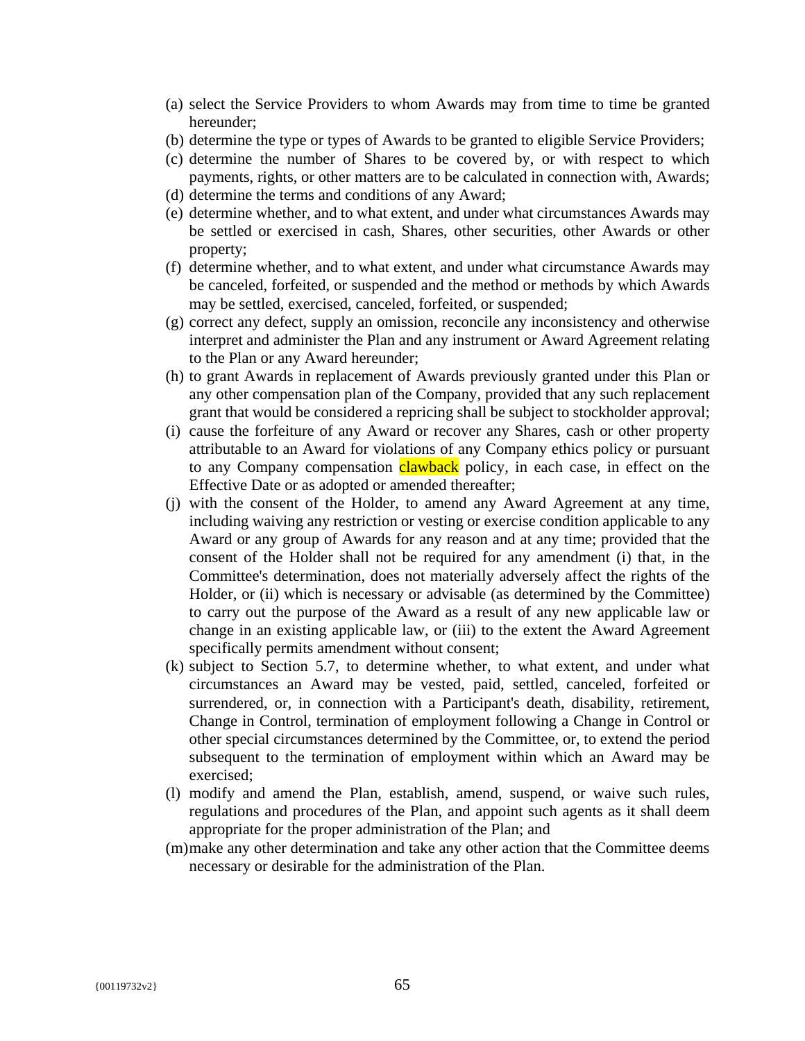(a) select the Service Providers to whom Awards may from time to time be granted hereunder;
(b) determine the type or types of Awards to be granted to eligible Service Providers;
(c) determine the number of Shares to be covered by, or with respect to which payments, rights, or other matters are to be calculated in connection with, Awards;
(d) determine the terms and conditions of any Award;
(e) determine whether, and to what extent, and under what circumstances Awards may be settled or exercised in cash, Shares, other securities, other Awards or other property;
(f) determine whether, and to what extent, and under what circumstance Awards may be canceled, forfeited, or suspended and the method or methods by which Awards may be settled, exercised, canceled, forfeited, or suspended;
(g) correct any defect, supply an omission, reconcile any inconsistency and otherwise interpret and administer the Plan and any instrument or Award Agreement relating to the Plan or any Award hereunder;
(h) to grant Awards in replacement of Awards previously granted under this Plan or any other compensation plan of the Company, provided that any such replacement grant that would be considered a repricing shall be subject to stockholder approval;
(i) cause the forfeiture of any Award or recover any Shares, cash or other property attributable to an Award for violations of any Company ethics policy or pursuant to any Company compensation clawback policy, in each case, in effect on the Effective Date or as adopted or amended thereafter;
(j) with the consent of the Holder, to amend any Award Agreement at any time, including waiving any restriction or vesting or exercise condition applicable to any Award or any group of Awards for any reason and at any time; provided that the consent of the Holder shall not be required for any amendment (i) that, in the Committee's determination, does not materially adversely affect the rights of the Holder, or (ii) which is necessary or advisable (as determined by the Committee) to carry out the purpose of the Award as a result of any new applicable law or change in an existing applicable law, or (iii) to the extent the Award Agreement specifically permits amendment without consent;
(k) subject to Section 5.7, to determine whether, to what extent, and under what circumstances an Award may be vested, paid, settled, canceled, forfeited or surrendered, or, in connection with a Participant's death, disability, retirement, Change in Control, termination of employment following a Change in Control or other special circumstances determined by the Committee, or, to extend the period subsequent to the termination of employment within which an Award may be exercised;
(l) modify and amend the Plan, establish, amend, suspend, or waive such rules, regulations and procedures of the Plan, and appoint such agents as it shall deem appropriate for the proper administration of the Plan; and
(m) make any other determination and take any other action that the Committee deems necessary or desirable for the administration of the Plan.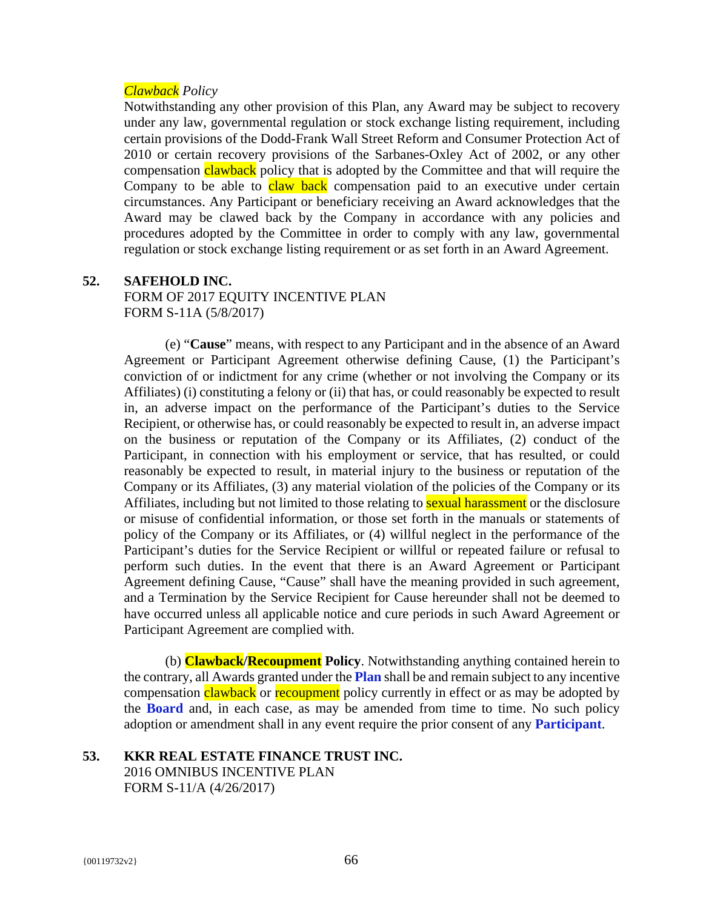*Clawback Policy*

Notwithstanding any other provision of this Plan, any Award may be subject to recovery under any law, governmental regulation or stock exchange listing requirement, including certain provisions of the Dodd-Frank Wall Street Reform and Consumer Protection Act of 2010 or certain recovery provisions of the Sarbanes-Oxley Act of 2002, or any other compensation clawback policy that is adopted by the Committee and that will require the Company to be able to claw back compensation paid to an executive under certain circumstances. Any Participant or beneficiary receiving an Award acknowledges that the Award may be clawed back by the Company in accordance with any policies and procedures adopted by the Committee in order to comply with any law, governmental regulation or stock exchange listing requirement or as set forth in an Award Agreement.

**52. SAFEHOLD INC.**
FORM OF 2017 EQUITY INCENTIVE PLAN
FORM S-11A (5/8/2017)

(e) "**Cause**" means, with respect to any Participant and in the absence of an Award Agreement or Participant Agreement otherwise defining Cause, (1) the Participant's conviction of or indictment for any crime (whether or not involving the Company or its Affiliates) (i) constituting a felony or (ii) that has, or could reasonably be expected to result in, an adverse impact on the performance of the Participant's duties to the Service Recipient, or otherwise has, or could reasonably be expected to result in, an adverse impact on the business or reputation of the Company or its Affiliates, (2) conduct of the Participant, in connection with his employment or service, that has resulted, or could reasonably be expected to result, in material injury to the business or reputation of the Company or its Affiliates, (3) any material violation of the policies of the Company or its Affiliates, including but not limited to those relating to sexual harassment or the disclosure or misuse of confidential information, or those set forth in the manuals or statements of policy of the Company or its Affiliates, or (4) willful neglect in the performance of the Participant's duties for the Service Recipient or willful or repeated failure or refusal to perform such duties. In the event that there is an Award Agreement or Participant Agreement defining Cause, "Cause" shall have the meaning provided in such agreement, and a Termination by the Service Recipient for Cause hereunder shall not be deemed to have occurred unless all applicable notice and cure periods in such Award Agreement or Participant Agreement are complied with.

(b) **Clawback/Recoupment Policy**. Notwithstanding anything contained herein to the contrary, all Awards granted under the **Plan** shall be and remain subject to any incentive compensation clawback or recoupment policy currently in effect or as may be adopted by the **Board** and, in each case, as may be amended from time to time. No such policy adoption or amendment shall in any event require the prior consent of any **Participant**.

**53. KKR REAL ESTATE FINANCE TRUST INC.**
2016 OMNIBUS INCENTIVE PLAN
FORM S-11/A (4/26/2017)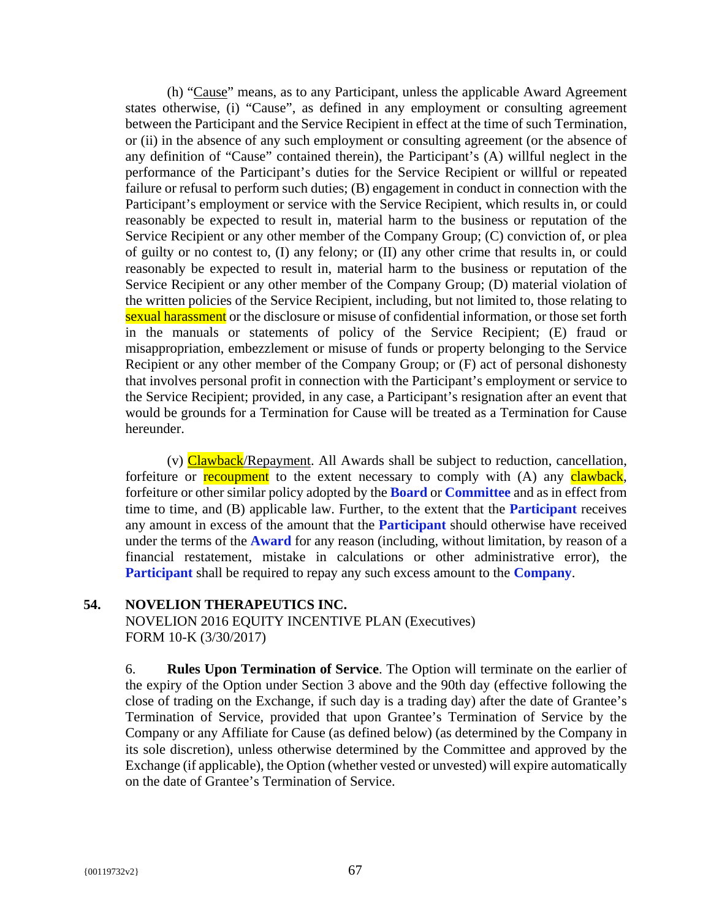(h) "Cause" means, as to any Participant, unless the applicable Award Agreement states otherwise, (i) "Cause", as defined in any employment or consulting agreement between the Participant and the Service Recipient in effect at the time of such Termination, or (ii) in the absence of any such employment or consulting agreement (or the absence of any definition of "Cause" contained therein), the Participant's (A) willful neglect in the performance of the Participant's duties for the Service Recipient or willful or repeated failure or refusal to perform such duties; (B) engagement in conduct in connection with the Participant's employment or service with the Service Recipient, which results in, or could reasonably be expected to result in, material harm to the business or reputation of the Service Recipient or any other member of the Company Group; (C) conviction of, or plea of guilty or no contest to, (I) any felony; or (II) any other crime that results in, or could reasonably be expected to result in, material harm to the business or reputation of the Service Recipient or any other member of the Company Group; (D) material violation of the written policies of the Service Recipient, including, but not limited to, those relating to sexual harassment or the disclosure or misuse of confidential information, or those set forth in the manuals or statements of policy of the Service Recipient; (E) fraud or misappropriation, embezzlement or misuse of funds or property belonging to the Service Recipient or any other member of the Company Group; or (F) act of personal dishonesty that involves personal profit in connection with the Participant's employment or service to the Service Recipient; provided, in any case, a Participant's resignation after an event that would be grounds for a Termination for Cause will be treated as a Termination for Cause hereunder.

(v) Clawback/Repayment. All Awards shall be subject to reduction, cancellation, forfeiture or recoupment to the extent necessary to comply with (A) any clawback, forfeiture or other similar policy adopted by the **Board** or **Committee** and as in effect from time to time, and (B) applicable law. Further, to the extent that the **Participant** receives any amount in excess of the amount that the **Participant** should otherwise have received under the terms of the **Award** for any reason (including, without limitation, by reason of a financial restatement, mistake in calculations or other administrative error), the **Participant** shall be required to repay any such excess amount to the **Company**.

**54. NOVELION THERAPEUTICS INC.**
NOVELION 2016 EQUITY INCENTIVE PLAN (Executives)
FORM 10-K (3/30/2017)

6. **Rules Upon Termination of Service**. The Option will terminate on the earlier of the expiry of the Option under Section 3 above and the 90th day (effective following the close of trading on the Exchange, if such day is a trading day) after the date of Grantee's Termination of Service, provided that upon Grantee's Termination of Service by the Company or any Affiliate for Cause (as defined below) (as determined by the Company in its sole discretion), unless otherwise determined by the Committee and approved by the Exchange (if applicable), the Option (whether vested or unvested) will expire automatically on the date of Grantee's Termination of Service.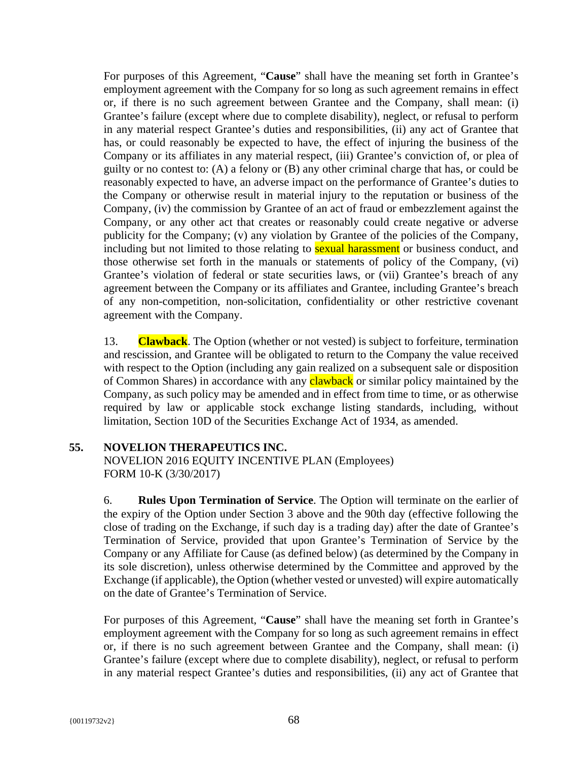For purposes of this Agreement, "**Cause**" shall have the meaning set forth in Grantee's employment agreement with the Company for so long as such agreement remains in effect or, if there is no such agreement between Grantee and the Company, shall mean: (i) Grantee's failure (except where due to complete disability), neglect, or refusal to perform in any material respect Grantee's duties and responsibilities, (ii) any act of Grantee that has, or could reasonably be expected to have, the effect of injuring the business of the Company or its affiliates in any material respect, (iii) Grantee's conviction of, or plea of guilty or no contest to: (A) a felony or (B) any other criminal charge that has, or could be reasonably expected to have, an adverse impact on the performance of Grantee's duties to the Company or otherwise result in material injury to the reputation or business of the Company, (iv) the commission by Grantee of an act of fraud or embezzlement against the Company, or any other act that creates or reasonably could create negative or adverse publicity for the Company; (v) any violation by Grantee of the policies of the Company, including but not limited to those relating to sexual harassment or business conduct, and those otherwise set forth in the manuals or statements of policy of the Company, (vi) Grantee's violation of federal or state securities laws, or (vii) Grantee's breach of any agreement between the Company or its affiliates and Grantee, including Grantee's breach of any non-competition, non-solicitation, confidentiality or other restrictive covenant agreement with the Company.

13. **Clawback**. The Option (whether or not vested) is subject to forfeiture, termination and rescission, and Grantee will be obligated to return to the Company the value received with respect to the Option (including any gain realized on a subsequent sale or disposition of Common Shares) in accordance with any clawback or similar policy maintained by the Company, as such policy may be amended and in effect from time to time, or as otherwise required by law or applicable stock exchange listing standards, including, without limitation, Section 10D of the Securities Exchange Act of 1934, as amended.

## 55. NOVELION THERAPEUTICS INC.

NOVELION 2016 EQUITY INCENTIVE PLAN (Employees)
FORM 10-K (3/30/2017)

6. **Rules Upon Termination of Service**. The Option will terminate on the earlier of the expiry of the Option under Section 3 above and the 90th day (effective following the close of trading on the Exchange, if such day is a trading day) after the date of Grantee's Termination of Service, provided that upon Grantee's Termination of Service by the Company or any Affiliate for Cause (as defined below) (as determined by the Company in its sole discretion), unless otherwise determined by the Committee and approved by the Exchange (if applicable), the Option (whether vested or unvested) will expire automatically on the date of Grantee's Termination of Service.

For purposes of this Agreement, "**Cause**" shall have the meaning set forth in Grantee's employment agreement with the Company for so long as such agreement remains in effect or, if there is no such agreement between Grantee and the Company, shall mean: (i) Grantee's failure (except where due to complete disability), neglect, or refusal to perform in any material respect Grantee's duties and responsibilities, (ii) any act of Grantee that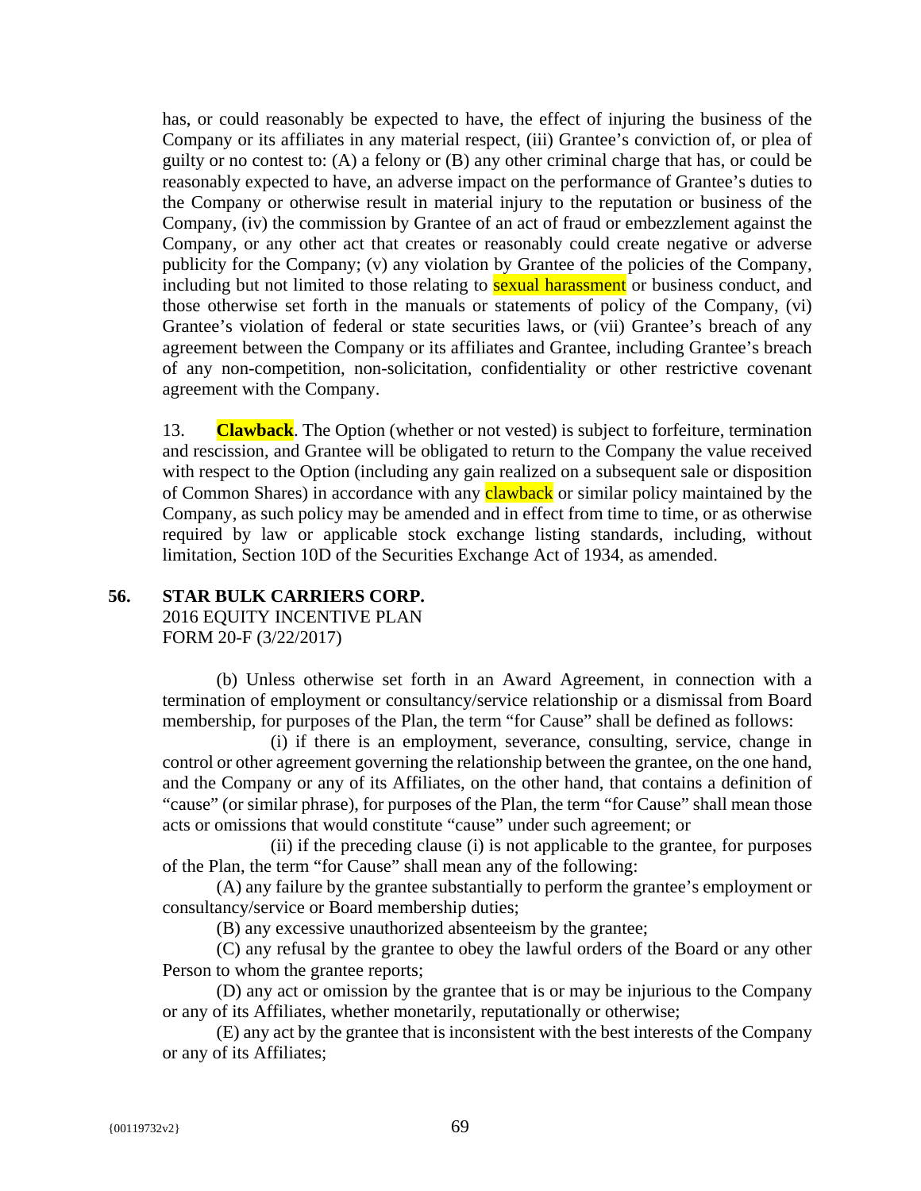has, or could reasonably be expected to have, the effect of injuring the business of the Company or its affiliates in any material respect, (iii) Grantee's conviction of, or plea of guilty or no contest to: (A) a felony or (B) any other criminal charge that has, or could be reasonably expected to have, an adverse impact on the performance of Grantee's duties to the Company or otherwise result in material injury to the reputation or business of the Company, (iv) the commission by Grantee of an act of fraud or embezzlement against the Company, or any other act that creates or reasonably could create negative or adverse publicity for the Company; (v) any violation by Grantee of the policies of the Company, including but not limited to those relating to sexual harassment or business conduct, and those otherwise set forth in the manuals or statements of policy of the Company, (vi) Grantee's violation of federal or state securities laws, or (vii) Grantee's breach of any agreement between the Company or its affiliates and Grantee, including Grantee's breach of any non-competition, non-solicitation, confidentiality or other restrictive covenant agreement with the Company.

13. **Clawback**. The Option (whether or not vested) is subject to forfeiture, termination and rescission, and Grantee will be obligated to return to the Company the value received with respect to the Option (including any gain realized on a subsequent sale or disposition of Common Shares) in accordance with any clawback or similar policy maintained by the Company, as such policy may be amended and in effect from time to time, or as otherwise required by law or applicable stock exchange listing standards, including, without limitation, Section 10D of the Securities Exchange Act of 1934, as amended.

## 56. STAR BULK CARRIERS CORP.

2016 EQUITY INCENTIVE PLAN
FORM 20-F (3/22/2017)

(b) Unless otherwise set forth in an Award Agreement, in connection with a termination of employment or consultancy/service relationship or a dismissal from Board membership, for purposes of the Plan, the term "for Cause" shall be defined as follows:

(i) if there is an employment, severance, consulting, service, change in control or other agreement governing the relationship between the grantee, on the one hand, and the Company or any of its Affiliates, on the other hand, that contains a definition of "cause" (or similar phrase), for purposes of the Plan, the term "for Cause" shall mean those acts or omissions that would constitute "cause" under such agreement; or

(ii) if the preceding clause (i) is not applicable to the grantee, for purposes of the Plan, the term "for Cause" shall mean any of the following:

(A) any failure by the grantee substantially to perform the grantee's employment or consultancy/service or Board membership duties;

(B) any excessive unauthorized absenteeism by the grantee;

(C) any refusal by the grantee to obey the lawful orders of the Board or any other Person to whom the grantee reports;

(D) any act or omission by the grantee that is or may be injurious to the Company or any of its Affiliates, whether monetarily, reputationally or otherwise;

(E) any act by the grantee that is inconsistent with the best interests of the Company or any of its Affiliates;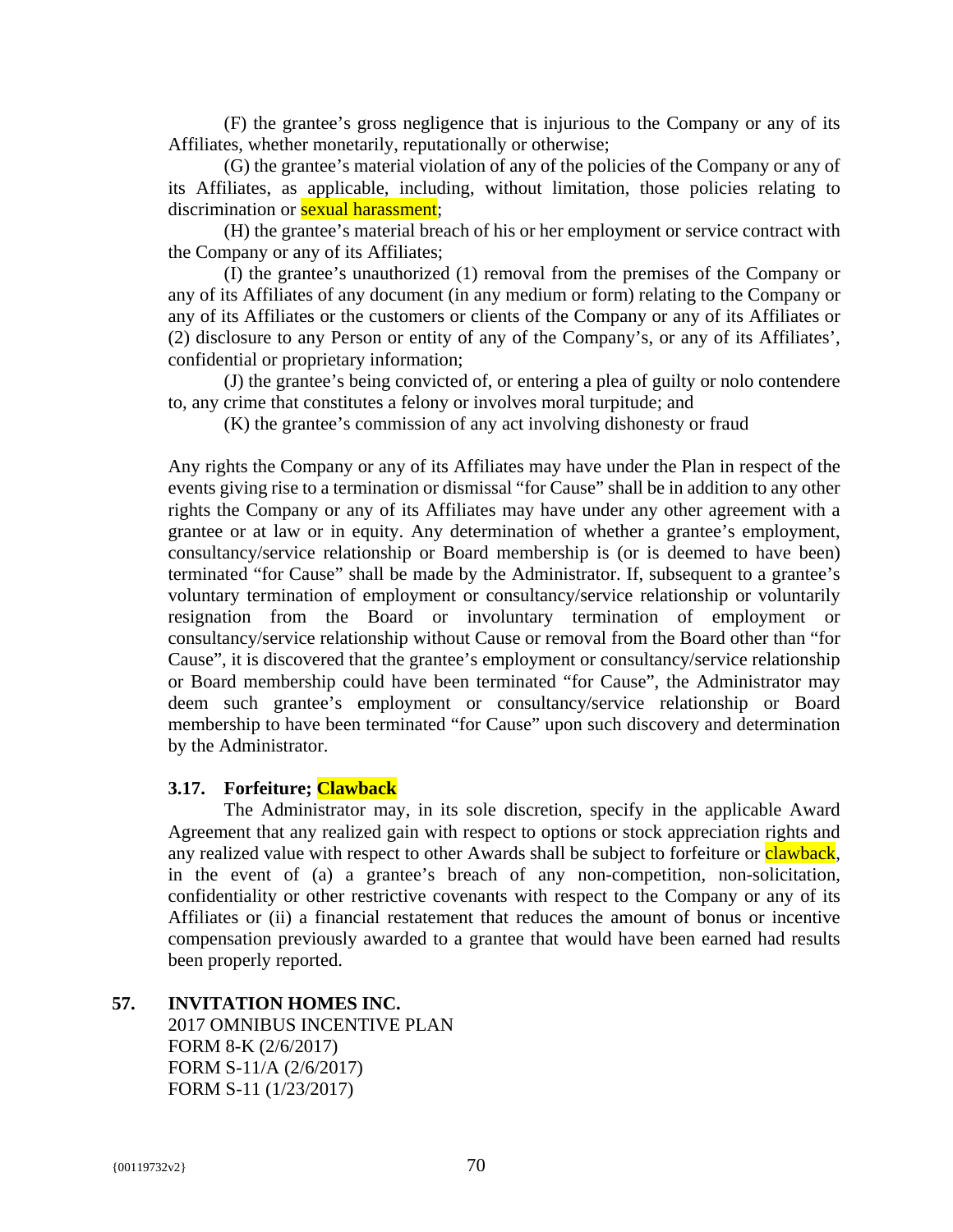(F) the grantee's gross negligence that is injurious to the Company or any of its Affiliates, whether monetarily, reputationally or otherwise;

(G) the grantee's material violation of any of the policies of the Company or any of its Affiliates, as applicable, including, without limitation, those policies relating to discrimination or sexual harassment;

(H) the grantee's material breach of his or her employment or service contract with the Company or any of its Affiliates;

(I) the grantee's unauthorized (1) removal from the premises of the Company or any of its Affiliates of any document (in any medium or form) relating to the Company or any of its Affiliates or the customers or clients of the Company or any of its Affiliates or (2) disclosure to any Person or entity of any of the Company's, or any of its Affiliates', confidential or proprietary information;

(J) the grantee's being convicted of, or entering a plea of guilty or nolo contendere to, any crime that constitutes a felony or involves moral turpitude; and

(K) the grantee's commission of any act involving dishonesty or fraud

Any rights the Company or any of its Affiliates may have under the Plan in respect of the events giving rise to a termination or dismissal "for Cause" shall be in addition to any other rights the Company or any of its Affiliates may have under any other agreement with a grantee or at law or in equity. Any determination of whether a grantee's employment, consultancy/service relationship or Board membership is (or is deemed to have been) terminated "for Cause" shall be made by the Administrator. If, subsequent to a grantee's voluntary termination of employment or consultancy/service relationship or voluntarily resignation from the Board or involuntary termination of employment or consultancy/service relationship without Cause or removal from the Board other than "for Cause", it is discovered that the grantee's employment or consultancy/service relationship or Board membership could have been terminated "for Cause", the Administrator may deem such grantee's employment or consultancy/service relationship or Board membership to have been terminated "for Cause" upon such discovery and determination by the Administrator.

**3.17. Forfeiture; Clawback**

The Administrator may, in its sole discretion, specify in the applicable Award Agreement that any realized gain with respect to options or stock appreciation rights and any realized value with respect to other Awards shall be subject to forfeiture or clawback, in the event of (a) a grantee's breach of any non-competition, non-solicitation, confidentiality or other restrictive covenants with respect to the Company or any of its Affiliates or (ii) a financial restatement that reduces the amount of bonus or incentive compensation previously awarded to a grantee that would have been earned had results been properly reported.

**57. INVITATION HOMES INC.**

2017 OMNIBUS INCENTIVE PLAN
FORM 8-K (2/6/2017)
FORM S-11/A (2/6/2017)
FORM S-11 (1/23/2017)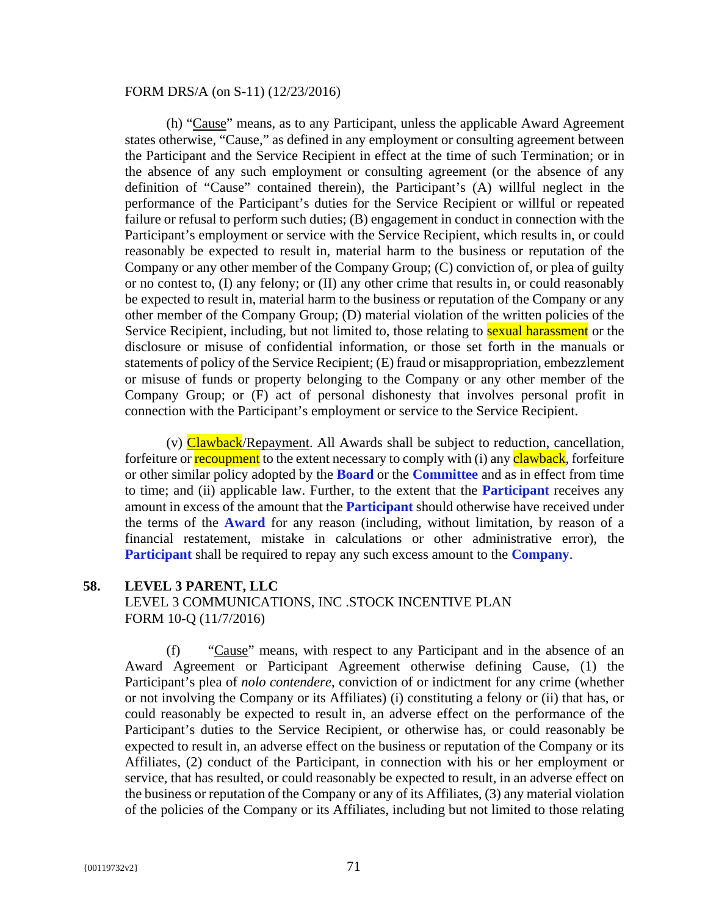FORM DRS/A (on S-11) (12/23/2016)

(h) "Cause" means, as to any Participant, unless the applicable Award Agreement states otherwise, "Cause," as defined in any employment or consulting agreement between the Participant and the Service Recipient in effect at the time of such Termination; or in the absence of any such employment or consulting agreement (or the absence of any definition of "Cause" contained therein), the Participant's (A) willful neglect in the performance of the Participant's duties for the Service Recipient or willful or repeated failure or refusal to perform such duties; (B) engagement in conduct in connection with the Participant's employment or service with the Service Recipient, which results in, or could reasonably be expected to result in, material harm to the business or reputation of the Company or any other member of the Company Group; (C) conviction of, or plea of guilty or no contest to, (I) any felony; or (II) any other crime that results in, or could reasonably be expected to result in, material harm to the business or reputation of the Company or any other member of the Company Group; (D) material violation of the written policies of the Service Recipient, including, but not limited to, those relating to sexual harassment or the disclosure or misuse of confidential information, or those set forth in the manuals or statements of policy of the Service Recipient; (E) fraud or misappropriation, embezzlement or misuse of funds or property belonging to the Company or any other member of the Company Group; or (F) act of personal dishonesty that involves personal profit in connection with the Participant's employment or service to the Service Recipient.

(v) Clawback/Repayment. All Awards shall be subject to reduction, cancellation, forfeiture or recoupment to the extent necessary to comply with (i) any clawback, forfeiture or other similar policy adopted by the **Board** or the **Committee** and as in effect from time to time; and (ii) applicable law. Further, to the extent that the **Participant** receives any amount in excess of the amount that the **Participant** should otherwise have received under the terms of the **Award** for any reason (including, without limitation, by reason of a financial restatement, mistake in calculations or other administrative error), the **Participant** shall be required to repay any such excess amount to the **Company**.

## 58. LEVEL 3 PARENT, LLC

LEVEL 3 COMMUNICATIONS, INC .STOCK INCENTIVE PLAN
FORM 10-Q (11/7/2016)

(f) "Cause" means, with respect to any Participant and in the absence of an Award Agreement or Participant Agreement otherwise defining Cause, (1) the Participant's plea of *nolo contendere*, conviction of or indictment for any crime (whether or not involving the Company or its Affiliates) (i) constituting a felony or (ii) that has, or could reasonably be expected to result in, an adverse effect on the performance of the Participant's duties to the Service Recipient, or otherwise has, or could reasonably be expected to result in, an adverse effect on the business or reputation of the Company or its Affiliates, (2) conduct of the Participant, in connection with his or her employment or service, that has resulted, or could reasonably be expected to result, in an adverse effect on the business or reputation of the Company or any of its Affiliates, (3) any material violation of the policies of the Company or its Affiliates, including but not limited to those relating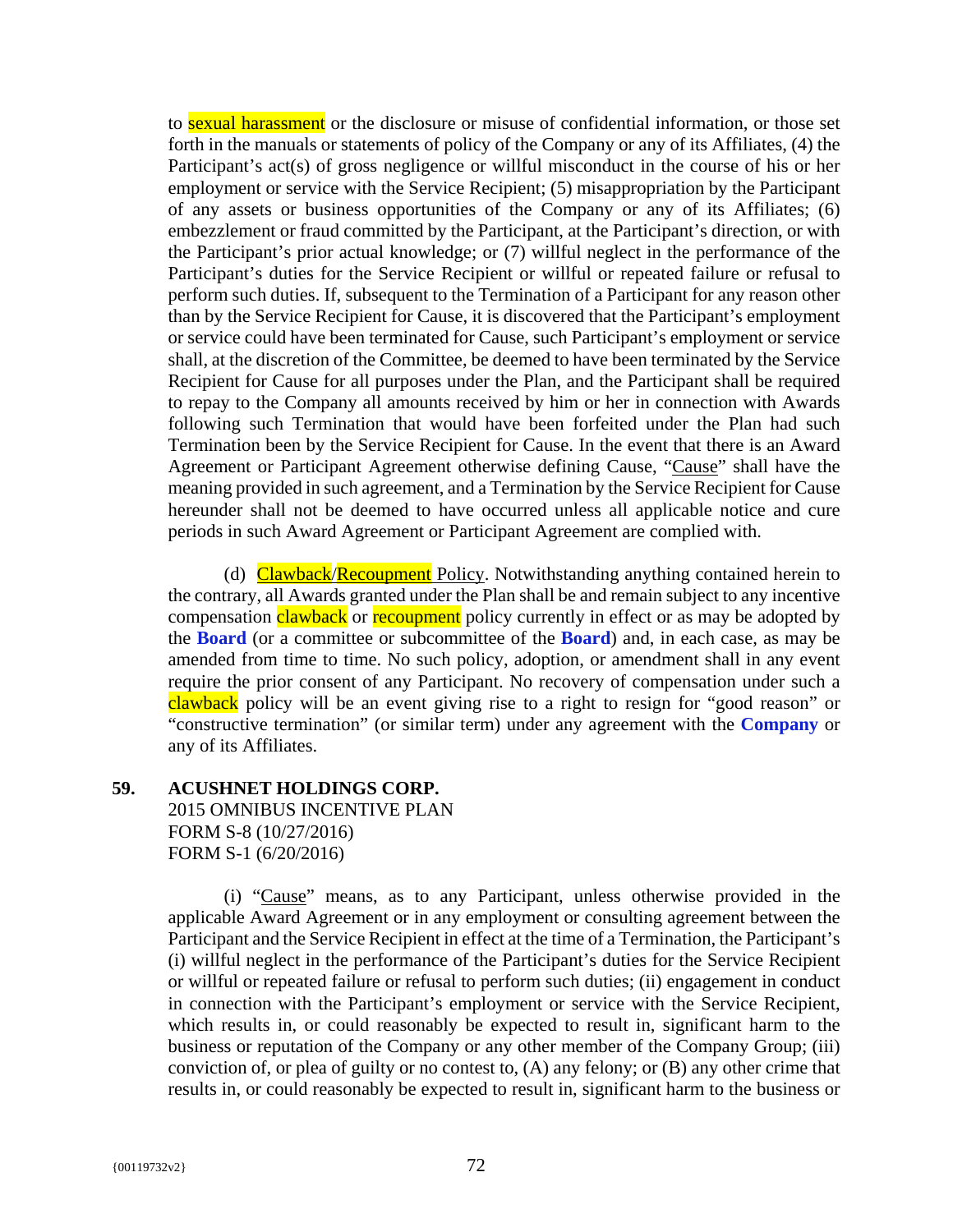to sexual harassment or the disclosure or misuse of confidential information, or those set forth in the manuals or statements of policy of the Company or any of its Affiliates, (4) the Participant's act(s) of gross negligence or willful misconduct in the course of his or her employment or service with the Service Recipient; (5) misappropriation by the Participant of any assets or business opportunities of the Company or any of its Affiliates; (6) embezzlement or fraud committed by the Participant, at the Participant's direction, or with the Participant's prior actual knowledge; or (7) willful neglect in the performance of the Participant's duties for the Service Recipient or willful or repeated failure or refusal to perform such duties. If, subsequent to the Termination of a Participant for any reason other than by the Service Recipient for Cause, it is discovered that the Participant's employment or service could have been terminated for Cause, such Participant's employment or service shall, at the discretion of the Committee, be deemed to have been terminated by the Service Recipient for Cause for all purposes under the Plan, and the Participant shall be required to repay to the Company all amounts received by him or her in connection with Awards following such Termination that would have been forfeited under the Plan had such Termination been by the Service Recipient for Cause. In the event that there is an Award Agreement or Participant Agreement otherwise defining Cause, "Cause" shall have the meaning provided in such agreement, and a Termination by the Service Recipient for Cause hereunder shall not be deemed to have occurred unless all applicable notice and cure periods in such Award Agreement or Participant Agreement are complied with.

(d) Clawback/Recoupment Policy. Notwithstanding anything contained herein to the contrary, all Awards granted under the Plan shall be and remain subject to any incentive compensation clawback or recoupment policy currently in effect or as may be adopted by the **Board** (or a committee or subcommittee of the **Board**) and, in each case, as may be amended from time to time. No such policy, adoption, or amendment shall in any event require the prior consent of any Participant. No recovery of compensation under such a clawback policy will be an event giving rise to a right to resign for "good reason" or "constructive termination" (or similar term) under any agreement with the **Company** or any of its Affiliates.

**59. ACUSHNET HOLDINGS CORP.**
2015 OMNIBUS INCENTIVE PLAN
FORM S-8 (10/27/2016)
FORM S-1 (6/20/2016)

(i) "Cause" means, as to any Participant, unless otherwise provided in the applicable Award Agreement or in any employment or consulting agreement between the Participant and the Service Recipient in effect at the time of a Termination, the Participant's (i) willful neglect in the performance of the Participant's duties for the Service Recipient or willful or repeated failure or refusal to perform such duties; (ii) engagement in conduct in connection with the Participant's employment or service with the Service Recipient, which results in, or could reasonably be expected to result in, significant harm to the business or reputation of the Company or any other member of the Company Group; (iii) conviction of, or plea of guilty or no contest to, (A) any felony; or (B) any other crime that results in, or could reasonably be expected to result in, significant harm to the business or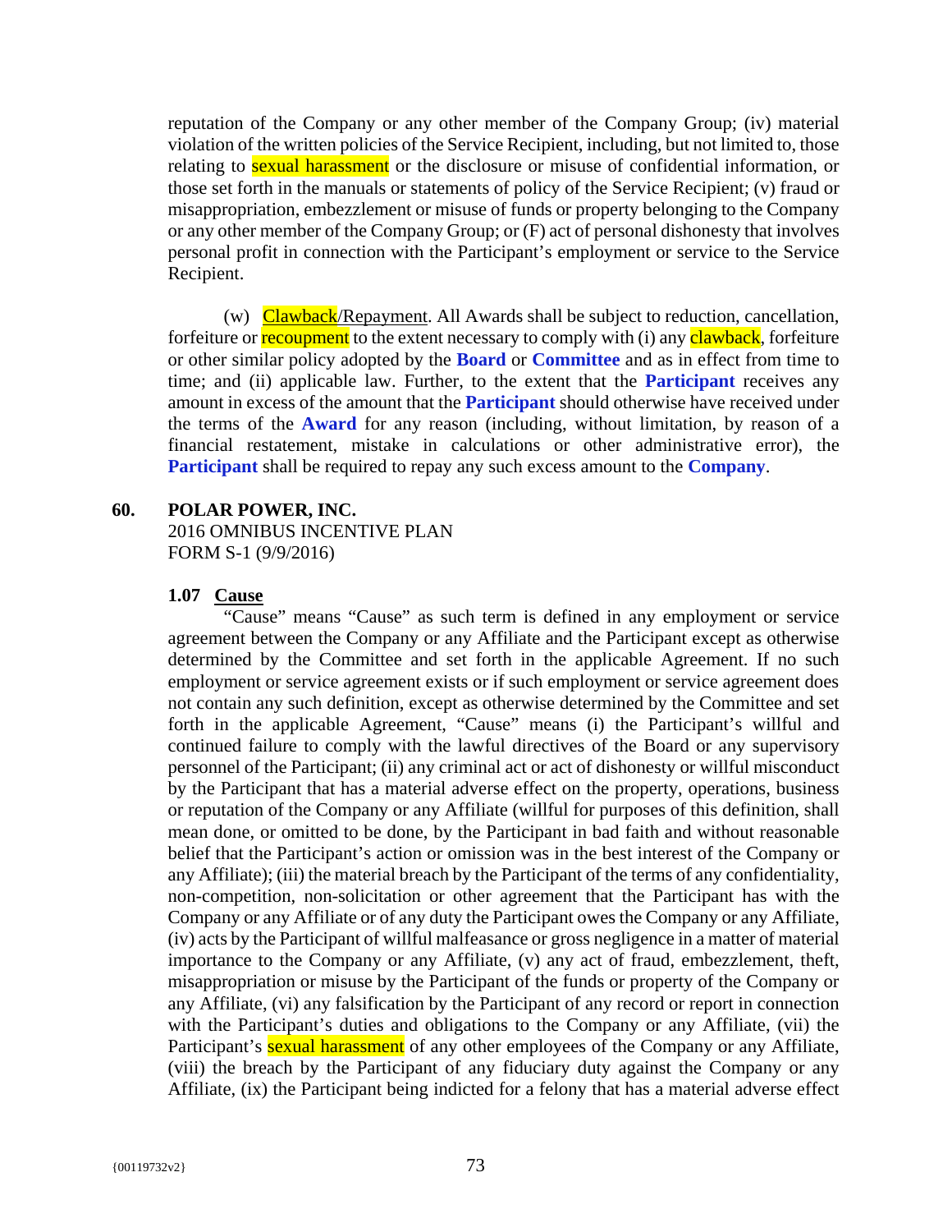reputation of the Company or any other member of the Company Group; (iv) material violation of the written policies of the Service Recipient, including, but not limited to, those relating to sexual harassment or the disclosure or misuse of confidential information, or those set forth in the manuals or statements of policy of the Service Recipient; (v) fraud or misappropriation, embezzlement or misuse of funds or property belonging to the Company or any other member of the Company Group; or (F) act of personal dishonesty that involves personal profit in connection with the Participant's employment or service to the Service Recipient.

(w) Clawback/Repayment. All Awards shall be subject to reduction, cancellation, forfeiture or recoupment to the extent necessary to comply with (i) any clawback, forfeiture or other similar policy adopted by the **Board** or **Committee** and as in effect from time to time; and (ii) applicable law. Further, to the extent that the **Participant** receives any amount in excess of the amount that the **Participant** should otherwise have received under the terms of the **Award** for any reason (including, without limitation, by reason of a financial restatement, mistake in calculations or other administrative error), the **Participant** shall be required to repay any such excess amount to the **Company**.

## 60. POLAR POWER, INC.

2016 OMNIBUS INCENTIVE PLAN
FORM S-1 (9/9/2016)

### 1.07 Cause

"Cause" means "Cause" as such term is defined in any employment or service agreement between the Company or any Affiliate and the Participant except as otherwise determined by the Committee and set forth in the applicable Agreement. If no such employment or service agreement exists or if such employment or service agreement does not contain any such definition, except as otherwise determined by the Committee and set forth in the applicable Agreement, "Cause" means (i) the Participant's willful and continued failure to comply with the lawful directives of the Board or any supervisory personnel of the Participant; (ii) any criminal act or act of dishonesty or willful misconduct by the Participant that has a material adverse effect on the property, operations, business or reputation of the Company or any Affiliate (willful for purposes of this definition, shall mean done, or omitted to be done, by the Participant in bad faith and without reasonable belief that the Participant's action or omission was in the best interest of the Company or any Affiliate); (iii) the material breach by the Participant of the terms of any confidentiality, non-competition, non-solicitation or other agreement that the Participant has with the Company or any Affiliate or of any duty the Participant owes the Company or any Affiliate, (iv) acts by the Participant of willful malfeasance or gross negligence in a matter of material importance to the Company or any Affiliate, (v) any act of fraud, embezzlement, theft, misappropriation or misuse by the Participant of the funds or property of the Company or any Affiliate, (vi) any falsification by the Participant of any record or report in connection with the Participant's duties and obligations to the Company or any Affiliate, (vii) the Participant's sexual harassment of any other employees of the Company or any Affiliate, (viii) the breach by the Participant of any fiduciary duty against the Company or any Affiliate, (ix) the Participant being indicted for a felony that has a material adverse effect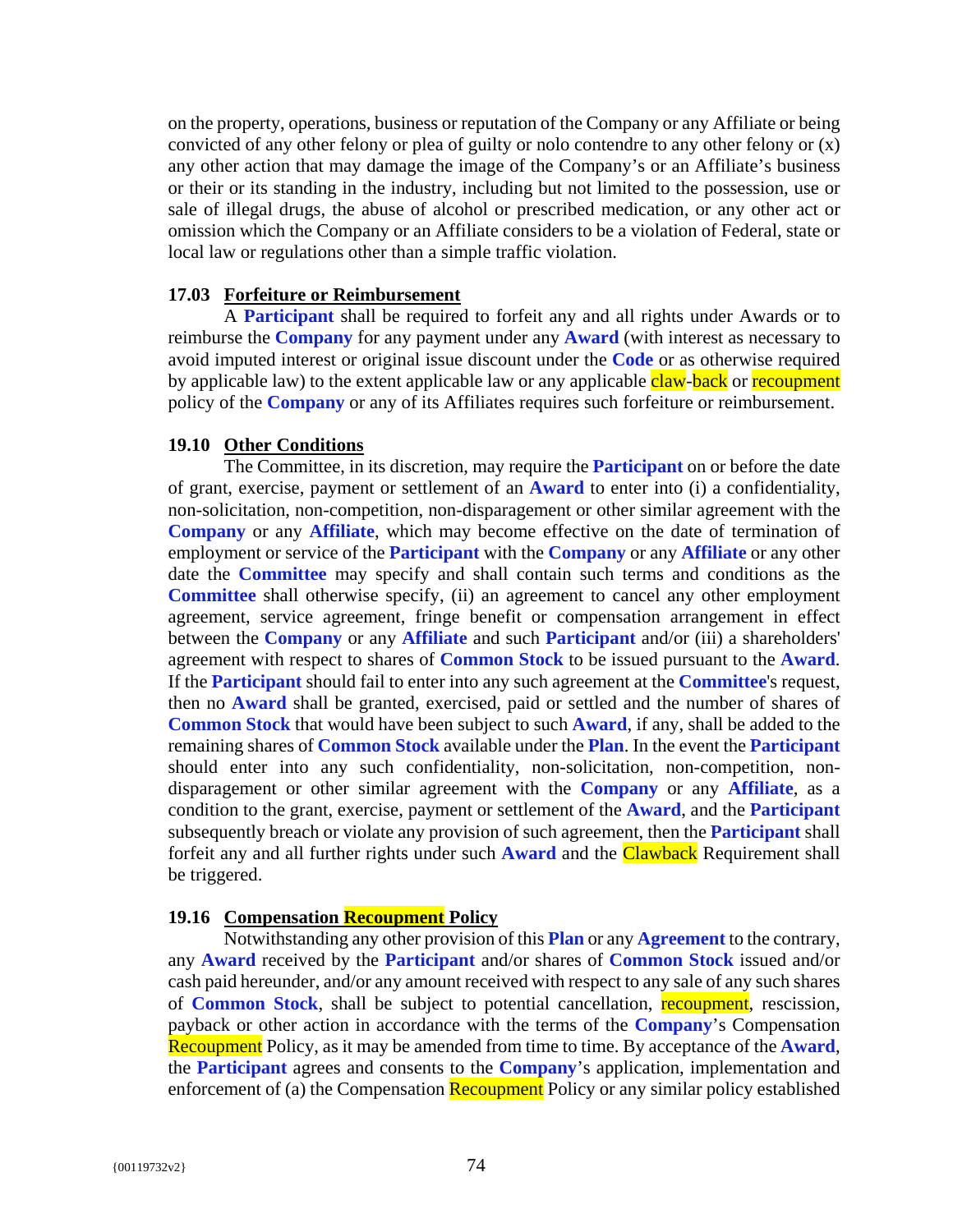on the property, operations, business or reputation of the Company or any Affiliate or being convicted of any other felony or plea of guilty or nolo contendre to any other felony or (x) any other action that may damage the image of the Company's or an Affiliate's business or their or its standing in the industry, including but not limited to the possession, use or sale of illegal drugs, the abuse of alcohol or prescribed medication, or any other act or omission which the Company or an Affiliate considers to be a violation of Federal, state or local law or regulations other than a simple traffic violation.

**17.03 Forfeiture or Reimbursement**

A **Participant** shall be required to forfeit any and all rights under Awards or to reimburse the **Company** for any payment under any **Award** (with interest as necessary to avoid imputed interest or original issue discount under the **Code** or as otherwise required by applicable law) to the extent applicable law or any applicable claw-back or recoupment policy of the **Company** or any of its Affiliates requires such forfeiture or reimbursement.

**19.10 Other Conditions**

The Committee, in its discretion, may require the **Participant** on or before the date of grant, exercise, payment or settlement of an **Award** to enter into (i) a confidentiality, non-solicitation, non-competition, non-disparagement or other similar agreement with the **Company** or any **Affiliate**, which may become effective on the date of termination of employment or service of the **Participant** with the **Company** or any **Affiliate** or any other date the **Committee** may specify and shall contain such terms and conditions as the **Committee** shall otherwise specify, (ii) an agreement to cancel any other employment agreement, service agreement, fringe benefit or compensation arrangement in effect between the **Company** or any **Affiliate** and such **Participant** and/or (iii) a shareholders' agreement with respect to shares of **Common Stock** to be issued pursuant to the **Award**. If the **Participant** should fail to enter into any such agreement at the **Committee**'s request, then no **Award** shall be granted, exercised, paid or settled and the number of shares of **Common Stock** that would have been subject to such **Award**, if any, shall be added to the remaining shares of **Common Stock** available under the **Plan**. In the event the **Participant** should enter into any such confidentiality, non-solicitation, non-competition, non-disparagement or other similar agreement with the **Company** or any **Affiliate**, as a condition to the grant, exercise, payment or settlement of the **Award**, and the **Participant** subsequently breach or violate any provision of such agreement, then the **Participant** shall forfeit any and all further rights under such **Award** and the Clawback Requirement shall be triggered.

**19.16 Compensation Recoupment Policy**

Notwithstanding any other provision of this **Plan** or any **Agreement** to the contrary, any **Award** received by the **Participant** and/or shares of **Common Stock** issued and/or cash paid hereunder, and/or any amount received with respect to any sale of any such shares of **Common Stock**, shall be subject to potential cancellation, recoupment, rescission, payback or other action in accordance with the terms of the **Company**'s Compensation Recoupment Policy, as it may be amended from time to time. By acceptance of the **Award**, the **Participant** agrees and consents to the **Company**'s application, implementation and enforcement of (a) the Compensation Recoupment Policy or any similar policy established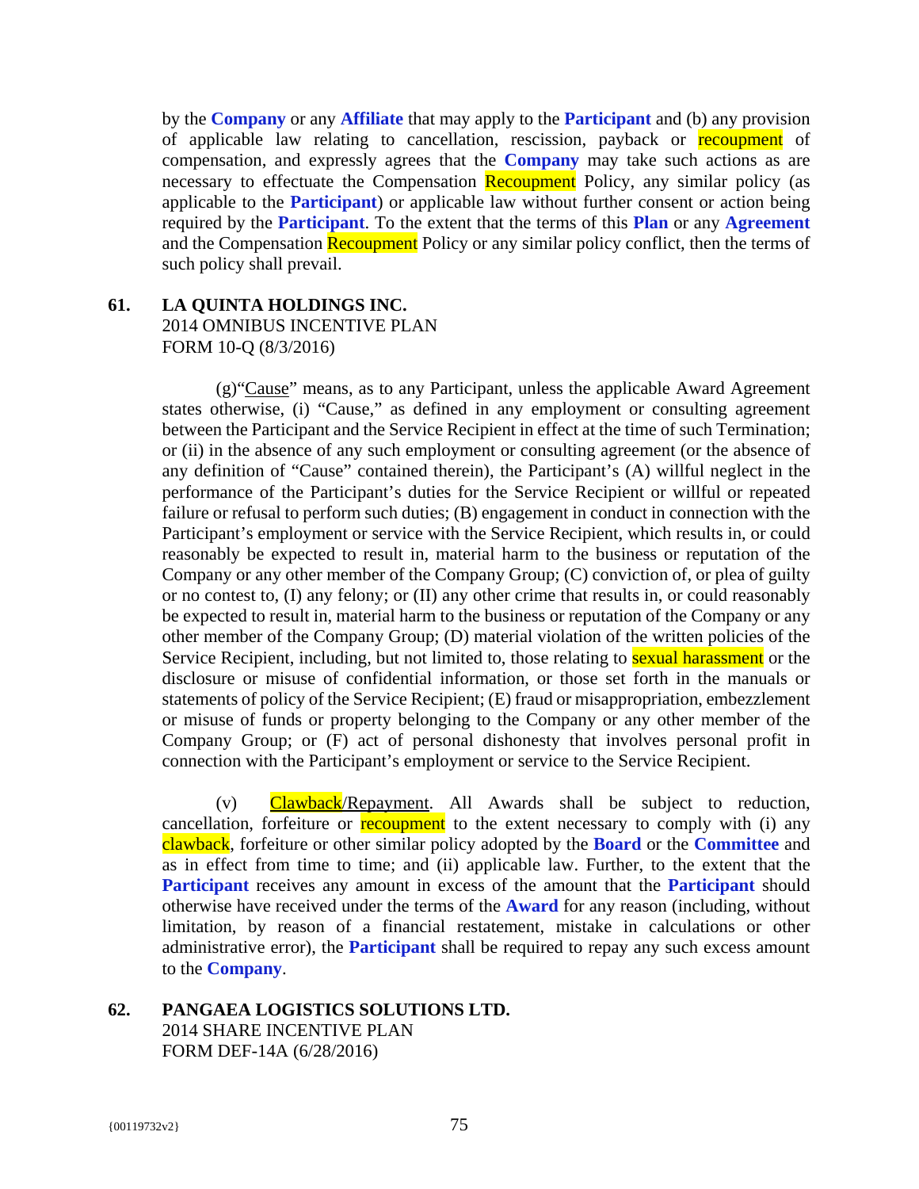by the **Company** or any **Affiliate** that may apply to the **Participant** and (b) any provision of applicable law relating to cancellation, rescission, payback or recoupment of compensation, and expressly agrees that the **Company** may take such actions as are necessary to effectuate the Compensation Recoupment Policy, any similar policy (as applicable to the **Participant**) or applicable law without further consent or action being required by the **Participant**. To the extent that the terms of this **Plan** or any **Agreement** and the Compensation Recoupment Policy or any similar policy conflict, then the terms of such policy shall prevail.

**61. LA QUINTA HOLDINGS INC.**
2014 OMNIBUS INCENTIVE PLAN
FORM 10-Q (8/3/2016)

(g)"Cause" means, as to any Participant, unless the applicable Award Agreement states otherwise, (i) "Cause," as defined in any employment or consulting agreement between the Participant and the Service Recipient in effect at the time of such Termination; or (ii) in the absence of any such employment or consulting agreement (or the absence of any definition of "Cause" contained therein), the Participant's (A) willful neglect in the performance of the Participant's duties for the Service Recipient or willful or repeated failure or refusal to perform such duties; (B) engagement in conduct in connection with the Participant's employment or service with the Service Recipient, which results in, or could reasonably be expected to result in, material harm to the business or reputation of the Company or any other member of the Company Group; (C) conviction of, or plea of guilty or no contest to, (I) any felony; or (II) any other crime that results in, or could reasonably be expected to result in, material harm to the business or reputation of the Company or any other member of the Company Group; (D) material violation of the written policies of the Service Recipient, including, but not limited to, those relating to sexual harassment or the disclosure or misuse of confidential information, or those set forth in the manuals or statements of policy of the Service Recipient; (E) fraud or misappropriation, embezzlement or misuse of funds or property belonging to the Company or any other member of the Company Group; or (F) act of personal dishonesty that involves personal profit in connection with the Participant's employment or service to the Service Recipient.

(v) Clawback/Repayment. All Awards shall be subject to reduction, cancellation, forfeiture or recoupment to the extent necessary to comply with (i) any clawback, forfeiture or other similar policy adopted by the **Board** or the **Committee** and as in effect from time to time; and (ii) applicable law. Further, to the extent that the **Participant** receives any amount in excess of the amount that the **Participant** should otherwise have received under the terms of the **Award** for any reason (including, without limitation, by reason of a financial restatement, mistake in calculations or other administrative error), the **Participant** shall be required to repay any such excess amount to the **Company**.

**62. PANGAEA LOGISTICS SOLUTIONS LTD.**
2014 SHARE INCENTIVE PLAN
FORM DEF-14A (6/28/2016)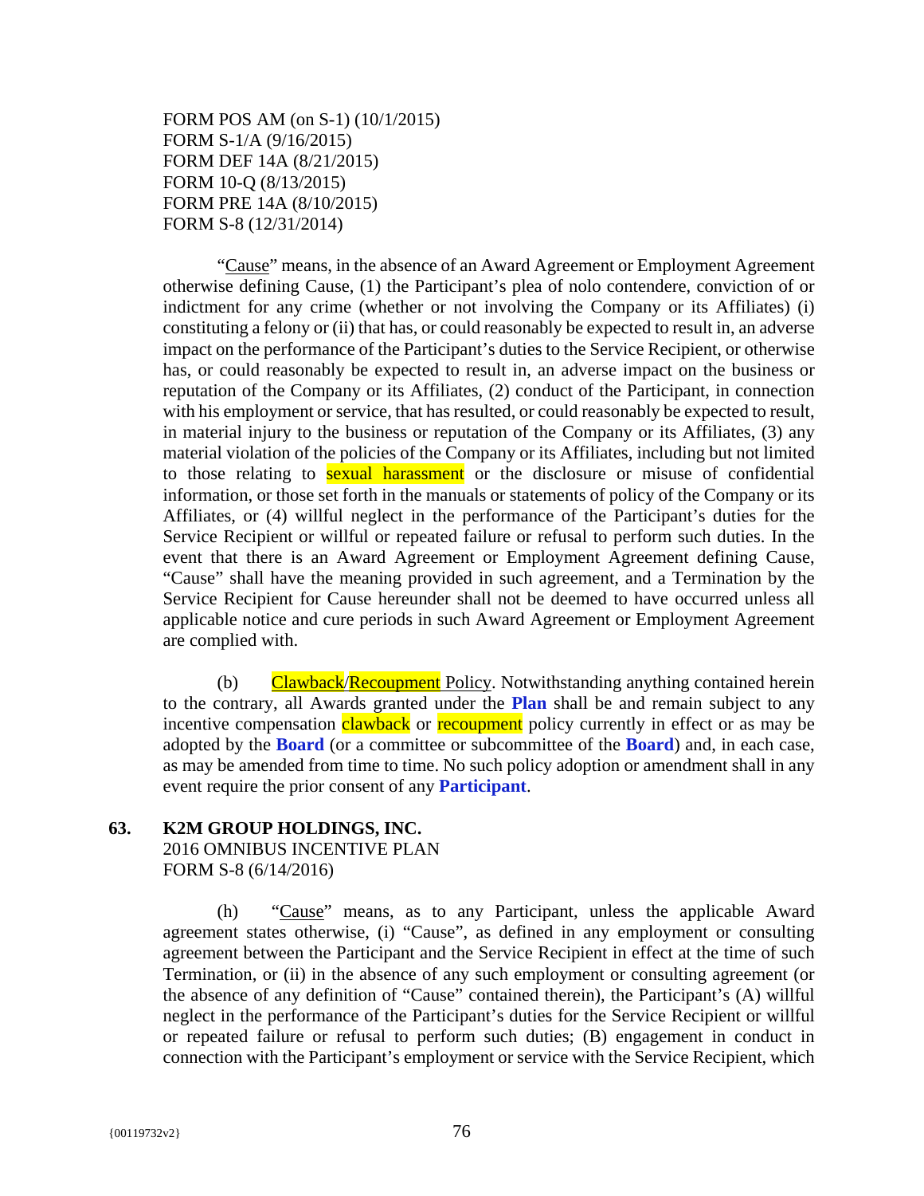FORM POS AM (on S-1) (10/1/2015)
FORM S-1/A (9/16/2015)
FORM DEF 14A (8/21/2015)
FORM 10-Q (8/13/2015)
FORM PRE 14A (8/10/2015)
FORM S-8 (12/31/2014)

"Cause" means, in the absence of an Award Agreement or Employment Agreement otherwise defining Cause, (1) the Participant's plea of nolo contendere, conviction of or indictment for any crime (whether or not involving the Company or its Affiliates) (i) constituting a felony or (ii) that has, or could reasonably be expected to result in, an adverse impact on the performance of the Participant's duties to the Service Recipient, or otherwise has, or could reasonably be expected to result in, an adverse impact on the business or reputation of the Company or its Affiliates, (2) conduct of the Participant, in connection with his employment or service, that has resulted, or could reasonably be expected to result, in material injury to the business or reputation of the Company or its Affiliates, (3) any material violation of the policies of the Company or its Affiliates, including but not limited to those relating to sexual harassment or the disclosure or misuse of confidential information, or those set forth in the manuals or statements of policy of the Company or its Affiliates, or (4) willful neglect in the performance of the Participant's duties for the Service Recipient or willful or repeated failure or refusal to perform such duties. In the event that there is an Award Agreement or Employment Agreement defining Cause, "Cause" shall have the meaning provided in such agreement, and a Termination by the Service Recipient for Cause hereunder shall not be deemed to have occurred unless all applicable notice and cure periods in such Award Agreement or Employment Agreement are complied with.

(b) Clawback/Recoupment Policy. Notwithstanding anything contained herein to the contrary, all Awards granted under the **Plan** shall be and remain subject to any incentive compensation clawback or recoupment policy currently in effect or as may be adopted by the **Board** (or a committee or subcommittee of the **Board**) and, in each case, as may be amended from time to time. No such policy adoption or amendment shall in any event require the prior consent of any **Participant**.

## 63. K2M GROUP HOLDINGS, INC.

2016 OMNIBUS INCENTIVE PLAN
FORM S-8 (6/14/2016)

(h) "Cause" means, as to any Participant, unless the applicable Award agreement states otherwise, (i) "Cause", as defined in any employment or consulting agreement between the Participant and the Service Recipient in effect at the time of such Termination, or (ii) in the absence of any such employment or consulting agreement (or the absence of any definition of "Cause" contained therein), the Participant's (A) willful neglect in the performance of the Participant's duties for the Service Recipient or willful or repeated failure or refusal to perform such duties; (B) engagement in conduct in connection with the Participant's employment or service with the Service Recipient, which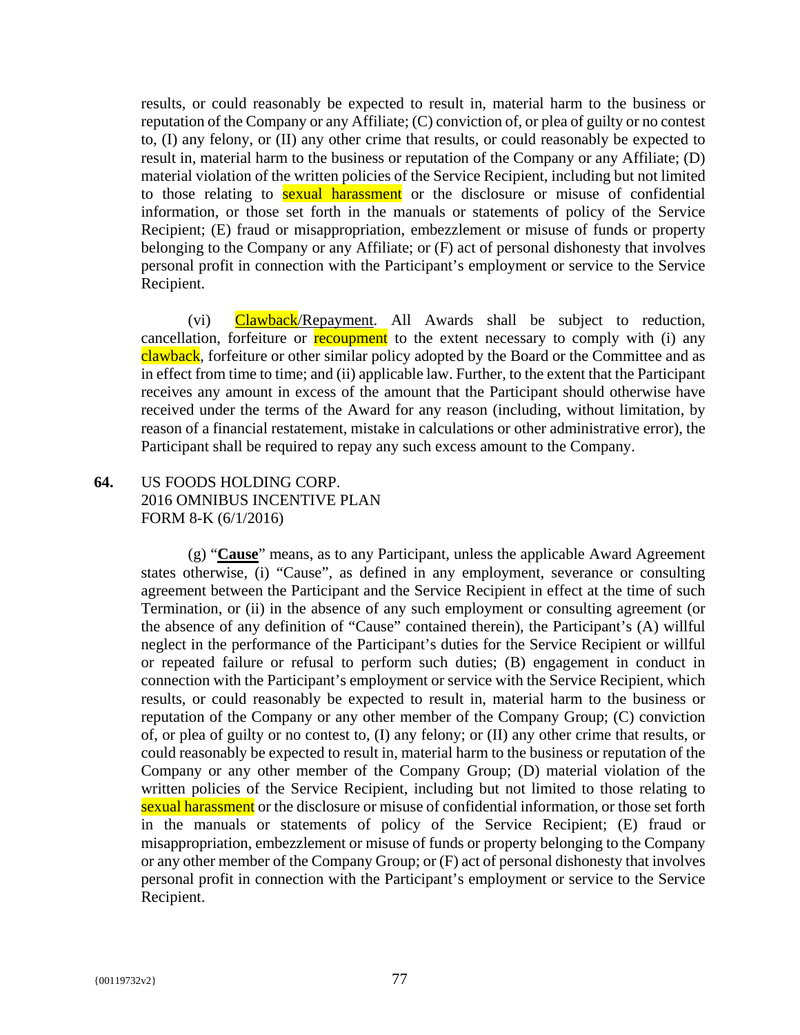results, or could reasonably be expected to result in, material harm to the business or reputation of the Company or any Affiliate; (C) conviction of, or plea of guilty or no contest to, (I) any felony, or (II) any other crime that results, or could reasonably be expected to result in, material harm to the business or reputation of the Company or any Affiliate; (D) material violation of the written policies of the Service Recipient, including but not limited to those relating to sexual harassment or the disclosure or misuse of confidential information, or those set forth in the manuals or statements of policy of the Service Recipient; (E) fraud or misappropriation, embezzlement or misuse of funds or property belonging to the Company or any Affiliate; or (F) act of personal dishonesty that involves personal profit in connection with the Participant's employment or service to the Service Recipient.

(vi) Clawback/Repayment. All Awards shall be subject to reduction, cancellation, forfeiture or recoupment to the extent necessary to comply with (i) any clawback, forfeiture or other similar policy adopted by the Board or the Committee and as in effect from time to time; and (ii) applicable law. Further, to the extent that the Participant receives any amount in excess of the amount that the Participant should otherwise have received under the terms of the Award for any reason (including, without limitation, by reason of a financial restatement, mistake in calculations or other administrative error), the Participant shall be required to repay any such excess amount to the Company.

**64.** US FOODS HOLDING CORP.
2016 OMNIBUS INCENTIVE PLAN
FORM 8-K (6/1/2016)

(g) "**Cause**" means, as to any Participant, unless the applicable Award Agreement states otherwise, (i) "Cause", as defined in any employment, severance or consulting agreement between the Participant and the Service Recipient in effect at the time of such Termination, or (ii) in the absence of any such employment or consulting agreement (or the absence of any definition of "Cause" contained therein), the Participant's (A) willful neglect in the performance of the Participant's duties for the Service Recipient or willful or repeated failure or refusal to perform such duties; (B) engagement in conduct in connection with the Participant's employment or service with the Service Recipient, which results, or could reasonably be expected to result in, material harm to the business or reputation of the Company or any other member of the Company Group; (C) conviction of, or plea of guilty or no contest to, (I) any felony; or (II) any other crime that results, or could reasonably be expected to result in, material harm to the business or reputation of the Company or any other member of the Company Group; (D) material violation of the written policies of the Service Recipient, including but not limited to those relating to sexual harassment or the disclosure or misuse of confidential information, or those set forth in the manuals or statements of policy of the Service Recipient; (E) fraud or misappropriation, embezzlement or misuse of funds or property belonging to the Company or any other member of the Company Group; or (F) act of personal dishonesty that involves personal profit in connection with the Participant's employment or service to the Service Recipient.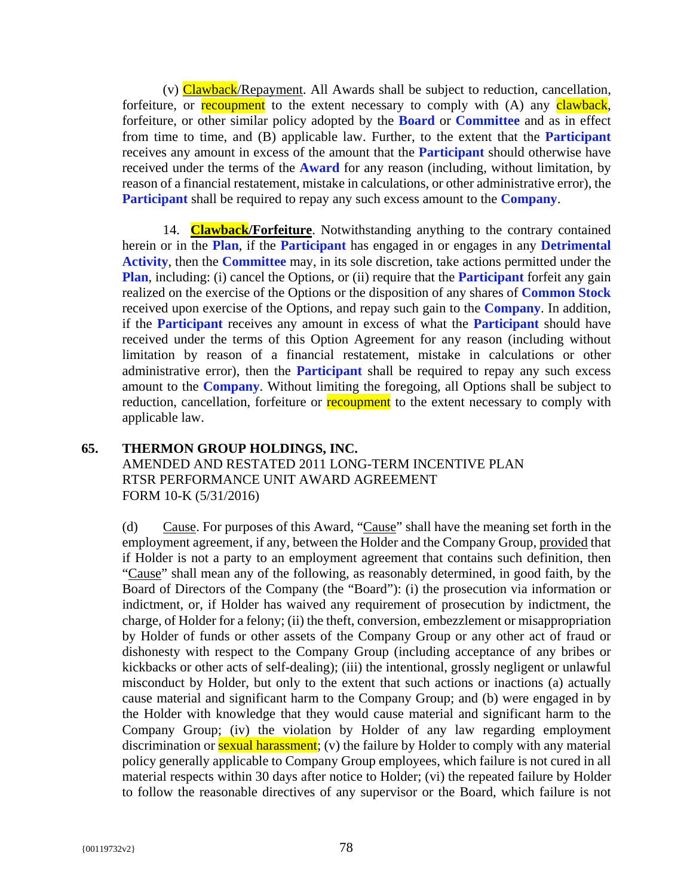(v) Clawback/Repayment. All Awards shall be subject to reduction, cancellation, forfeiture, or recoupment to the extent necessary to comply with (A) any clawback, forfeiture, or other similar policy adopted by the **Board** or **Committee** and as in effect from time to time, and (B) applicable law. Further, to the extent that the **Participant** receives any amount in excess of the amount that the **Participant** should otherwise have received under the terms of the **Award** for any reason (including, without limitation, by reason of a financial restatement, mistake in calculations, or other administrative error), the **Participant** shall be required to repay any such excess amount to the **Company**.

14. **Clawback/Forfeiture**. Notwithstanding anything to the contrary contained herein or in the **Plan**, if the **Participant** has engaged in or engages in any **Detrimental Activity**, then the **Committee** may, in its sole discretion, take actions permitted under the **Plan**, including: (i) cancel the Options, or (ii) require that the **Participant** forfeit any gain realized on the exercise of the Options or the disposition of any shares of **Common Stock** received upon exercise of the Options, and repay such gain to the **Company**. In addition, if the **Participant** receives any amount in excess of what the **Participant** should have received under the terms of this Option Agreement for any reason (including without limitation by reason of a financial restatement, mistake in calculations or other administrative error), then the **Participant** shall be required to repay any such excess amount to the **Company**. Without limiting the foregoing, all Options shall be subject to reduction, cancellation, forfeiture or recoupment to the extent necessary to comply with applicable law.

**65. THERMON GROUP HOLDINGS, INC.**
AMENDED AND RESTATED 2011 LONG-TERM INCENTIVE PLAN
RTSR PERFORMANCE UNIT AWARD AGREEMENT
FORM 10-K (5/31/2016)

(d) Cause. For purposes of this Award, "Cause" shall have the meaning set forth in the employment agreement, if any, between the Holder and the Company Group, provided that if Holder is not a party to an employment agreement that contains such definition, then "Cause" shall mean any of the following, as reasonably determined, in good faith, by the Board of Directors of the Company (the "Board"): (i) the prosecution via information or indictment, or, if Holder has waived any requirement of prosecution by indictment, the charge, of Holder for a felony; (ii) the theft, conversion, embezzlement or misappropriation by Holder of funds or other assets of the Company Group or any other act of fraud or dishonesty with respect to the Company Group (including acceptance of any bribes or kickbacks or other acts of self-dealing); (iii) the intentional, grossly negligent or unlawful misconduct by Holder, but only to the extent that such actions or inactions (a) actually cause material and significant harm to the Company Group; and (b) were engaged in by the Holder with knowledge that they would cause material and significant harm to the Company Group; (iv) the violation by Holder of any law regarding employment discrimination or sexual harassment; (v) the failure by Holder to comply with any material policy generally applicable to Company Group employees, which failure is not cured in all material respects within 30 days after notice to Holder; (vi) the repeated failure by Holder to follow the reasonable directives of any supervisor or the Board, which failure is not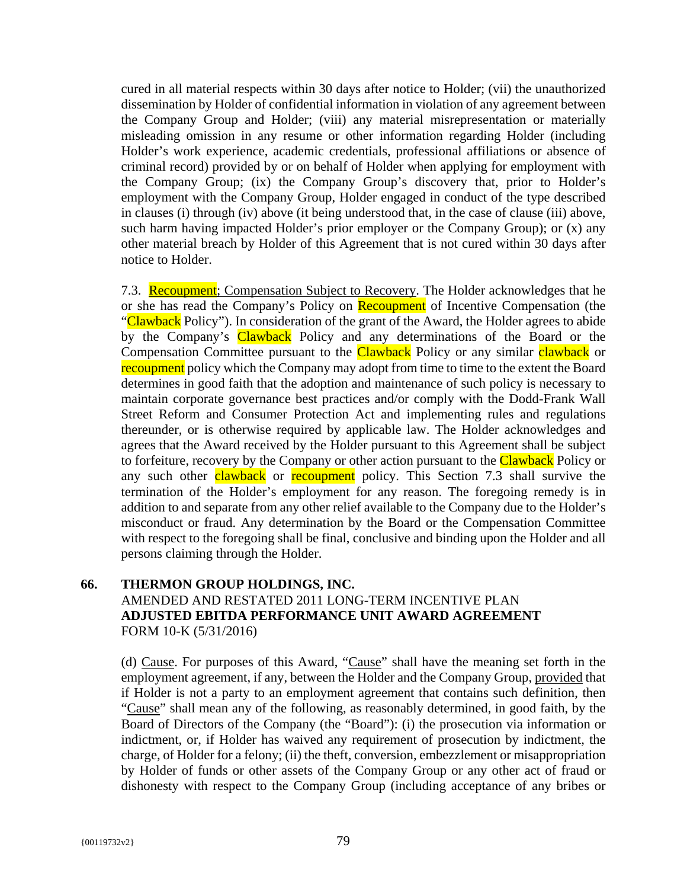cured in all material respects within 30 days after notice to Holder; (vii) the unauthorized dissemination by Holder of confidential information in violation of any agreement between the Company Group and Holder; (viii) any material misrepresentation or materially misleading omission in any resume or other information regarding Holder (including Holder's work experience, academic credentials, professional affiliations or absence of criminal record) provided by or on behalf of Holder when applying for employment with the Company Group; (ix) the Company Group's discovery that, prior to Holder's employment with the Company Group, Holder engaged in conduct of the type described in clauses (i) through (iv) above (it being understood that, in the case of clause (iii) above, such harm having impacted Holder's prior employer or the Company Group); or (x) any other material breach by Holder of this Agreement that is not cured within 30 days after notice to Holder.

7.3. Recoupment; Compensation Subject to Recovery. The Holder acknowledges that he or she has read the Company's Policy on Recoupment of Incentive Compensation (the "Clawback Policy"). In consideration of the grant of the Award, the Holder agrees to abide by the Company's Clawback Policy and any determinations of the Board or the Compensation Committee pursuant to the Clawback Policy or any similar clawback or recoupment policy which the Company may adopt from time to time to the extent the Board determines in good faith that the adoption and maintenance of such policy is necessary to maintain corporate governance best practices and/or comply with the Dodd-Frank Wall Street Reform and Consumer Protection Act and implementing rules and regulations thereunder, or is otherwise required by applicable law. The Holder acknowledges and agrees that the Award received by the Holder pursuant to this Agreement shall be subject to forfeiture, recovery by the Company or other action pursuant to the Clawback Policy or any such other clawback or recoupment policy. This Section 7.3 shall survive the termination of the Holder's employment for any reason. The foregoing remedy is in addition to and separate from any other relief available to the Company due to the Holder's misconduct or fraud. Any determination by the Board or the Compensation Committee with respect to the foregoing shall be final, conclusive and binding upon the Holder and all persons claiming through the Holder.

## 66. THERMON GROUP HOLDINGS, INC.

AMENDED AND RESTATED 2011 LONG-TERM INCENTIVE PLAN
**ADJUSTED EBITDA PERFORMANCE UNIT AWARD AGREEMENT**
FORM 10-K (5/31/2016)

(d) Cause. For purposes of this Award, "Cause" shall have the meaning set forth in the employment agreement, if any, between the Holder and the Company Group, provided that if Holder is not a party to an employment agreement that contains such definition, then "Cause" shall mean any of the following, as reasonably determined, in good faith, by the Board of Directors of the Company (the "Board"): (i) the prosecution via information or indictment, or, if Holder has waived any requirement of prosecution by indictment, the charge, of Holder for a felony; (ii) the theft, conversion, embezzlement or misappropriation by Holder of funds or other assets of the Company Group or any other act of fraud or dishonesty with respect to the Company Group (including acceptance of any bribes or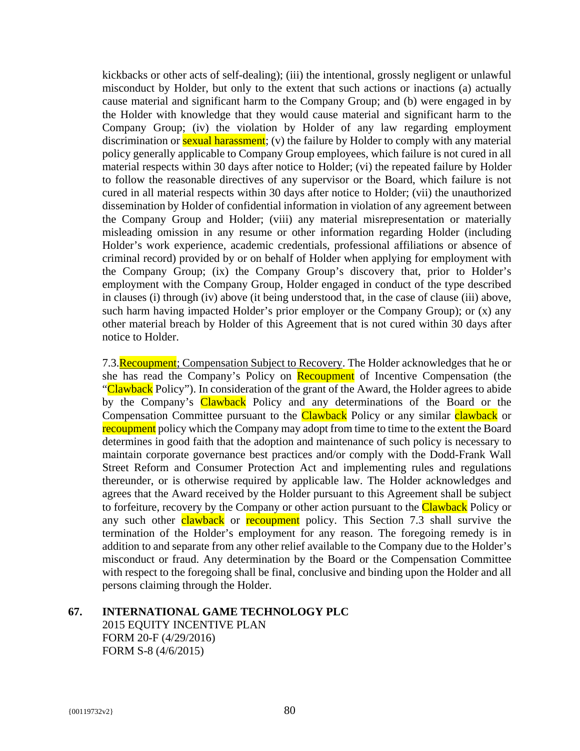kickbacks or other acts of self-dealing); (iii) the intentional, grossly negligent or unlawful misconduct by Holder, but only to the extent that such actions or inactions (a) actually cause material and significant harm to the Company Group; and (b) were engaged in by the Holder with knowledge that they would cause material and significant harm to the Company Group; (iv) the violation by Holder of any law regarding employment discrimination or sexual harassment; (v) the failure by Holder to comply with any material policy generally applicable to Company Group employees, which failure is not cured in all material respects within 30 days after notice to Holder; (vi) the repeated failure by Holder to follow the reasonable directives of any supervisor or the Board, which failure is not cured in all material respects within 30 days after notice to Holder; (vii) the unauthorized dissemination by Holder of confidential information in violation of any agreement between the Company Group and Holder; (viii) any material misrepresentation or materially misleading omission in any resume or other information regarding Holder (including Holder's work experience, academic credentials, professional affiliations or absence of criminal record) provided by or on behalf of Holder when applying for employment with the Company Group; (ix) the Company Group's discovery that, prior to Holder's employment with the Company Group, Holder engaged in conduct of the type described in clauses (i) through (iv) above (it being understood that, in the case of clause (iii) above, such harm having impacted Holder's prior employer or the Company Group); or (x) any other material breach by Holder of this Agreement that is not cured within 30 days after notice to Holder.

7.3.Recoupment; Compensation Subject to Recovery. The Holder acknowledges that he or she has read the Company's Policy on Recoupment of Incentive Compensation (the "Clawback Policy"). In consideration of the grant of the Award, the Holder agrees to abide by the Company's Clawback Policy and any determinations of the Board or the Compensation Committee pursuant to the Clawback Policy or any similar clawback or recoupment policy which the Company may adopt from time to time to the extent the Board determines in good faith that the adoption and maintenance of such policy is necessary to maintain corporate governance best practices and/or comply with the Dodd-Frank Wall Street Reform and Consumer Protection Act and implementing rules and regulations thereunder, or is otherwise required by applicable law. The Holder acknowledges and agrees that the Award received by the Holder pursuant to this Agreement shall be subject to forfeiture, recovery by the Company or other action pursuant to the Clawback Policy or any such other clawback or recoupment policy. This Section 7.3 shall survive the termination of the Holder's employment for any reason. The foregoing remedy is in addition to and separate from any other relief available to the Company due to the Holder's misconduct or fraud. Any determination by the Board or the Compensation Committee with respect to the foregoing shall be final, conclusive and binding upon the Holder and all persons claiming through the Holder.

**67. INTERNATIONAL GAME TECHNOLOGY PLC**
2015 EQUITY INCENTIVE PLAN
FORM 20-F (4/29/2016)
FORM S-8 (4/6/2015)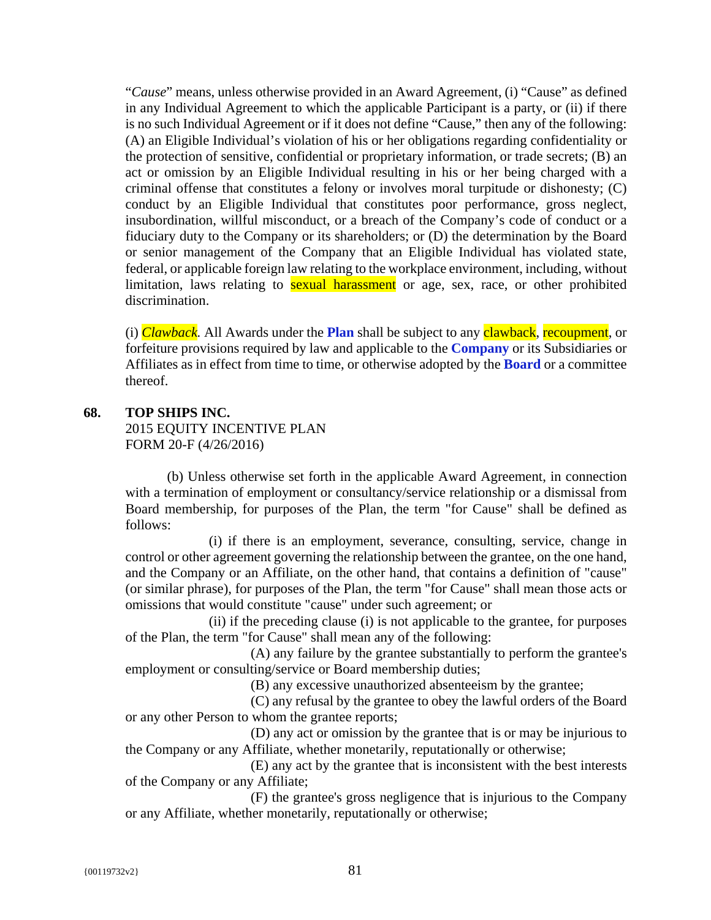"*Cause*" means, unless otherwise provided in an Award Agreement, (i) "Cause" as defined in any Individual Agreement to which the applicable Participant is a party, or (ii) if there is no such Individual Agreement or if it does not define "Cause," then any of the following: (A) an Eligible Individual's violation of his or her obligations regarding confidentiality or the protection of sensitive, confidential or proprietary information, or trade secrets; (B) an act or omission by an Eligible Individual resulting in his or her being charged with a criminal offense that constitutes a felony or involves moral turpitude or dishonesty; (C) conduct by an Eligible Individual that constitutes poor performance, gross neglect, insubordination, willful misconduct, or a breach of the Company's code of conduct or a fiduciary duty to the Company or its shareholders; or (D) the determination by the Board or senior management of the Company that an Eligible Individual has violated state, federal, or applicable foreign law relating to the workplace environment, including, without limitation, laws relating to sexual harassment or age, sex, race, or other prohibited discrimination.

(i) *Clawback.* All Awards under the **Plan** shall be subject to any clawback, recoupment, or forfeiture provisions required by law and applicable to the **Company** or its Subsidiaries or Affiliates as in effect from time to time, or otherwise adopted by the **Board** or a committee thereof.

**68. TOP SHIPS INC.**
2015 EQUITY INCENTIVE PLAN
FORM 20-F (4/26/2016)

(b) Unless otherwise set forth in the applicable Award Agreement, in connection with a termination of employment or consultancy/service relationship or a dismissal from Board membership, for purposes of the Plan, the term "for Cause" shall be defined as follows:

(i) if there is an employment, severance, consulting, service, change in control or other agreement governing the relationship between the grantee, on the one hand, and the Company or an Affiliate, on the other hand, that contains a definition of "cause" (or similar phrase), for purposes of the Plan, the term "for Cause" shall mean those acts or omissions that would constitute "cause" under such agreement; or

(ii) if the preceding clause (i) is not applicable to the grantee, for purposes of the Plan, the term "for Cause" shall mean any of the following:

(A) any failure by the grantee substantially to perform the grantee's employment or consulting/service or Board membership duties;

(B) any excessive unauthorized absenteeism by the grantee;

(C) any refusal by the grantee to obey the lawful orders of the Board or any other Person to whom the grantee reports;

(D) any act or omission by the grantee that is or may be injurious to the Company or any Affiliate, whether monetarily, reputationally or otherwise;

(E) any act by the grantee that is inconsistent with the best interests of the Company or any Affiliate;

(F) the grantee's gross negligence that is injurious to the Company or any Affiliate, whether monetarily, reputationally or otherwise;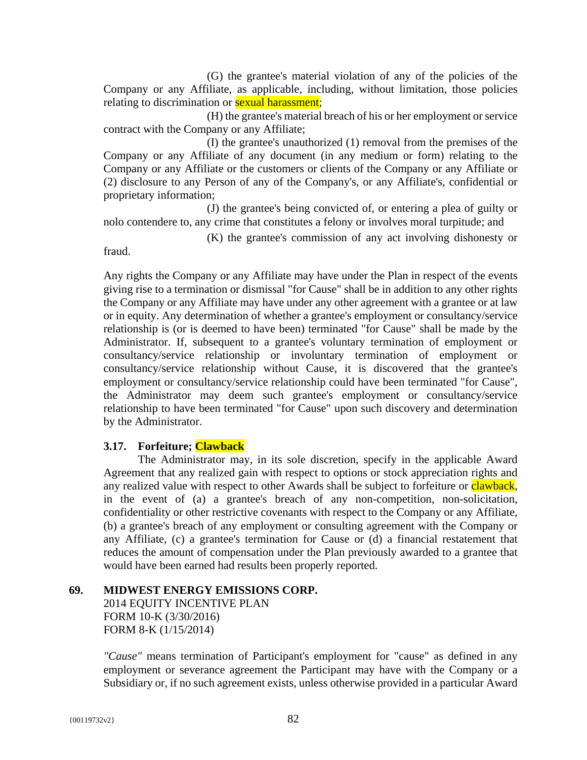(G) the grantee's material violation of any of the policies of the Company or any Affiliate, as applicable, including, without limitation, those policies relating to discrimination or sexual harassment;

(H) the grantee's material breach of his or her employment or service contract with the Company or any Affiliate;

(I) the grantee's unauthorized (1) removal from the premises of the Company or any Affiliate of any document (in any medium or form) relating to the Company or any Affiliate or the customers or clients of the Company or any Affiliate or (2) disclosure to any Person of any of the Company's, or any Affiliate's, confidential or proprietary information;

(J) the grantee's being convicted of, or entering a plea of guilty or nolo contendere to, any crime that constitutes a felony or involves moral turpitude; and

(K) the grantee's commission of any act involving dishonesty or fraud.

Any rights the Company or any Affiliate may have under the Plan in respect of the events giving rise to a termination or dismissal "for Cause" shall be in addition to any other rights the Company or any Affiliate may have under any other agreement with a grantee or at law or in equity. Any determination of whether a grantee's employment or consultancy/service relationship is (or is deemed to have been) terminated "for Cause" shall be made by the Administrator. If, subsequent to a grantee's voluntary termination of employment or consultancy/service relationship or involuntary termination of employment or consultancy/service relationship without Cause, it is discovered that the grantee's employment or consultancy/service relationship could have been terminated "for Cause", the Administrator may deem such grantee's employment or consultancy/service relationship to have been terminated "for Cause" upon such discovery and determination by the Administrator.

**3.17. Forfeiture; Clawback**

The Administrator may, in its sole discretion, specify in the applicable Award Agreement that any realized gain with respect to options or stock appreciation rights and any realized value with respect to other Awards shall be subject to forfeiture or clawback, in the event of (a) a grantee's breach of any non-competition, non-solicitation, confidentiality or other restrictive covenants with respect to the Company or any Affiliate, (b) a grantee's breach of any employment or consulting agreement with the Company or any Affiliate, (c) a grantee's termination for Cause or (d) a financial restatement that reduces the amount of compensation under the Plan previously awarded to a grantee that would have been earned had results been properly reported.

**69. MIDWEST ENERGY EMISSIONS CORP.**

2014 EQUITY INCENTIVE PLAN
FORM 10-K (3/30/2016)
FORM 8-K (1/15/2014)

*"Cause"* means termination of Participant's employment for "cause" as defined in any employment or severance agreement the Participant may have with the Company or a Subsidiary or, if no such agreement exists, unless otherwise provided in a particular Award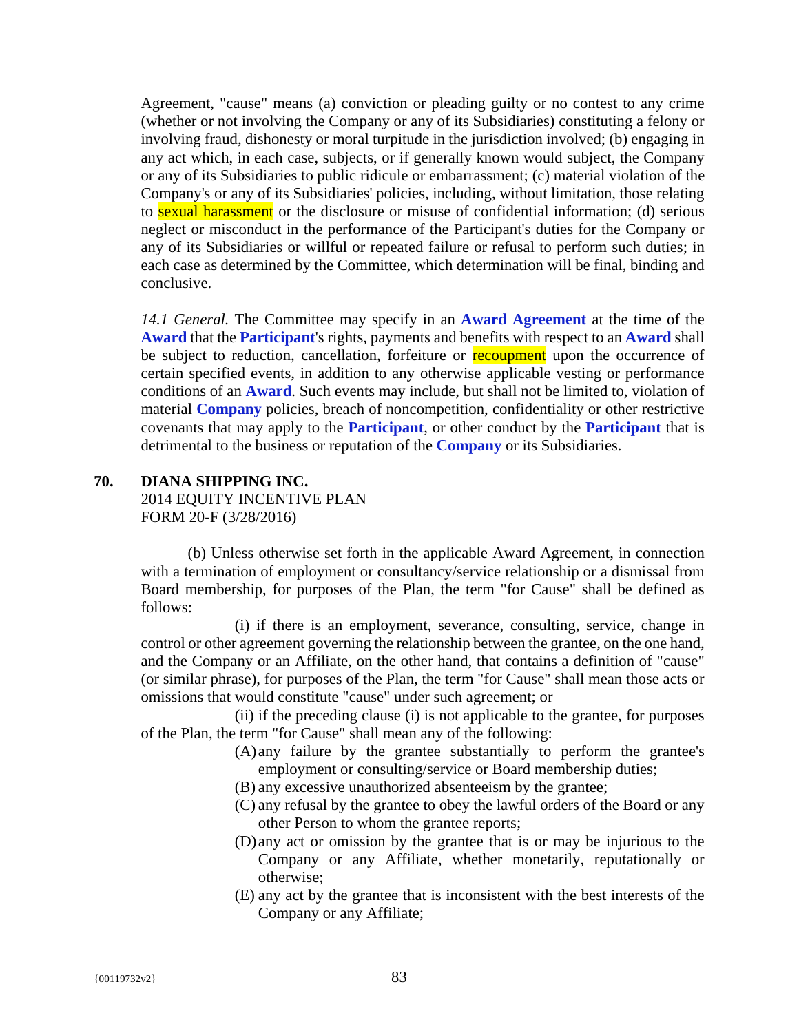Agreement, "cause" means (a) conviction or pleading guilty or no contest to any crime (whether or not involving the Company or any of its Subsidiaries) constituting a felony or involving fraud, dishonesty or moral turpitude in the jurisdiction involved; (b) engaging in any act which, in each case, subjects, or if generally known would subject, the Company or any of its Subsidiaries to public ridicule or embarrassment; (c) material violation of the Company's or any of its Subsidiaries' policies, including, without limitation, those relating to sexual harassment or the disclosure or misuse of confidential information; (d) serious neglect or misconduct in the performance of the Participant's duties for the Company or any of its Subsidiaries or willful or repeated failure or refusal to perform such duties; in each case as determined by the Committee, which determination will be final, binding and conclusive.

*14.1 General.* The Committee may specify in an **Award Agreement** at the time of the **Award** that the **Participant**'s rights, payments and benefits with respect to an **Award** shall be subject to reduction, cancellation, forfeiture or recoupment upon the occurrence of certain specified events, in addition to any otherwise applicable vesting or performance conditions of an **Award**. Such events may include, but shall not be limited to, violation of material **Company** policies, breach of noncompetition, confidentiality or other restrictive covenants that may apply to the **Participant**, or other conduct by the **Participant** that is detrimental to the business or reputation of the **Company** or its Subsidiaries.

**70. DIANA SHIPPING INC.**
2014 EQUITY INCENTIVE PLAN
FORM 20-F (3/28/2016)

(b) Unless otherwise set forth in the applicable Award Agreement, in connection with a termination of employment or consultancy/service relationship or a dismissal from Board membership, for purposes of the Plan, the term "for Cause" shall be defined as follows:

(i) if there is an employment, severance, consulting, service, change in control or other agreement governing the relationship between the grantee, on the one hand, and the Company or an Affiliate, on the other hand, that contains a definition of "cause" (or similar phrase), for purposes of the Plan, the term "for Cause" shall mean those acts or omissions that would constitute "cause" under such agreement; or

(ii) if the preceding clause (i) is not applicable to the grantee, for purposes of the Plan, the term "for Cause" shall mean any of the following:

(A) any failure by the grantee substantially to perform the grantee's employment or consulting/service or Board membership duties;

(B) any excessive unauthorized absenteeism by the grantee;

(C) any refusal by the grantee to obey the lawful orders of the Board or any other Person to whom the grantee reports;

(D) any act or omission by the grantee that is or may be injurious to the Company or any Affiliate, whether monetarily, reputationally or otherwise;

(E) any act by the grantee that is inconsistent with the best interests of the Company or any Affiliate;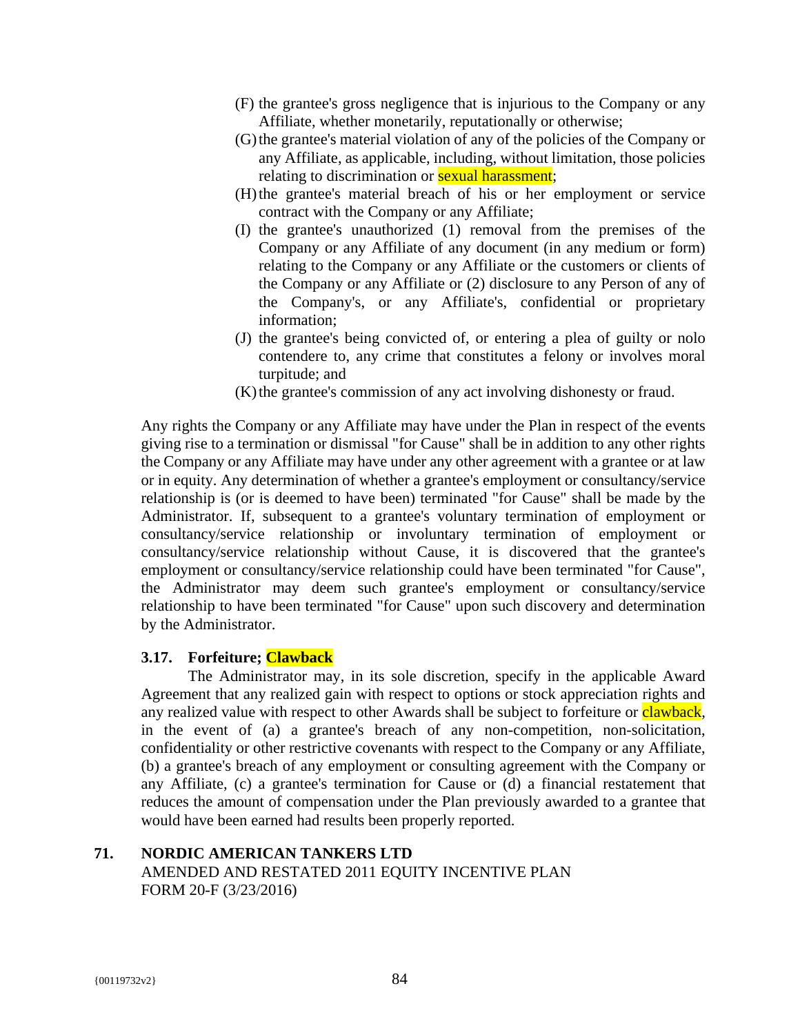(F) the grantee's gross negligence that is injurious to the Company or any Affiliate, whether monetarily, reputationally or otherwise;

(G) the grantee's material violation of any of the policies of the Company or any Affiliate, as applicable, including, without limitation, those policies relating to discrimination or sexual harassment;

(H) the grantee's material breach of his or her employment or service contract with the Company or any Affiliate;

(I) the grantee's unauthorized (1) removal from the premises of the Company or any Affiliate of any document (in any medium or form) relating to the Company or any Affiliate or the customers or clients of the Company or any Affiliate or (2) disclosure to any Person of any of the Company's, or any Affiliate's, confidential or proprietary information;

(J) the grantee's being convicted of, or entering a plea of guilty or nolo contendere to, any crime that constitutes a felony or involves moral turpitude; and

(K) the grantee's commission of any act involving dishonesty or fraud.

Any rights the Company or any Affiliate may have under the Plan in respect of the events giving rise to a termination or dismissal "for Cause" shall be in addition to any other rights the Company or any Affiliate may have under any other agreement with a grantee or at law or in equity. Any determination of whether a grantee's employment or consultancy/service relationship is (or is deemed to have been) terminated "for Cause" shall be made by the Administrator. If, subsequent to a grantee's voluntary termination of employment or consultancy/service relationship or involuntary termination of employment or consultancy/service relationship without Cause, it is discovered that the grantee's employment or consultancy/service relationship could have been terminated "for Cause", the Administrator may deem such grantee's employment or consultancy/service relationship to have been terminated "for Cause" upon such discovery and determination by the Administrator.

### 3.17. Forfeiture; Clawback

The Administrator may, in its sole discretion, specify in the applicable Award Agreement that any realized gain with respect to options or stock appreciation rights and any realized value with respect to other Awards shall be subject to forfeiture or clawback, in the event of (a) a grantee's breach of any non-competition, non-solicitation, confidentiality or other restrictive covenants with respect to the Company or any Affiliate, (b) a grantee's breach of any employment or consulting agreement with the Company or any Affiliate, (c) a grantee's termination for Cause or (d) a financial restatement that reduces the amount of compensation under the Plan previously awarded to a grantee that would have been earned had results been properly reported.

**71. NORDIC AMERICAN TANKERS LTD**
AMENDED AND RESTATED 2011 EQUITY INCENTIVE PLAN
FORM 20-F (3/23/2016)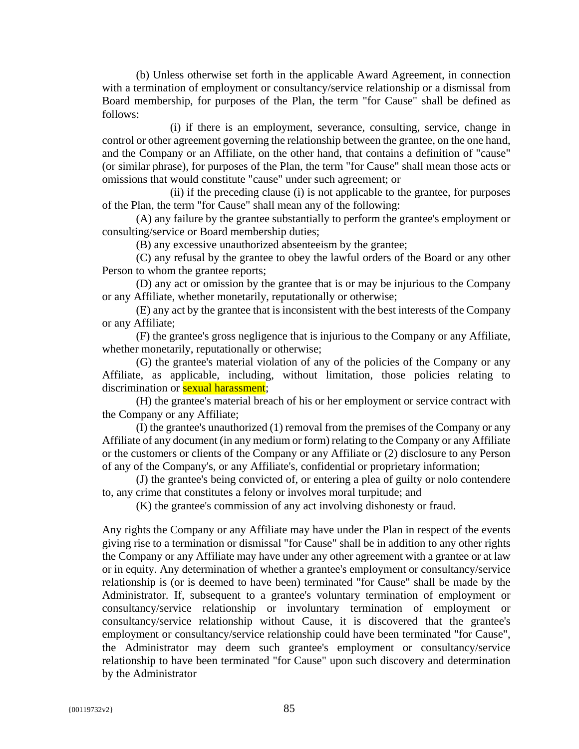(b) Unless otherwise set forth in the applicable Award Agreement, in connection with a termination of employment or consultancy/service relationship or a dismissal from Board membership, for purposes of the Plan, the term "for Cause" shall be defined as follows:

(i) if there is an employment, severance, consulting, service, change in control or other agreement governing the relationship between the grantee, on the one hand, and the Company or an Affiliate, on the other hand, that contains a definition of "cause" (or similar phrase), for purposes of the Plan, the term "for Cause" shall mean those acts or omissions that would constitute "cause" under such agreement; or

(ii) if the preceding clause (i) is not applicable to the grantee, for purposes of the Plan, the term "for Cause" shall mean any of the following:

(A) any failure by the grantee substantially to perform the grantee's employment or consulting/service or Board membership duties;

(B) any excessive unauthorized absenteeism by the grantee;

(C) any refusal by the grantee to obey the lawful orders of the Board or any other Person to whom the grantee reports;

(D) any act or omission by the grantee that is or may be injurious to the Company or any Affiliate, whether monetarily, reputationally or otherwise;

(E) any act by the grantee that is inconsistent with the best interests of the Company or any Affiliate;

(F) the grantee's gross negligence that is injurious to the Company or any Affiliate, whether monetarily, reputationally or otherwise;

(G) the grantee's material violation of any of the policies of the Company or any Affiliate, as applicable, including, without limitation, those policies relating to discrimination or sexual harassment;

(H) the grantee's material breach of his or her employment or service contract with the Company or any Affiliate;

(I) the grantee's unauthorized (1) removal from the premises of the Company or any Affiliate of any document (in any medium or form) relating to the Company or any Affiliate or the customers or clients of the Company or any Affiliate or (2) disclosure to any Person of any of the Company's, or any Affiliate's, confidential or proprietary information;

(J) the grantee's being convicted of, or entering a plea of guilty or nolo contendere to, any crime that constitutes a felony or involves moral turpitude; and

(K) the grantee's commission of any act involving dishonesty or fraud.

Any rights the Company or any Affiliate may have under the Plan in respect of the events giving rise to a termination or dismissal "for Cause" shall be in addition to any other rights the Company or any Affiliate may have under any other agreement with a grantee or at law or in equity. Any determination of whether a grantee's employment or consultancy/service relationship is (or is deemed to have been) terminated "for Cause" shall be made by the Administrator. If, subsequent to a grantee's voluntary termination of employment or consultancy/service relationship or involuntary termination of employment or consultancy/service relationship without Cause, it is discovered that the grantee's employment or consultancy/service relationship could have been terminated "for Cause", the Administrator may deem such grantee's employment or consultancy/service relationship to have been terminated "for Cause" upon such discovery and determination by the Administrator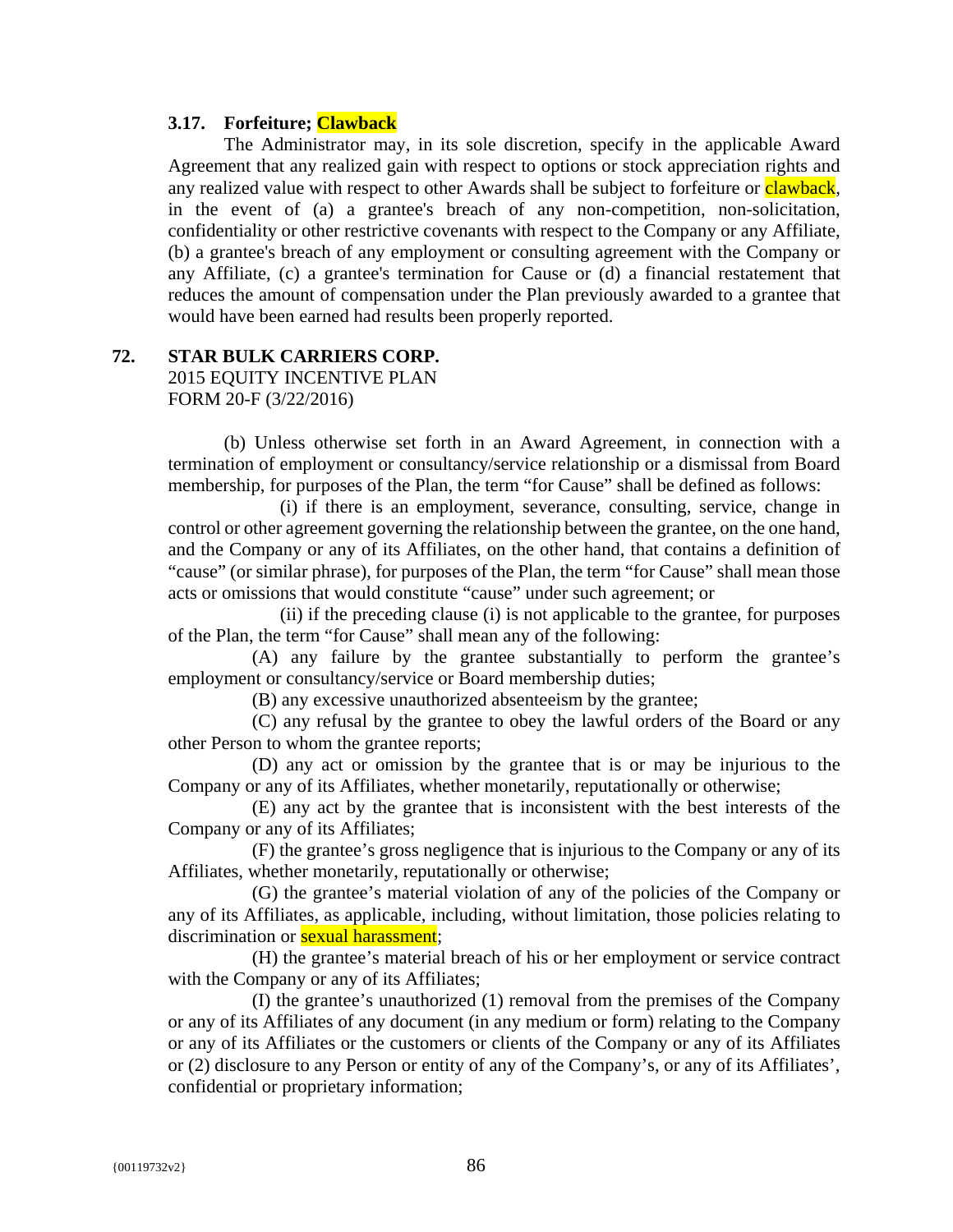### 3.17. Forfeiture; Clawback

The Administrator may, in its sole discretion, specify in the applicable Award Agreement that any realized gain with respect to options or stock appreciation rights and any realized value with respect to other Awards shall be subject to forfeiture or clawback, in the event of (a) a grantee's breach of any non-competition, non-solicitation, confidentiality or other restrictive covenants with respect to the Company or any Affiliate, (b) a grantee's breach of any employment or consulting agreement with the Company or any Affiliate, (c) a grantee's termination for Cause or (d) a financial restatement that reduces the amount of compensation under the Plan previously awarded to a grantee that would have been earned had results been properly reported.

## 72. STAR BULK CARRIERS CORP.

2015 EQUITY INCENTIVE PLAN
FORM 20-F (3/22/2016)

(b) Unless otherwise set forth in an Award Agreement, in connection with a termination of employment or consultancy/service relationship or a dismissal from Board membership, for purposes of the Plan, the term "for Cause" shall be defined as follows:

(i) if there is an employment, severance, consulting, service, change in control or other agreement governing the relationship between the grantee, on the one hand, and the Company or any of its Affiliates, on the other hand, that contains a definition of "cause" (or similar phrase), for purposes of the Plan, the term "for Cause" shall mean those acts or omissions that would constitute "cause" under such agreement; or

(ii) if the preceding clause (i) is not applicable to the grantee, for purposes of the Plan, the term "for Cause" shall mean any of the following:

(A) any failure by the grantee substantially to perform the grantee's employment or consultancy/service or Board membership duties;

(B) any excessive unauthorized absenteeism by the grantee;

(C) any refusal by the grantee to obey the lawful orders of the Board or any other Person to whom the grantee reports;

(D) any act or omission by the grantee that is or may be injurious to the Company or any of its Affiliates, whether monetarily, reputationally or otherwise;

(E) any act by the grantee that is inconsistent with the best interests of the Company or any of its Affiliates;

(F) the grantee's gross negligence that is injurious to the Company or any of its Affiliates, whether monetarily, reputationally or otherwise;

(G) the grantee's material violation of any of the policies of the Company or any of its Affiliates, as applicable, including, without limitation, those policies relating to discrimination or sexual harassment;

(H) the grantee's material breach of his or her employment or service contract with the Company or any of its Affiliates;

(I) the grantee's unauthorized (1) removal from the premises of the Company or any of its Affiliates of any document (in any medium or form) relating to the Company or any of its Affiliates or the customers or clients of the Company or any of its Affiliates or (2) disclosure to any Person or entity of any of the Company's, or any of its Affiliates', confidential or proprietary information;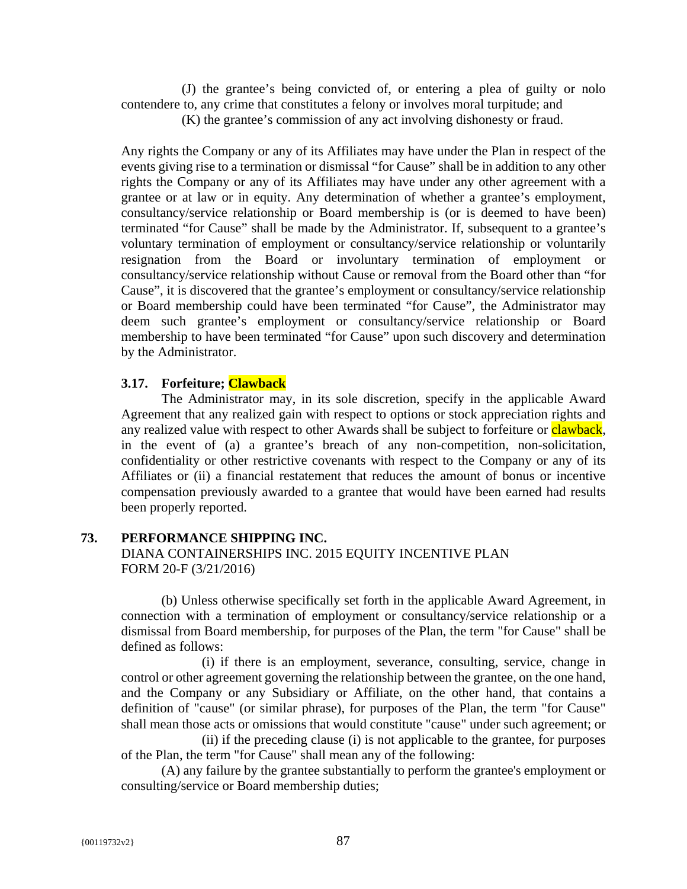(J) the grantee's being convicted of, or entering a plea of guilty or nolo contendere to, any crime that constitutes a felony or involves moral turpitude; and

(K) the grantee's commission of any act involving dishonesty or fraud.

Any rights the Company or any of its Affiliates may have under the Plan in respect of the events giving rise to a termination or dismissal "for Cause" shall be in addition to any other rights the Company or any of its Affiliates may have under any other agreement with a grantee or at law or in equity. Any determination of whether a grantee's employment, consultancy/service relationship or Board membership is (or is deemed to have been) terminated "for Cause" shall be made by the Administrator. If, subsequent to a grantee's voluntary termination of employment or consultancy/service relationship or voluntarily resignation from the Board or involuntary termination of employment or consultancy/service relationship without Cause or removal from the Board other than "for Cause", it is discovered that the grantee's employment or consultancy/service relationship or Board membership could have been terminated "for Cause", the Administrator may deem such grantee's employment or consultancy/service relationship or Board membership to have been terminated "for Cause" upon such discovery and determination by the Administrator.

### 3.17. Forfeiture; Clawback

The Administrator may, in its sole discretion, specify in the applicable Award Agreement that any realized gain with respect to options or stock appreciation rights and any realized value with respect to other Awards shall be subject to forfeiture or clawback, in the event of (a) a grantee's breach of any non-competition, non-solicitation, confidentiality or other restrictive covenants with respect to the Company or any of its Affiliates or (ii) a financial restatement that reduces the amount of bonus or incentive compensation previously awarded to a grantee that would have been earned had results been properly reported.

## 73. PERFORMANCE SHIPPING INC.

DIANA CONTAINERSHIPS INC. 2015 EQUITY INCENTIVE PLAN
FORM 20-F (3/21/2016)

(b) Unless otherwise specifically set forth in the applicable Award Agreement, in connection with a termination of employment or consultancy/service relationship or a dismissal from Board membership, for purposes of the Plan, the term "for Cause" shall be defined as follows:

(i) if there is an employment, severance, consulting, service, change in control or other agreement governing the relationship between the grantee, on the one hand, and the Company or any Subsidiary or Affiliate, on the other hand, that contains a definition of "cause" (or similar phrase), for purposes of the Plan, the term "for Cause" shall mean those acts or omissions that would constitute "cause" under such agreement; or

(ii) if the preceding clause (i) is not applicable to the grantee, for purposes of the Plan, the term "for Cause" shall mean any of the following:

(A) any failure by the grantee substantially to perform the grantee's employment or consulting/service or Board membership duties;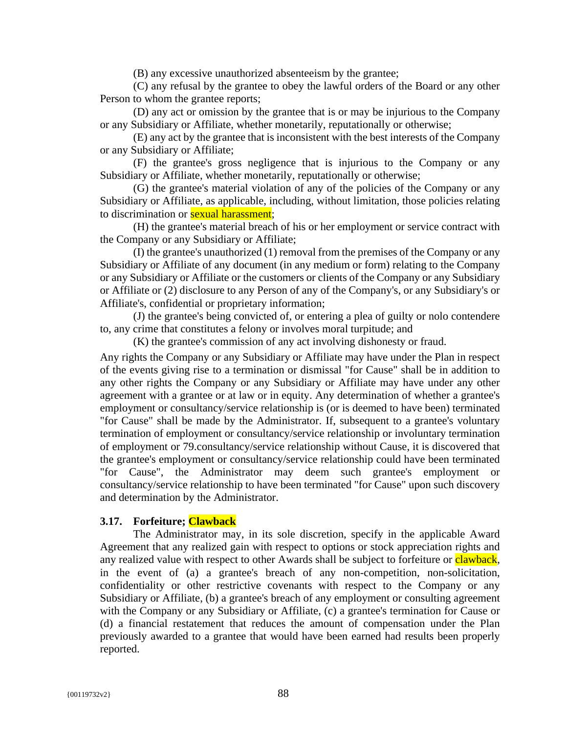(B) any excessive unauthorized absenteeism by the grantee;

(C) any refusal by the grantee to obey the lawful orders of the Board or any other Person to whom the grantee reports;

(D) any act or omission by the grantee that is or may be injurious to the Company or any Subsidiary or Affiliate, whether monetarily, reputationally or otherwise;

(E) any act by the grantee that is inconsistent with the best interests of the Company or any Subsidiary or Affiliate;

(F) the grantee's gross negligence that is injurious to the Company or any Subsidiary or Affiliate, whether monetarily, reputationally or otherwise;

(G) the grantee's material violation of any of the policies of the Company or any Subsidiary or Affiliate, as applicable, including, without limitation, those policies relating to discrimination or sexual harassment;

(H) the grantee's material breach of his or her employment or service contract with the Company or any Subsidiary or Affiliate;

(I) the grantee's unauthorized (1) removal from the premises of the Company or any Subsidiary or Affiliate of any document (in any medium or form) relating to the Company or any Subsidiary or Affiliate or the customers or clients of the Company or any Subsidiary or Affiliate or (2) disclosure to any Person of any of the Company's, or any Subsidiary's or Affiliate's, confidential or proprietary information;

(J) the grantee's being convicted of, or entering a plea of guilty or nolo contendere to, any crime that constitutes a felony or involves moral turpitude; and

(K) the grantee's commission of any act involving dishonesty or fraud.

Any rights the Company or any Subsidiary or Affiliate may have under the Plan in respect of the events giving rise to a termination or dismissal "for Cause" shall be in addition to any other rights the Company or any Subsidiary or Affiliate may have under any other agreement with a grantee or at law or in equity. Any determination of whether a grantee's employment or consultancy/service relationship is (or is deemed to have been) terminated "for Cause" shall be made by the Administrator. If, subsequent to a grantee's voluntary termination of employment or consultancy/service relationship or involuntary termination of employment or 79.consultancy/service relationship without Cause, it is discovered that the grantee's employment or consultancy/service relationship could have been terminated "for Cause", the Administrator may deem such grantee's employment or consultancy/service relationship to have been terminated "for Cause" upon such discovery and determination by the Administrator.

### 3.17. Forfeiture; Clawback

The Administrator may, in its sole discretion, specify in the applicable Award Agreement that any realized gain with respect to options or stock appreciation rights and any realized value with respect to other Awards shall be subject to forfeiture or clawback, in the event of (a) a grantee's breach of any non-competition, non-solicitation, confidentiality or other restrictive covenants with respect to the Company or any Subsidiary or Affiliate, (b) a grantee's breach of any employment or consulting agreement with the Company or any Subsidiary or Affiliate, (c) a grantee's termination for Cause or (d) a financial restatement that reduces the amount of compensation under the Plan previously awarded to a grantee that would have been earned had results been properly reported.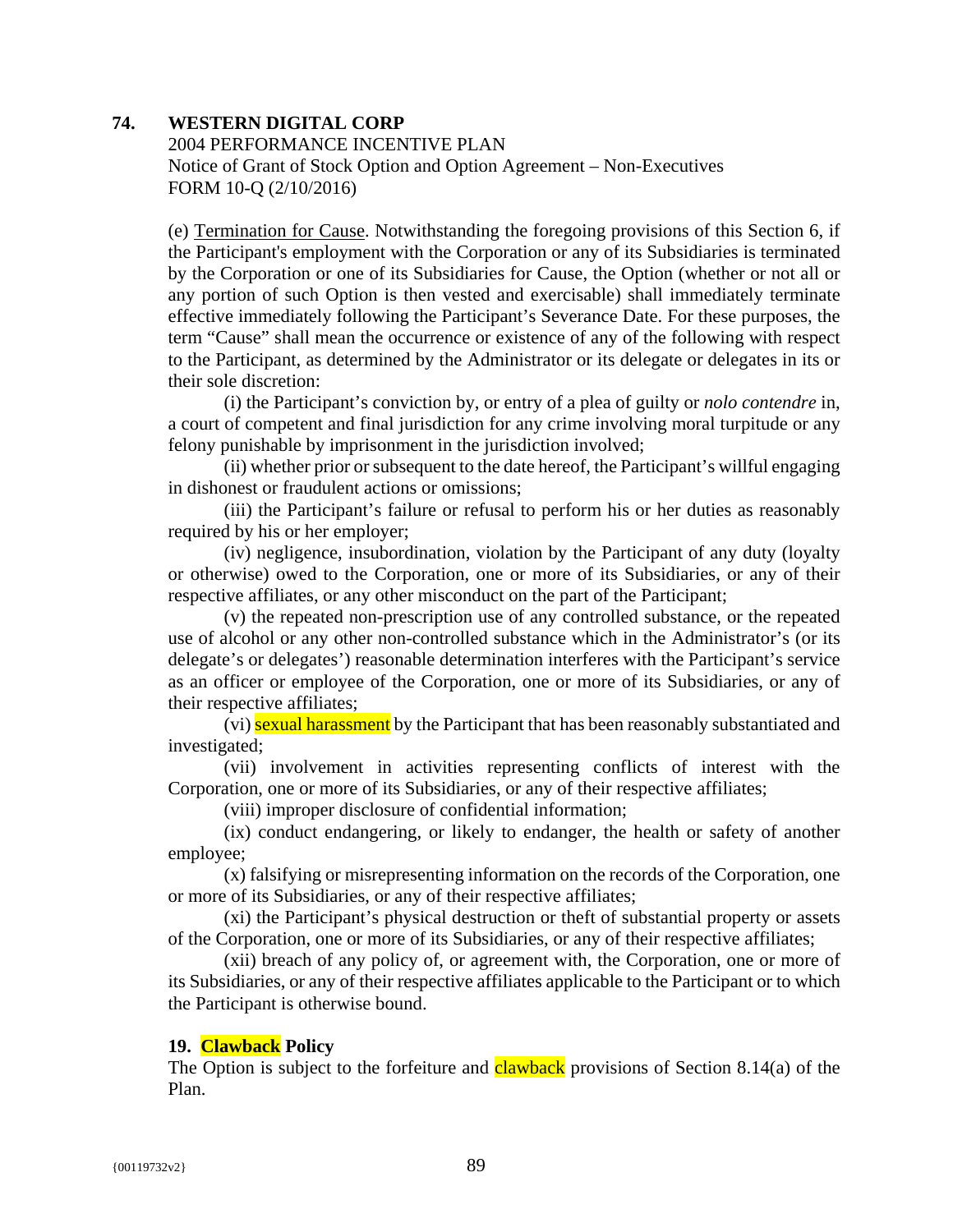## 74. WESTERN DIGITAL CORP

2004 PERFORMANCE INCENTIVE PLAN
Notice of Grant of Stock Option and Option Agreement – Non-Executives
FORM 10-Q (2/10/2016)

(e) Termination for Cause. Notwithstanding the foregoing provisions of this Section 6, if the Participant's employment with the Corporation or any of its Subsidiaries is terminated by the Corporation or one of its Subsidiaries for Cause, the Option (whether or not all or any portion of such Option is then vested and exercisable) shall immediately terminate effective immediately following the Participant's Severance Date. For these purposes, the term "Cause" shall mean the occurrence or existence of any of the following with respect to the Participant, as determined by the Administrator or its delegate or delegates in its or their sole discretion:

(i) the Participant's conviction by, or entry of a plea of guilty or *nolo contendre* in, a court of competent and final jurisdiction for any crime involving moral turpitude or any felony punishable by imprisonment in the jurisdiction involved;

(ii) whether prior or subsequent to the date hereof, the Participant's willful engaging in dishonest or fraudulent actions or omissions;

(iii) the Participant's failure or refusal to perform his or her duties as reasonably required by his or her employer;

(iv) negligence, insubordination, violation by the Participant of any duty (loyalty or otherwise) owed to the Corporation, one or more of its Subsidiaries, or any of their respective affiliates, or any other misconduct on the part of the Participant;

(v) the repeated non-prescription use of any controlled substance, or the repeated use of alcohol or any other non-controlled substance which in the Administrator's (or its delegate's or delegates') reasonable determination interferes with the Participant's service as an officer or employee of the Corporation, one or more of its Subsidiaries, or any of their respective affiliates;

(vi) sexual harassment by the Participant that has been reasonably substantiated and investigated;

(vii) involvement in activities representing conflicts of interest with the Corporation, one or more of its Subsidiaries, or any of their respective affiliates;

(viii) improper disclosure of confidential information;

(ix) conduct endangering, or likely to endanger, the health or safety of another employee;

(x) falsifying or misrepresenting information on the records of the Corporation, one or more of its Subsidiaries, or any of their respective affiliates;

(xi) the Participant's physical destruction or theft of substantial property or assets of the Corporation, one or more of its Subsidiaries, or any of their respective affiliates;

(xii) breach of any policy of, or agreement with, the Corporation, one or more of its Subsidiaries, or any of their respective affiliates applicable to the Participant or to which the Participant is otherwise bound.

**19. Clawback Policy**

The Option is subject to the forfeiture and clawback provisions of Section 8.14(a) of the Plan.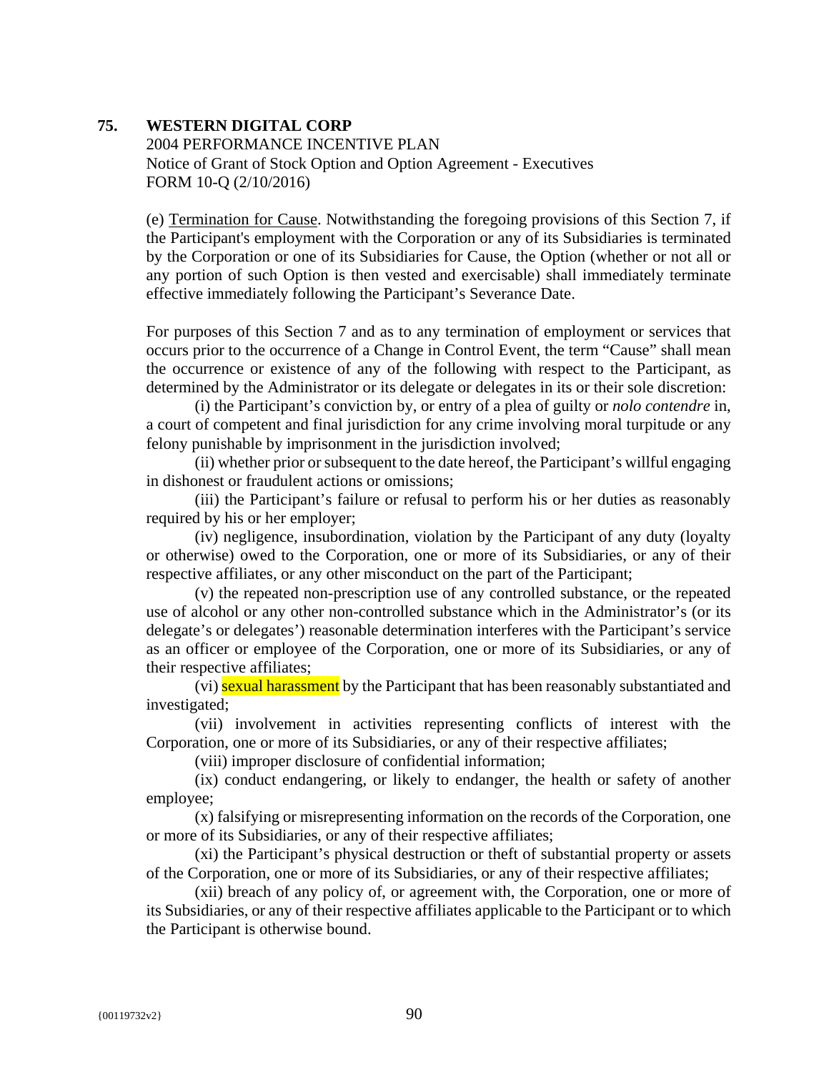**75. WESTERN DIGITAL CORP**

2004 PERFORMANCE INCENTIVE PLAN
Notice of Grant of Stock Option and Option Agreement - Executives
FORM 10-Q (2/10/2016)

(e) Termination for Cause. Notwithstanding the foregoing provisions of this Section 7, if the Participant's employment with the Corporation or any of its Subsidiaries is terminated by the Corporation or one of its Subsidiaries for Cause, the Option (whether or not all or any portion of such Option is then vested and exercisable) shall immediately terminate effective immediately following the Participant's Severance Date.

For purposes of this Section 7 and as to any termination of employment or services that occurs prior to the occurrence of a Change in Control Event, the term "Cause" shall mean the occurrence or existence of any of the following with respect to the Participant, as determined by the Administrator or its delegate or delegates in its or their sole discretion:

(i) the Participant's conviction by, or entry of a plea of guilty or *nolo contendre* in, a court of competent and final jurisdiction for any crime involving moral turpitude or any felony punishable by imprisonment in the jurisdiction involved;

(ii) whether prior or subsequent to the date hereof, the Participant's willful engaging in dishonest or fraudulent actions or omissions;

(iii) the Participant's failure or refusal to perform his or her duties as reasonably required by his or her employer;

(iv) negligence, insubordination, violation by the Participant of any duty (loyalty or otherwise) owed to the Corporation, one or more of its Subsidiaries, or any of their respective affiliates, or any other misconduct on the part of the Participant;

(v) the repeated non-prescription use of any controlled substance, or the repeated use of alcohol or any other non-controlled substance which in the Administrator's (or its delegate's or delegates') reasonable determination interferes with the Participant's service as an officer or employee of the Corporation, one or more of its Subsidiaries, or any of their respective affiliates;

(vi) sexual harassment by the Participant that has been reasonably substantiated and investigated;

(vii) involvement in activities representing conflicts of interest with the Corporation, one or more of its Subsidiaries, or any of their respective affiliates;

(viii) improper disclosure of confidential information;

(ix) conduct endangering, or likely to endanger, the health or safety of another employee;

(x) falsifying or misrepresenting information on the records of the Corporation, one or more of its Subsidiaries, or any of their respective affiliates;

(xi) the Participant's physical destruction or theft of substantial property or assets of the Corporation, one or more of its Subsidiaries, or any of their respective affiliates;

(xii) breach of any policy of, or agreement with, the Corporation, one or more of its Subsidiaries, or any of their respective affiliates applicable to the Participant or to which the Participant is otherwise bound.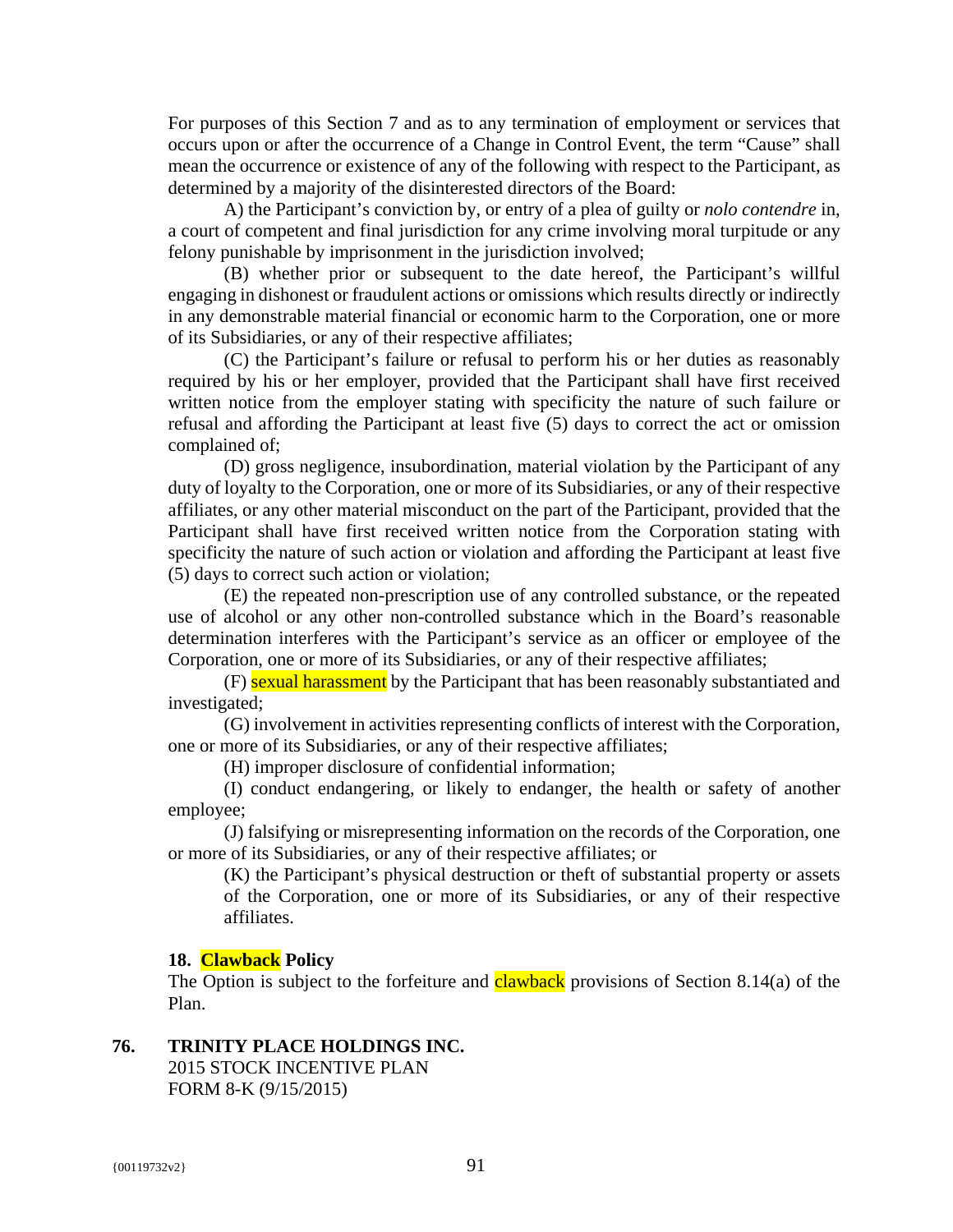For purposes of this Section 7 and as to any termination of employment or services that occurs upon or after the occurrence of a Change in Control Event, the term "Cause" shall mean the occurrence or existence of any of the following with respect to the Participant, as determined by a majority of the disinterested directors of the Board:

A) the Participant's conviction by, or entry of a plea of guilty or *nolo contendre* in, a court of competent and final jurisdiction for any crime involving moral turpitude or any felony punishable by imprisonment in the jurisdiction involved;

(B) whether prior or subsequent to the date hereof, the Participant's willful engaging in dishonest or fraudulent actions or omissions which results directly or indirectly in any demonstrable material financial or economic harm to the Corporation, one or more of its Subsidiaries, or any of their respective affiliates;

(C) the Participant's failure or refusal to perform his or her duties as reasonably required by his or her employer, provided that the Participant shall have first received written notice from the employer stating with specificity the nature of such failure or refusal and affording the Participant at least five (5) days to correct the act or omission complained of;

(D) gross negligence, insubordination, material violation by the Participant of any duty of loyalty to the Corporation, one or more of its Subsidiaries, or any of their respective affiliates, or any other material misconduct on the part of the Participant, provided that the Participant shall have first received written notice from the Corporation stating with specificity the nature of such action or violation and affording the Participant at least five (5) days to correct such action or violation;

(E) the repeated non-prescription use of any controlled substance, or the repeated use of alcohol or any other non-controlled substance which in the Board's reasonable determination interferes with the Participant's service as an officer or employee of the Corporation, one or more of its Subsidiaries, or any of their respective affiliates;

(F) sexual harassment by the Participant that has been reasonably substantiated and investigated;

(G) involvement in activities representing conflicts of interest with the Corporation, one or more of its Subsidiaries, or any of their respective affiliates;

(H) improper disclosure of confidential information;

(I) conduct endangering, or likely to endanger, the health or safety of another employee;

(J) falsifying or misrepresenting information on the records of the Corporation, one or more of its Subsidiaries, or any of their respective affiliates; or

(K) the Participant's physical destruction or theft of substantial property or assets of the Corporation, one or more of its Subsidiaries, or any of their respective affiliates.

**18. Clawback Policy**

The Option is subject to the forfeiture and clawback provisions of Section 8.14(a) of the Plan.

**76. TRINITY PLACE HOLDINGS INC.**
2015 STOCK INCENTIVE PLAN
FORM 8-K (9/15/2015)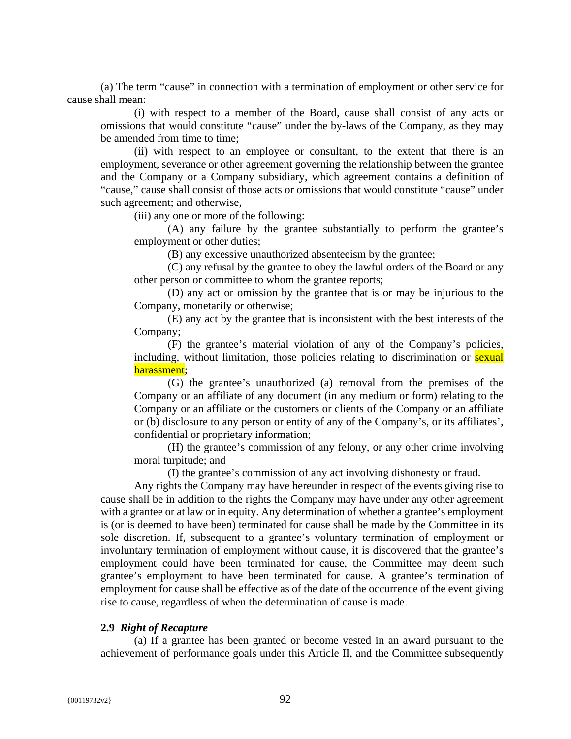(a) The term "cause" in connection with a termination of employment or other service for cause shall mean:

(i) with respect to a member of the Board, cause shall consist of any acts or omissions that would constitute "cause" under the by-laws of the Company, as they may be amended from time to time;

(ii) with respect to an employee or consultant, to the extent that there is an employment, severance or other agreement governing the relationship between the grantee and the Company or a Company subsidiary, which agreement contains a definition of "cause," cause shall consist of those acts or omissions that would constitute "cause" under such agreement; and otherwise,

(iii) any one or more of the following:

(A) any failure by the grantee substantially to perform the grantee's employment or other duties;

(B) any excessive unauthorized absenteeism by the grantee;

(C) any refusal by the grantee to obey the lawful orders of the Board or any other person or committee to whom the grantee reports;

(D) any act or omission by the grantee that is or may be injurious to the Company, monetarily or otherwise;

(E) any act by the grantee that is inconsistent with the best interests of the Company;

(F) the grantee's material violation of any of the Company's policies, including, without limitation, those policies relating to discrimination or sexual harassment;

(G) the grantee's unauthorized (a) removal from the premises of the Company or an affiliate of any document (in any medium or form) relating to the Company or an affiliate or the customers or clients of the Company or an affiliate or (b) disclosure to any person or entity of any of the Company's, or its affiliates', confidential or proprietary information;

(H) the grantee's commission of any felony, or any other crime involving moral turpitude; and

(I) the grantee's commission of any act involving dishonesty or fraud.

Any rights the Company may have hereunder in respect of the events giving rise to cause shall be in addition to the rights the Company may have under any other agreement with a grantee or at law or in equity. Any determination of whether a grantee's employment is (or is deemed to have been) terminated for cause shall be made by the Committee in its sole discretion. If, subsequent to a grantee's voluntary termination of employment or involuntary termination of employment without cause, it is discovered that the grantee's employment could have been terminated for cause, the Committee may deem such grantee's employment to have been terminated for cause. A grantee's termination of employment for cause shall be effective as of the date of the occurrence of the event giving rise to cause, regardless of when the determination of cause is made.

**2.9** ***Right of Recapture***

(a) If a grantee has been granted or become vested in an award pursuant to the achievement of performance goals under this Article II, and the Committee subsequently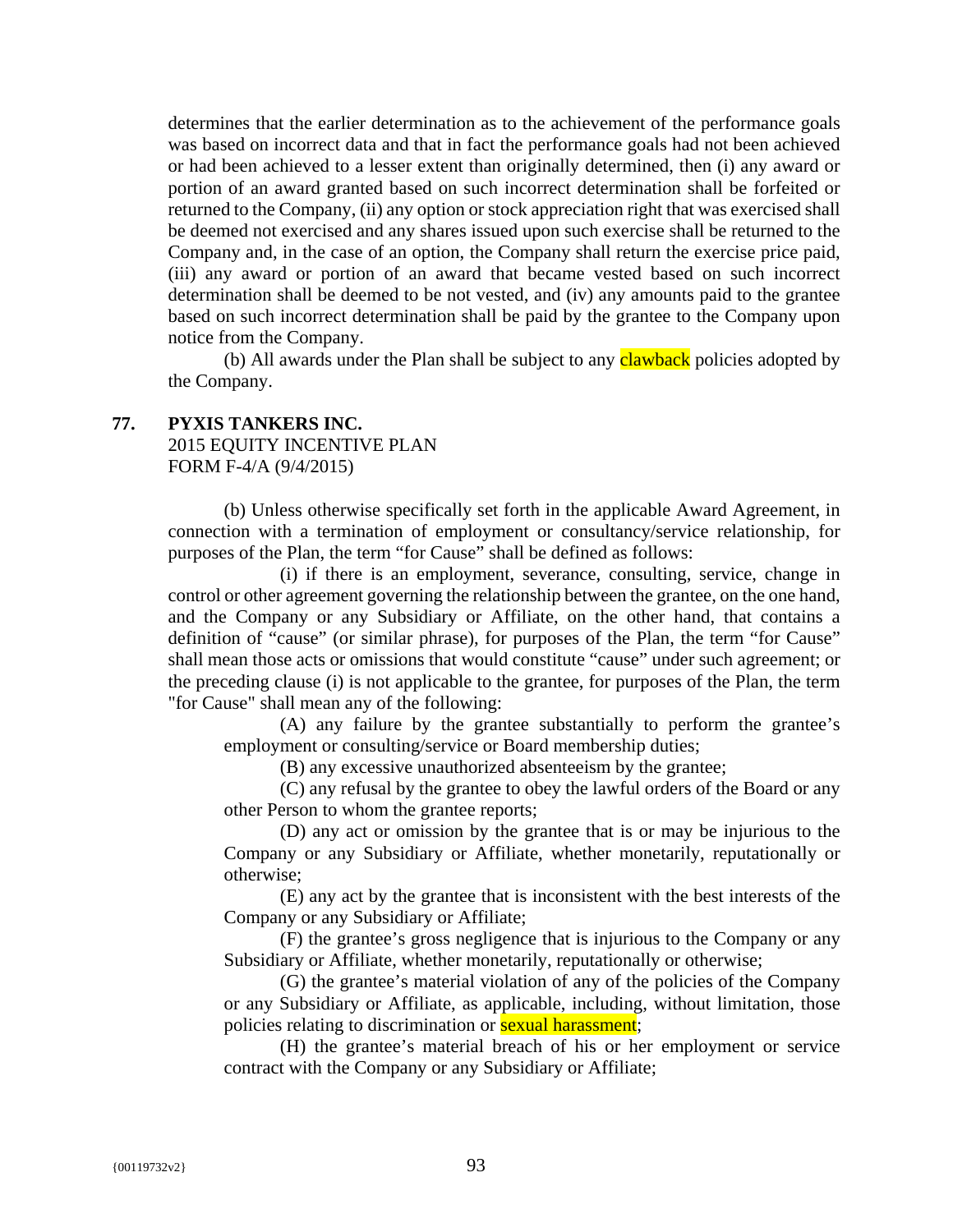determines that the earlier determination as to the achievement of the performance goals was based on incorrect data and that in fact the performance goals had not been achieved or had been achieved to a lesser extent than originally determined, then (i) any award or portion of an award granted based on such incorrect determination shall be forfeited or returned to the Company, (ii) any option or stock appreciation right that was exercised shall be deemed not exercised and any shares issued upon such exercise shall be returned to the Company and, in the case of an option, the Company shall return the exercise price paid, (iii) any award or portion of an award that became vested based on such incorrect determination shall be deemed to be not vested, and (iv) any amounts paid to the grantee based on such incorrect determination shall be paid by the grantee to the Company upon notice from the Company.

(b) All awards under the Plan shall be subject to any clawback policies adopted by the Company.

**77. PYXIS TANKERS INC.**
2015 EQUITY INCENTIVE PLAN
FORM F-4/A (9/4/2015)

(b) Unless otherwise specifically set forth in the applicable Award Agreement, in connection with a termination of employment or consultancy/service relationship, for purposes of the Plan, the term "for Cause" shall be defined as follows:

(i) if there is an employment, severance, consulting, service, change in control or other agreement governing the relationship between the grantee, on the one hand, and the Company or any Subsidiary or Affiliate, on the other hand, that contains a definition of "cause" (or similar phrase), for purposes of the Plan, the term "for Cause" shall mean those acts or omissions that would constitute "cause" under such agreement; or the preceding clause (i) is not applicable to the grantee, for purposes of the Plan, the term "for Cause" shall mean any of the following:

(A) any failure by the grantee substantially to perform the grantee's employment or consulting/service or Board membership duties;

(B) any excessive unauthorized absenteeism by the grantee;

(C) any refusal by the grantee to obey the lawful orders of the Board or any other Person to whom the grantee reports;

(D) any act or omission by the grantee that is or may be injurious to the Company or any Subsidiary or Affiliate, whether monetarily, reputationally or otherwise;

(E) any act by the grantee that is inconsistent with the best interests of the Company or any Subsidiary or Affiliate;

(F) the grantee's gross negligence that is injurious to the Company or any Subsidiary or Affiliate, whether monetarily, reputationally or otherwise;

(G) the grantee's material violation of any of the policies of the Company or any Subsidiary or Affiliate, as applicable, including, without limitation, those policies relating to discrimination or sexual harassment;

(H) the grantee's material breach of his or her employment or service contract with the Company or any Subsidiary or Affiliate;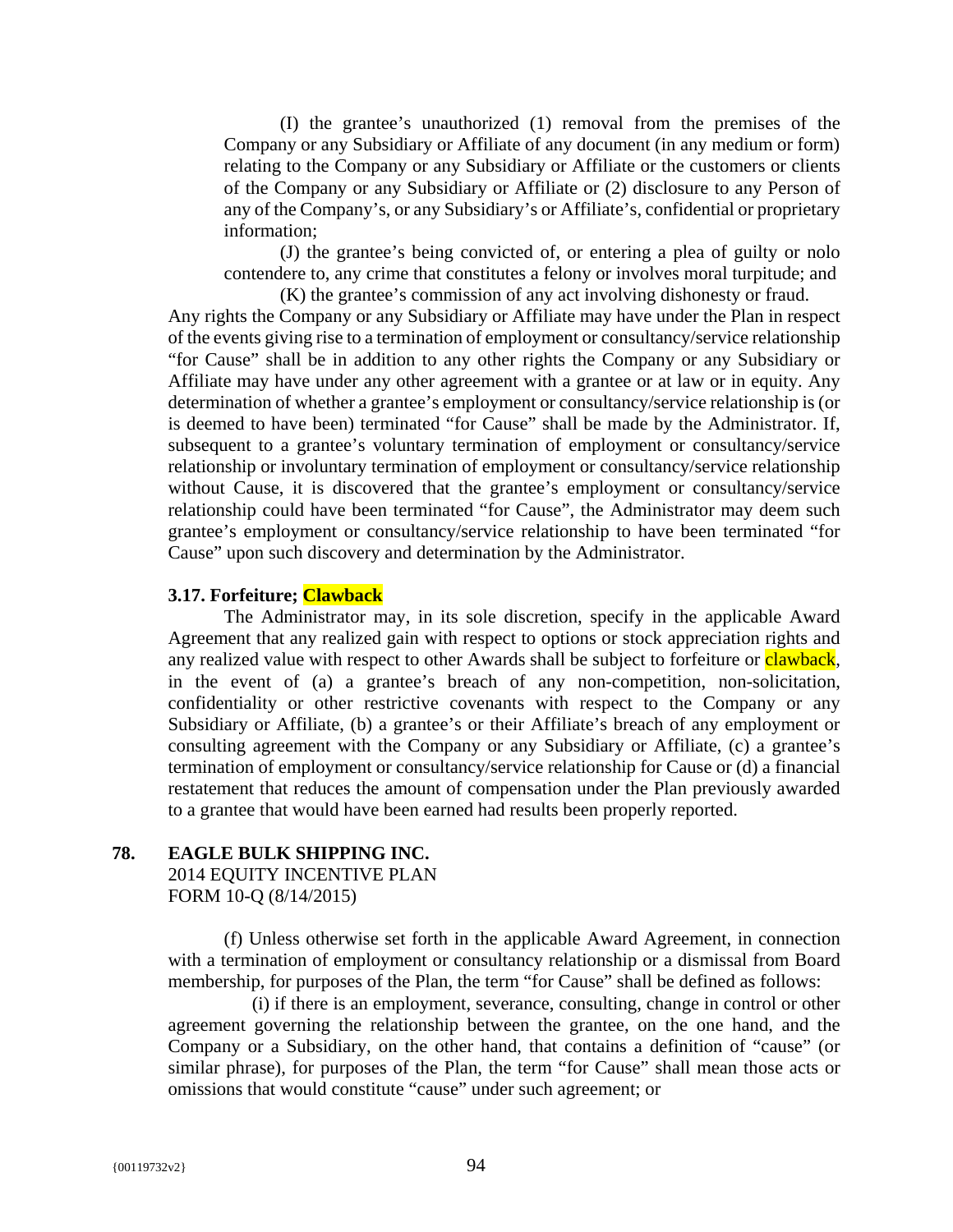(I) the grantee's unauthorized (1) removal from the premises of the Company or any Subsidiary or Affiliate of any document (in any medium or form) relating to the Company or any Subsidiary or Affiliate or the customers or clients of the Company or any Subsidiary or Affiliate or (2) disclosure to any Person of any of the Company's, or any Subsidiary's or Affiliate's, confidential or proprietary information;

(J) the grantee's being convicted of, or entering a plea of guilty or nolo contendere to, any crime that constitutes a felony or involves moral turpitude; and

(K) the grantee's commission of any act involving dishonesty or fraud.

Any rights the Company or any Subsidiary or Affiliate may have under the Plan in respect of the events giving rise to a termination of employment or consultancy/service relationship "for Cause" shall be in addition to any other rights the Company or any Subsidiary or Affiliate may have under any other agreement with a grantee or at law or in equity. Any determination of whether a grantee's employment or consultancy/service relationship is (or is deemed to have been) terminated "for Cause" shall be made by the Administrator. If, subsequent to a grantee's voluntary termination of employment or consultancy/service relationship or involuntary termination of employment or consultancy/service relationship without Cause, it is discovered that the grantee's employment or consultancy/service relationship could have been terminated "for Cause", the Administrator may deem such grantee's employment or consultancy/service relationship to have been terminated "for Cause" upon such discovery and determination by the Administrator.

**3.17. Forfeiture; Clawback**

The Administrator may, in its sole discretion, specify in the applicable Award Agreement that any realized gain with respect to options or stock appreciation rights and any realized value with respect to other Awards shall be subject to forfeiture or clawback, in the event of (a) a grantee's breach of any non-competition, non-solicitation, confidentiality or other restrictive covenants with respect to the Company or any Subsidiary or Affiliate, (b) a grantee's or their Affiliate's breach of any employment or consulting agreement with the Company or any Subsidiary or Affiliate, (c) a grantee's termination of employment or consultancy/service relationship for Cause or (d) a financial restatement that reduces the amount of compensation under the Plan previously awarded to a grantee that would have been earned had results been properly reported.

## 78. EAGLE BULK SHIPPING INC.

2014 EQUITY INCENTIVE PLAN
FORM 10-Q (8/14/2015)

(f) Unless otherwise set forth in the applicable Award Agreement, in connection with a termination of employment or consultancy relationship or a dismissal from Board membership, for purposes of the Plan, the term "for Cause" shall be defined as follows:

(i) if there is an employment, severance, consulting, change in control or other agreement governing the relationship between the grantee, on the one hand, and the Company or a Subsidiary, on the other hand, that contains a definition of "cause" (or similar phrase), for purposes of the Plan, the term "for Cause" shall mean those acts or omissions that would constitute "cause" under such agreement; or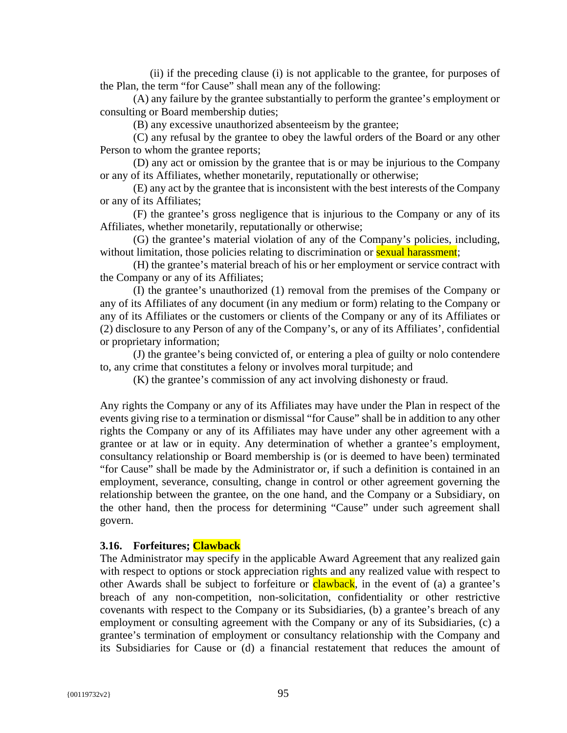(ii) if the preceding clause (i) is not applicable to the grantee, for purposes of the Plan, the term "for Cause" shall mean any of the following:

(A) any failure by the grantee substantially to perform the grantee's employment or consulting or Board membership duties;

(B) any excessive unauthorized absenteeism by the grantee;

(C) any refusal by the grantee to obey the lawful orders of the Board or any other Person to whom the grantee reports;

(D) any act or omission by the grantee that is or may be injurious to the Company or any of its Affiliates, whether monetarily, reputationally or otherwise;

(E) any act by the grantee that is inconsistent with the best interests of the Company or any of its Affiliates;

(F) the grantee's gross negligence that is injurious to the Company or any of its Affiliates, whether monetarily, reputationally or otherwise;

(G) the grantee's material violation of any of the Company's policies, including, without limitation, those policies relating to discrimination or sexual harassment;

(H) the grantee's material breach of his or her employment or service contract with the Company or any of its Affiliates;

(I) the grantee's unauthorized (1) removal from the premises of the Company or any of its Affiliates of any document (in any medium or form) relating to the Company or any of its Affiliates or the customers or clients of the Company or any of its Affiliates or (2) disclosure to any Person of any of the Company's, or any of its Affiliates', confidential or proprietary information;

(J) the grantee's being convicted of, or entering a plea of guilty or nolo contendere to, any crime that constitutes a felony or involves moral turpitude; and

(K) the grantee's commission of any act involving dishonesty or fraud.

Any rights the Company or any of its Affiliates may have under the Plan in respect of the events giving rise to a termination or dismissal "for Cause" shall be in addition to any other rights the Company or any of its Affiliates may have under any other agreement with a grantee or at law or in equity. Any determination of whether a grantee's employment, consultancy relationship or Board membership is (or is deemed to have been) terminated "for Cause" shall be made by the Administrator or, if such a definition is contained in an employment, severance, consulting, change in control or other agreement governing the relationship between the grantee, on the one hand, and the Company or a Subsidiary, on the other hand, then the process for determining "Cause" under such agreement shall govern.

### 3.16. Forfeitures; Clawback

The Administrator may specify in the applicable Award Agreement that any realized gain with respect to options or stock appreciation rights and any realized value with respect to other Awards shall be subject to forfeiture or clawback, in the event of (a) a grantee's breach of any non-competition, non-solicitation, confidentiality or other restrictive covenants with respect to the Company or its Subsidiaries, (b) a grantee's breach of any employment or consulting agreement with the Company or any of its Subsidiaries, (c) a grantee's termination of employment or consultancy relationship with the Company and its Subsidiaries for Cause or (d) a financial restatement that reduces the amount of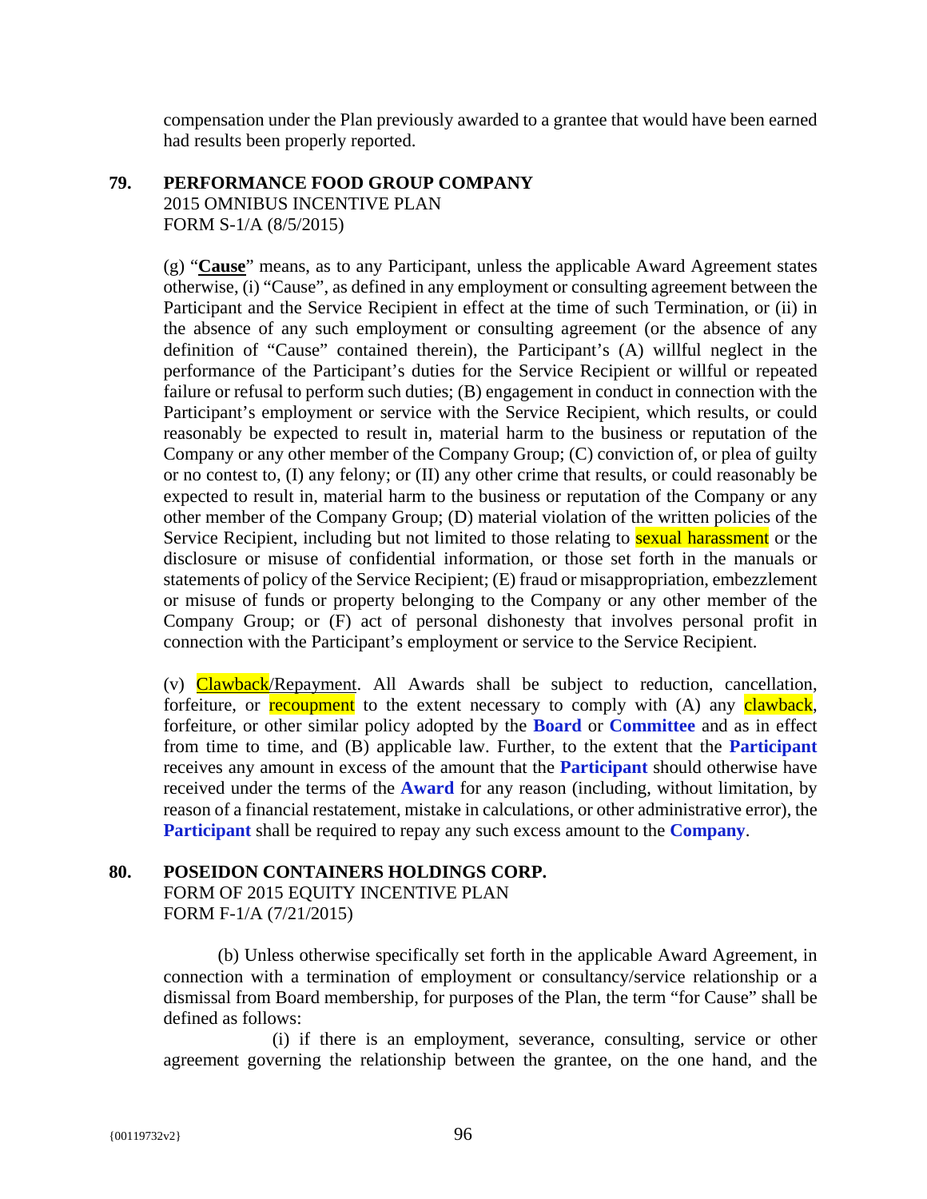compensation under the Plan previously awarded to a grantee that would have been earned had results been properly reported.

**79. PERFORMANCE FOOD GROUP COMPANY**
2015 OMNIBUS INCENTIVE PLAN
FORM S-1/A (8/5/2015)

(g) "**Cause**" means, as to any Participant, unless the applicable Award Agreement states otherwise, (i) "Cause", as defined in any employment or consulting agreement between the Participant and the Service Recipient in effect at the time of such Termination, or (ii) in the absence of any such employment or consulting agreement (or the absence of any definition of "Cause" contained therein), the Participant's (A) willful neglect in the performance of the Participant's duties for the Service Recipient or willful or repeated failure or refusal to perform such duties; (B) engagement in conduct in connection with the Participant's employment or service with the Service Recipient, which results, or could reasonably be expected to result in, material harm to the business or reputation of the Company or any other member of the Company Group; (C) conviction of, or plea of guilty or no contest to, (I) any felony; or (II) any other crime that results, or could reasonably be expected to result in, material harm to the business or reputation of the Company or any other member of the Company Group; (D) material violation of the written policies of the Service Recipient, including but not limited to those relating to sexual harassment or the disclosure or misuse of confidential information, or those set forth in the manuals or statements of policy of the Service Recipient; (E) fraud or misappropriation, embezzlement or misuse of funds or property belonging to the Company or any other member of the Company Group; or (F) act of personal dishonesty that involves personal profit in connection with the Participant's employment or service to the Service Recipient.

(v) Clawback/Repayment. All Awards shall be subject to reduction, cancellation, forfeiture, or recoupment to the extent necessary to comply with (A) any clawback, forfeiture, or other similar policy adopted by the **Board** or **Committee** and as in effect from time to time, and (B) applicable law. Further, to the extent that the **Participant** receives any amount in excess of the amount that the **Participant** should otherwise have received under the terms of the **Award** for any reason (including, without limitation, by reason of a financial restatement, mistake in calculations, or other administrative error), the **Participant** shall be required to repay any such excess amount to the **Company**.

**80. POSEIDON CONTAINERS HOLDINGS CORP.**
FORM OF 2015 EQUITY INCENTIVE PLAN
FORM F-1/A (7/21/2015)

(b) Unless otherwise specifically set forth in the applicable Award Agreement, in connection with a termination of employment or consultancy/service relationship or a dismissal from Board membership, for purposes of the Plan, the term "for Cause" shall be defined as follows:

(i) if there is an employment, severance, consulting, service or other agreement governing the relationship between the grantee, on the one hand, and the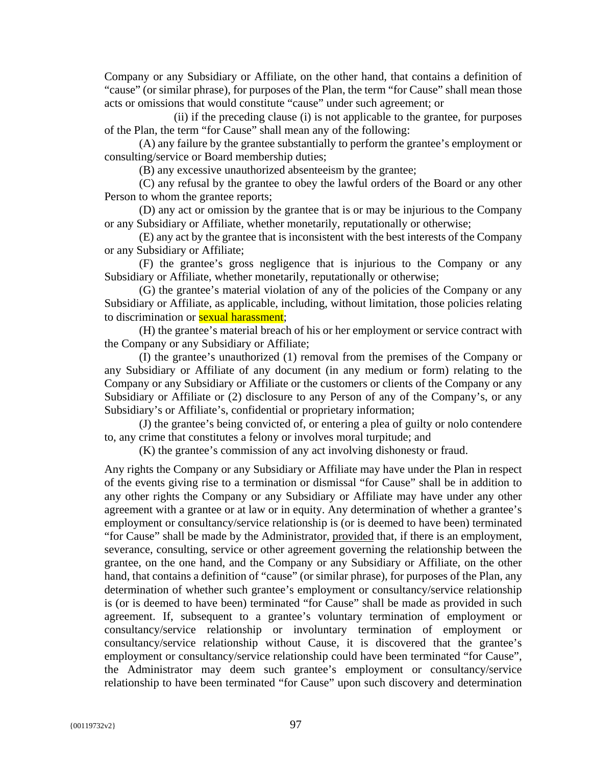Company or any Subsidiary or Affiliate, on the other hand, that contains a definition of "cause" (or similar phrase), for purposes of the Plan, the term "for Cause" shall mean those acts or omissions that would constitute "cause" under such agreement; or

(ii) if the preceding clause (i) is not applicable to the grantee, for purposes of the Plan, the term "for Cause" shall mean any of the following:

(A) any failure by the grantee substantially to perform the grantee's employment or consulting/service or Board membership duties;

(B) any excessive unauthorized absenteeism by the grantee;

(C) any refusal by the grantee to obey the lawful orders of the Board or any other Person to whom the grantee reports;

(D) any act or omission by the grantee that is or may be injurious to the Company or any Subsidiary or Affiliate, whether monetarily, reputationally or otherwise;

(E) any act by the grantee that is inconsistent with the best interests of the Company or any Subsidiary or Affiliate;

(F) the grantee's gross negligence that is injurious to the Company or any Subsidiary or Affiliate, whether monetarily, reputationally or otherwise;

(G) the grantee's material violation of any of the policies of the Company or any Subsidiary or Affiliate, as applicable, including, without limitation, those policies relating to discrimination or sexual harassment;

(H) the grantee's material breach of his or her employment or service contract with the Company or any Subsidiary or Affiliate;

(I) the grantee's unauthorized (1) removal from the premises of the Company or any Subsidiary or Affiliate of any document (in any medium or form) relating to the Company or any Subsidiary or Affiliate or the customers or clients of the Company or any Subsidiary or Affiliate or (2) disclosure to any Person of any of the Company's, or any Subsidiary's or Affiliate's, confidential or proprietary information;

(J) the grantee's being convicted of, or entering a plea of guilty or nolo contendere to, any crime that constitutes a felony or involves moral turpitude; and

(K) the grantee's commission of any act involving dishonesty or fraud.

Any rights the Company or any Subsidiary or Affiliate may have under the Plan in respect of the events giving rise to a termination or dismissal "for Cause" shall be in addition to any other rights the Company or any Subsidiary or Affiliate may have under any other agreement with a grantee or at law or in equity. Any determination of whether a grantee's employment or consultancy/service relationship is (or is deemed to have been) terminated "for Cause" shall be made by the Administrator, provided that, if there is an employment, severance, consulting, service or other agreement governing the relationship between the grantee, on the one hand, and the Company or any Subsidiary or Affiliate, on the other hand, that contains a definition of "cause" (or similar phrase), for purposes of the Plan, any determination of whether such grantee's employment or consultancy/service relationship is (or is deemed to have been) terminated "for Cause" shall be made as provided in such agreement. If, subsequent to a grantee's voluntary termination of employment or consultancy/service relationship or involuntary termination of employment or consultancy/service relationship without Cause, it is discovered that the grantee's employment or consultancy/service relationship could have been terminated "for Cause", the Administrator may deem such grantee's employment or consultancy/service relationship to have been terminated "for Cause" upon such discovery and determination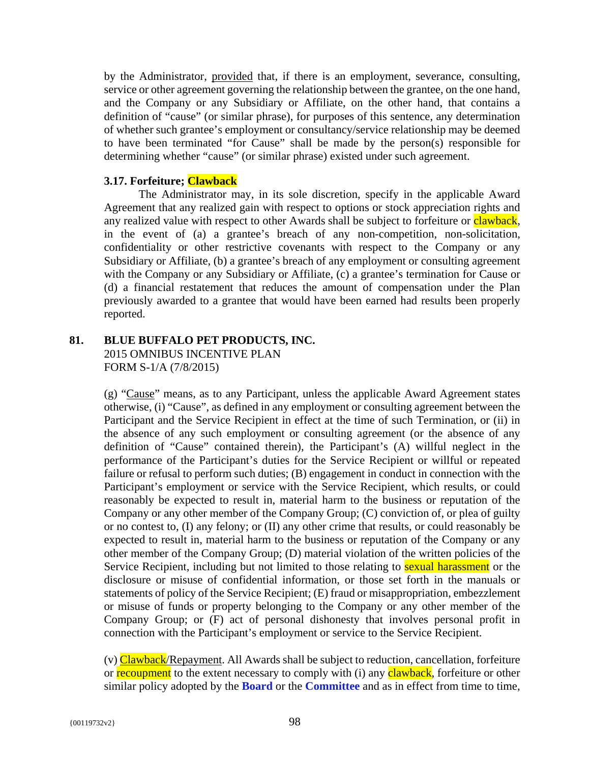by the Administrator, provided that, if there is an employment, severance, consulting, service or other agreement governing the relationship between the grantee, on the one hand, and the Company or any Subsidiary or Affiliate, on the other hand, that contains a definition of "cause" (or similar phrase), for purposes of this sentence, any determination of whether such grantee's employment or consultancy/service relationship may be deemed to have been terminated "for Cause" shall be made by the person(s) responsible for determining whether "cause" (or similar phrase) existed under such agreement.

**3.17. Forfeiture; Clawback**

The Administrator may, in its sole discretion, specify in the applicable Award Agreement that any realized gain with respect to options or stock appreciation rights and any realized value with respect to other Awards shall be subject to forfeiture or clawback, in the event of (a) a grantee's breach of any non-competition, non-solicitation, confidentiality or other restrictive covenants with respect to the Company or any Subsidiary or Affiliate, (b) a grantee's breach of any employment or consulting agreement with the Company or any Subsidiary or Affiliate, (c) a grantee's termination for Cause or (d) a financial restatement that reduces the amount of compensation under the Plan previously awarded to a grantee that would have been earned had results been properly reported.

**81. BLUE BUFFALO PET PRODUCTS, INC.**
2015 OMNIBUS INCENTIVE PLAN
FORM S-1/A (7/8/2015)

(g) "Cause" means, as to any Participant, unless the applicable Award Agreement states otherwise, (i) "Cause", as defined in any employment or consulting agreement between the Participant and the Service Recipient in effect at the time of such Termination, or (ii) in the absence of any such employment or consulting agreement (or the absence of any definition of "Cause" contained therein), the Participant's (A) willful neglect in the performance of the Participant's duties for the Service Recipient or willful or repeated failure or refusal to perform such duties; (B) engagement in conduct in connection with the Participant's employment or service with the Service Recipient, which results, or could reasonably be expected to result in, material harm to the business or reputation of the Company or any other member of the Company Group; (C) conviction of, or plea of guilty or no contest to, (I) any felony; or (II) any other crime that results, or could reasonably be expected to result in, material harm to the business or reputation of the Company or any other member of the Company Group; (D) material violation of the written policies of the Service Recipient, including but not limited to those relating to sexual harassment or the disclosure or misuse of confidential information, or those set forth in the manuals or statements of policy of the Service Recipient; (E) fraud or misappropriation, embezzlement or misuse of funds or property belonging to the Company or any other member of the Company Group; or (F) act of personal dishonesty that involves personal profit in connection with the Participant's employment or service to the Service Recipient.

(v) Clawback/Repayment. All Awards shall be subject to reduction, cancellation, forfeiture or recoupment to the extent necessary to comply with (i) any clawback, forfeiture or other similar policy adopted by the **Board** or the **Committee** and as in effect from time to time,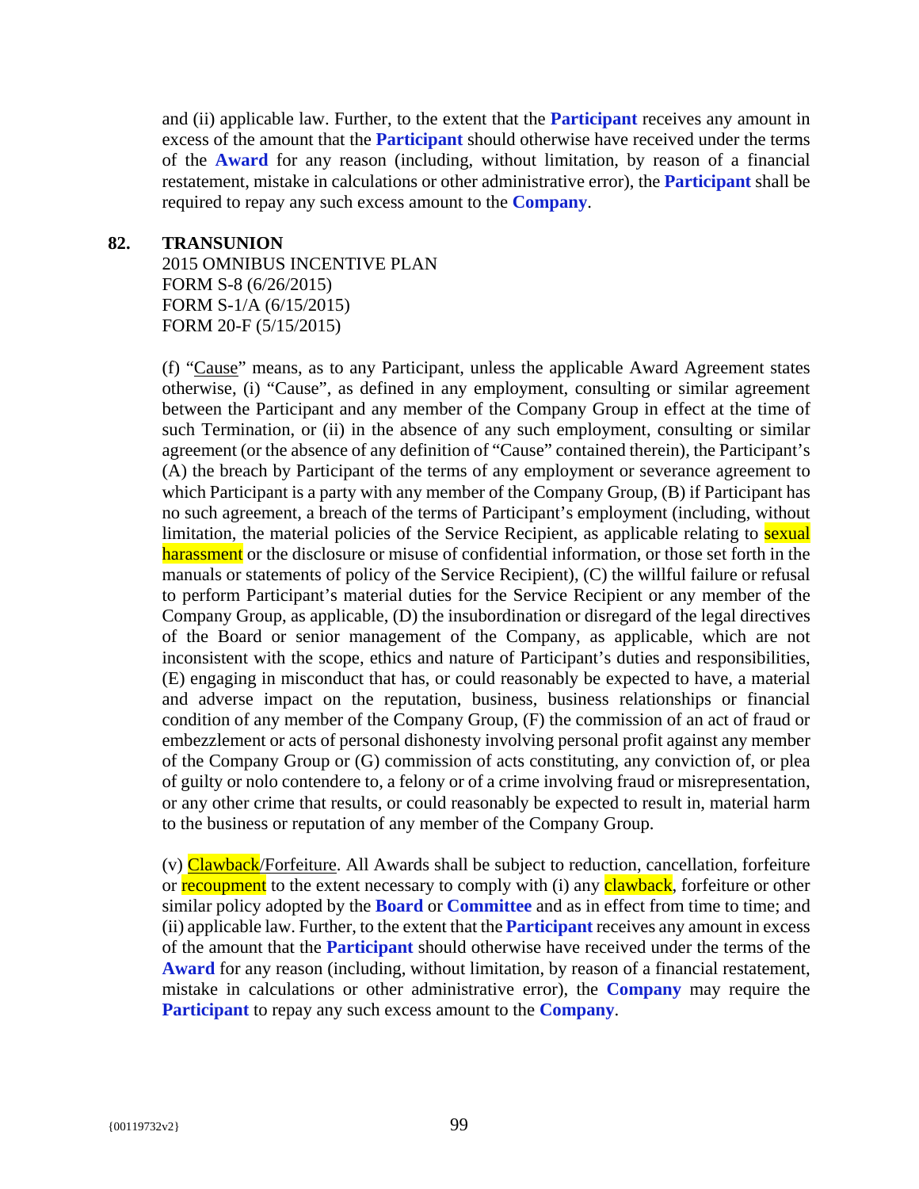and (ii) applicable law. Further, to the extent that the **Participant** receives any amount in excess of the amount that the **Participant** should otherwise have received under the terms of the **Award** for any reason (including, without limitation, by reason of a financial restatement, mistake in calculations or other administrative error), the **Participant** shall be required to repay any such excess amount to the **Company**.

**82. TRANSUNION**

2015 OMNIBUS INCENTIVE PLAN
FORM S-8 (6/26/2015)
FORM S-1/A (6/15/2015)
FORM 20-F (5/15/2015)

(f) "Cause" means, as to any Participant, unless the applicable Award Agreement states otherwise, (i) "Cause", as defined in any employment, consulting or similar agreement between the Participant and any member of the Company Group in effect at the time of such Termination, or (ii) in the absence of any such employment, consulting or similar agreement (or the absence of any definition of "Cause" contained therein), the Participant's (A) the breach by Participant of the terms of any employment or severance agreement to which Participant is a party with any member of the Company Group, (B) if Participant has no such agreement, a breach of the terms of Participant's employment (including, without limitation, the material policies of the Service Recipient, as applicable relating to sexual harassment or the disclosure or misuse of confidential information, or those set forth in the manuals or statements of policy of the Service Recipient), (C) the willful failure or refusal to perform Participant's material duties for the Service Recipient or any member of the Company Group, as applicable, (D) the insubordination or disregard of the legal directives of the Board or senior management of the Company, as applicable, which are not inconsistent with the scope, ethics and nature of Participant's duties and responsibilities, (E) engaging in misconduct that has, or could reasonably be expected to have, a material and adverse impact on the reputation, business, business relationships or financial condition of any member of the Company Group, (F) the commission of an act of fraud or embezzlement or acts of personal dishonesty involving personal profit against any member of the Company Group or (G) commission of acts constituting, any conviction of, or plea of guilty or nolo contendere to, a felony or of a crime involving fraud or misrepresentation, or any other crime that results, or could reasonably be expected to result in, material harm to the business or reputation of any member of the Company Group.

(v) Clawback/Forfeiture. All Awards shall be subject to reduction, cancellation, forfeiture or recoupment to the extent necessary to comply with (i) any clawback, forfeiture or other similar policy adopted by the **Board** or **Committee** and as in effect from time to time; and (ii) applicable law. Further, to the extent that the **Participant** receives any amount in excess of the amount that the **Participant** should otherwise have received under the terms of the **Award** for any reason (including, without limitation, by reason of a financial restatement, mistake in calculations or other administrative error), the **Company** may require the **Participant** to repay any such excess amount to the **Company**.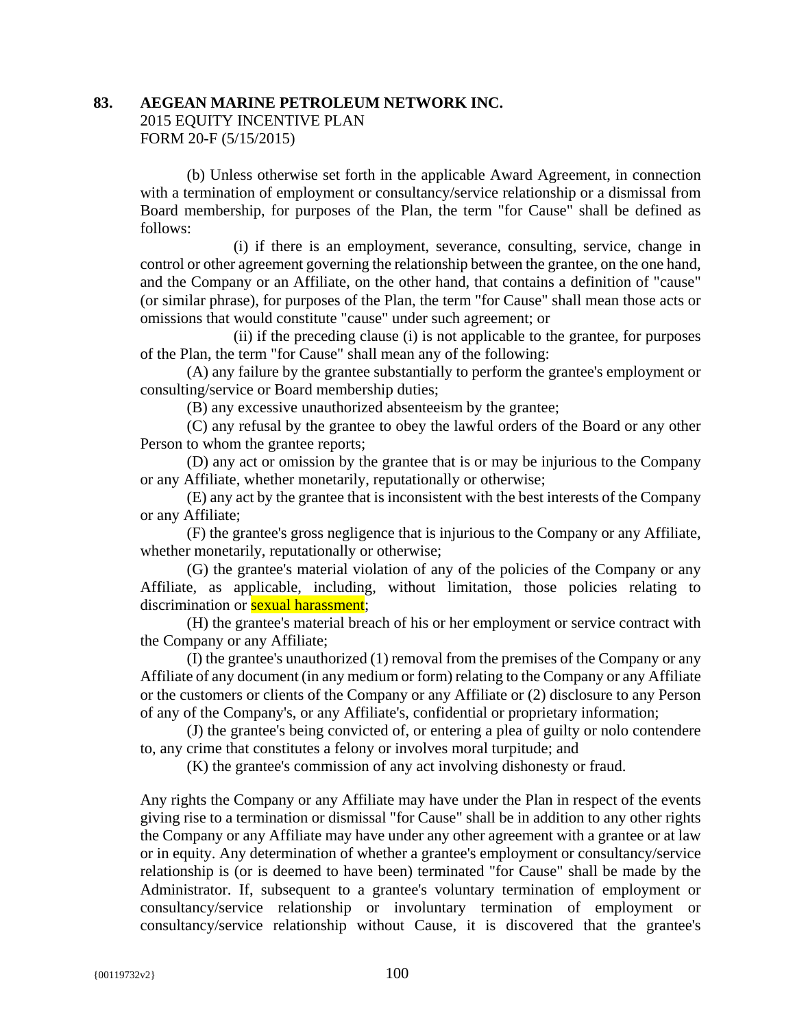**83. AEGEAN MARINE PETROLEUM NETWORK INC.**
2015 EQUITY INCENTIVE PLAN
FORM 20-F (5/15/2015)

(b) Unless otherwise set forth in the applicable Award Agreement, in connection with a termination of employment or consultancy/service relationship or a dismissal from Board membership, for purposes of the Plan, the term "for Cause" shall be defined as follows:

(i) if there is an employment, severance, consulting, service, change in control or other agreement governing the relationship between the grantee, on the one hand, and the Company or an Affiliate, on the other hand, that contains a definition of "cause" (or similar phrase), for purposes of the Plan, the term "for Cause" shall mean those acts or omissions that would constitute "cause" under such agreement; or

(ii) if the preceding clause (i) is not applicable to the grantee, for purposes of the Plan, the term "for Cause" shall mean any of the following:

(A) any failure by the grantee substantially to perform the grantee's employment or consulting/service or Board membership duties;

(B) any excessive unauthorized absenteeism by the grantee;

(C) any refusal by the grantee to obey the lawful orders of the Board or any other Person to whom the grantee reports;

(D) any act or omission by the grantee that is or may be injurious to the Company or any Affiliate, whether monetarily, reputationally or otherwise;

(E) any act by the grantee that is inconsistent with the best interests of the Company or any Affiliate;

(F) the grantee's gross negligence that is injurious to the Company or any Affiliate, whether monetarily, reputationally or otherwise;

(G) the grantee's material violation of any of the policies of the Company or any Affiliate, as applicable, including, without limitation, those policies relating to discrimination or sexual harassment;

(H) the grantee's material breach of his or her employment or service contract with the Company or any Affiliate;

(I) the grantee's unauthorized (1) removal from the premises of the Company or any Affiliate of any document (in any medium or form) relating to the Company or any Affiliate or the customers or clients of the Company or any Affiliate or (2) disclosure to any Person of any of the Company's, or any Affiliate's, confidential or proprietary information;

(J) the grantee's being convicted of, or entering a plea of guilty or nolo contendere to, any crime that constitutes a felony or involves moral turpitude; and

(K) the grantee's commission of any act involving dishonesty or fraud.

Any rights the Company or any Affiliate may have under the Plan in respect of the events giving rise to a termination or dismissal "for Cause" shall be in addition to any other rights the Company or any Affiliate may have under any other agreement with a grantee or at law or in equity. Any determination of whether a grantee's employment or consultancy/service relationship is (or is deemed to have been) terminated "for Cause" shall be made by the Administrator. If, subsequent to a grantee's voluntary termination of employment or consultancy/service relationship or involuntary termination of employment or consultancy/service relationship without Cause, it is discovered that the grantee's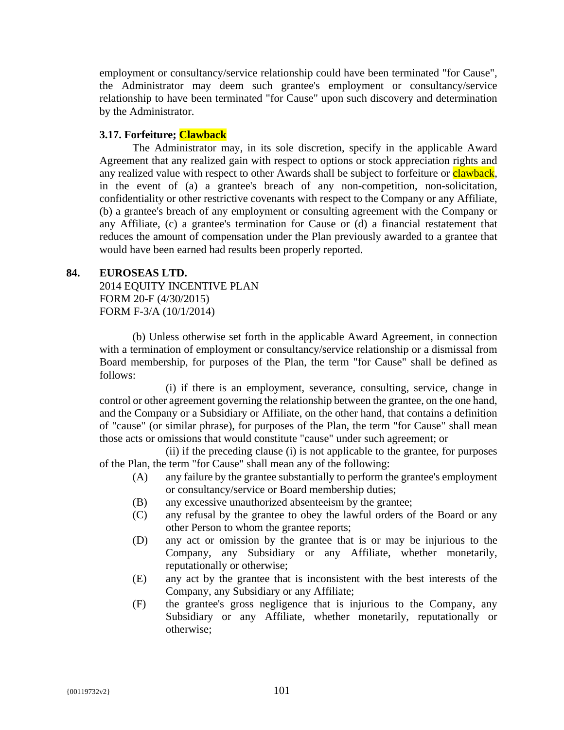employment or consultancy/service relationship could have been terminated "for Cause", the Administrator may deem such grantee's employment or consultancy/service relationship to have been terminated "for Cause" upon such discovery and determination by the Administrator.

### 3.17. Forfeiture; Clawback

The Administrator may, in its sole discretion, specify in the applicable Award Agreement that any realized gain with respect to options or stock appreciation rights and any realized value with respect to other Awards shall be subject to forfeiture or clawback, in the event of (a) a grantee's breach of any non-competition, non-solicitation, confidentiality or other restrictive covenants with respect to the Company or any Affiliate, (b) a grantee's breach of any employment or consulting agreement with the Company or any Affiliate, (c) a grantee's termination for Cause or (d) a financial restatement that reduces the amount of compensation under the Plan previously awarded to a grantee that would have been earned had results been properly reported.

## 84. EUROSEAS LTD.

2014 EQUITY INCENTIVE PLAN
FORM 20-F (4/30/2015)
FORM F-3/A (10/1/2014)

(b) Unless otherwise set forth in the applicable Award Agreement, in connection with a termination of employment or consultancy/service relationship or a dismissal from Board membership, for purposes of the Plan, the term "for Cause" shall be defined as follows:

(i) if there is an employment, severance, consulting, service, change in control or other agreement governing the relationship between the grantee, on the one hand, and the Company or a Subsidiary or Affiliate, on the other hand, that contains a definition of "cause" (or similar phrase), for purposes of the Plan, the term "for Cause" shall mean those acts or omissions that would constitute "cause" under such agreement; or

(ii) if the preceding clause (i) is not applicable to the grantee, for purposes of the Plan, the term "for Cause" shall mean any of the following:

- (A) any failure by the grantee substantially to perform the grantee's employment or consultancy/service or Board membership duties;
- (B) any excessive unauthorized absenteeism by the grantee;
- (C) any refusal by the grantee to obey the lawful orders of the Board or any other Person to whom the grantee reports;
- (D) any act or omission by the grantee that is or may be injurious to the Company, any Subsidiary or any Affiliate, whether monetarily, reputationally or otherwise;
- (E) any act by the grantee that is inconsistent with the best interests of the Company, any Subsidiary or any Affiliate;
- (F) the grantee's gross negligence that is injurious to the Company, any Subsidiary or any Affiliate, whether monetarily, reputationally or otherwise;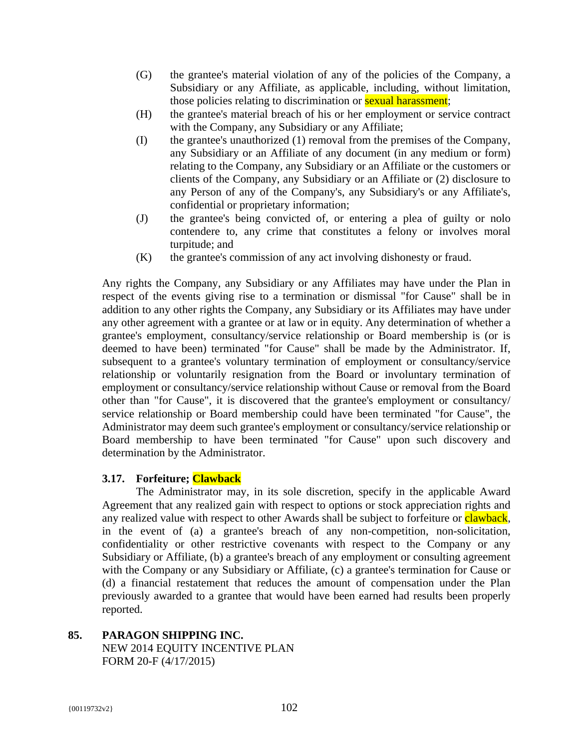(G) the grantee's material violation of any of the policies of the Company, a Subsidiary or any Affiliate, as applicable, including, without limitation, those policies relating to discrimination or sexual harassment;

(H) the grantee's material breach of his or her employment or service contract with the Company, any Subsidiary or any Affiliate;

(I) the grantee's unauthorized (1) removal from the premises of the Company, any Subsidiary or an Affiliate of any document (in any medium or form) relating to the Company, any Subsidiary or an Affiliate or the customers or clients of the Company, any Subsidiary or an Affiliate or (2) disclosure to any Person of any of the Company's, any Subsidiary's or any Affiliate's, confidential or proprietary information;

(J) the grantee's being convicted of, or entering a plea of guilty or nolo contendere to, any crime that constitutes a felony or involves moral turpitude; and

(K) the grantee's commission of any act involving dishonesty or fraud.

Any rights the Company, any Subsidiary or any Affiliates may have under the Plan in respect of the events giving rise to a termination or dismissal "for Cause" shall be in addition to any other rights the Company, any Subsidiary or its Affiliates may have under any other agreement with a grantee or at law or in equity. Any determination of whether a grantee's employment, consultancy/service relationship or Board membership is (or is deemed to have been) terminated "for Cause" shall be made by the Administrator. If, subsequent to a grantee's voluntary termination of employment or consultancy/service relationship or voluntarily resignation from the Board or involuntary termination of employment or consultancy/service relationship without Cause or removal from the Board other than "for Cause", it is discovered that the grantee's employment or consultancy/ service relationship or Board membership could have been terminated "for Cause", the Administrator may deem such grantee's employment or consultancy/service relationship or Board membership to have been terminated "for Cause" upon such discovery and determination by the Administrator.

### 3.17. Forfeiture; Clawback

The Administrator may, in its sole discretion, specify in the applicable Award Agreement that any realized gain with respect to options or stock appreciation rights and any realized value with respect to other Awards shall be subject to forfeiture or clawback, in the event of (a) a grantee's breach of any non-competition, non-solicitation, confidentiality or other restrictive covenants with respect to the Company or any Subsidiary or Affiliate, (b) a grantee's breach of any employment or consulting agreement with the Company or any Subsidiary or Affiliate, (c) a grantee's termination for Cause or (d) a financial restatement that reduces the amount of compensation under the Plan previously awarded to a grantee that would have been earned had results been properly reported.

## 85. PARAGON SHIPPING INC.

NEW 2014 EQUITY INCENTIVE PLAN
FORM 20-F (4/17/2015)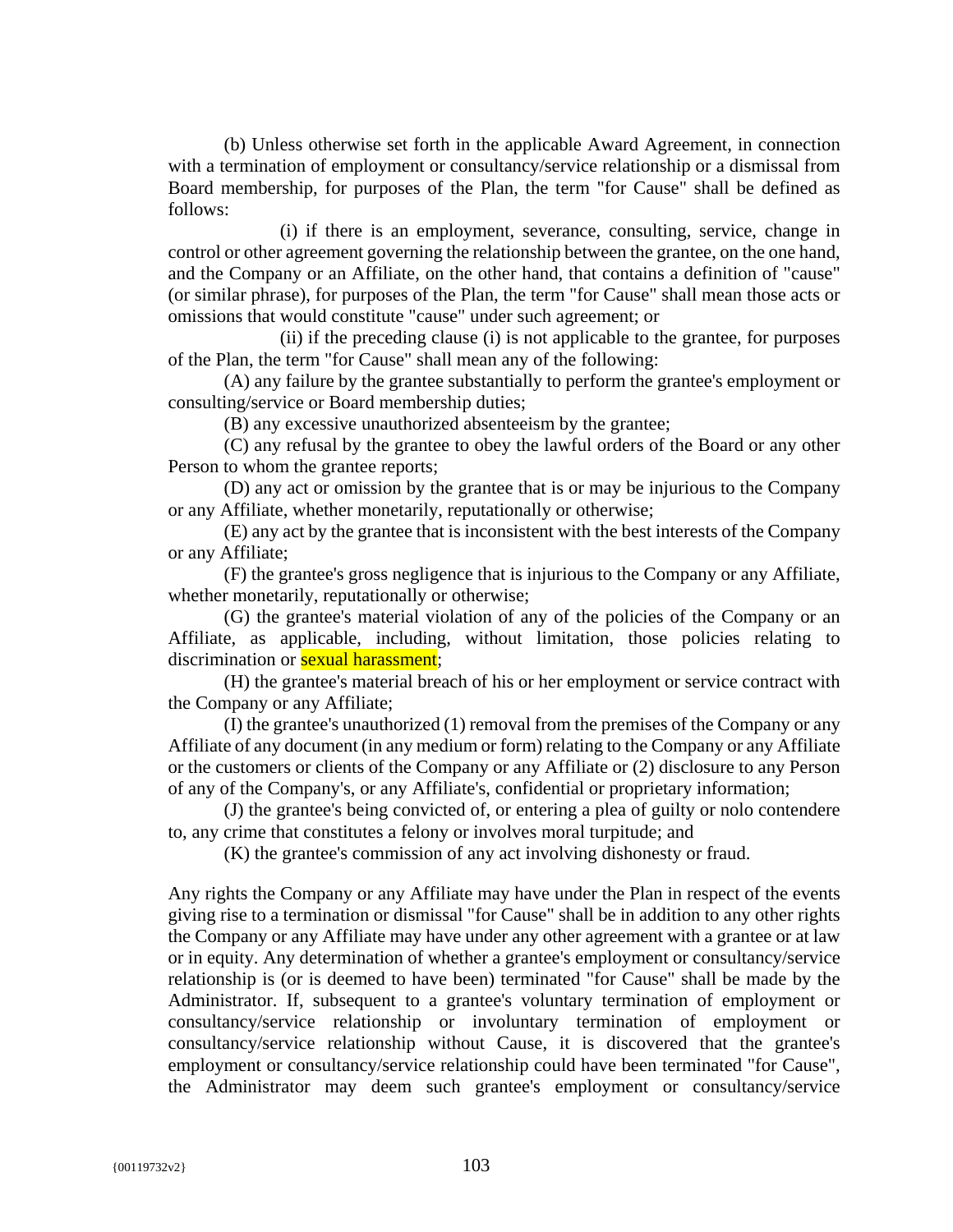(b) Unless otherwise set forth in the applicable Award Agreement, in connection with a termination of employment or consultancy/service relationship or a dismissal from Board membership, for purposes of the Plan, the term "for Cause" shall be defined as follows:

(i) if there is an employment, severance, consulting, service, change in control or other agreement governing the relationship between the grantee, on the one hand, and the Company or an Affiliate, on the other hand, that contains a definition of "cause" (or similar phrase), for purposes of the Plan, the term "for Cause" shall mean those acts or omissions that would constitute "cause" under such agreement; or

(ii) if the preceding clause (i) is not applicable to the grantee, for purposes of the Plan, the term "for Cause" shall mean any of the following:

(A) any failure by the grantee substantially to perform the grantee's employment or consulting/service or Board membership duties;

(B) any excessive unauthorized absenteeism by the grantee;

(C) any refusal by the grantee to obey the lawful orders of the Board or any other Person to whom the grantee reports;

(D) any act or omission by the grantee that is or may be injurious to the Company or any Affiliate, whether monetarily, reputationally or otherwise;

(E) any act by the grantee that is inconsistent with the best interests of the Company or any Affiliate;

(F) the grantee's gross negligence that is injurious to the Company or any Affiliate, whether monetarily, reputationally or otherwise;

(G) the grantee's material violation of any of the policies of the Company or an Affiliate, as applicable, including, without limitation, those policies relating to discrimination or sexual harassment;

(H) the grantee's material breach of his or her employment or service contract with the Company or any Affiliate;

(I) the grantee's unauthorized (1) removal from the premises of the Company or any Affiliate of any document (in any medium or form) relating to the Company or any Affiliate or the customers or clients of the Company or any Affiliate or (2) disclosure to any Person of any of the Company's, or any Affiliate's, confidential or proprietary information;

(J) the grantee's being convicted of, or entering a plea of guilty or nolo contendere to, any crime that constitutes a felony or involves moral turpitude; and

(K) the grantee's commission of any act involving dishonesty or fraud.

Any rights the Company or any Affiliate may have under the Plan in respect of the events giving rise to a termination or dismissal "for Cause" shall be in addition to any other rights the Company or any Affiliate may have under any other agreement with a grantee or at law or in equity. Any determination of whether a grantee's employment or consultancy/service relationship is (or is deemed to have been) terminated "for Cause" shall be made by the Administrator. If, subsequent to a grantee's voluntary termination of employment or consultancy/service relationship or involuntary termination of employment or consultancy/service relationship without Cause, it is discovered that the grantee's employment or consultancy/service relationship could have been terminated "for Cause", the Administrator may deem such grantee's employment or consultancy/service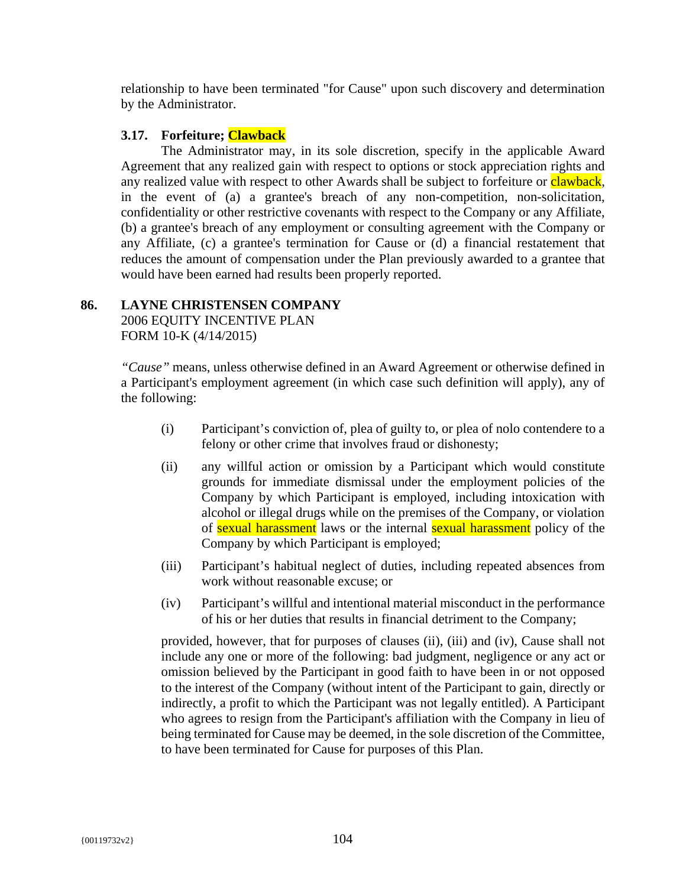relationship to have been terminated "for Cause" upon such discovery and determination by the Administrator.

**3.17. Forfeiture; Clawback**

The Administrator may, in its sole discretion, specify in the applicable Award Agreement that any realized gain with respect to options or stock appreciation rights and any realized value with respect to other Awards shall be subject to forfeiture or clawback, in the event of (a) a grantee's breach of any non-competition, non-solicitation, confidentiality or other restrictive covenants with respect to the Company or any Affiliate, (b) a grantee's breach of any employment or consulting agreement with the Company or any Affiliate, (c) a grantee's termination for Cause or (d) a financial restatement that reduces the amount of compensation under the Plan previously awarded to a grantee that would have been earned had results been properly reported.

**86. LAYNE CHRISTENSEN COMPANY**
2006 EQUITY INCENTIVE PLAN
FORM 10-K (4/14/2015)

*"Cause"* means, unless otherwise defined in an Award Agreement or otherwise defined in a Participant's employment agreement (in which case such definition will apply), any of the following:

(i) Participant's conviction of, plea of guilty to, or plea of nolo contendere to a felony or other crime that involves fraud or dishonesty;

(ii) any willful action or omission by a Participant which would constitute grounds for immediate dismissal under the employment policies of the Company by which Participant is employed, including intoxication with alcohol or illegal drugs while on the premises of the Company, or violation of sexual harassment laws or the internal sexual harassment policy of the Company by which Participant is employed;

(iii) Participant's habitual neglect of duties, including repeated absences from work without reasonable excuse; or

(iv) Participant's willful and intentional material misconduct in the performance of his or her duties that results in financial detriment to the Company;

provided, however, that for purposes of clauses (ii), (iii) and (iv), Cause shall not include any one or more of the following: bad judgment, negligence or any act or omission believed by the Participant in good faith to have been in or not opposed to the interest of the Company (without intent of the Participant to gain, directly or indirectly, a profit to which the Participant was not legally entitled). A Participant who agrees to resign from the Participant's affiliation with the Company in lieu of being terminated for Cause may be deemed, in the sole discretion of the Committee, to have been terminated for Cause for purposes of this Plan.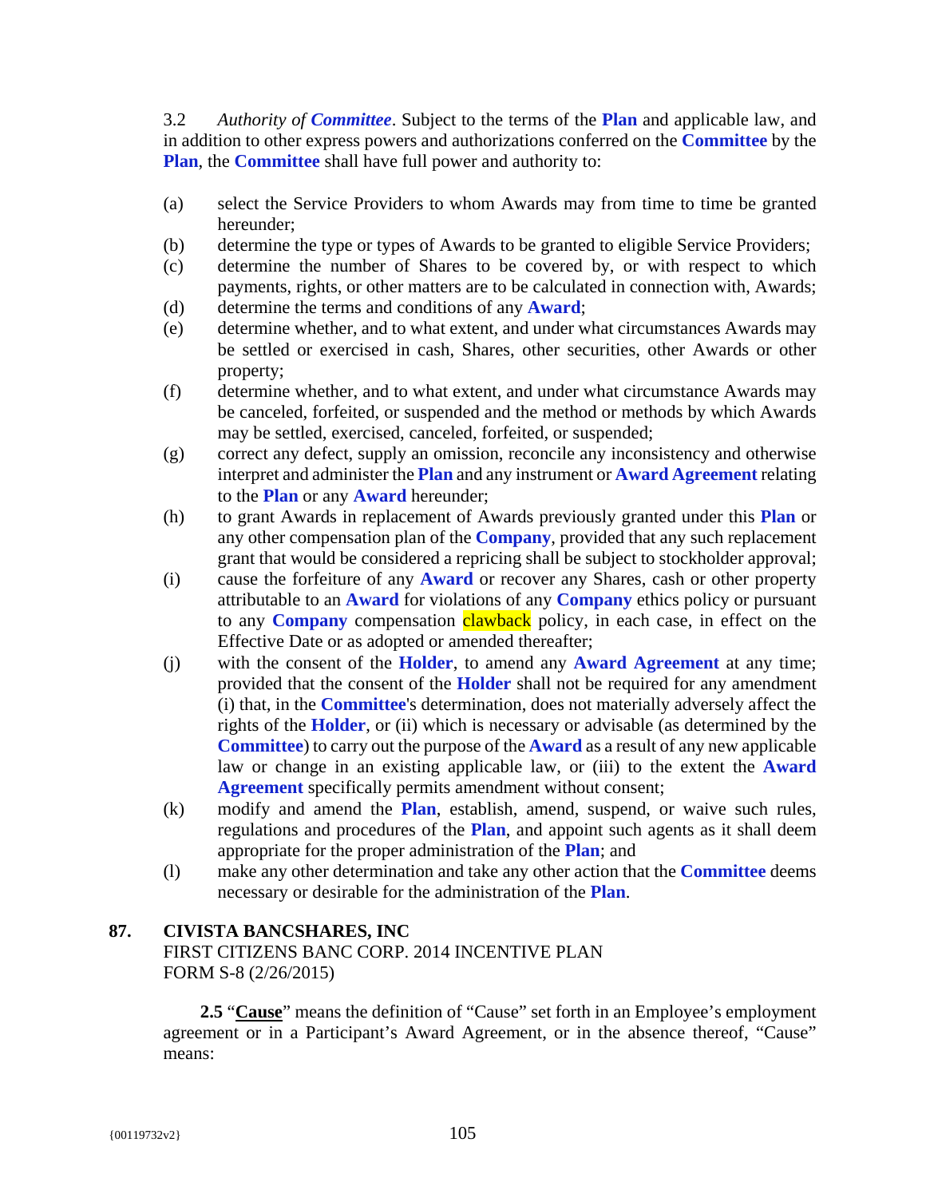3.2 *Authority of **Committee***. Subject to the terms of the **Plan** and applicable law, and in addition to other express powers and authorizations conferred on the **Committee** by the **Plan**, the **Committee** shall have full power and authority to:

(a) select the Service Providers to whom Awards may from time to time be granted hereunder;

(b) determine the type or types of Awards to be granted to eligible Service Providers;

(c) determine the number of Shares to be covered by, or with respect to which payments, rights, or other matters are to be calculated in connection with, Awards;

(d) determine the terms and conditions of any **Award**;

(e) determine whether, and to what extent, and under what circumstances Awards may be settled or exercised in cash, Shares, other securities, other Awards or other property;

(f) determine whether, and to what extent, and under what circumstance Awards may be canceled, forfeited, or suspended and the method or methods by which Awards may be settled, exercised, canceled, forfeited, or suspended;

(g) correct any defect, supply an omission, reconcile any inconsistency and otherwise interpret and administer the **Plan** and any instrument or **Award Agreement** relating to the **Plan** or any **Award** hereunder;

(h) to grant Awards in replacement of Awards previously granted under this **Plan** or any other compensation plan of the **Company**, provided that any such replacement grant that would be considered a repricing shall be subject to stockholder approval;

(i) cause the forfeiture of any **Award** or recover any Shares, cash or other property attributable to an **Award** for violations of any **Company** ethics policy or pursuant to any **Company** compensation clawback policy, in each case, in effect on the Effective Date or as adopted or amended thereafter;

(j) with the consent of the **Holder**, to amend any **Award Agreement** at any time; provided that the consent of the **Holder** shall not be required for any amendment (i) that, in the **Committee**'s determination, does not materially adversely affect the rights of the **Holder**, or (ii) which is necessary or advisable (as determined by the **Committee**) to carry out the purpose of the **Award** as a result of any new applicable law or change in an existing applicable law, or (iii) to the extent the **Award Agreement** specifically permits amendment without consent;

(k) modify and amend the **Plan**, establish, amend, suspend, or waive such rules, regulations and procedures of the **Plan**, and appoint such agents as it shall deem appropriate for the proper administration of the **Plan**; and

(l) make any other determination and take any other action that the **Committee** deems necessary or desirable for the administration of the **Plan**.

**87. CIVISTA BANCSHARES, INC**
FIRST CITIZENS BANC CORP. 2014 INCENTIVE PLAN
FORM S-8 (2/26/2015)

**2.5** "**Cause**" means the definition of "Cause" set forth in an Employee's employment agreement or in a Participant's Award Agreement, or in the absence thereof, "Cause" means: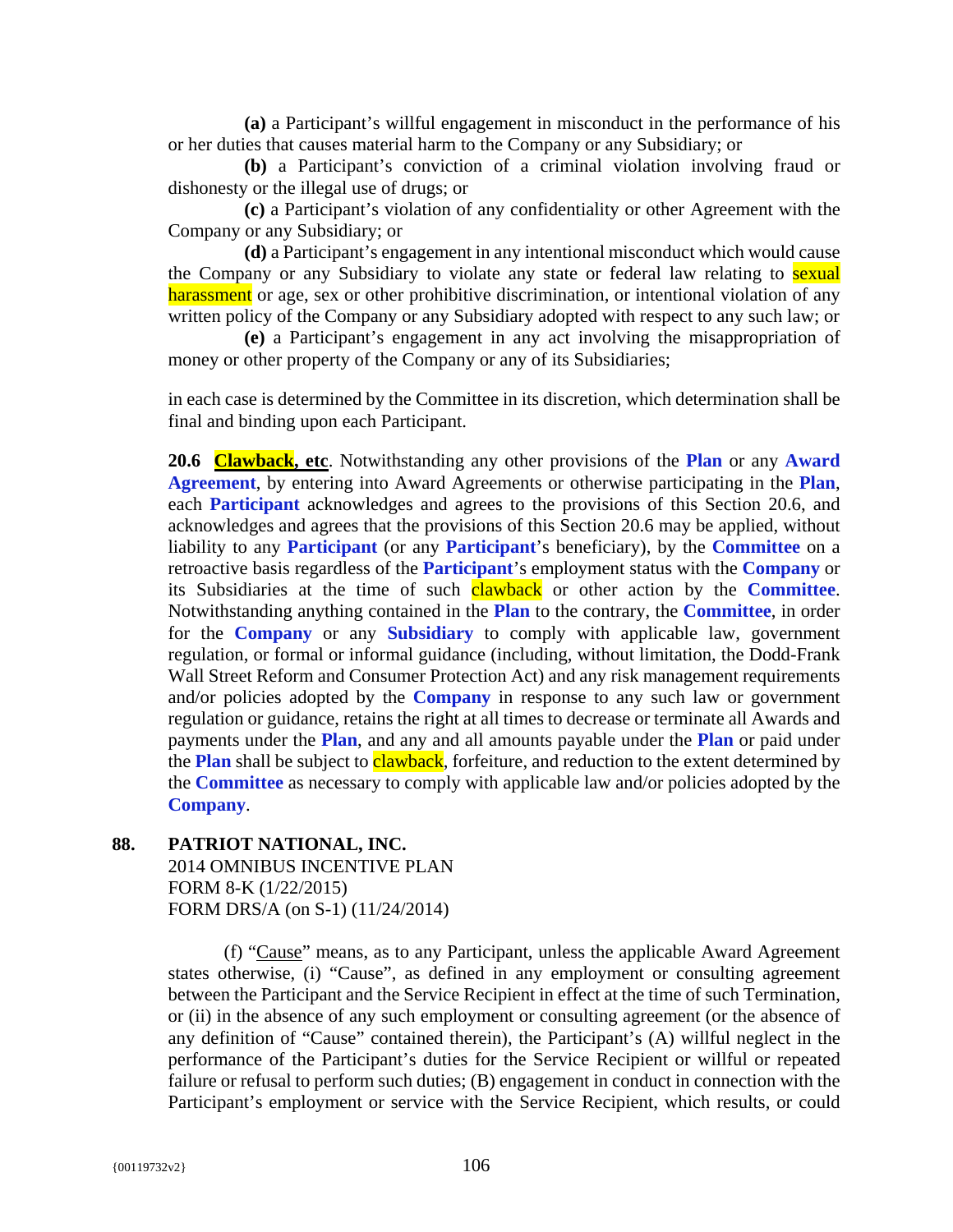**(a)** a Participant's willful engagement in misconduct in the performance of his or her duties that causes material harm to the Company or any Subsidiary; or

**(b)** a Participant's conviction of a criminal violation involving fraud or dishonesty or the illegal use of drugs; or

**(c)** a Participant's violation of any confidentiality or other Agreement with the Company or any Subsidiary; or

**(d)** a Participant's engagement in any intentional misconduct which would cause the Company or any Subsidiary to violate any state or federal law relating to sexual harassment or age, sex or other prohibitive discrimination, or intentional violation of any written policy of the Company or any Subsidiary adopted with respect to any such law; or

**(e)** a Participant's engagement in any act involving the misappropriation of money or other property of the Company or any of its Subsidiaries;

in each case is determined by the Committee in its discretion, which determination shall be final and binding upon each Participant.

**20.6 Clawback, etc**. Notwithstanding any other provisions of the **Plan** or any **Award Agreement**, by entering into Award Agreements or otherwise participating in the **Plan**, each **Participant** acknowledges and agrees to the provisions of this Section 20.6, and acknowledges and agrees that the provisions of this Section 20.6 may be applied, without liability to any **Participant** (or any **Participant**'s beneficiary), by the **Committee** on a retroactive basis regardless of the **Participant**'s employment status with the **Company** or its Subsidiaries at the time of such clawback or other action by the **Committee**. Notwithstanding anything contained in the **Plan** to the contrary, the **Committee**, in order for the **Company** or any **Subsidiary** to comply with applicable law, government regulation, or formal or informal guidance (including, without limitation, the Dodd-Frank Wall Street Reform and Consumer Protection Act) and any risk management requirements and/or policies adopted by the **Company** in response to any such law or government regulation or guidance, retains the right at all times to decrease or terminate all Awards and payments under the **Plan**, and any and all amounts payable under the **Plan** or paid under the **Plan** shall be subject to clawback, forfeiture, and reduction to the extent determined by the **Committee** as necessary to comply with applicable law and/or policies adopted by the **Company**.

**88. PATRIOT NATIONAL, INC.**
2014 OMNIBUS INCENTIVE PLAN
FORM 8-K (1/22/2015)
FORM DRS/A (on S-1) (11/24/2014)

(f) "Cause" means, as to any Participant, unless the applicable Award Agreement states otherwise, (i) "Cause", as defined in any employment or consulting agreement between the Participant and the Service Recipient in effect at the time of such Termination, or (ii) in the absence of any such employment or consulting agreement (or the absence of any definition of "Cause" contained therein), the Participant's (A) willful neglect in the performance of the Participant's duties for the Service Recipient or willful or repeated failure or refusal to perform such duties; (B) engagement in conduct in connection with the Participant's employment or service with the Service Recipient, which results, or could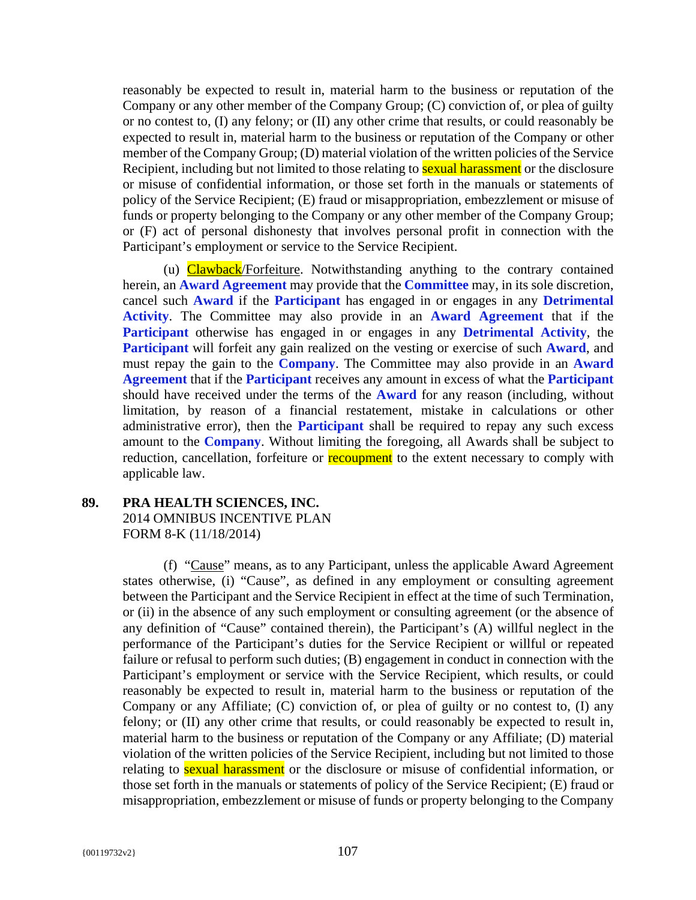reasonably be expected to result in, material harm to the business or reputation of the Company or any other member of the Company Group; (C) conviction of, or plea of guilty or no contest to, (I) any felony; or (II) any other crime that results, or could reasonably be expected to result in, material harm to the business or reputation of the Company or other member of the Company Group; (D) material violation of the written policies of the Service Recipient, including but not limited to those relating to sexual harassment or the disclosure or misuse of confidential information, or those set forth in the manuals or statements of policy of the Service Recipient; (E) fraud or misappropriation, embezzlement or misuse of funds or property belonging to the Company or any other member of the Company Group; or (F) act of personal dishonesty that involves personal profit in connection with the Participant's employment or service to the Service Recipient.

(u) Clawback/Forfeiture. Notwithstanding anything to the contrary contained herein, an **Award Agreement** may provide that the **Committee** may, in its sole discretion, cancel such **Award** if the **Participant** has engaged in or engages in any **Detrimental Activity**. The Committee may also provide in an **Award Agreement** that if the **Participant** otherwise has engaged in or engages in any **Detrimental Activity**, the **Participant** will forfeit any gain realized on the vesting or exercise of such **Award**, and must repay the gain to the **Company**. The Committee may also provide in an **Award Agreement** that if the **Participant** receives any amount in excess of what the **Participant** should have received under the terms of the **Award** for any reason (including, without limitation, by reason of a financial restatement, mistake in calculations or other administrative error), then the **Participant** shall be required to repay any such excess amount to the **Company**. Without limiting the foregoing, all Awards shall be subject to reduction, cancellation, forfeiture or recoupment to the extent necessary to comply with applicable law.

**89. PRA HEALTH SCIENCES, INC.**
2014 OMNIBUS INCENTIVE PLAN
FORM 8-K (11/18/2014)

(f) "Cause" means, as to any Participant, unless the applicable Award Agreement states otherwise, (i) "Cause", as defined in any employment or consulting agreement between the Participant and the Service Recipient in effect at the time of such Termination, or (ii) in the absence of any such employment or consulting agreement (or the absence of any definition of "Cause" contained therein), the Participant's (A) willful neglect in the performance of the Participant's duties for the Service Recipient or willful or repeated failure or refusal to perform such duties; (B) engagement in conduct in connection with the Participant's employment or service with the Service Recipient, which results, or could reasonably be expected to result in, material harm to the business or reputation of the Company or any Affiliate; (C) conviction of, or plea of guilty or no contest to, (I) any felony; or (II) any other crime that results, or could reasonably be expected to result in, material harm to the business or reputation of the Company or any Affiliate; (D) material violation of the written policies of the Service Recipient, including but not limited to those relating to sexual harassment or the disclosure or misuse of confidential information, or those set forth in the manuals or statements of policy of the Service Recipient; (E) fraud or misappropriation, embezzlement or misuse of funds or property belonging to the Company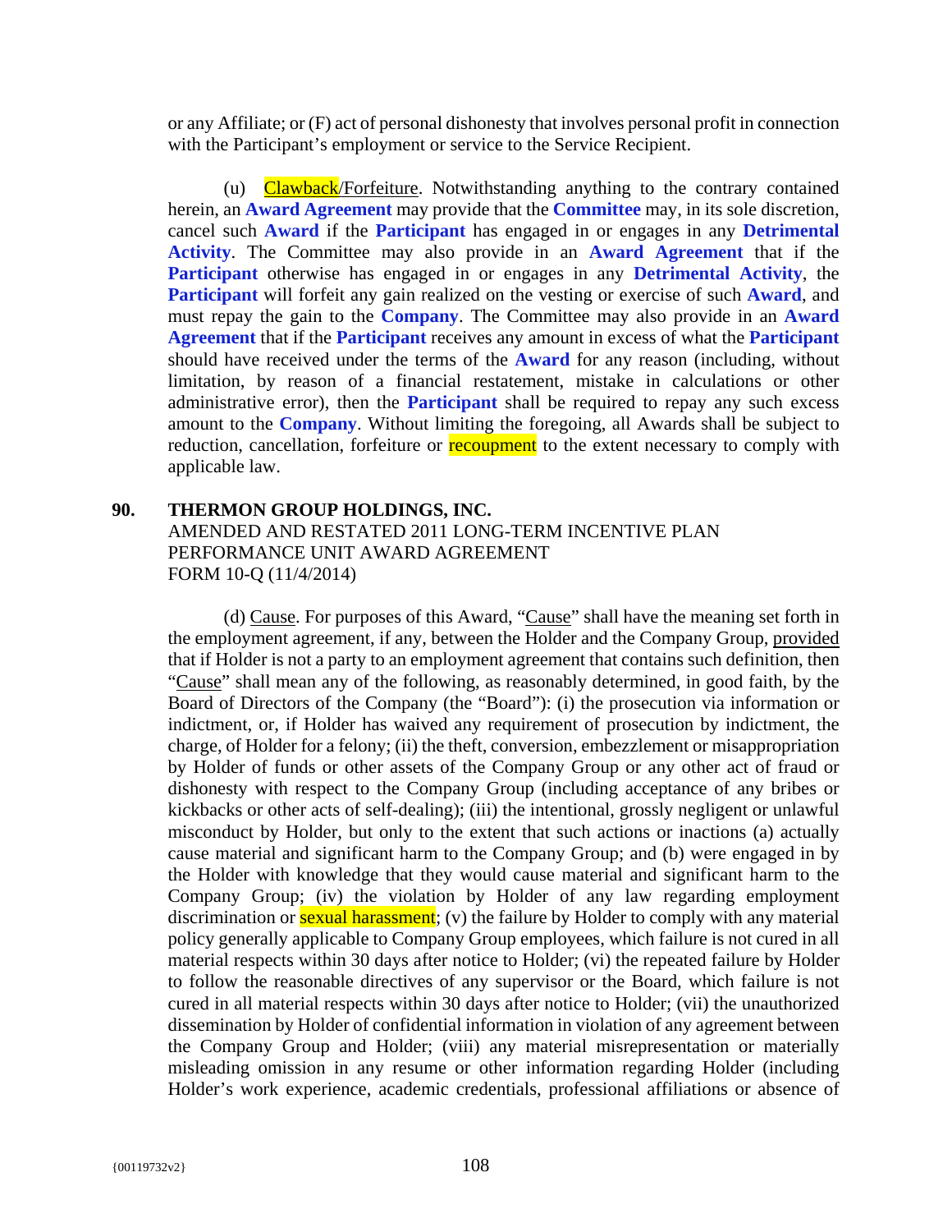or any Affiliate; or (F) act of personal dishonesty that involves personal profit in connection with the Participant's employment or service to the Service Recipient.

(u) Clawback/Forfeiture. Notwithstanding anything to the contrary contained herein, an **Award Agreement** may provide that the **Committee** may, in its sole discretion, cancel such **Award** if the **Participant** has engaged in or engages in any **Detrimental Activity**. The Committee may also provide in an **Award Agreement** that if the **Participant** otherwise has engaged in or engages in any **Detrimental Activity**, the **Participant** will forfeit any gain realized on the vesting or exercise of such **Award**, and must repay the gain to the **Company**. The Committee may also provide in an **Award Agreement** that if the **Participant** receives any amount in excess of what the **Participant** should have received under the terms of the **Award** for any reason (including, without limitation, by reason of a financial restatement, mistake in calculations or other administrative error), then the **Participant** shall be required to repay any such excess amount to the **Company**. Without limiting the foregoing, all Awards shall be subject to reduction, cancellation, forfeiture or recoupment to the extent necessary to comply with applicable law.

**90. THERMON GROUP HOLDINGS, INC.**
AMENDED AND RESTATED 2011 LONG-TERM INCENTIVE PLAN
PERFORMANCE UNIT AWARD AGREEMENT
FORM 10-Q (11/4/2014)

(d) Cause. For purposes of this Award, "Cause" shall have the meaning set forth in the employment agreement, if any, between the Holder and the Company Group, provided that if Holder is not a party to an employment agreement that contains such definition, then "Cause" shall mean any of the following, as reasonably determined, in good faith, by the Board of Directors of the Company (the "Board"): (i) the prosecution via information or indictment, or, if Holder has waived any requirement of prosecution by indictment, the charge, of Holder for a felony; (ii) the theft, conversion, embezzlement or misappropriation by Holder of funds or other assets of the Company Group or any other act of fraud or dishonesty with respect to the Company Group (including acceptance of any bribes or kickbacks or other acts of self-dealing); (iii) the intentional, grossly negligent or unlawful misconduct by Holder, but only to the extent that such actions or inactions (a) actually cause material and significant harm to the Company Group; and (b) were engaged in by the Holder with knowledge that they would cause material and significant harm to the Company Group; (iv) the violation by Holder of any law regarding employment discrimination or sexual harassment; (v) the failure by Holder to comply with any material policy generally applicable to Company Group employees, which failure is not cured in all material respects within 30 days after notice to Holder; (vi) the repeated failure by Holder to follow the reasonable directives of any supervisor or the Board, which failure is not cured in all material respects within 30 days after notice to Holder; (vii) the unauthorized dissemination by Holder of confidential information in violation of any agreement between the Company Group and Holder; (viii) any material misrepresentation or materially misleading omission in any resume or other information regarding Holder (including Holder's work experience, academic credentials, professional affiliations or absence of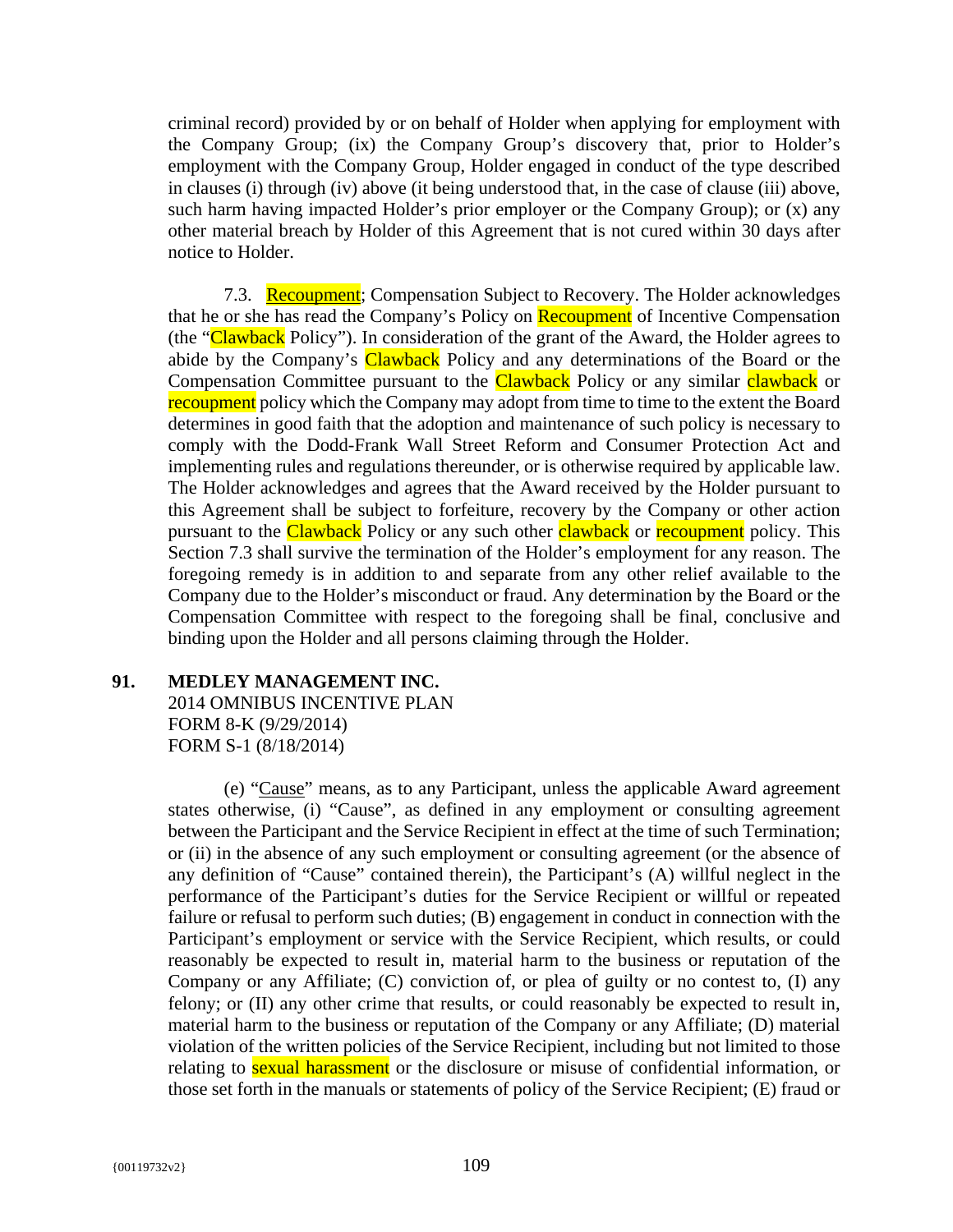criminal record) provided by or on behalf of Holder when applying for employment with the Company Group; (ix) the Company Group's discovery that, prior to Holder's employment with the Company Group, Holder engaged in conduct of the type described in clauses (i) through (iv) above (it being understood that, in the case of clause (iii) above, such harm having impacted Holder's prior employer or the Company Group); or (x) any other material breach by Holder of this Agreement that is not cured within 30 days after notice to Holder.

7.3. Recoupment; Compensation Subject to Recovery. The Holder acknowledges that he or she has read the Company's Policy on Recoupment of Incentive Compensation (the "Clawback Policy"). In consideration of the grant of the Award, the Holder agrees to abide by the Company's Clawback Policy and any determinations of the Board or the Compensation Committee pursuant to the Clawback Policy or any similar clawback or recoupment policy which the Company may adopt from time to time to the extent the Board determines in good faith that the adoption and maintenance of such policy is necessary to comply with the Dodd-Frank Wall Street Reform and Consumer Protection Act and implementing rules and regulations thereunder, or is otherwise required by applicable law. The Holder acknowledges and agrees that the Award received by the Holder pursuant to this Agreement shall be subject to forfeiture, recovery by the Company or other action pursuant to the Clawback Policy or any such other clawback or recoupment policy. This Section 7.3 shall survive the termination of the Holder's employment for any reason. The foregoing remedy is in addition to and separate from any other relief available to the Company due to the Holder's misconduct or fraud. Any determination by the Board or the Compensation Committee with respect to the foregoing shall be final, conclusive and binding upon the Holder and all persons claiming through the Holder.

**91. MEDLEY MANAGEMENT INC.**
2014 OMNIBUS INCENTIVE PLAN
FORM 8-K (9/29/2014)
FORM S-1 (8/18/2014)

(e) "Cause" means, as to any Participant, unless the applicable Award agreement states otherwise, (i) "Cause", as defined in any employment or consulting agreement between the Participant and the Service Recipient in effect at the time of such Termination; or (ii) in the absence of any such employment or consulting agreement (or the absence of any definition of "Cause" contained therein), the Participant's (A) willful neglect in the performance of the Participant's duties for the Service Recipient or willful or repeated failure or refusal to perform such duties; (B) engagement in conduct in connection with the Participant's employment or service with the Service Recipient, which results, or could reasonably be expected to result in, material harm to the business or reputation of the Company or any Affiliate; (C) conviction of, or plea of guilty or no contest to, (I) any felony; or (II) any other crime that results, or could reasonably be expected to result in, material harm to the business or reputation of the Company or any Affiliate; (D) material violation of the written policies of the Service Recipient, including but not limited to those relating to sexual harassment or the disclosure or misuse of confidential information, or those set forth in the manuals or statements of policy of the Service Recipient; (E) fraud or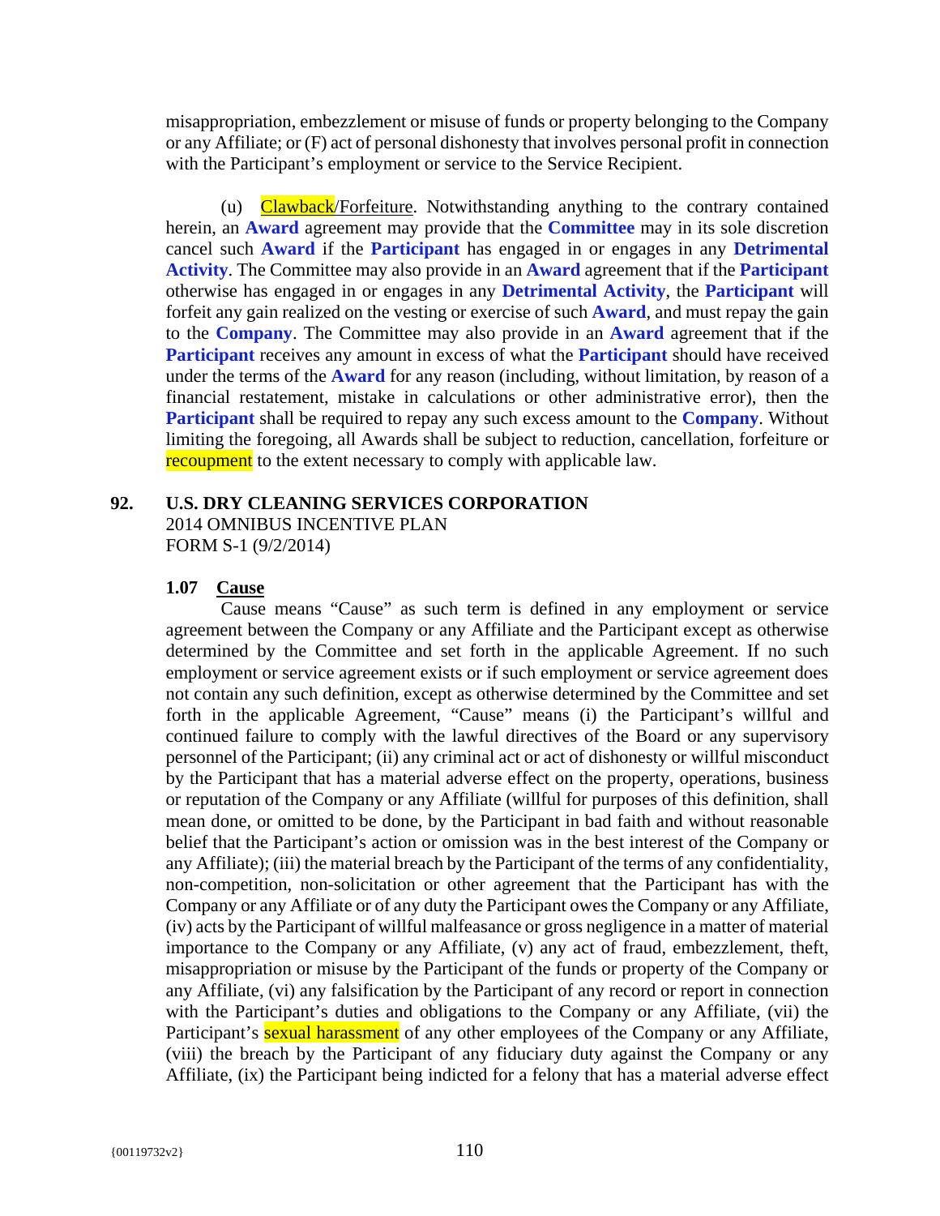misappropriation, embezzlement or misuse of funds or property belonging to the Company or any Affiliate; or (F) act of personal dishonesty that involves personal profit in connection with the Participant's employment or service to the Service Recipient.

(u) Clawback/Forfeiture. Notwithstanding anything to the contrary contained herein, an **Award** agreement may provide that the **Committee** may in its sole discretion cancel such **Award** if the **Participant** has engaged in or engages in any **Detrimental Activity**. The Committee may also provide in an **Award** agreement that if the **Participant** otherwise has engaged in or engages in any **Detrimental Activity**, the **Participant** will forfeit any gain realized on the vesting or exercise of such **Award**, and must repay the gain to the **Company**. The Committee may also provide in an **Award** agreement that if the **Participant** receives any amount in excess of what the **Participant** should have received under the terms of the **Award** for any reason (including, without limitation, by reason of a financial restatement, mistake in calculations or other administrative error), then the **Participant** shall be required to repay any such excess amount to the **Company**. Without limiting the foregoing, all Awards shall be subject to reduction, cancellation, forfeiture or recoupment to the extent necessary to comply with applicable law.

## 92. U.S. DRY CLEANING SERVICES CORPORATION

2014 OMNIBUS INCENTIVE PLAN
FORM S-1 (9/2/2014)

### 1.07 Cause

Cause means "Cause" as such term is defined in any employment or service agreement between the Company or any Affiliate and the Participant except as otherwise determined by the Committee and set forth in the applicable Agreement. If no such employment or service agreement exists or if such employment or service agreement does not contain any such definition, except as otherwise determined by the Committee and set forth in the applicable Agreement, "Cause" means (i) the Participant's willful and continued failure to comply with the lawful directives of the Board or any supervisory personnel of the Participant; (ii) any criminal act or act of dishonesty or willful misconduct by the Participant that has a material adverse effect on the property, operations, business or reputation of the Company or any Affiliate (willful for purposes of this definition, shall mean done, or omitted to be done, by the Participant in bad faith and without reasonable belief that the Participant's action or omission was in the best interest of the Company or any Affiliate); (iii) the material breach by the Participant of the terms of any confidentiality, non-competition, non-solicitation or other agreement that the Participant has with the Company or any Affiliate or of any duty the Participant owes the Company or any Affiliate, (iv) acts by the Participant of willful malfeasance or gross negligence in a matter of material importance to the Company or any Affiliate, (v) any act of fraud, embezzlement, theft, misappropriation or misuse by the Participant of the funds or property of the Company or any Affiliate, (vi) any falsification by the Participant of any record or report in connection with the Participant's duties and obligations to the Company or any Affiliate, (vii) the Participant's sexual harassment of any other employees of the Company or any Affiliate, (viii) the breach by the Participant of any fiduciary duty against the Company or any Affiliate, (ix) the Participant being indicted for a felony that has a material adverse effect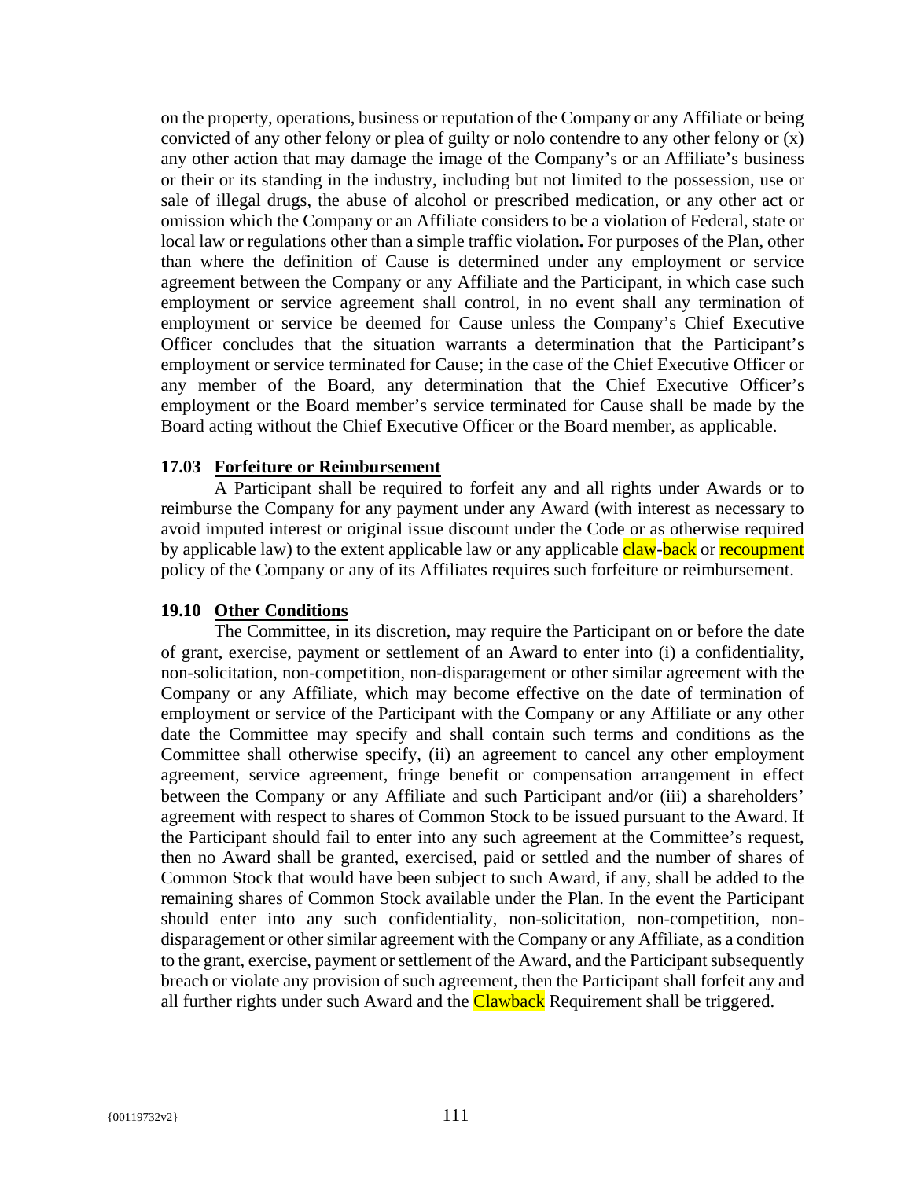on the property, operations, business or reputation of the Company or any Affiliate or being convicted of any other felony or plea of guilty or nolo contendre to any other felony or (x) any other action that may damage the image of the Company's or an Affiliate's business or their or its standing in the industry, including but not limited to the possession, use or sale of illegal drugs, the abuse of alcohol or prescribed medication, or any other act or omission which the Company or an Affiliate considers to be a violation of Federal, state or local law or regulations other than a simple traffic violation**.** For purposes of the Plan, other than where the definition of Cause is determined under any employment or service agreement between the Company or any Affiliate and the Participant, in which case such employment or service agreement shall control, in no event shall any termination of employment or service be deemed for Cause unless the Company's Chief Executive Officer concludes that the situation warrants a determination that the Participant's employment or service terminated for Cause; in the case of the Chief Executive Officer or any member of the Board, any determination that the Chief Executive Officer's employment or the Board member's service terminated for Cause shall be made by the Board acting without the Chief Executive Officer or the Board member, as applicable.

**17.03 <u>Forfeiture or Reimbursement</u>**

A Participant shall be required to forfeit any and all rights under Awards or to reimburse the Company for any payment under any Award (with interest as necessary to avoid imputed interest or original issue discount under the Code or as otherwise required by applicable law) to the extent applicable law or any applicable claw-back or recoupment policy of the Company or any of its Affiliates requires such forfeiture or reimbursement.

**19.10 <u>Other Conditions</u>**

The Committee, in its discretion, may require the Participant on or before the date of grant, exercise, payment or settlement of an Award to enter into (i) a confidentiality, non-solicitation, non-competition, non-disparagement or other similar agreement with the Company or any Affiliate, which may become effective on the date of termination of employment or service of the Participant with the Company or any Affiliate or any other date the Committee may specify and shall contain such terms and conditions as the Committee shall otherwise specify, (ii) an agreement to cancel any other employment agreement, service agreement, fringe benefit or compensation arrangement in effect between the Company or any Affiliate and such Participant and/or (iii) a shareholders' agreement with respect to shares of Common Stock to be issued pursuant to the Award. If the Participant should fail to enter into any such agreement at the Committee's request, then no Award shall be granted, exercised, paid or settled and the number of shares of Common Stock that would have been subject to such Award, if any, shall be added to the remaining shares of Common Stock available under the Plan. In the event the Participant should enter into any such confidentiality, non-solicitation, non-competition, non-disparagement or other similar agreement with the Company or any Affiliate, as a condition to the grant, exercise, payment or settlement of the Award, and the Participant subsequently breach or violate any provision of such agreement, then the Participant shall forfeit any and all further rights under such Award and the Clawback Requirement shall be triggered.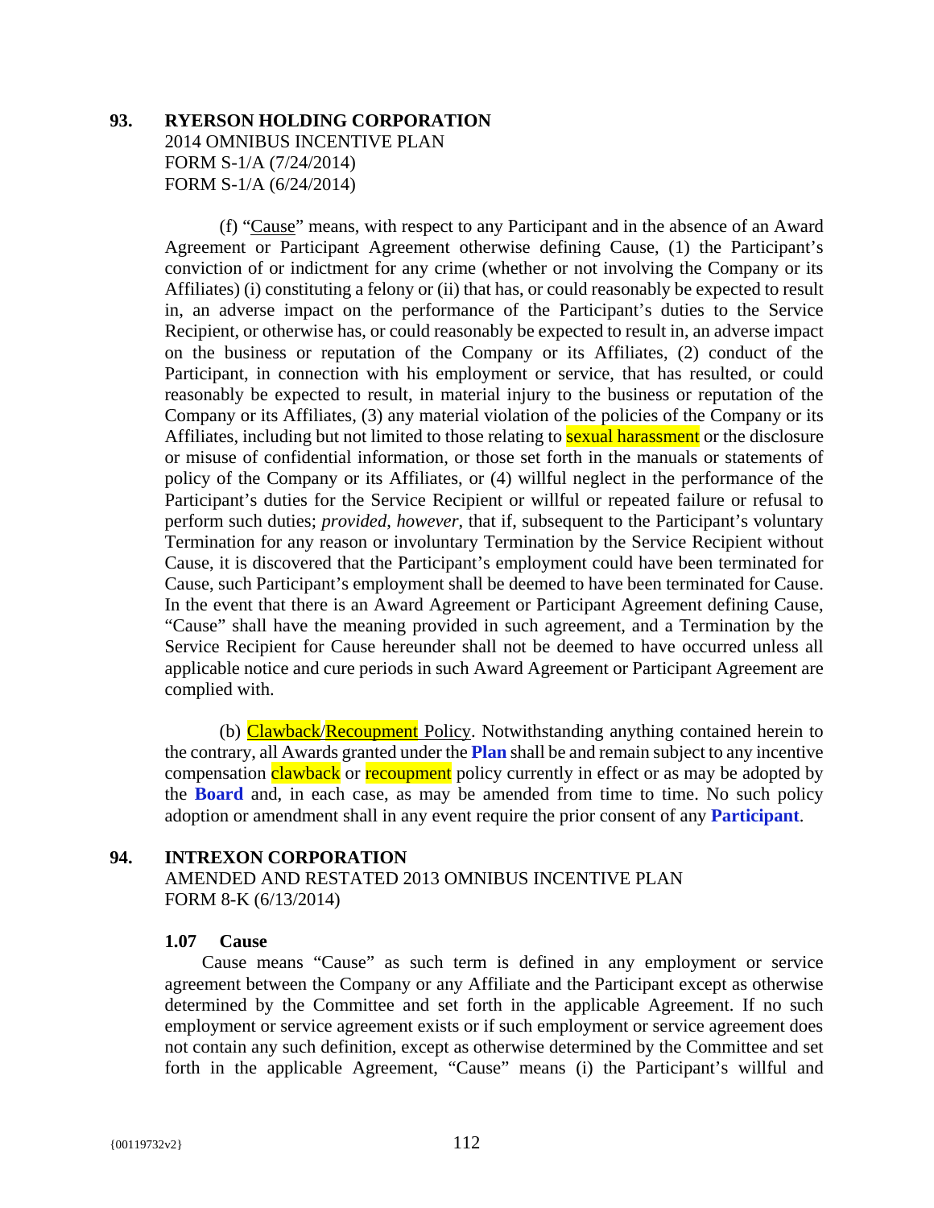**93. RYERSON HOLDING CORPORATION**
2014 OMNIBUS INCENTIVE PLAN
FORM S-1/A (7/24/2014)
FORM S-1/A (6/24/2014)

(f) "Cause" means, with respect to any Participant and in the absence of an Award Agreement or Participant Agreement otherwise defining Cause, (1) the Participant's conviction of or indictment for any crime (whether or not involving the Company or its Affiliates) (i) constituting a felony or (ii) that has, or could reasonably be expected to result in, an adverse impact on the performance of the Participant's duties to the Service Recipient, or otherwise has, or could reasonably be expected to result in, an adverse impact on the business or reputation of the Company or its Affiliates, (2) conduct of the Participant, in connection with his employment or service, that has resulted, or could reasonably be expected to result, in material injury to the business or reputation of the Company or its Affiliates, (3) any material violation of the policies of the Company or its Affiliates, including but not limited to those relating to sexual harassment or the disclosure or misuse of confidential information, or those set forth in the manuals or statements of policy of the Company or its Affiliates, or (4) willful neglect in the performance of the Participant's duties for the Service Recipient or willful or repeated failure or refusal to perform such duties; *provided*, *however*, that if, subsequent to the Participant's voluntary Termination for any reason or involuntary Termination by the Service Recipient without Cause, it is discovered that the Participant's employment could have been terminated for Cause, such Participant's employment shall be deemed to have been terminated for Cause. In the event that there is an Award Agreement or Participant Agreement defining Cause, "Cause" shall have the meaning provided in such agreement, and a Termination by the Service Recipient for Cause hereunder shall not be deemed to have occurred unless all applicable notice and cure periods in such Award Agreement or Participant Agreement are complied with.

(b) Clawback/Recoupment Policy. Notwithstanding anything contained herein to the contrary, all Awards granted under the **Plan** shall be and remain subject to any incentive compensation clawback or recoupment policy currently in effect or as may be adopted by the **Board** and, in each case, as may be amended from time to time. No such policy adoption or amendment shall in any event require the prior consent of any **Participant**.

**94. INTREXON CORPORATION**
AMENDED AND RESTATED 2013 OMNIBUS INCENTIVE PLAN
FORM 8-K (6/13/2014)

**1.07 Cause**

Cause means "Cause" as such term is defined in any employment or service agreement between the Company or any Affiliate and the Participant except as otherwise determined by the Committee and set forth in the applicable Agreement. If no such employment or service agreement exists or if such employment or service agreement does not contain any such definition, except as otherwise determined by the Committee and set forth in the applicable Agreement, "Cause" means (i) the Participant's willful and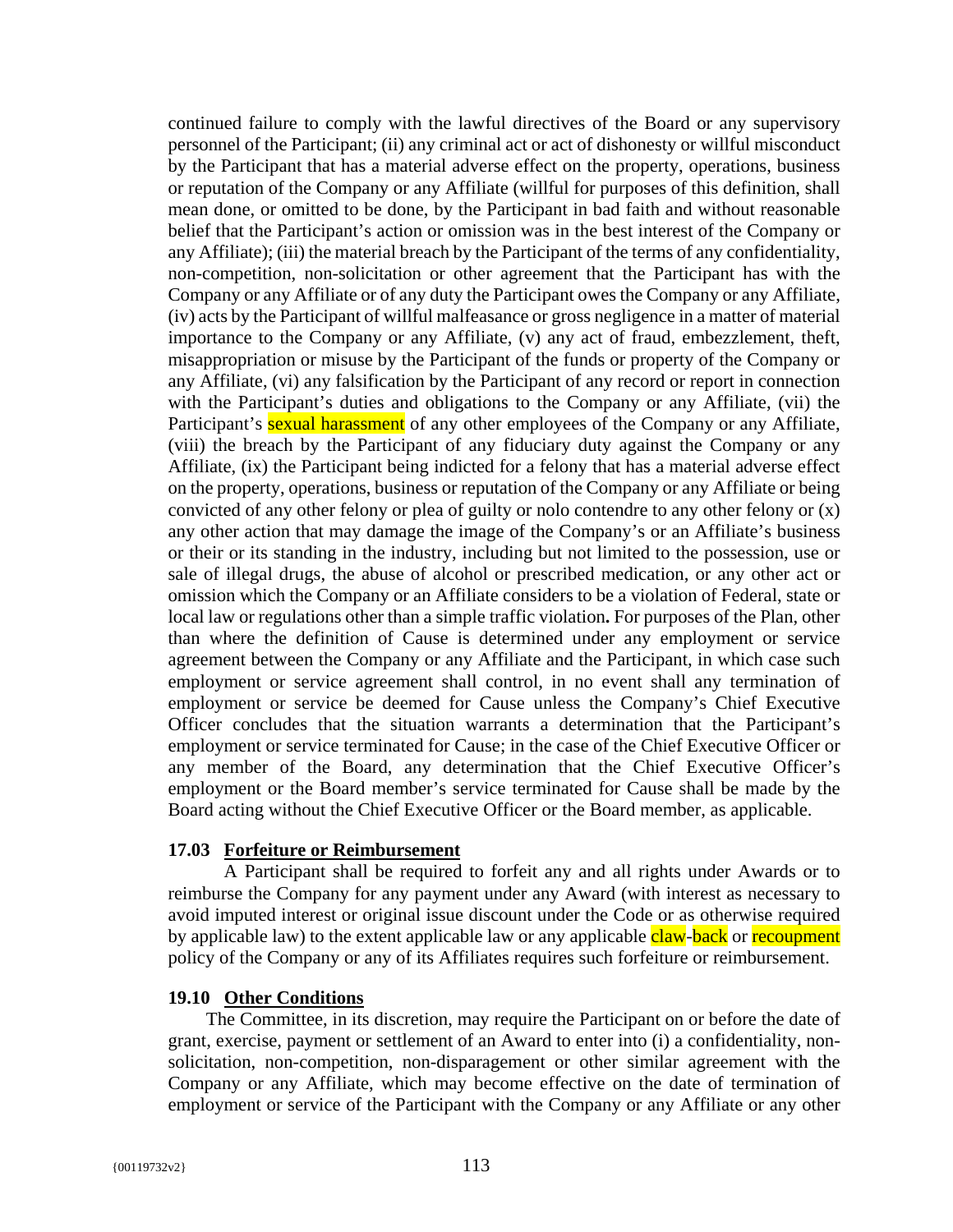continued failure to comply with the lawful directives of the Board or any supervisory personnel of the Participant; (ii) any criminal act or act of dishonesty or willful misconduct by the Participant that has a material adverse effect on the property, operations, business or reputation of the Company or any Affiliate (willful for purposes of this definition, shall mean done, or omitted to be done, by the Participant in bad faith and without reasonable belief that the Participant's action or omission was in the best interest of the Company or any Affiliate); (iii) the material breach by the Participant of the terms of any confidentiality, non-competition, non-solicitation or other agreement that the Participant has with the Company or any Affiliate or of any duty the Participant owes the Company or any Affiliate, (iv) acts by the Participant of willful malfeasance or gross negligence in a matter of material importance to the Company or any Affiliate, (v) any act of fraud, embezzlement, theft, misappropriation or misuse by the Participant of the funds or property of the Company or any Affiliate, (vi) any falsification by the Participant of any record or report in connection with the Participant's duties and obligations to the Company or any Affiliate, (vii) the Participant's sexual harassment of any other employees of the Company or any Affiliate, (viii) the breach by the Participant of any fiduciary duty against the Company or any Affiliate, (ix) the Participant being indicted for a felony that has a material adverse effect on the property, operations, business or reputation of the Company or any Affiliate or being convicted of any other felony or plea of guilty or nolo contendre to any other felony or (x) any other action that may damage the image of the Company's or an Affiliate's business or their or its standing in the industry, including but not limited to the possession, use or sale of illegal drugs, the abuse of alcohol or prescribed medication, or any other act or omission which the Company or an Affiliate considers to be a violation of Federal, state or local law or regulations other than a simple traffic violation**.** For purposes of the Plan, other than where the definition of Cause is determined under any employment or service agreement between the Company or any Affiliate and the Participant, in which case such employment or service agreement shall control, in no event shall any termination of employment or service be deemed for Cause unless the Company's Chief Executive Officer concludes that the situation warrants a determination that the Participant's employment or service terminated for Cause; in the case of the Chief Executive Officer or any member of the Board, any determination that the Chief Executive Officer's employment or the Board member's service terminated for Cause shall be made by the Board acting without the Chief Executive Officer or the Board member, as applicable.

### 17.03 Forfeiture or Reimbursement

A Participant shall be required to forfeit any and all rights under Awards or to reimburse the Company for any payment under any Award (with interest as necessary to avoid imputed interest or original issue discount under the Code or as otherwise required by applicable law) to the extent applicable law or any applicable claw-back or recoupment policy of the Company or any of its Affiliates requires such forfeiture or reimbursement.

### 19.10 Other Conditions

The Committee, in its discretion, may require the Participant on or before the date of grant, exercise, payment or settlement of an Award to enter into (i) a confidentiality, non-solicitation, non-competition, non-disparagement or other similar agreement with the Company or any Affiliate, which may become effective on the date of termination of employment or service of the Participant with the Company or any Affiliate or any other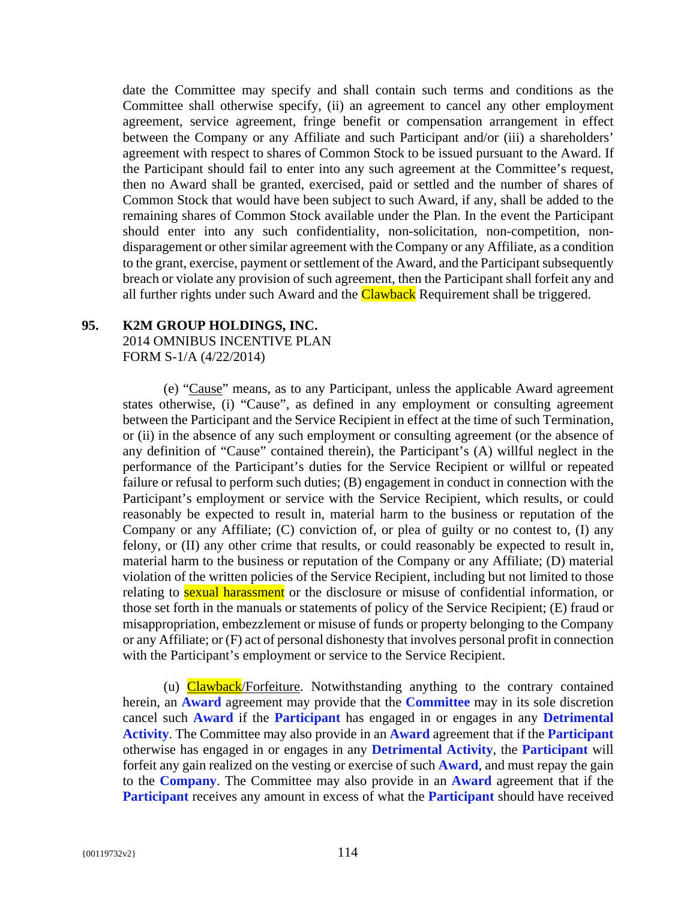date the Committee may specify and shall contain such terms and conditions as the Committee shall otherwise specify, (ii) an agreement to cancel any other employment agreement, service agreement, fringe benefit or compensation arrangement in effect between the Company or any Affiliate and such Participant and/or (iii) a shareholders' agreement with respect to shares of Common Stock to be issued pursuant to the Award. If the Participant should fail to enter into any such agreement at the Committee's request, then no Award shall be granted, exercised, paid or settled and the number of shares of Common Stock that would have been subject to such Award, if any, shall be added to the remaining shares of Common Stock available under the Plan. In the event the Participant should enter into any such confidentiality, non-solicitation, non-competition, non-disparagement or other similar agreement with the Company or any Affiliate, as a condition to the grant, exercise, payment or settlement of the Award, and the Participant subsequently breach or violate any provision of such agreement, then the Participant shall forfeit any and all further rights under such Award and the Clawback Requirement shall be triggered.

**95. K2M GROUP HOLDINGS, INC.**
2014 OMNIBUS INCENTIVE PLAN
FORM S-1/A (4/22/2014)

(e) "Cause" means, as to any Participant, unless the applicable Award agreement states otherwise, (i) "Cause", as defined in any employment or consulting agreement between the Participant and the Service Recipient in effect at the time of such Termination, or (ii) in the absence of any such employment or consulting agreement (or the absence of any definition of "Cause" contained therein), the Participant's (A) willful neglect in the performance of the Participant's duties for the Service Recipient or willful or repeated failure or refusal to perform such duties; (B) engagement in conduct in connection with the Participant's employment or service with the Service Recipient, which results, or could reasonably be expected to result in, material harm to the business or reputation of the Company or any Affiliate; (C) conviction of, or plea of guilty or no contest to, (I) any felony, or (II) any other crime that results, or could reasonably be expected to result in, material harm to the business or reputation of the Company or any Affiliate; (D) material violation of the written policies of the Service Recipient, including but not limited to those relating to sexual harassment or the disclosure or misuse of confidential information, or those set forth in the manuals or statements of policy of the Service Recipient; (E) fraud or misappropriation, embezzlement or misuse of funds or property belonging to the Company or any Affiliate; or (F) act of personal dishonesty that involves personal profit in connection with the Participant's employment or service to the Service Recipient.

(u) Clawback/Forfeiture. Notwithstanding anything to the contrary contained herein, an **Award** agreement may provide that the **Committee** may in its sole discretion cancel such **Award** if the **Participant** has engaged in or engages in any **Detrimental Activity**. The Committee may also provide in an **Award** agreement that if the **Participant** otherwise has engaged in or engages in any **Detrimental Activity**, the **Participant** will forfeit any gain realized on the vesting or exercise of such **Award**, and must repay the gain to the **Company**. The Committee may also provide in an **Award** agreement that if the **Participant** receives any amount in excess of what the **Participant** should have received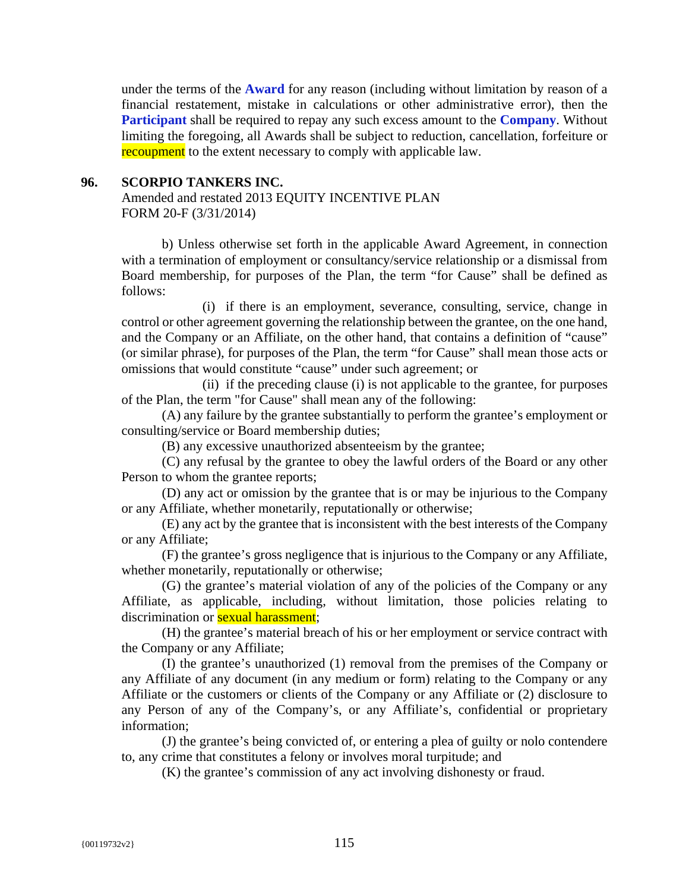under the terms of the **Award** for any reason (including without limitation by reason of a financial restatement, mistake in calculations or other administrative error), then the **Participant** shall be required to repay any such excess amount to the **Company**. Without limiting the foregoing, all Awards shall be subject to reduction, cancellation, forfeiture or recoupment to the extent necessary to comply with applicable law.

**96. SCORPIO TANKERS INC.**

Amended and restated 2013 EQUITY INCENTIVE PLAN
FORM 20-F (3/31/2014)

b) Unless otherwise set forth in the applicable Award Agreement, in connection with a termination of employment or consultancy/service relationship or a dismissal from Board membership, for purposes of the Plan, the term "for Cause" shall be defined as follows:

(i) if there is an employment, severance, consulting, service, change in control or other agreement governing the relationship between the grantee, on the one hand, and the Company or an Affiliate, on the other hand, that contains a definition of "cause" (or similar phrase), for purposes of the Plan, the term "for Cause" shall mean those acts or omissions that would constitute "cause" under such agreement; or

(ii) if the preceding clause (i) is not applicable to the grantee, for purposes of the Plan, the term "for Cause" shall mean any of the following:

(A) any failure by the grantee substantially to perform the grantee's employment or consulting/service or Board membership duties;

(B) any excessive unauthorized absenteeism by the grantee;

(C) any refusal by the grantee to obey the lawful orders of the Board or any other Person to whom the grantee reports;

(D) any act or omission by the grantee that is or may be injurious to the Company or any Affiliate, whether monetarily, reputationally or otherwise;

(E) any act by the grantee that is inconsistent with the best interests of the Company or any Affiliate;

(F) the grantee's gross negligence that is injurious to the Company or any Affiliate, whether monetarily, reputationally or otherwise;

(G) the grantee's material violation of any of the policies of the Company or any Affiliate, as applicable, including, without limitation, those policies relating to discrimination or sexual harassment;

(H) the grantee's material breach of his or her employment or service contract with the Company or any Affiliate;

(I) the grantee's unauthorized (1) removal from the premises of the Company or any Affiliate of any document (in any medium or form) relating to the Company or any Affiliate or the customers or clients of the Company or any Affiliate or (2) disclosure to any Person of any of the Company's, or any Affiliate's, confidential or proprietary information;

(J) the grantee's being convicted of, or entering a plea of guilty or nolo contendere to, any crime that constitutes a felony or involves moral turpitude; and

(K) the grantee's commission of any act involving dishonesty or fraud.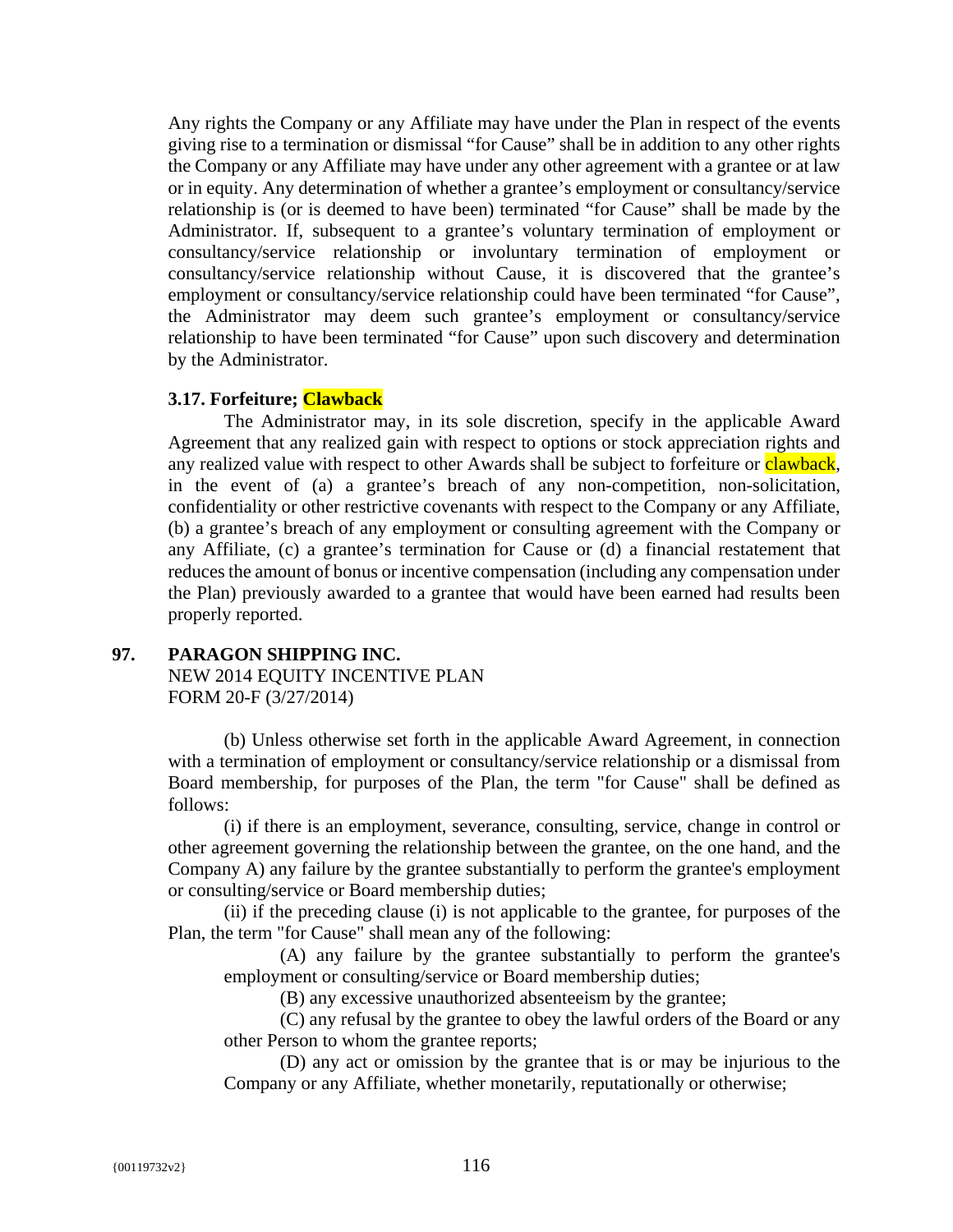Any rights the Company or any Affiliate may have under the Plan in respect of the events giving rise to a termination or dismissal "for Cause" shall be in addition to any other rights the Company or any Affiliate may have under any other agreement with a grantee or at law or in equity. Any determination of whether a grantee's employment or consultancy/service relationship is (or is deemed to have been) terminated "for Cause" shall be made by the Administrator. If, subsequent to a grantee's voluntary termination of employment or consultancy/service relationship or involuntary termination of employment or consultancy/service relationship without Cause, it is discovered that the grantee's employment or consultancy/service relationship could have been terminated "for Cause", the Administrator may deem such grantee's employment or consultancy/service relationship to have been terminated "for Cause" upon such discovery and determination by the Administrator.

**3.17. Forfeiture; Clawback**

The Administrator may, in its sole discretion, specify in the applicable Award Agreement that any realized gain with respect to options or stock appreciation rights and any realized value with respect to other Awards shall be subject to forfeiture or clawback, in the event of (a) a grantee's breach of any non-competition, non-solicitation, confidentiality or other restrictive covenants with respect to the Company or any Affiliate, (b) a grantee's breach of any employment or consulting agreement with the Company or any Affiliate, (c) a grantee's termination for Cause or (d) a financial restatement that reduces the amount of bonus or incentive compensation (including any compensation under the Plan) previously awarded to a grantee that would have been earned had results been properly reported.

**97. PARAGON SHIPPING INC.**

NEW 2014 EQUITY INCENTIVE PLAN
FORM 20-F (3/27/2014)

(b) Unless otherwise set forth in the applicable Award Agreement, in connection with a termination of employment or consultancy/service relationship or a dismissal from Board membership, for purposes of the Plan, the term "for Cause" shall be defined as follows:

(i) if there is an employment, severance, consulting, service, change in control or other agreement governing the relationship between the grantee, on the one hand, and the Company A) any failure by the grantee substantially to perform the grantee's employment or consulting/service or Board membership duties;

(ii) if the preceding clause (i) is not applicable to the grantee, for purposes of the Plan, the term "for Cause" shall mean any of the following:

(A) any failure by the grantee substantially to perform the grantee's employment or consulting/service or Board membership duties;

(B) any excessive unauthorized absenteeism by the grantee;

(C) any refusal by the grantee to obey the lawful orders of the Board or any other Person to whom the grantee reports;

(D) any act or omission by the grantee that is or may be injurious to the Company or any Affiliate, whether monetarily, reputationally or otherwise;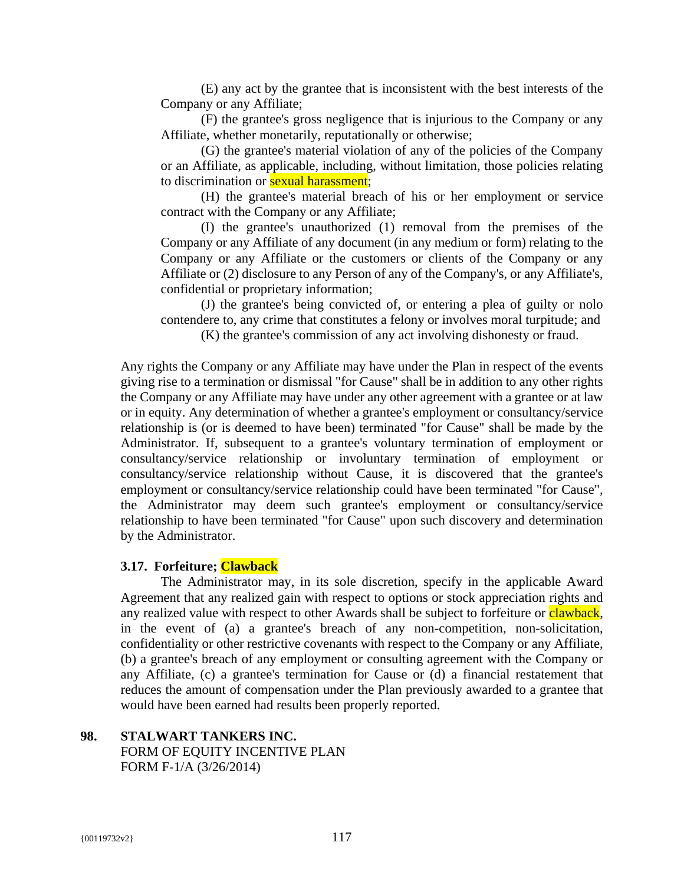(E) any act by the grantee that is inconsistent with the best interests of the Company or any Affiliate;

(F) the grantee's gross negligence that is injurious to the Company or any Affiliate, whether monetarily, reputationally or otherwise;

(G) the grantee's material violation of any of the policies of the Company or an Affiliate, as applicable, including, without limitation, those policies relating to discrimination or sexual harassment;

(H) the grantee's material breach of his or her employment or service contract with the Company or any Affiliate;

(I) the grantee's unauthorized (1) removal from the premises of the Company or any Affiliate of any document (in any medium or form) relating to the Company or any Affiliate or the customers or clients of the Company or any Affiliate or (2) disclosure to any Person of any of the Company's, or any Affiliate's, confidential or proprietary information;

(J) the grantee's being convicted of, or entering a plea of guilty or nolo contendere to, any crime that constitutes a felony or involves moral turpitude; and

(K) the grantee's commission of any act involving dishonesty or fraud.

Any rights the Company or any Affiliate may have under the Plan in respect of the events giving rise to a termination or dismissal "for Cause" shall be in addition to any other rights the Company or any Affiliate may have under any other agreement with a grantee or at law or in equity. Any determination of whether a grantee's employment or consultancy/service relationship is (or is deemed to have been) terminated "for Cause" shall be made by the Administrator. If, subsequent to a grantee's voluntary termination of employment or consultancy/service relationship or involuntary termination of employment or consultancy/service relationship without Cause, it is discovered that the grantee's employment or consultancy/service relationship could have been terminated "for Cause", the Administrator may deem such grantee's employment or consultancy/service relationship to have been terminated "for Cause" upon such discovery and determination by the Administrator.

### 3.17. Forfeiture; Clawback

The Administrator may, in its sole discretion, specify in the applicable Award Agreement that any realized gain with respect to options or stock appreciation rights and any realized value with respect to other Awards shall be subject to forfeiture or clawback, in the event of (a) a grantee's breach of any non-competition, non-solicitation, confidentiality or other restrictive covenants with respect to the Company or any Affiliate, (b) a grantee's breach of any employment or consulting agreement with the Company or any Affiliate, (c) a grantee's termination for Cause or (d) a financial restatement that reduces the amount of compensation under the Plan previously awarded to a grantee that would have been earned had results been properly reported.

**98. STALWART TANKERS INC.**
FORM OF EQUITY INCENTIVE PLAN
FORM F-1/A (3/26/2014)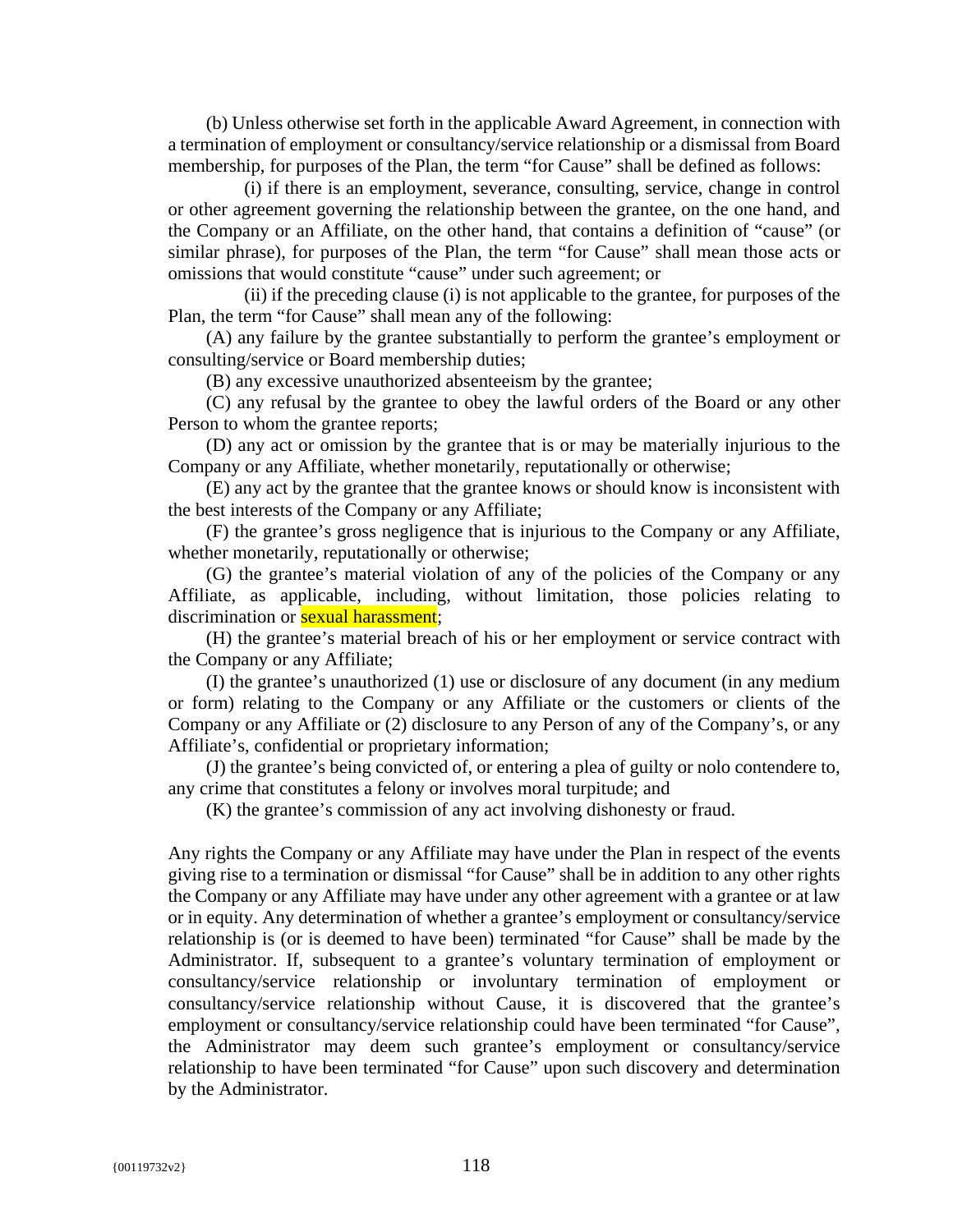(b) Unless otherwise set forth in the applicable Award Agreement, in connection with a termination of employment or consultancy/service relationship or a dismissal from Board membership, for purposes of the Plan, the term "for Cause" shall be defined as follows:

(i) if there is an employment, severance, consulting, service, change in control or other agreement governing the relationship between the grantee, on the one hand, and the Company or an Affiliate, on the other hand, that contains a definition of "cause" (or similar phrase), for purposes of the Plan, the term "for Cause" shall mean those acts or omissions that would constitute "cause" under such agreement; or

(ii) if the preceding clause (i) is not applicable to the grantee, for purposes of the Plan, the term "for Cause" shall mean any of the following:

(A) any failure by the grantee substantially to perform the grantee's employment or consulting/service or Board membership duties;

(B) any excessive unauthorized absenteeism by the grantee;

(C) any refusal by the grantee to obey the lawful orders of the Board or any other Person to whom the grantee reports;

(D) any act or omission by the grantee that is or may be materially injurious to the Company or any Affiliate, whether monetarily, reputationally or otherwise;

(E) any act by the grantee that the grantee knows or should know is inconsistent with the best interests of the Company or any Affiliate;

(F) the grantee's gross negligence that is injurious to the Company or any Affiliate, whether monetarily, reputationally or otherwise;

(G) the grantee's material violation of any of the policies of the Company or any Affiliate, as applicable, including, without limitation, those policies relating to discrimination or sexual harassment;

(H) the grantee's material breach of his or her employment or service contract with the Company or any Affiliate;

(I) the grantee's unauthorized (1) use or disclosure of any document (in any medium or form) relating to the Company or any Affiliate or the customers or clients of the Company or any Affiliate or (2) disclosure to any Person of any of the Company's, or any Affiliate's, confidential or proprietary information;

(J) the grantee's being convicted of, or entering a plea of guilty or nolo contendere to, any crime that constitutes a felony or involves moral turpitude; and

(K) the grantee's commission of any act involving dishonesty or fraud.

Any rights the Company or any Affiliate may have under the Plan in respect of the events giving rise to a termination or dismissal "for Cause" shall be in addition to any other rights the Company or any Affiliate may have under any other agreement with a grantee or at law or in equity. Any determination of whether a grantee's employment or consultancy/service relationship is (or is deemed to have been) terminated "for Cause" shall be made by the Administrator. If, subsequent to a grantee's voluntary termination of employment or consultancy/service relationship or involuntary termination of employment or consultancy/service relationship without Cause, it is discovered that the grantee's employment or consultancy/service relationship could have been terminated "for Cause", the Administrator may deem such grantee's employment or consultancy/service relationship to have been terminated "for Cause" upon such discovery and determination by the Administrator.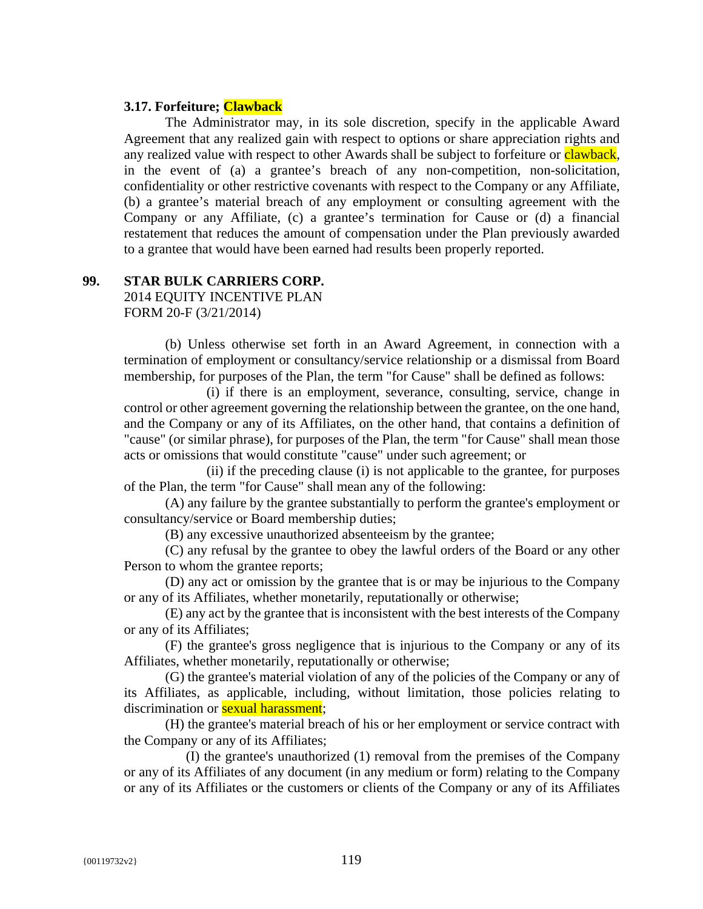**3.17. Forfeiture; Clawback**

The Administrator may, in its sole discretion, specify in the applicable Award Agreement that any realized gain with respect to options or share appreciation rights and any realized value with respect to other Awards shall be subject to forfeiture or clawback, in the event of (a) a grantee's breach of any non-competition, non-solicitation, confidentiality or other restrictive covenants with respect to the Company or any Affiliate, (b) a grantee's material breach of any employment or consulting agreement with the Company or any Affiliate, (c) a grantee's termination for Cause or (d) a financial restatement that reduces the amount of compensation under the Plan previously awarded to a grantee that would have been earned had results been properly reported.

**99. STAR BULK CARRIERS CORP.**
2014 EQUITY INCENTIVE PLAN
FORM 20-F (3/21/2014)

(b) Unless otherwise set forth in an Award Agreement, in connection with a termination of employment or consultancy/service relationship or a dismissal from Board membership, for purposes of the Plan, the term "for Cause" shall be defined as follows:

(i) if there is an employment, severance, consulting, service, change in control or other agreement governing the relationship between the grantee, on the one hand, and the Company or any of its Affiliates, on the other hand, that contains a definition of "cause" (or similar phrase), for purposes of the Plan, the term "for Cause" shall mean those acts or omissions that would constitute "cause" under such agreement; or

(ii) if the preceding clause (i) is not applicable to the grantee, for purposes of the Plan, the term "for Cause" shall mean any of the following:

(A) any failure by the grantee substantially to perform the grantee's employment or consultancy/service or Board membership duties;

(B) any excessive unauthorized absenteeism by the grantee;

(C) any refusal by the grantee to obey the lawful orders of the Board or any other Person to whom the grantee reports;

(D) any act or omission by the grantee that is or may be injurious to the Company or any of its Affiliates, whether monetarily, reputationally or otherwise;

(E) any act by the grantee that is inconsistent with the best interests of the Company or any of its Affiliates;

(F) the grantee's gross negligence that is injurious to the Company or any of its Affiliates, whether monetarily, reputationally or otherwise;

(G) the grantee's material violation of any of the policies of the Company or any of its Affiliates, as applicable, including, without limitation, those policies relating to discrimination or sexual harassment;

(H) the grantee's material breach of his or her employment or service contract with the Company or any of its Affiliates;

(I) the grantee's unauthorized (1) removal from the premises of the Company or any of its Affiliates of any document (in any medium or form) relating to the Company or any of its Affiliates or the customers or clients of the Company or any of its Affiliates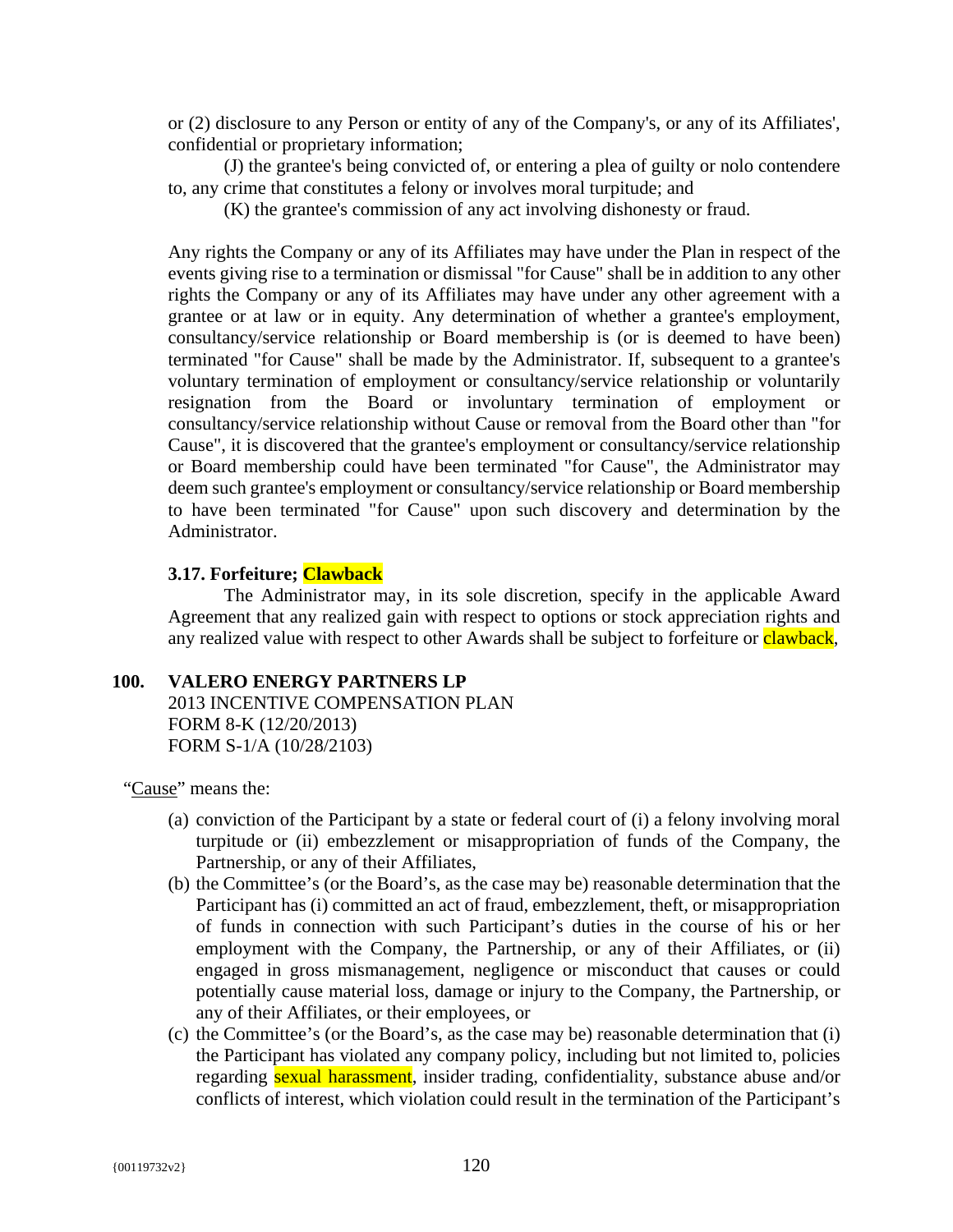or (2) disclosure to any Person or entity of any of the Company's, or any of its Affiliates', confidential or proprietary information;

(J) the grantee's being convicted of, or entering a plea of guilty or nolo contendere to, any crime that constitutes a felony or involves moral turpitude; and

(K) the grantee's commission of any act involving dishonesty or fraud.

Any rights the Company or any of its Affiliates may have under the Plan in respect of the events giving rise to a termination or dismissal "for Cause" shall be in addition to any other rights the Company or any of its Affiliates may have under any other agreement with a grantee or at law or in equity. Any determination of whether a grantee's employment, consultancy/service relationship or Board membership is (or is deemed to have been) terminated "for Cause" shall be made by the Administrator. If, subsequent to a grantee's voluntary termination of employment or consultancy/service relationship or voluntarily resignation from the Board or involuntary termination of employment or consultancy/service relationship without Cause or removal from the Board other than "for Cause", it is discovered that the grantee's employment or consultancy/service relationship or Board membership could have been terminated "for Cause", the Administrator may deem such grantee's employment or consultancy/service relationship or Board membership to have been terminated "for Cause" upon such discovery and determination by the Administrator.

**3.17. Forfeiture; Clawback**

The Administrator may, in its sole discretion, specify in the applicable Award Agreement that any realized gain with respect to options or stock appreciation rights and any realized value with respect to other Awards shall be subject to forfeiture or clawback,

**100. VALERO ENERGY PARTNERS LP**
2013 INCENTIVE COMPENSATION PLAN
FORM 8-K (12/20/2013)
FORM S-1/A (10/28/2103)

"Cause" means the:

(a) conviction of the Participant by a state or federal court of (i) a felony involving moral turpitude or (ii) embezzlement or misappropriation of funds of the Company, the Partnership, or any of their Affiliates,

(b) the Committee's (or the Board's, as the case may be) reasonable determination that the Participant has (i) committed an act of fraud, embezzlement, theft, or misappropriation of funds in connection with such Participant's duties in the course of his or her employment with the Company, the Partnership, or any of their Affiliates, or (ii) engaged in gross mismanagement, negligence or misconduct that causes or could potentially cause material loss, damage or injury to the Company, the Partnership, or any of their Affiliates, or their employees, or

(c) the Committee's (or the Board's, as the case may be) reasonable determination that (i) the Participant has violated any company policy, including but not limited to, policies regarding sexual harassment, insider trading, confidentiality, substance abuse and/or conflicts of interest, which violation could result in the termination of the Participant's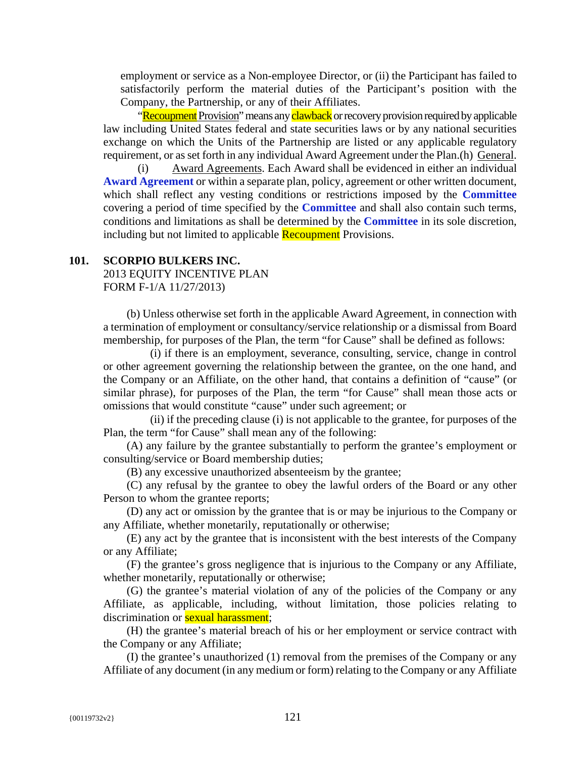employment or service as a Non-employee Director, or (ii) the Participant has failed to satisfactorily perform the material duties of the Participant's position with the Company, the Partnership, or any of their Affiliates.

"Recoupment Provision" means any clawback or recovery provision required by applicable law including United States federal and state securities laws or by any national securities exchange on which the Units of the Partnership are listed or any applicable regulatory requirement, or as set forth in any individual Award Agreement under the Plan.(h) General.

(i) Award Agreements. Each Award shall be evidenced in either an individual **Award Agreement** or within a separate plan, policy, agreement or other written document, which shall reflect any vesting conditions or restrictions imposed by the **Committee** covering a period of time specified by the **Committee** and shall also contain such terms, conditions and limitations as shall be determined by the **Committee** in its sole discretion, including but not limited to applicable Recoupment Provisions.

**101. SCORPIO BULKERS INC.**
2013 EQUITY INCENTIVE PLAN
FORM F-1/A 11/27/2013)

(b) Unless otherwise set forth in the applicable Award Agreement, in connection with a termination of employment or consultancy/service relationship or a dismissal from Board membership, for purposes of the Plan, the term "for Cause" shall be defined as follows:

(i) if there is an employment, severance, consulting, service, change in control or other agreement governing the relationship between the grantee, on the one hand, and the Company or an Affiliate, on the other hand, that contains a definition of "cause" (or similar phrase), for purposes of the Plan, the term "for Cause" shall mean those acts or omissions that would constitute "cause" under such agreement; or

(ii) if the preceding clause (i) is not applicable to the grantee, for purposes of the Plan, the term "for Cause" shall mean any of the following:

(A) any failure by the grantee substantially to perform the grantee's employment or consulting/service or Board membership duties;

(B) any excessive unauthorized absenteeism by the grantee;

(C) any refusal by the grantee to obey the lawful orders of the Board or any other Person to whom the grantee reports;

(D) any act or omission by the grantee that is or may be injurious to the Company or any Affiliate, whether monetarily, reputationally or otherwise;

(E) any act by the grantee that is inconsistent with the best interests of the Company or any Affiliate;

(F) the grantee's gross negligence that is injurious to the Company or any Affiliate, whether monetarily, reputationally or otherwise;

(G) the grantee's material violation of any of the policies of the Company or any Affiliate, as applicable, including, without limitation, those policies relating to discrimination or sexual harassment;

(H) the grantee's material breach of his or her employment or service contract with the Company or any Affiliate;

(I) the grantee's unauthorized (1) removal from the premises of the Company or any Affiliate of any document (in any medium or form) relating to the Company or any Affiliate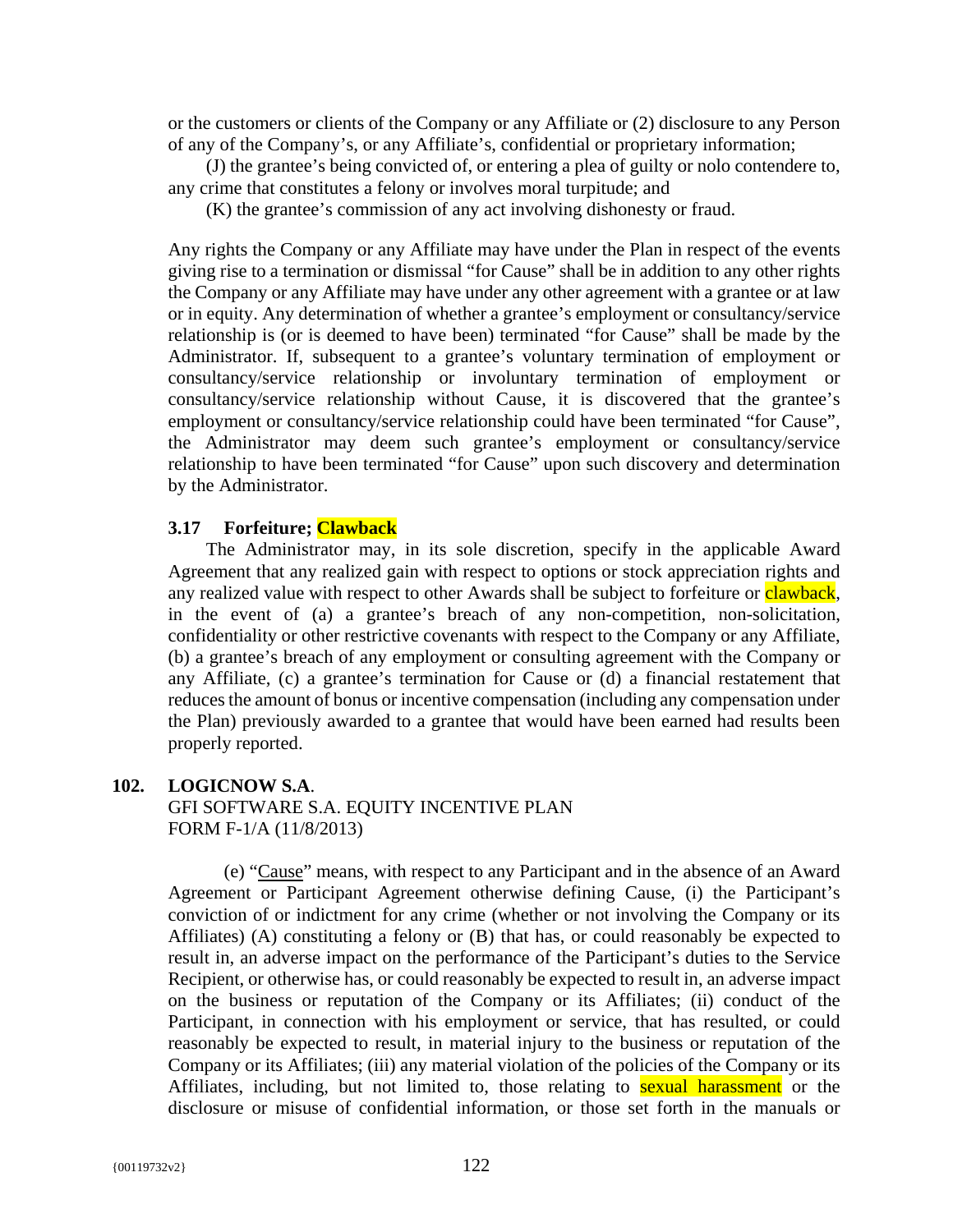or the customers or clients of the Company or any Affiliate or (2) disclosure to any Person of any of the Company's, or any Affiliate's, confidential or proprietary information;

(J) the grantee's being convicted of, or entering a plea of guilty or nolo contendere to, any crime that constitutes a felony or involves moral turpitude; and

(K) the grantee's commission of any act involving dishonesty or fraud.

Any rights the Company or any Affiliate may have under the Plan in respect of the events giving rise to a termination or dismissal "for Cause" shall be in addition to any other rights the Company or any Affiliate may have under any other agreement with a grantee or at law or in equity. Any determination of whether a grantee's employment or consultancy/service relationship is (or is deemed to have been) terminated "for Cause" shall be made by the Administrator. If, subsequent to a grantee's voluntary termination of employment or consultancy/service relationship or involuntary termination of employment or consultancy/service relationship without Cause, it is discovered that the grantee's employment or consultancy/service relationship could have been terminated "for Cause", the Administrator may deem such grantee's employment or consultancy/service relationship to have been terminated "for Cause" upon such discovery and determination by the Administrator.

### 3.17 Forfeiture; Clawback

The Administrator may, in its sole discretion, specify in the applicable Award Agreement that any realized gain with respect to options or stock appreciation rights and any realized value with respect to other Awards shall be subject to forfeiture or clawback, in the event of (a) a grantee's breach of any non-competition, non-solicitation, confidentiality or other restrictive covenants with respect to the Company or any Affiliate, (b) a grantee's breach of any employment or consulting agreement with the Company or any Affiliate, (c) a grantee's termination for Cause or (d) a financial restatement that reduces the amount of bonus or incentive compensation (including any compensation under the Plan) previously awarded to a grantee that would have been earned had results been properly reported.

## 102. LOGICNOW S.A.

GFI SOFTWARE S.A. EQUITY INCENTIVE PLAN
FORM F-1/A (11/8/2013)

(e) "Cause" means, with respect to any Participant and in the absence of an Award Agreement or Participant Agreement otherwise defining Cause, (i) the Participant's conviction of or indictment for any crime (whether or not involving the Company or its Affiliates) (A) constituting a felony or (B) that has, or could reasonably be expected to result in, an adverse impact on the performance of the Participant's duties to the Service Recipient, or otherwise has, or could reasonably be expected to result in, an adverse impact on the business or reputation of the Company or its Affiliates; (ii) conduct of the Participant, in connection with his employment or service, that has resulted, or could reasonably be expected to result, in material injury to the business or reputation of the Company or its Affiliates; (iii) any material violation of the policies of the Company or its Affiliates, including, but not limited to, those relating to sexual harassment or the disclosure or misuse of confidential information, or those set forth in the manuals or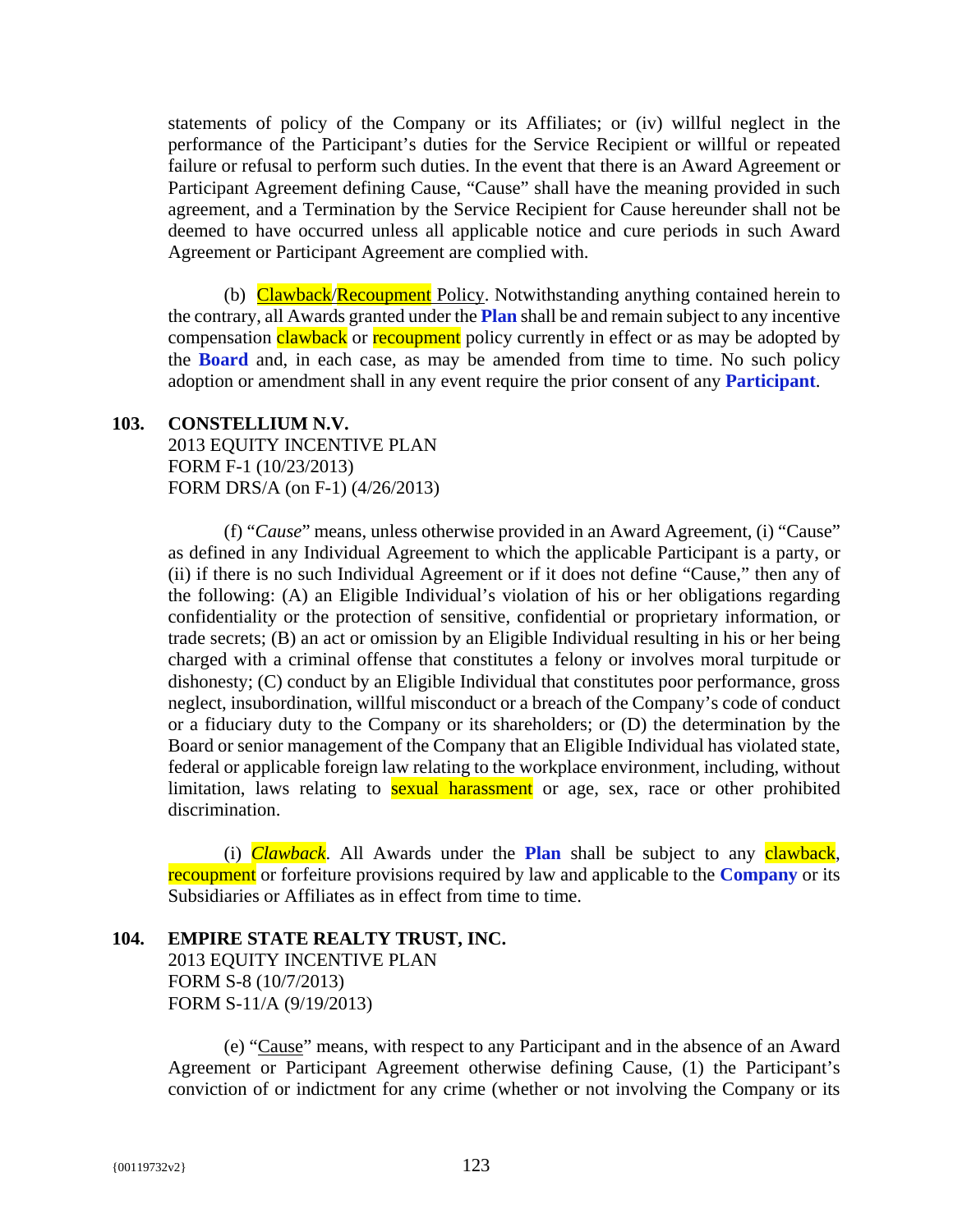statements of policy of the Company or its Affiliates; or (iv) willful neglect in the performance of the Participant's duties for the Service Recipient or willful or repeated failure or refusal to perform such duties. In the event that there is an Award Agreement or Participant Agreement defining Cause, "Cause" shall have the meaning provided in such agreement, and a Termination by the Service Recipient for Cause hereunder shall not be deemed to have occurred unless all applicable notice and cure periods in such Award Agreement or Participant Agreement are complied with.

(b) Clawback/Recoupment Policy. Notwithstanding anything contained herein to the contrary, all Awards granted under the **Plan** shall be and remain subject to any incentive compensation clawback or recoupment policy currently in effect or as may be adopted by the **Board** and, in each case, as may be amended from time to time. No such policy adoption or amendment shall in any event require the prior consent of any **Participant**.

**103. CONSTELLIUM N.V.**
2013 EQUITY INCENTIVE PLAN
FORM F-1 (10/23/2013)
FORM DRS/A (on F-1) (4/26/2013)

(f) "*Cause*" means, unless otherwise provided in an Award Agreement, (i) "Cause" as defined in any Individual Agreement to which the applicable Participant is a party, or (ii) if there is no such Individual Agreement or if it does not define "Cause," then any of the following: (A) an Eligible Individual's violation of his or her obligations regarding confidentiality or the protection of sensitive, confidential or proprietary information, or trade secrets; (B) an act or omission by an Eligible Individual resulting in his or her being charged with a criminal offense that constitutes a felony or involves moral turpitude or dishonesty; (C) conduct by an Eligible Individual that constitutes poor performance, gross neglect, insubordination, willful misconduct or a breach of the Company's code of conduct or a fiduciary duty to the Company or its shareholders; or (D) the determination by the Board or senior management of the Company that an Eligible Individual has violated state, federal or applicable foreign law relating to the workplace environment, including, without limitation, laws relating to sexual harassment or age, sex, race or other prohibited discrimination.

(i) *Clawback*. All Awards under the **Plan** shall be subject to any clawback, recoupment or forfeiture provisions required by law and applicable to the **Company** or its Subsidiaries or Affiliates as in effect from time to time.

**104. EMPIRE STATE REALTY TRUST, INC.**
2013 EQUITY INCENTIVE PLAN
FORM S-8 (10/7/2013)
FORM S-11/A (9/19/2013)

(e) "Cause" means, with respect to any Participant and in the absence of an Award Agreement or Participant Agreement otherwise defining Cause, (1) the Participant's conviction of or indictment for any crime (whether or not involving the Company or its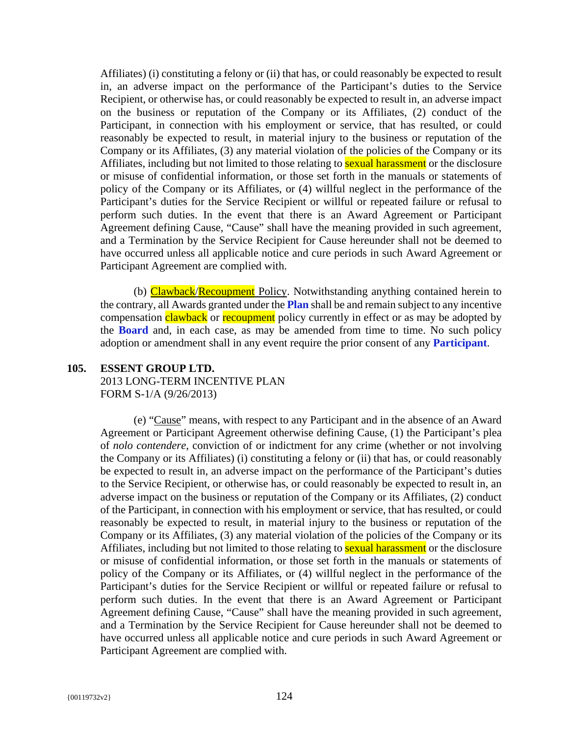Affiliates) (i) constituting a felony or (ii) that has, or could reasonably be expected to result in, an adverse impact on the performance of the Participant's duties to the Service Recipient, or otherwise has, or could reasonably be expected to result in, an adverse impact on the business or reputation of the Company or its Affiliates, (2) conduct of the Participant, in connection with his employment or service, that has resulted, or could reasonably be expected to result, in material injury to the business or reputation of the Company or its Affiliates, (3) any material violation of the policies of the Company or its Affiliates, including but not limited to those relating to sexual harassment or the disclosure or misuse of confidential information, or those set forth in the manuals or statements of policy of the Company or its Affiliates, or (4) willful neglect in the performance of the Participant's duties for the Service Recipient or willful or repeated failure or refusal to perform such duties. In the event that there is an Award Agreement or Participant Agreement defining Cause, "Cause" shall have the meaning provided in such agreement, and a Termination by the Service Recipient for Cause hereunder shall not be deemed to have occurred unless all applicable notice and cure periods in such Award Agreement or Participant Agreement are complied with.

(b) Clawback/Recoupment Policy. Notwithstanding anything contained herein to the contrary, all Awards granted under the **Plan** shall be and remain subject to any incentive compensation clawback or recoupment policy currently in effect or as may be adopted by the **Board** and, in each case, as may be amended from time to time. No such policy adoption or amendment shall in any event require the prior consent of any **Participant**.

**105. ESSENT GROUP LTD.**
2013 LONG-TERM INCENTIVE PLAN
FORM S-1/A (9/26/2013)

(e) "Cause" means, with respect to any Participant and in the absence of an Award Agreement or Participant Agreement otherwise defining Cause, (1) the Participant's plea of *nolo contendere*, conviction of or indictment for any crime (whether or not involving the Company or its Affiliates) (i) constituting a felony or (ii) that has, or could reasonably be expected to result in, an adverse impact on the performance of the Participant's duties to the Service Recipient, or otherwise has, or could reasonably be expected to result in, an adverse impact on the business or reputation of the Company or its Affiliates, (2) conduct of the Participant, in connection with his employment or service, that has resulted, or could reasonably be expected to result, in material injury to the business or reputation of the Company or its Affiliates, (3) any material violation of the policies of the Company or its Affiliates, including but not limited to those relating to sexual harassment or the disclosure or misuse of confidential information, or those set forth in the manuals or statements of policy of the Company or its Affiliates, or (4) willful neglect in the performance of the Participant's duties for the Service Recipient or willful or repeated failure or refusal to perform such duties. In the event that there is an Award Agreement or Participant Agreement defining Cause, "Cause" shall have the meaning provided in such agreement, and a Termination by the Service Recipient for Cause hereunder shall not be deemed to have occurred unless all applicable notice and cure periods in such Award Agreement or Participant Agreement are complied with.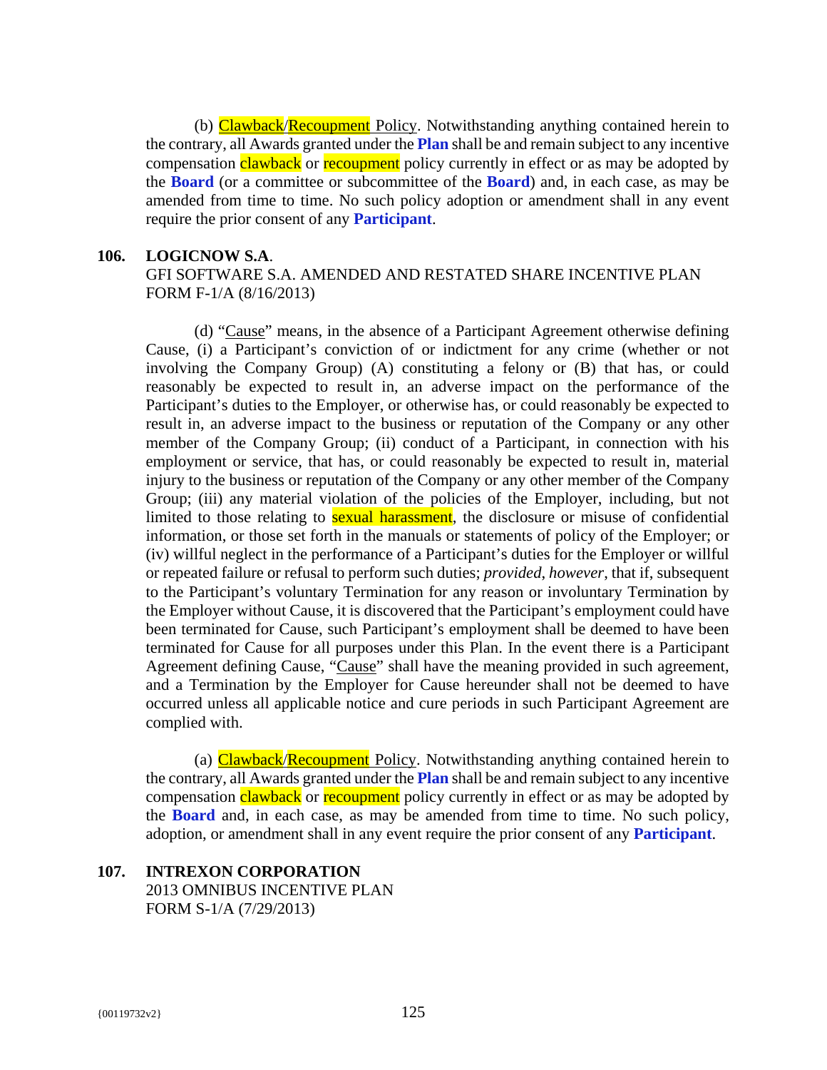(b) Clawback/Recoupment Policy. Notwithstanding anything contained herein to the contrary, all Awards granted under the **Plan** shall be and remain subject to any incentive compensation clawback or recoupment policy currently in effect or as may be adopted by the **Board** (or a committee or subcommittee of the **Board**) and, in each case, as may be amended from time to time. No such policy adoption or amendment shall in any event require the prior consent of any **Participant**.

**106. LOGICNOW S.A.**
GFI SOFTWARE S.A. AMENDED AND RESTATED SHARE INCENTIVE PLAN
FORM F-1/A (8/16/2013)

(d) "Cause" means, in the absence of a Participant Agreement otherwise defining Cause, (i) a Participant's conviction of or indictment for any crime (whether or not involving the Company Group) (A) constituting a felony or (B) that has, or could reasonably be expected to result in, an adverse impact on the performance of the Participant's duties to the Employer, or otherwise has, or could reasonably be expected to result in, an adverse impact to the business or reputation of the Company or any other member of the Company Group; (ii) conduct of a Participant, in connection with his employment or service, that has, or could reasonably be expected to result in, material injury to the business or reputation of the Company or any other member of the Company Group; (iii) any material violation of the policies of the Employer, including, but not limited to those relating to sexual harassment, the disclosure or misuse of confidential information, or those set forth in the manuals or statements of policy of the Employer; or (iv) willful neglect in the performance of a Participant's duties for the Employer or willful or repeated failure or refusal to perform such duties; *provided*, *however*, that if, subsequent to the Participant's voluntary Termination for any reason or involuntary Termination by the Employer without Cause, it is discovered that the Participant's employment could have been terminated for Cause, such Participant's employment shall be deemed to have been terminated for Cause for all purposes under this Plan. In the event there is a Participant Agreement defining Cause, "Cause" shall have the meaning provided in such agreement, and a Termination by the Employer for Cause hereunder shall not be deemed to have occurred unless all applicable notice and cure periods in such Participant Agreement are complied with.

(a) Clawback/Recoupment Policy. Notwithstanding anything contained herein to the contrary, all Awards granted under the **Plan** shall be and remain subject to any incentive compensation clawback or recoupment policy currently in effect or as may be adopted by the **Board** and, in each case, as may be amended from time to time. No such policy, adoption, or amendment shall in any event require the prior consent of any **Participant**.

**107. INTREXON CORPORATION**
2013 OMNIBUS INCENTIVE PLAN
FORM S-1/A (7/29/2013)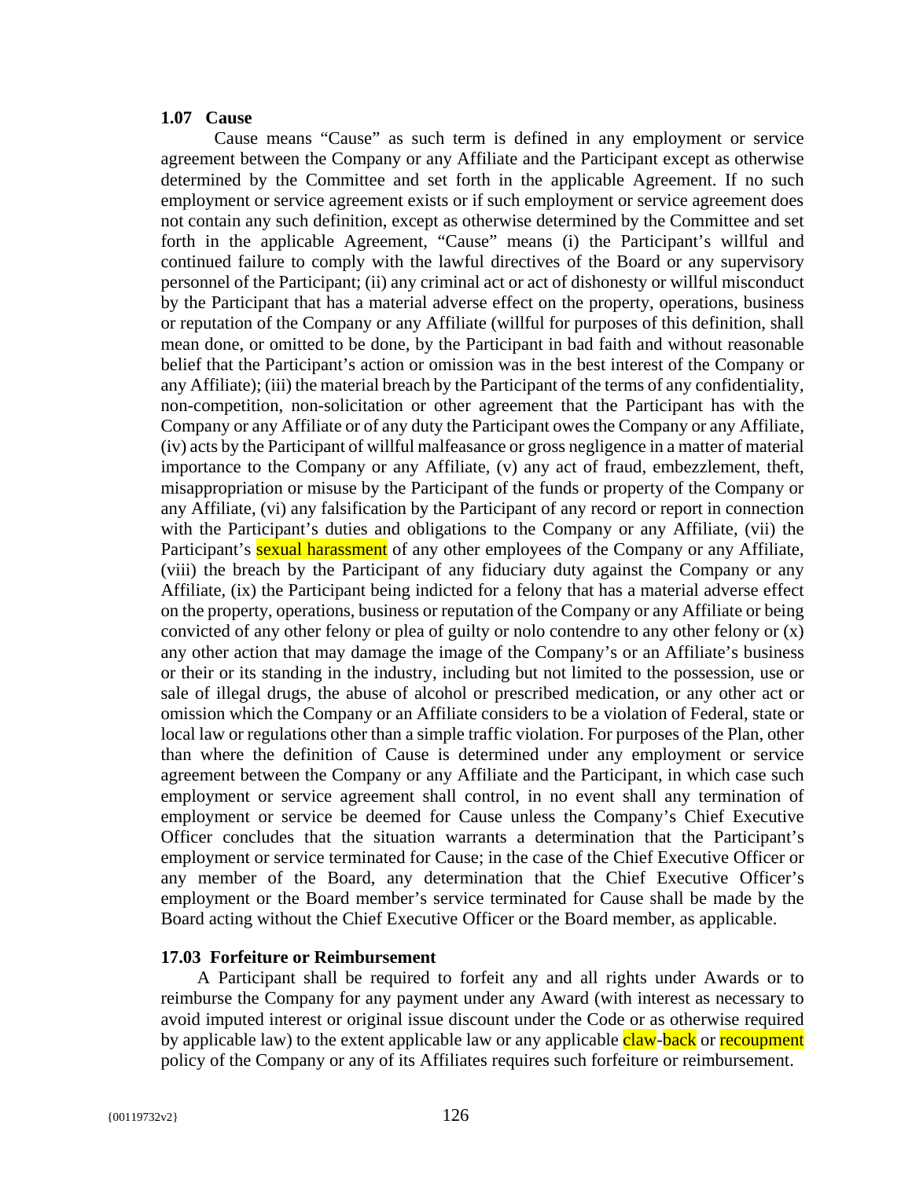### 1.07 Cause

Cause means "Cause" as such term is defined in any employment or service agreement between the Company or any Affiliate and the Participant except as otherwise determined by the Committee and set forth in the applicable Agreement. If no such employment or service agreement exists or if such employment or service agreement does not contain any such definition, except as otherwise determined by the Committee and set forth in the applicable Agreement, "Cause" means (i) the Participant's willful and continued failure to comply with the lawful directives of the Board or any supervisory personnel of the Participant; (ii) any criminal act or act of dishonesty or willful misconduct by the Participant that has a material adverse effect on the property, operations, business or reputation of the Company or any Affiliate (willful for purposes of this definition, shall mean done, or omitted to be done, by the Participant in bad faith and without reasonable belief that the Participant's action or omission was in the best interest of the Company or any Affiliate); (iii) the material breach by the Participant of the terms of any confidentiality, non-competition, non-solicitation or other agreement that the Participant has with the Company or any Affiliate or of any duty the Participant owes the Company or any Affiliate, (iv) acts by the Participant of willful malfeasance or gross negligence in a matter of material importance to the Company or any Affiliate, (v) any act of fraud, embezzlement, theft, misappropriation or misuse by the Participant of the funds or property of the Company or any Affiliate, (vi) any falsification by the Participant of any record or report in connection with the Participant's duties and obligations to the Company or any Affiliate, (vii) the Participant's sexual harassment of any other employees of the Company or any Affiliate, (viii) the breach by the Participant of any fiduciary duty against the Company or any Affiliate, (ix) the Participant being indicted for a felony that has a material adverse effect on the property, operations, business or reputation of the Company or any Affiliate or being convicted of any other felony or plea of guilty or nolo contendre to any other felony or (x) any other action that may damage the image of the Company's or an Affiliate's business or their or its standing in the industry, including but not limited to the possession, use or sale of illegal drugs, the abuse of alcohol or prescribed medication, or any other act or omission which the Company or an Affiliate considers to be a violation of Federal, state or local law or regulations other than a simple traffic violation. For purposes of the Plan, other than where the definition of Cause is determined under any employment or service agreement between the Company or any Affiliate and the Participant, in which case such employment or service agreement shall control, in no event shall any termination of employment or service be deemed for Cause unless the Company's Chief Executive Officer concludes that the situation warrants a determination that the Participant's employment or service terminated for Cause; in the case of the Chief Executive Officer or any member of the Board, any determination that the Chief Executive Officer's employment or the Board member's service terminated for Cause shall be made by the Board acting without the Chief Executive Officer or the Board member, as applicable.

### 17.03 Forfeiture or Reimbursement

A Participant shall be required to forfeit any and all rights under Awards or to reimburse the Company for any payment under any Award (with interest as necessary to avoid imputed interest or original issue discount under the Code or as otherwise required by applicable law) to the extent applicable law or any applicable claw-back or recoupment policy of the Company or any of its Affiliates requires such forfeiture or reimbursement.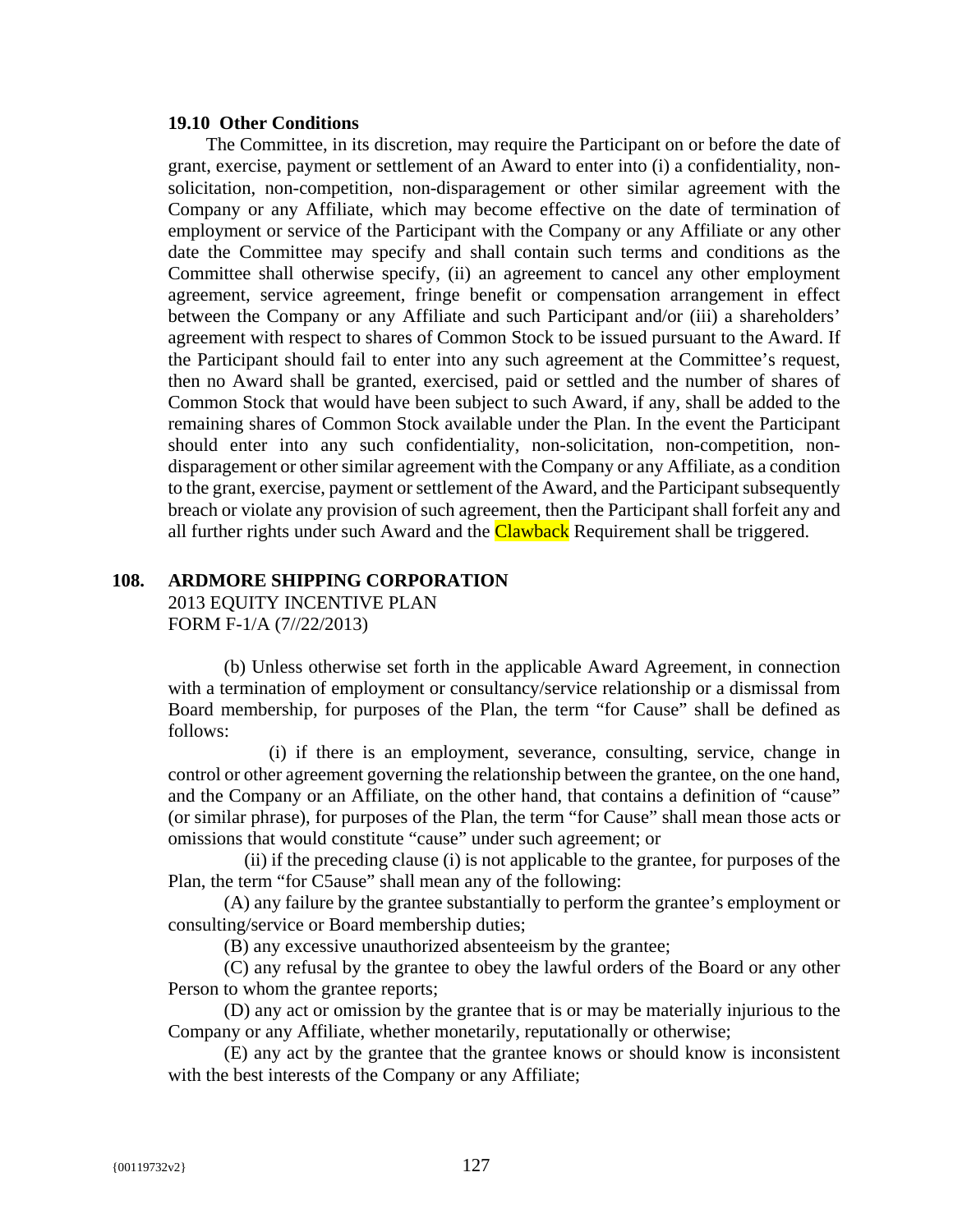### 19.10 Other Conditions

The Committee, in its discretion, may require the Participant on or before the date of grant, exercise, payment or settlement of an Award to enter into (i) a confidentiality, non-solicitation, non-competition, non-disparagement or other similar agreement with the Company or any Affiliate, which may become effective on the date of termination of employment or service of the Participant with the Company or any Affiliate or any other date the Committee may specify and shall contain such terms and conditions as the Committee shall otherwise specify, (ii) an agreement to cancel any other employment agreement, service agreement, fringe benefit or compensation arrangement in effect between the Company or any Affiliate and such Participant and/or (iii) a shareholders' agreement with respect to shares of Common Stock to be issued pursuant to the Award. If the Participant should fail to enter into any such agreement at the Committee's request, then no Award shall be granted, exercised, paid or settled and the number of shares of Common Stock that would have been subject to such Award, if any, shall be added to the remaining shares of Common Stock available under the Plan. In the event the Participant should enter into any such confidentiality, non-solicitation, non-competition, non-disparagement or other similar agreement with the Company or any Affiliate, as a condition to the grant, exercise, payment or settlement of the Award, and the Participant subsequently breach or violate any provision of such agreement, then the Participant shall forfeit any and all further rights under such Award and the Clawback Requirement shall be triggered.

## 108. ARDMORE SHIPPING CORPORATION

2013 EQUITY INCENTIVE PLAN
FORM F-1/A (7//22/2013)

(b) Unless otherwise set forth in the applicable Award Agreement, in connection with a termination of employment or consultancy/service relationship or a dismissal from Board membership, for purposes of the Plan, the term "for Cause" shall be defined as follows:

(i) if there is an employment, severance, consulting, service, change in control or other agreement governing the relationship between the grantee, on the one hand, and the Company or an Affiliate, on the other hand, that contains a definition of "cause" (or similar phrase), for purposes of the Plan, the term "for Cause" shall mean those acts or omissions that would constitute "cause" under such agreement; or

(ii) if the preceding clause (i) is not applicable to the grantee, for purposes of the Plan, the term "for C5ause" shall mean any of the following:

(A) any failure by the grantee substantially to perform the grantee's employment or consulting/service or Board membership duties;

(B) any excessive unauthorized absenteeism by the grantee;

(C) any refusal by the grantee to obey the lawful orders of the Board or any other Person to whom the grantee reports;

(D) any act or omission by the grantee that is or may be materially injurious to the Company or any Affiliate, whether monetarily, reputationally or otherwise;

(E) any act by the grantee that the grantee knows or should know is inconsistent with the best interests of the Company or any Affiliate;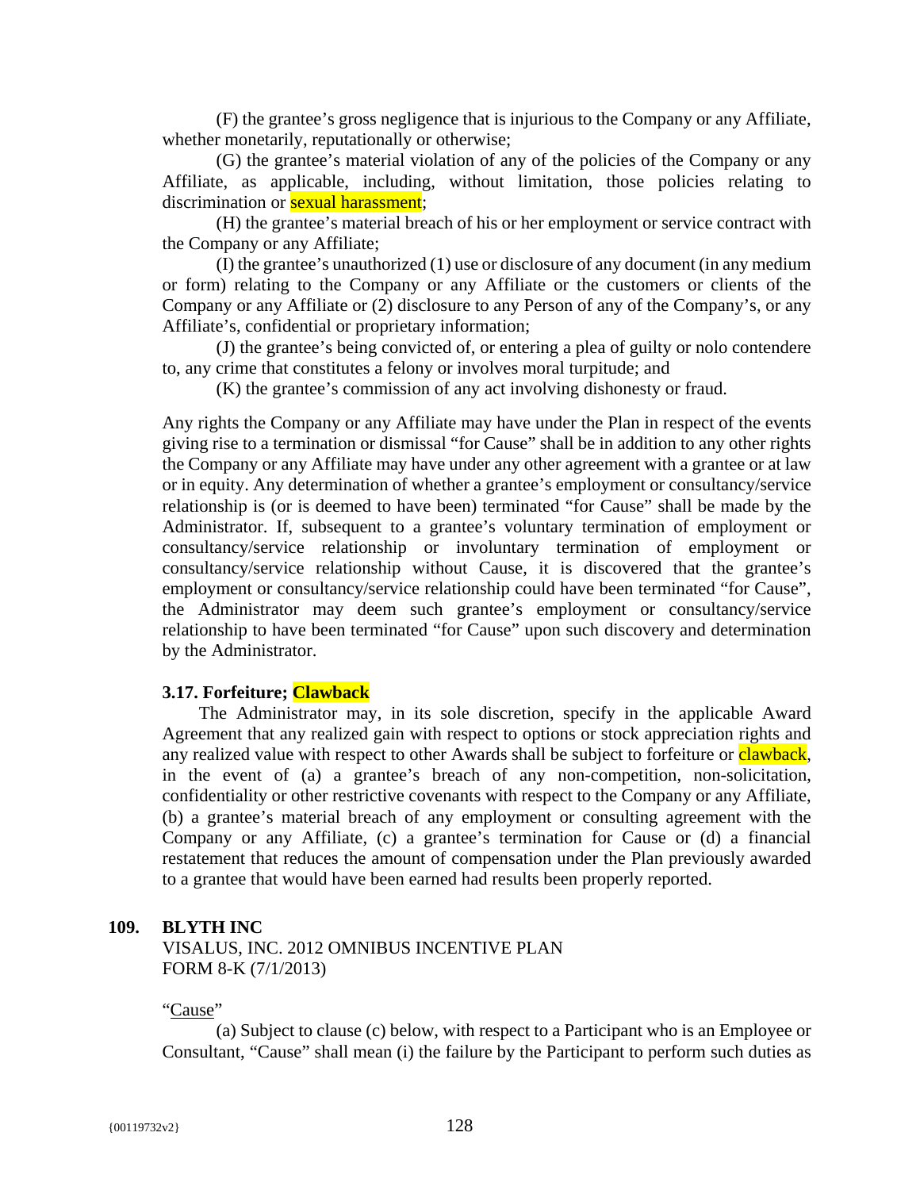(F) the grantee's gross negligence that is injurious to the Company or any Affiliate, whether monetarily, reputationally or otherwise;

(G) the grantee's material violation of any of the policies of the Company or any Affiliate, as applicable, including, without limitation, those policies relating to discrimination or sexual harassment;

(H) the grantee's material breach of his or her employment or service contract with the Company or any Affiliate;

(I) the grantee's unauthorized (1) use or disclosure of any document (in any medium or form) relating to the Company or any Affiliate or the customers or clients of the Company or any Affiliate or (2) disclosure to any Person of any of the Company's, or any Affiliate's, confidential or proprietary information;

(J) the grantee's being convicted of, or entering a plea of guilty or nolo contendere to, any crime that constitutes a felony or involves moral turpitude; and

(K) the grantee's commission of any act involving dishonesty or fraud.

Any rights the Company or any Affiliate may have under the Plan in respect of the events giving rise to a termination or dismissal "for Cause" shall be in addition to any other rights the Company or any Affiliate may have under any other agreement with a grantee or at law or in equity. Any determination of whether a grantee's employment or consultancy/service relationship is (or is deemed to have been) terminated "for Cause" shall be made by the Administrator. If, subsequent to a grantee's voluntary termination of employment or consultancy/service relationship or involuntary termination of employment or consultancy/service relationship without Cause, it is discovered that the grantee's employment or consultancy/service relationship could have been terminated "for Cause", the Administrator may deem such grantee's employment or consultancy/service relationship to have been terminated "for Cause" upon such discovery and determination by the Administrator.

**3.17. Forfeiture; Clawback**

The Administrator may, in its sole discretion, specify in the applicable Award Agreement that any realized gain with respect to options or stock appreciation rights and any realized value with respect to other Awards shall be subject to forfeiture or clawback, in the event of (a) a grantee's breach of any non-competition, non-solicitation, confidentiality or other restrictive covenants with respect to the Company or any Affiliate, (b) a grantee's material breach of any employment or consulting agreement with the Company or any Affiliate, (c) a grantee's termination for Cause or (d) a financial restatement that reduces the amount of compensation under the Plan previously awarded to a grantee that would have been earned had results been properly reported.

**109. BLYTH INC**

VISALUS, INC. 2012 OMNIBUS INCENTIVE PLAN
FORM 8-K (7/1/2013)

"Cause"

(a) Subject to clause (c) below, with respect to a Participant who is an Employee or Consultant, "Cause" shall mean (i) the failure by the Participant to perform such duties as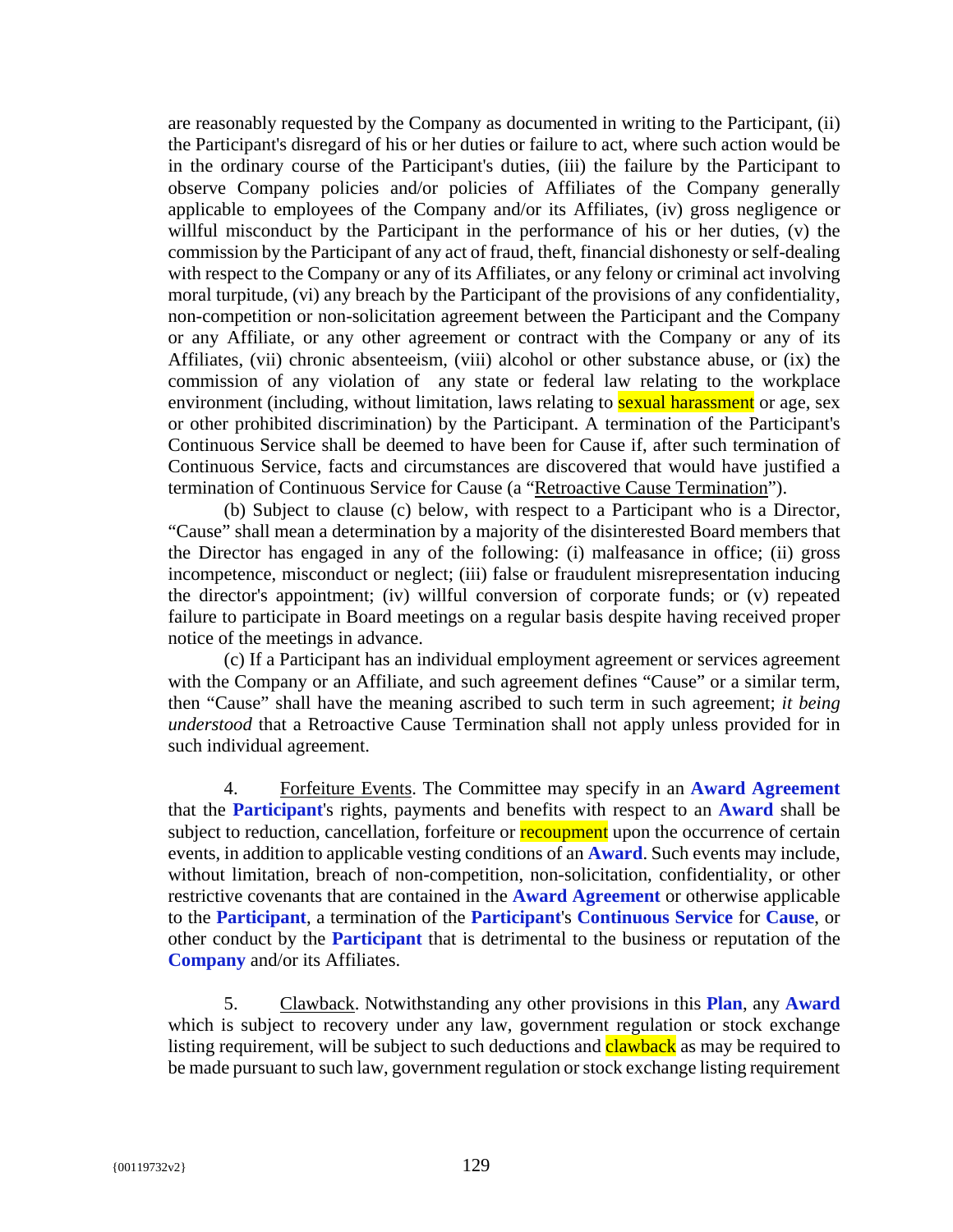are reasonably requested by the Company as documented in writing to the Participant, (ii) the Participant's disregard of his or her duties or failure to act, where such action would be in the ordinary course of the Participant's duties, (iii) the failure by the Participant to observe Company policies and/or policies of Affiliates of the Company generally applicable to employees of the Company and/or its Affiliates, (iv) gross negligence or willful misconduct by the Participant in the performance of his or her duties, (v) the commission by the Participant of any act of fraud, theft, financial dishonesty or self-dealing with respect to the Company or any of its Affiliates, or any felony or criminal act involving moral turpitude, (vi) any breach by the Participant of the provisions of any confidentiality, non-competition or non-solicitation agreement between the Participant and the Company or any Affiliate, or any other agreement or contract with the Company or any of its Affiliates, (vii) chronic absenteeism, (viii) alcohol or other substance abuse, or (ix) the commission of any violation of any state or federal law relating to the workplace environment (including, without limitation, laws relating to sexual harassment or age, sex or other prohibited discrimination) by the Participant. A termination of the Participant's Continuous Service shall be deemed to have been for Cause if, after such termination of Continuous Service, facts and circumstances are discovered that would have justified a termination of Continuous Service for Cause (a "Retroactive Cause Termination").

(b) Subject to clause (c) below, with respect to a Participant who is a Director, "Cause" shall mean a determination by a majority of the disinterested Board members that the Director has engaged in any of the following: (i) malfeasance in office; (ii) gross incompetence, misconduct or neglect; (iii) false or fraudulent misrepresentation inducing the director's appointment; (iv) willful conversion of corporate funds; or (v) repeated failure to participate in Board meetings on a regular basis despite having received proper notice of the meetings in advance.

(c) If a Participant has an individual employment agreement or services agreement with the Company or an Affiliate, and such agreement defines "Cause" or a similar term, then "Cause" shall have the meaning ascribed to such term in such agreement; *it being understood* that a Retroactive Cause Termination shall not apply unless provided for in such individual agreement.

4. Forfeiture Events. The Committee may specify in an **Award Agreement** that the **Participant**'s rights, payments and benefits with respect to an **Award** shall be subject to reduction, cancellation, forfeiture or recoupment upon the occurrence of certain events, in addition to applicable vesting conditions of an **Award**. Such events may include, without limitation, breach of non-competition, non-solicitation, confidentiality, or other restrictive covenants that are contained in the **Award Agreement** or otherwise applicable to the **Participant**, a termination of the **Participant**'s **Continuous Service** for **Cause**, or other conduct by the **Participant** that is detrimental to the business or reputation of the **Company** and/or its Affiliates.

5. Clawback. Notwithstanding any other provisions in this **Plan**, any **Award** which is subject to recovery under any law, government regulation or stock exchange listing requirement, will be subject to such deductions and clawback as may be required to be made pursuant to such law, government regulation or stock exchange listing requirement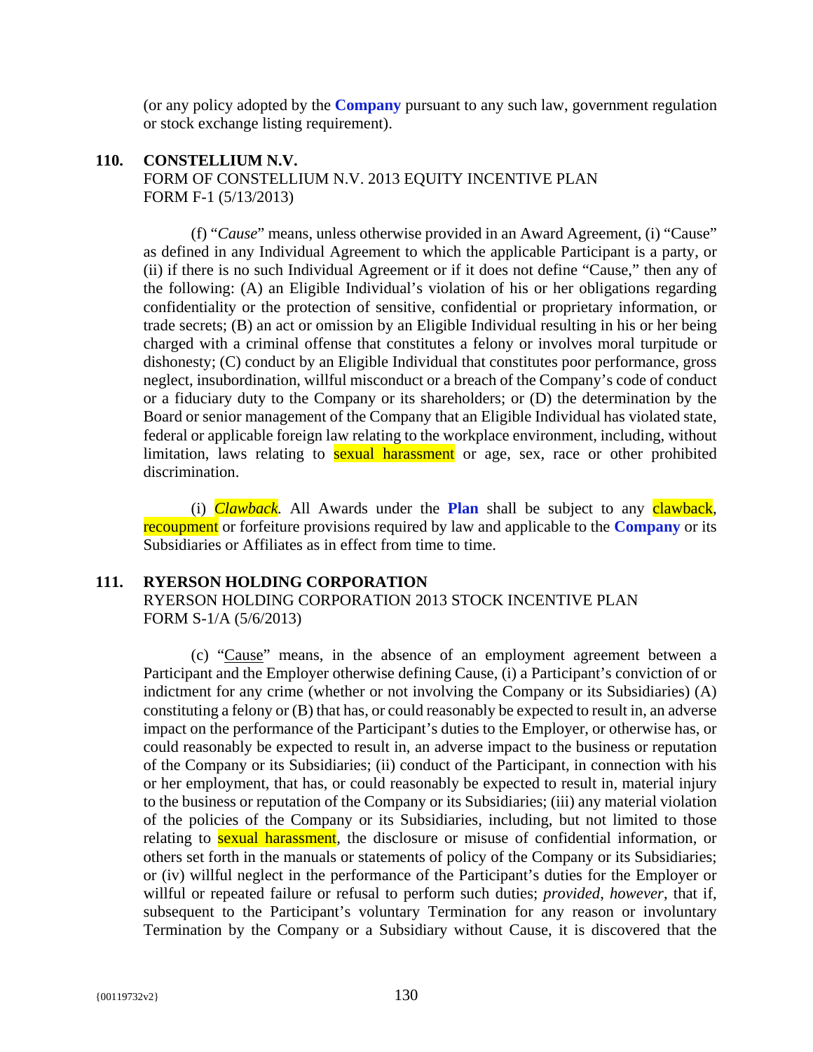(or any policy adopted by the **Company** pursuant to any such law, government regulation or stock exchange listing requirement).

**110. CONSTELLIUM N.V.**
FORM OF CONSTELLIUM N.V. 2013 EQUITY INCENTIVE PLAN
FORM F-1 (5/13/2013)

(f) "*Cause*" means, unless otherwise provided in an Award Agreement, (i) "Cause" as defined in any Individual Agreement to which the applicable Participant is a party, or (ii) if there is no such Individual Agreement or if it does not define "Cause," then any of the following: (A) an Eligible Individual's violation of his or her obligations regarding confidentiality or the protection of sensitive, confidential or proprietary information, or trade secrets; (B) an act or omission by an Eligible Individual resulting in his or her being charged with a criminal offense that constitutes a felony or involves moral turpitude or dishonesty; (C) conduct by an Eligible Individual that constitutes poor performance, gross neglect, insubordination, willful misconduct or a breach of the Company's code of conduct or a fiduciary duty to the Company or its shareholders; or (D) the determination by the Board or senior management of the Company that an Eligible Individual has violated state, federal or applicable foreign law relating to the workplace environment, including, without limitation, laws relating to sexual harassment or age, sex, race or other prohibited discrimination.

(i) *Clawback*. All Awards under the **Plan** shall be subject to any clawback, recoupment or forfeiture provisions required by law and applicable to the **Company** or its Subsidiaries or Affiliates as in effect from time to time.

**111. RYERSON HOLDING CORPORATION**
RYERSON HOLDING CORPORATION 2013 STOCK INCENTIVE PLAN
FORM S-1/A (5/6/2013)

(c) "Cause" means, in the absence of an employment agreement between a Participant and the Employer otherwise defining Cause, (i) a Participant's conviction of or indictment for any crime (whether or not involving the Company or its Subsidiaries) (A) constituting a felony or (B) that has, or could reasonably be expected to result in, an adverse impact on the performance of the Participant's duties to the Employer, or otherwise has, or could reasonably be expected to result in, an adverse impact to the business or reputation of the Company or its Subsidiaries; (ii) conduct of the Participant, in connection with his or her employment, that has, or could reasonably be expected to result in, material injury to the business or reputation of the Company or its Subsidiaries; (iii) any material violation of the policies of the Company or its Subsidiaries, including, but not limited to those relating to sexual harassment, the disclosure or misuse of confidential information, or others set forth in the manuals or statements of policy of the Company or its Subsidiaries; or (iv) willful neglect in the performance of the Participant's duties for the Employer or willful or repeated failure or refusal to perform such duties; *provided*, *however*, that if, subsequent to the Participant's voluntary Termination for any reason or involuntary Termination by the Company or a Subsidiary without Cause, it is discovered that the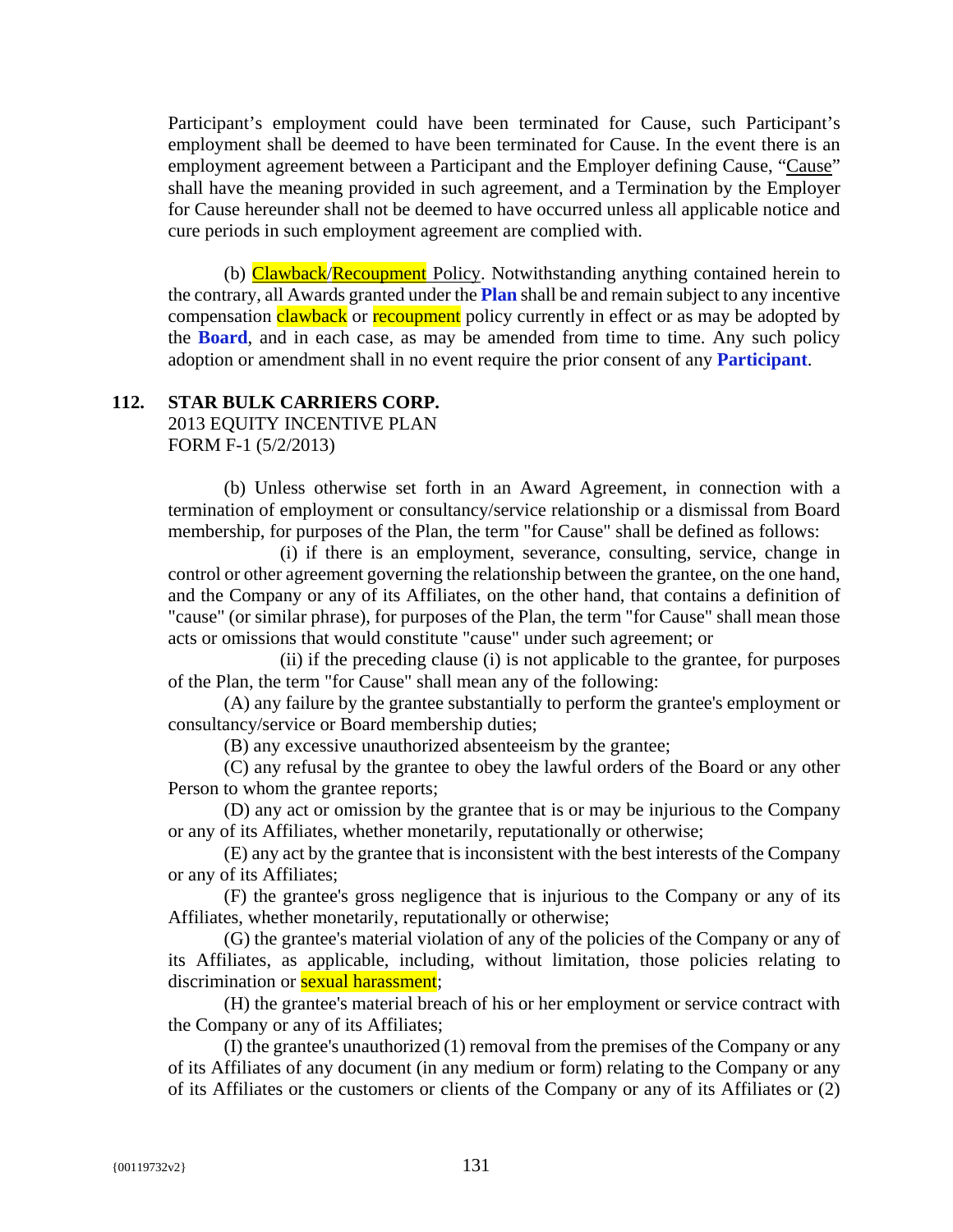Participant's employment could have been terminated for Cause, such Participant's employment shall be deemed to have been terminated for Cause. In the event there is an employment agreement between a Participant and the Employer defining Cause, "Cause" shall have the meaning provided in such agreement, and a Termination by the Employer for Cause hereunder shall not be deemed to have occurred unless all applicable notice and cure periods in such employment agreement are complied with.

(b) Clawback/Recoupment Policy. Notwithstanding anything contained herein to the contrary, all Awards granted under the **Plan** shall be and remain subject to any incentive compensation clawback or recoupment policy currently in effect or as may be adopted by the **Board**, and in each case, as may be amended from time to time. Any such policy adoption or amendment shall in no event require the prior consent of any **Participant**.

**112. STAR BULK CARRIERS CORP.**
2013 EQUITY INCENTIVE PLAN
FORM F-1 (5/2/2013)

(b) Unless otherwise set forth in an Award Agreement, in connection with a termination of employment or consultancy/service relationship or a dismissal from Board membership, for purposes of the Plan, the term "for Cause" shall be defined as follows:

(i) if there is an employment, severance, consulting, service, change in control or other agreement governing the relationship between the grantee, on the one hand, and the Company or any of its Affiliates, on the other hand, that contains a definition of "cause" (or similar phrase), for purposes of the Plan, the term "for Cause" shall mean those acts or omissions that would constitute "cause" under such agreement; or

(ii) if the preceding clause (i) is not applicable to the grantee, for purposes of the Plan, the term "for Cause" shall mean any of the following:

(A) any failure by the grantee substantially to perform the grantee's employment or consultancy/service or Board membership duties;

(B) any excessive unauthorized absenteeism by the grantee;

(C) any refusal by the grantee to obey the lawful orders of the Board or any other Person to whom the grantee reports;

(D) any act or omission by the grantee that is or may be injurious to the Company or any of its Affiliates, whether monetarily, reputationally or otherwise;

(E) any act by the grantee that is inconsistent with the best interests of the Company or any of its Affiliates;

(F) the grantee's gross negligence that is injurious to the Company or any of its Affiliates, whether monetarily, reputationally or otherwise;

(G) the grantee's material violation of any of the policies of the Company or any of its Affiliates, as applicable, including, without limitation, those policies relating to discrimination or sexual harassment;

(H) the grantee's material breach of his or her employment or service contract with the Company or any of its Affiliates;

(I) the grantee's unauthorized (1) removal from the premises of the Company or any of its Affiliates of any document (in any medium or form) relating to the Company or any of its Affiliates or the customers or clients of the Company or any of its Affiliates or (2)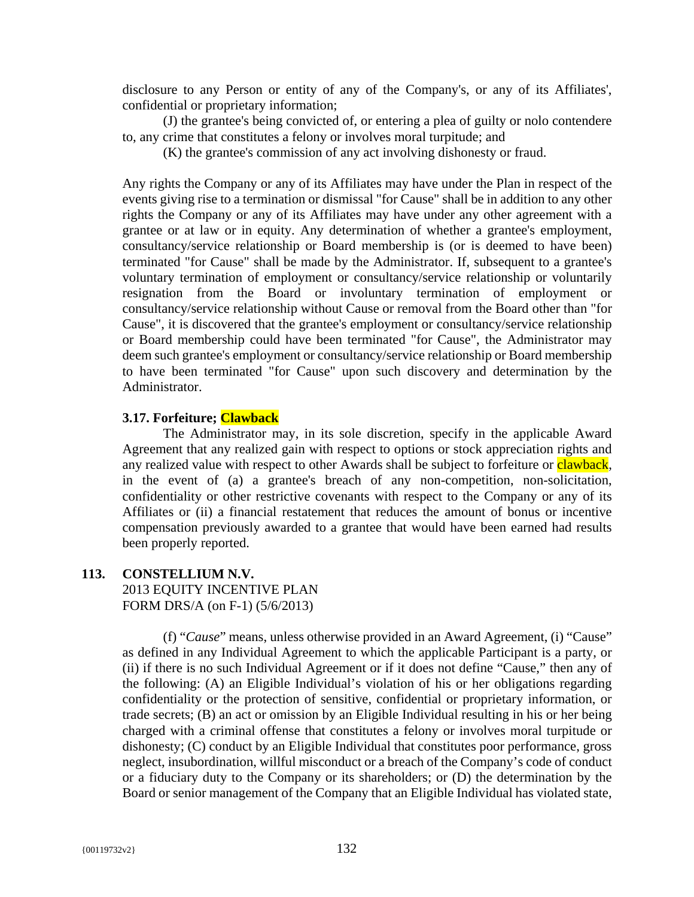disclosure to any Person or entity of any of the Company's, or any of its Affiliates', confidential or proprietary information;

(J) the grantee's being convicted of, or entering a plea of guilty or nolo contendere to, any crime that constitutes a felony or involves moral turpitude; and

(K) the grantee's commission of any act involving dishonesty or fraud.

Any rights the Company or any of its Affiliates may have under the Plan in respect of the events giving rise to a termination or dismissal "for Cause" shall be in addition to any other rights the Company or any of its Affiliates may have under any other agreement with a grantee or at law or in equity. Any determination of whether a grantee's employment, consultancy/service relationship or Board membership is (or is deemed to have been) terminated "for Cause" shall be made by the Administrator. If, subsequent to a grantee's voluntary termination of employment or consultancy/service relationship or voluntarily resignation from the Board or involuntary termination of employment or consultancy/service relationship without Cause or removal from the Board other than "for Cause", it is discovered that the grantee's employment or consultancy/service relationship or Board membership could have been terminated "for Cause", the Administrator may deem such grantee's employment or consultancy/service relationship or Board membership to have been terminated "for Cause" upon such discovery and determination by the Administrator.

**3.17. Forfeiture; Clawback**

The Administrator may, in its sole discretion, specify in the applicable Award Agreement that any realized gain with respect to options or stock appreciation rights and any realized value with respect to other Awards shall be subject to forfeiture or clawback, in the event of (a) a grantee's breach of any non-competition, non-solicitation, confidentiality or other restrictive covenants with respect to the Company or any of its Affiliates or (ii) a financial restatement that reduces the amount of bonus or incentive compensation previously awarded to a grantee that would have been earned had results been properly reported.

**113. CONSTELLIUM N.V.**

2013 EQUITY INCENTIVE PLAN
FORM DRS/A (on F-1) (5/6/2013)

(f) "*Cause*" means, unless otherwise provided in an Award Agreement, (i) "Cause" as defined in any Individual Agreement to which the applicable Participant is a party, or (ii) if there is no such Individual Agreement or if it does not define "Cause," then any of the following: (A) an Eligible Individual's violation of his or her obligations regarding confidentiality or the protection of sensitive, confidential or proprietary information, or trade secrets; (B) an act or omission by an Eligible Individual resulting in his or her being charged with a criminal offense that constitutes a felony or involves moral turpitude or dishonesty; (C) conduct by an Eligible Individual that constitutes poor performance, gross neglect, insubordination, willful misconduct or a breach of the Company's code of conduct or a fiduciary duty to the Company or its shareholders; or (D) the determination by the Board or senior management of the Company that an Eligible Individual has violated state,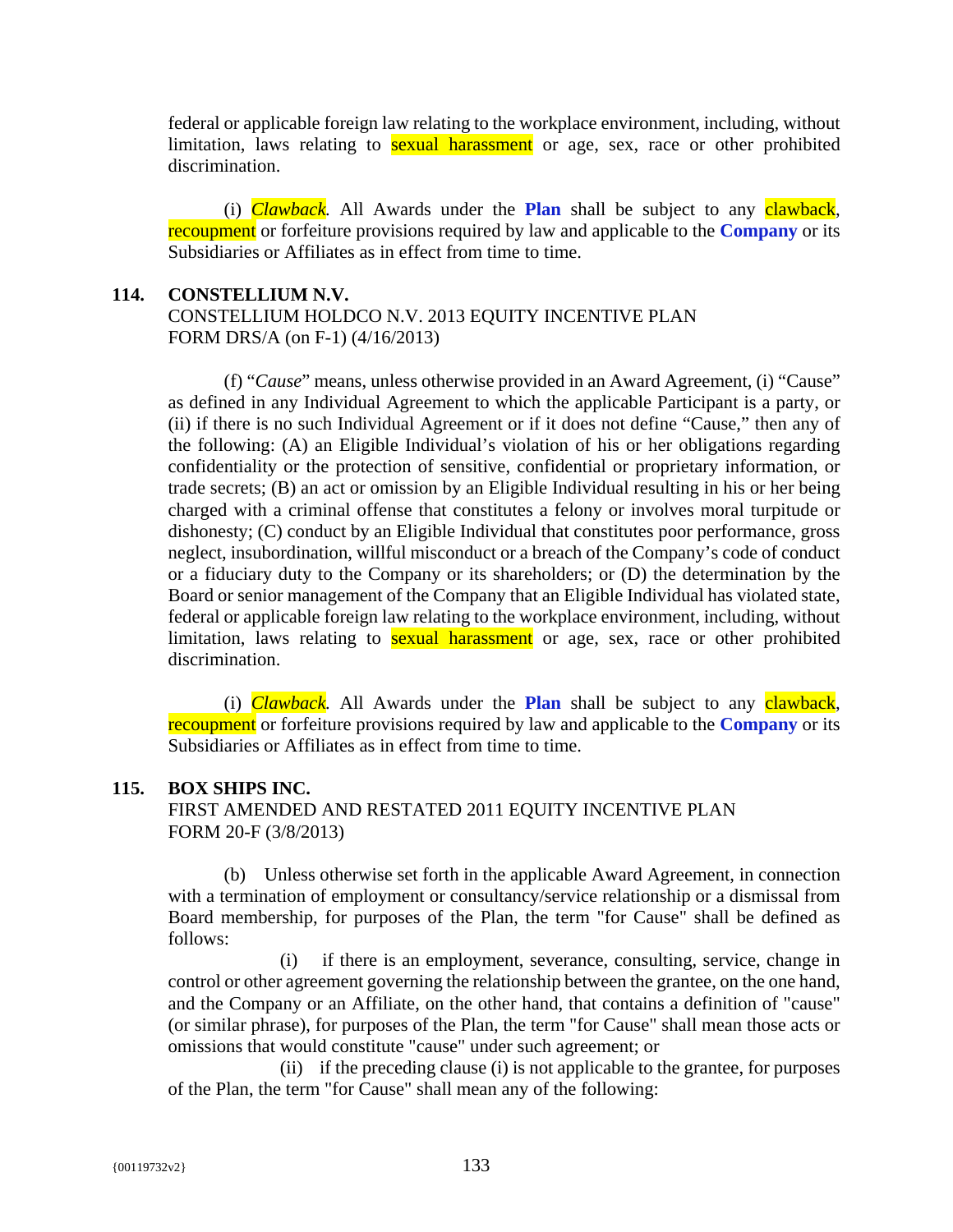federal or applicable foreign law relating to the workplace environment, including, without limitation, laws relating to sexual harassment or age, sex, race or other prohibited discrimination.

(i) *Clawback*. All Awards under the **Plan** shall be subject to any clawback, recoupment or forfeiture provisions required by law and applicable to the **Company** or its Subsidiaries or Affiliates as in effect from time to time.

**114. CONSTELLIUM N.V.**
CONSTELLIUM HOLDCO N.V. 2013 EQUITY INCENTIVE PLAN
FORM DRS/A (on F-1) (4/16/2013)

(f) "*Cause*" means, unless otherwise provided in an Award Agreement, (i) "Cause" as defined in any Individual Agreement to which the applicable Participant is a party, or (ii) if there is no such Individual Agreement or if it does not define "Cause," then any of the following: (A) an Eligible Individual's violation of his or her obligations regarding confidentiality or the protection of sensitive, confidential or proprietary information, or trade secrets; (B) an act or omission by an Eligible Individual resulting in his or her being charged with a criminal offense that constitutes a felony or involves moral turpitude or dishonesty; (C) conduct by an Eligible Individual that constitutes poor performance, gross neglect, insubordination, willful misconduct or a breach of the Company's code of conduct or a fiduciary duty to the Company or its shareholders; or (D) the determination by the Board or senior management of the Company that an Eligible Individual has violated state, federal or applicable foreign law relating to the workplace environment, including, without limitation, laws relating to sexual harassment or age, sex, race or other prohibited discrimination.

(i) *Clawback*. All Awards under the **Plan** shall be subject to any clawback, recoupment or forfeiture provisions required by law and applicable to the **Company** or its Subsidiaries or Affiliates as in effect from time to time.

**115. BOX SHIPS INC.**
FIRST AMENDED AND RESTATED 2011 EQUITY INCENTIVE PLAN
FORM 20-F (3/8/2013)

(b) Unless otherwise set forth in the applicable Award Agreement, in connection with a termination of employment or consultancy/service relationship or a dismissal from Board membership, for purposes of the Plan, the term "for Cause" shall be defined as follows:

(i) if there is an employment, severance, consulting, service, change in control or other agreement governing the relationship between the grantee, on the one hand, and the Company or an Affiliate, on the other hand, that contains a definition of "cause" (or similar phrase), for purposes of the Plan, the term "for Cause" shall mean those acts or omissions that would constitute "cause" under such agreement; or

(ii) if the preceding clause (i) is not applicable to the grantee, for purposes of the Plan, the term "for Cause" shall mean any of the following: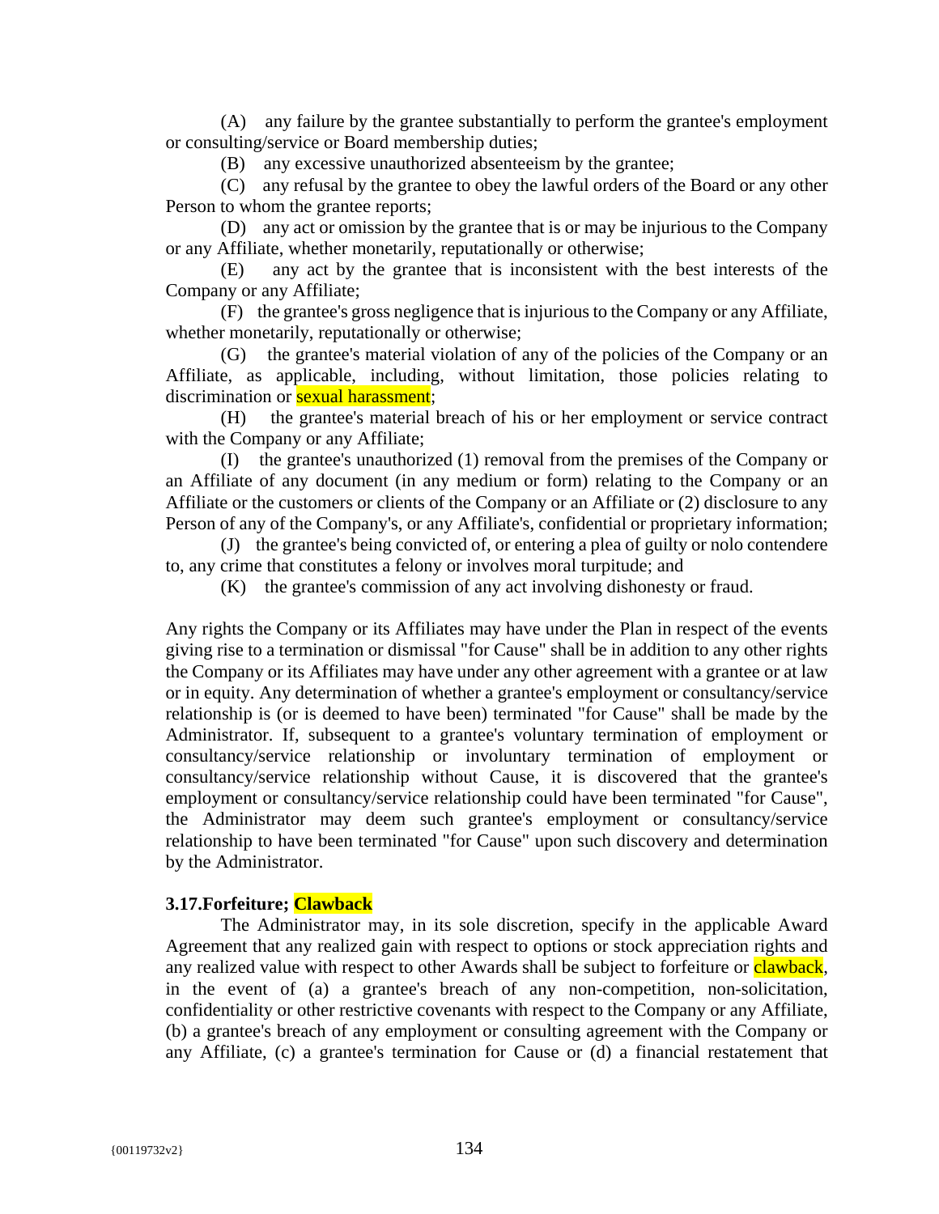(A) any failure by the grantee substantially to perform the grantee's employment or consulting/service or Board membership duties;

(B) any excessive unauthorized absenteeism by the grantee;

(C) any refusal by the grantee to obey the lawful orders of the Board or any other Person to whom the grantee reports;

(D) any act or omission by the grantee that is or may be injurious to the Company or any Affiliate, whether monetarily, reputationally or otherwise;

(E) any act by the grantee that is inconsistent with the best interests of the Company or any Affiliate;

(F) the grantee's gross negligence that is injurious to the Company or any Affiliate, whether monetarily, reputationally or otherwise;

(G) the grantee's material violation of any of the policies of the Company or an Affiliate, as applicable, including, without limitation, those policies relating to discrimination or sexual harassment;

(H) the grantee's material breach of his or her employment or service contract with the Company or any Affiliate;

(I) the grantee's unauthorized (1) removal from the premises of the Company or an Affiliate of any document (in any medium or form) relating to the Company or an Affiliate or the customers or clients of the Company or an Affiliate or (2) disclosure to any Person of any of the Company's, or any Affiliate's, confidential or proprietary information;

(J) the grantee's being convicted of, or entering a plea of guilty or nolo contendere to, any crime that constitutes a felony or involves moral turpitude; and

(K) the grantee's commission of any act involving dishonesty or fraud.

Any rights the Company or its Affiliates may have under the Plan in respect of the events giving rise to a termination or dismissal "for Cause" shall be in addition to any other rights the Company or its Affiliates may have under any other agreement with a grantee or at law or in equity. Any determination of whether a grantee's employment or consultancy/service relationship is (or is deemed to have been) terminated "for Cause" shall be made by the Administrator. If, subsequent to a grantee's voluntary termination of employment or consultancy/service relationship or involuntary termination of employment or consultancy/service relationship without Cause, it is discovered that the grantee's employment or consultancy/service relationship could have been terminated "for Cause", the Administrator may deem such grantee's employment or consultancy/service relationship to have been terminated "for Cause" upon such discovery and determination by the Administrator.

**3.17.Forfeiture; Clawback**

The Administrator may, in its sole discretion, specify in the applicable Award Agreement that any realized gain with respect to options or stock appreciation rights and any realized value with respect to other Awards shall be subject to forfeiture or clawback, in the event of (a) a grantee's breach of any non-competition, non-solicitation, confidentiality or other restrictive covenants with respect to the Company or any Affiliate, (b) a grantee's breach of any employment or consulting agreement with the Company or any Affiliate, (c) a grantee's termination for Cause or (d) a financial restatement that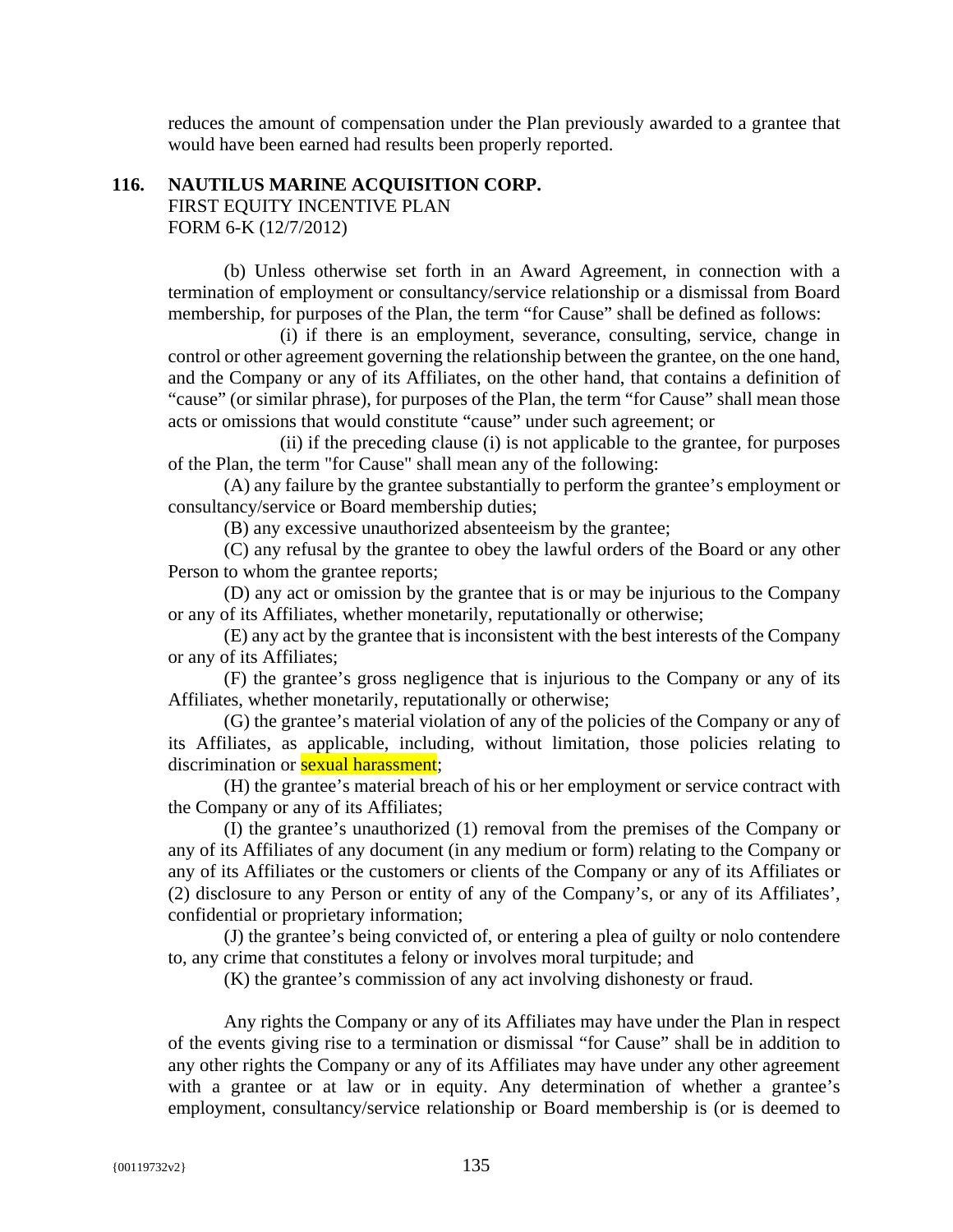reduces the amount of compensation under the Plan previously awarded to a grantee that would have been earned had results been properly reported.

## 116. NAUTILUS MARINE ACQUISITION CORP.

FIRST EQUITY INCENTIVE PLAN
FORM 6-K (12/7/2012)

(b) Unless otherwise set forth in an Award Agreement, in connection with a termination of employment or consultancy/service relationship or a dismissal from Board membership, for purposes of the Plan, the term "for Cause" shall be defined as follows:

(i) if there is an employment, severance, consulting, service, change in control or other agreement governing the relationship between the grantee, on the one hand, and the Company or any of its Affiliates, on the other hand, that contains a definition of "cause" (or similar phrase), for purposes of the Plan, the term "for Cause" shall mean those acts or omissions that would constitute "cause" under such agreement; or

(ii) if the preceding clause (i) is not applicable to the grantee, for purposes of the Plan, the term "for Cause" shall mean any of the following:

(A) any failure by the grantee substantially to perform the grantee's employment or consultancy/service or Board membership duties;

(B) any excessive unauthorized absenteeism by the grantee;

(C) any refusal by the grantee to obey the lawful orders of the Board or any other Person to whom the grantee reports;

(D) any act or omission by the grantee that is or may be injurious to the Company or any of its Affiliates, whether monetarily, reputationally or otherwise;

(E) any act by the grantee that is inconsistent with the best interests of the Company or any of its Affiliates;

(F) the grantee's gross negligence that is injurious to the Company or any of its Affiliates, whether monetarily, reputationally or otherwise;

(G) the grantee's material violation of any of the policies of the Company or any of its Affiliates, as applicable, including, without limitation, those policies relating to discrimination or sexual harassment;

(H) the grantee's material breach of his or her employment or service contract with the Company or any of its Affiliates;

(I) the grantee's unauthorized (1) removal from the premises of the Company or any of its Affiliates of any document (in any medium or form) relating to the Company or any of its Affiliates or the customers or clients of the Company or any of its Affiliates or (2) disclosure to any Person or entity of any of the Company's, or any of its Affiliates', confidential or proprietary information;

(J) the grantee's being convicted of, or entering a plea of guilty or nolo contendere to, any crime that constitutes a felony or involves moral turpitude; and

(K) the grantee's commission of any act involving dishonesty or fraud.

Any rights the Company or any of its Affiliates may have under the Plan in respect of the events giving rise to a termination or dismissal "for Cause" shall be in addition to any other rights the Company or any of its Affiliates may have under any other agreement with a grantee or at law or in equity. Any determination of whether a grantee's employment, consultancy/service relationship or Board membership is (or is deemed to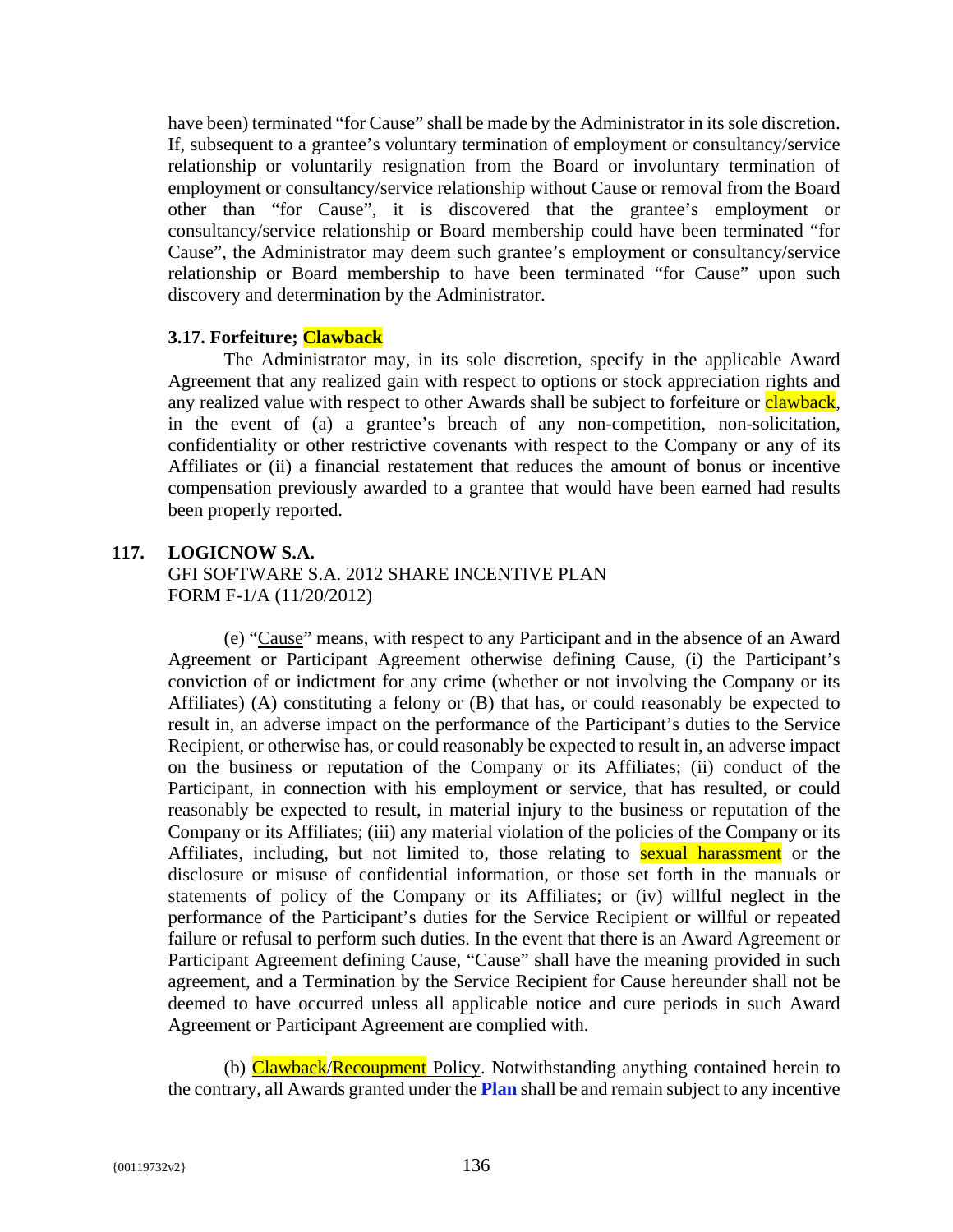have been) terminated "for Cause" shall be made by the Administrator in its sole discretion. If, subsequent to a grantee's voluntary termination of employment or consultancy/service relationship or voluntarily resignation from the Board or involuntary termination of employment or consultancy/service relationship without Cause or removal from the Board other than "for Cause", it is discovered that the grantee's employment or consultancy/service relationship or Board membership could have been terminated "for Cause", the Administrator may deem such grantee's employment or consultancy/service relationship or Board membership to have been terminated "for Cause" upon such discovery and determination by the Administrator.

**3.17. Forfeiture; Clawback**

The Administrator may, in its sole discretion, specify in the applicable Award Agreement that any realized gain with respect to options or stock appreciation rights and any realized value with respect to other Awards shall be subject to forfeiture or clawback, in the event of (a) a grantee's breach of any non-competition, non-solicitation, confidentiality or other restrictive covenants with respect to the Company or any of its Affiliates or (ii) a financial restatement that reduces the amount of bonus or incentive compensation previously awarded to a grantee that would have been earned had results been properly reported.

**117. LOGICNOW S.A.**

GFI SOFTWARE S.A. 2012 SHARE INCENTIVE PLAN
FORM F-1/A (11/20/2012)

(e) "Cause" means, with respect to any Participant and in the absence of an Award Agreement or Participant Agreement otherwise defining Cause, (i) the Participant's conviction of or indictment for any crime (whether or not involving the Company or its Affiliates) (A) constituting a felony or (B) that has, or could reasonably be expected to result in, an adverse impact on the performance of the Participant's duties to the Service Recipient, or otherwise has, or could reasonably be expected to result in, an adverse impact on the business or reputation of the Company or its Affiliates; (ii) conduct of the Participant, in connection with his employment or service, that has resulted, or could reasonably be expected to result, in material injury to the business or reputation of the Company or its Affiliates; (iii) any material violation of the policies of the Company or its Affiliates, including, but not limited to, those relating to sexual harassment or the disclosure or misuse of confidential information, or those set forth in the manuals or statements of policy of the Company or its Affiliates; or (iv) willful neglect in the performance of the Participant's duties for the Service Recipient or willful or repeated failure or refusal to perform such duties. In the event that there is an Award Agreement or Participant Agreement defining Cause, "Cause" shall have the meaning provided in such agreement, and a Termination by the Service Recipient for Cause hereunder shall not be deemed to have occurred unless all applicable notice and cure periods in such Award Agreement or Participant Agreement are complied with.

(b) Clawback/Recoupment Policy. Notwithstanding anything contained herein to the contrary, all Awards granted under the **Plan** shall be and remain subject to any incentive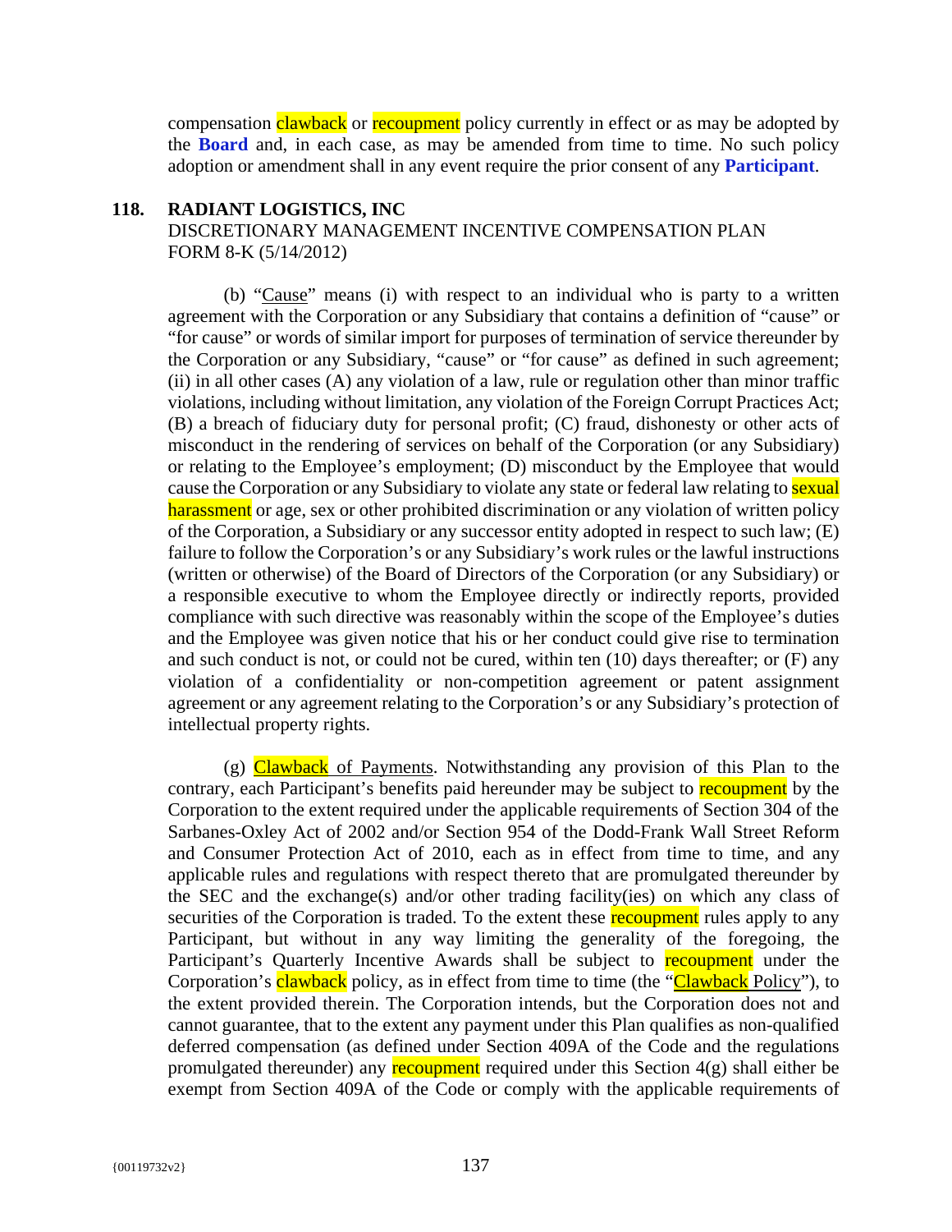compensation clawback or recoupment policy currently in effect or as may be adopted by the **Board** and, in each case, as may be amended from time to time. No such policy adoption or amendment shall in any event require the prior consent of any **Participant**.

**118. RADIANT LOGISTICS, INC**
DISCRETIONARY MANAGEMENT INCENTIVE COMPENSATION PLAN
FORM 8-K (5/14/2012)

(b) "Cause" means (i) with respect to an individual who is party to a written agreement with the Corporation or any Subsidiary that contains a definition of "cause" or "for cause" or words of similar import for purposes of termination of service thereunder by the Corporation or any Subsidiary, "cause" or "for cause" as defined in such agreement; (ii) in all other cases (A) any violation of a law, rule or regulation other than minor traffic violations, including without limitation, any violation of the Foreign Corrupt Practices Act; (B) a breach of fiduciary duty for personal profit; (C) fraud, dishonesty or other acts of misconduct in the rendering of services on behalf of the Corporation (or any Subsidiary) or relating to the Employee's employment; (D) misconduct by the Employee that would cause the Corporation or any Subsidiary to violate any state or federal law relating to sexual harassment or age, sex or other prohibited discrimination or any violation of written policy of the Corporation, a Subsidiary or any successor entity adopted in respect to such law; (E) failure to follow the Corporation's or any Subsidiary's work rules or the lawful instructions (written or otherwise) of the Board of Directors of the Corporation (or any Subsidiary) or a responsible executive to whom the Employee directly or indirectly reports, provided compliance with such directive was reasonably within the scope of the Employee's duties and the Employee was given notice that his or her conduct could give rise to termination and such conduct is not, or could not be cured, within ten (10) days thereafter; or (F) any violation of a confidentiality or non-competition agreement or patent assignment agreement or any agreement relating to the Corporation's or any Subsidiary's protection of intellectual property rights.

(g) Clawback of Payments. Notwithstanding any provision of this Plan to the contrary, each Participant's benefits paid hereunder may be subject to recoupment by the Corporation to the extent required under the applicable requirements of Section 304 of the Sarbanes-Oxley Act of 2002 and/or Section 954 of the Dodd-Frank Wall Street Reform and Consumer Protection Act of 2010, each as in effect from time to time, and any applicable rules and regulations with respect thereto that are promulgated thereunder by the SEC and the exchange(s) and/or other trading facility(ies) on which any class of securities of the Corporation is traded. To the extent these recoupment rules apply to any Participant, but without in any way limiting the generality of the foregoing, the Participant's Quarterly Incentive Awards shall be subject to recoupment under the Corporation's clawback policy, as in effect from time to time (the "Clawback Policy"), to the extent provided therein. The Corporation intends, but the Corporation does not and cannot guarantee, that to the extent any payment under this Plan qualifies as non-qualified deferred compensation (as defined under Section 409A of the Code and the regulations promulgated thereunder) any recoupment required under this Section 4(g) shall either be exempt from Section 409A of the Code or comply with the applicable requirements of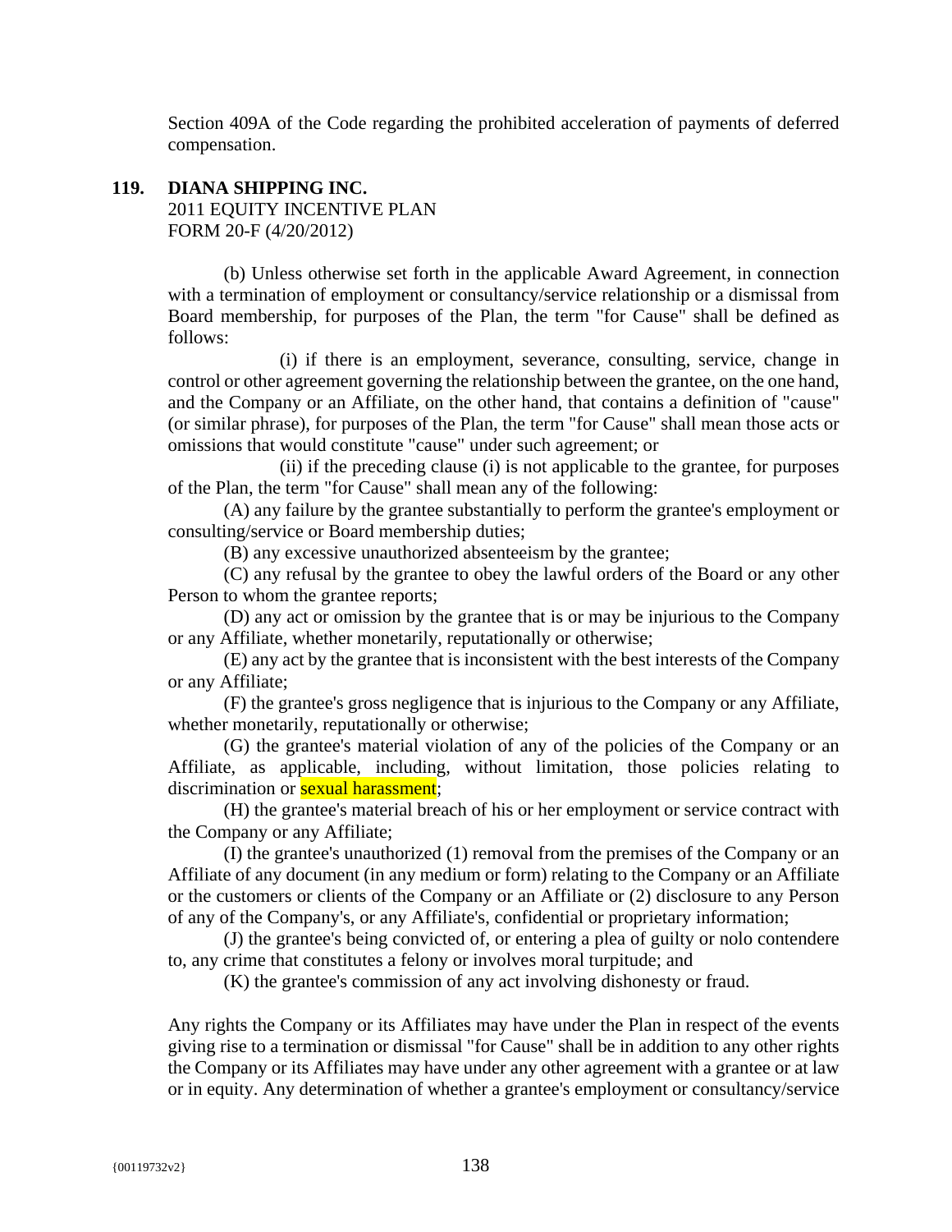Section 409A of the Code regarding the prohibited acceleration of payments of deferred compensation.

**119. DIANA SHIPPING INC.**
2011 EQUITY INCENTIVE PLAN
FORM 20-F (4/20/2012)

(b) Unless otherwise set forth in the applicable Award Agreement, in connection with a termination of employment or consultancy/service relationship or a dismissal from Board membership, for purposes of the Plan, the term "for Cause" shall be defined as follows:

(i) if there is an employment, severance, consulting, service, change in control or other agreement governing the relationship between the grantee, on the one hand, and the Company or an Affiliate, on the other hand, that contains a definition of "cause" (or similar phrase), for purposes of the Plan, the term "for Cause" shall mean those acts or omissions that would constitute "cause" under such agreement; or

(ii) if the preceding clause (i) is not applicable to the grantee, for purposes of the Plan, the term "for Cause" shall mean any of the following:

(A) any failure by the grantee substantially to perform the grantee's employment or consulting/service or Board membership duties;

(B) any excessive unauthorized absenteeism by the grantee;

(C) any refusal by the grantee to obey the lawful orders of the Board or any other Person to whom the grantee reports;

(D) any act or omission by the grantee that is or may be injurious to the Company or any Affiliate, whether monetarily, reputationally or otherwise;

(E) any act by the grantee that is inconsistent with the best interests of the Company or any Affiliate;

(F) the grantee's gross negligence that is injurious to the Company or any Affiliate, whether monetarily, reputationally or otherwise;

(G) the grantee's material violation of any of the policies of the Company or an Affiliate, as applicable, including, without limitation, those policies relating to discrimination or sexual harassment;

(H) the grantee's material breach of his or her employment or service contract with the Company or any Affiliate;

(I) the grantee's unauthorized (1) removal from the premises of the Company or an Affiliate of any document (in any medium or form) relating to the Company or an Affiliate or the customers or clients of the Company or an Affiliate or (2) disclosure to any Person of any of the Company's, or any Affiliate's, confidential or proprietary information;

(J) the grantee's being convicted of, or entering a plea of guilty or nolo contendere to, any crime that constitutes a felony or involves moral turpitude; and

(K) the grantee's commission of any act involving dishonesty or fraud.

Any rights the Company or its Affiliates may have under the Plan in respect of the events giving rise to a termination or dismissal "for Cause" shall be in addition to any other rights the Company or its Affiliates may have under any other agreement with a grantee or at law or in equity. Any determination of whether a grantee's employment or consultancy/service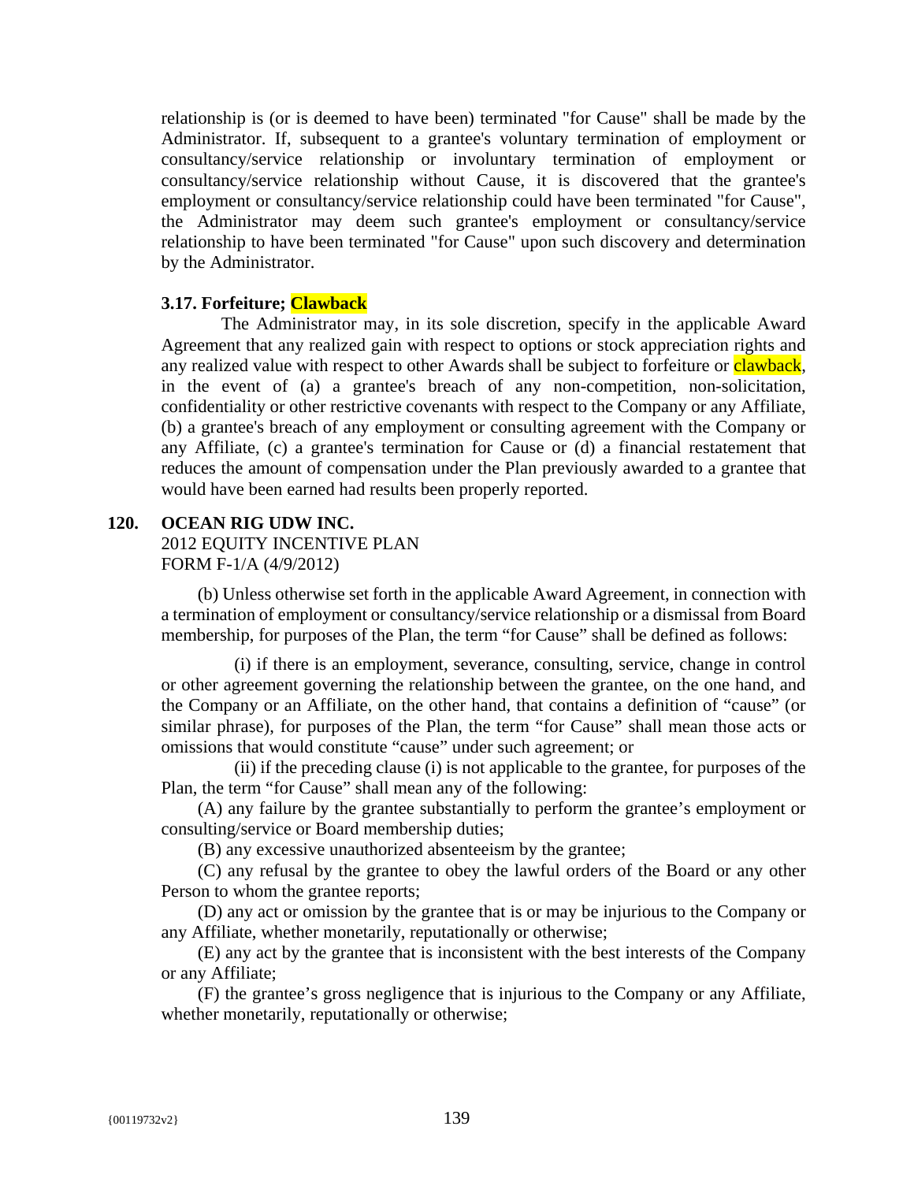relationship is (or is deemed to have been) terminated "for Cause" shall be made by the Administrator. If, subsequent to a grantee's voluntary termination of employment or consultancy/service relationship or involuntary termination of employment or consultancy/service relationship without Cause, it is discovered that the grantee's employment or consultancy/service relationship could have been terminated "for Cause", the Administrator may deem such grantee's employment or consultancy/service relationship to have been terminated "for Cause" upon such discovery and determination by the Administrator.

**3.17. Forfeiture; Clawback**

The Administrator may, in its sole discretion, specify in the applicable Award Agreement that any realized gain with respect to options or stock appreciation rights and any realized value with respect to other Awards shall be subject to forfeiture or clawback, in the event of (a) a grantee's breach of any non-competition, non-solicitation, confidentiality or other restrictive covenants with respect to the Company or any Affiliate, (b) a grantee's breach of any employment or consulting agreement with the Company or any Affiliate, (c) a grantee's termination for Cause or (d) a financial restatement that reduces the amount of compensation under the Plan previously awarded to a grantee that would have been earned had results been properly reported.

**120. OCEAN RIG UDW INC.**
2012 EQUITY INCENTIVE PLAN
FORM F-1/A (4/9/2012)

(b) Unless otherwise set forth in the applicable Award Agreement, in connection with a termination of employment or consultancy/service relationship or a dismissal from Board membership, for purposes of the Plan, the term "for Cause" shall be defined as follows:

(i) if there is an employment, severance, consulting, service, change in control or other agreement governing the relationship between the grantee, on the one hand, and the Company or an Affiliate, on the other hand, that contains a definition of "cause" (or similar phrase), for purposes of the Plan, the term "for Cause" shall mean those acts or omissions that would constitute "cause" under such agreement; or

(ii) if the preceding clause (i) is not applicable to the grantee, for purposes of the Plan, the term "for Cause" shall mean any of the following:

(A) any failure by the grantee substantially to perform the grantee's employment or consulting/service or Board membership duties;

(B) any excessive unauthorized absenteeism by the grantee;

(C) any refusal by the grantee to obey the lawful orders of the Board or any other Person to whom the grantee reports;

(D) any act or omission by the grantee that is or may be injurious to the Company or any Affiliate, whether monetarily, reputationally or otherwise;

(E) any act by the grantee that is inconsistent with the best interests of the Company or any Affiliate;

(F) the grantee's gross negligence that is injurious to the Company or any Affiliate, whether monetarily, reputationally or otherwise;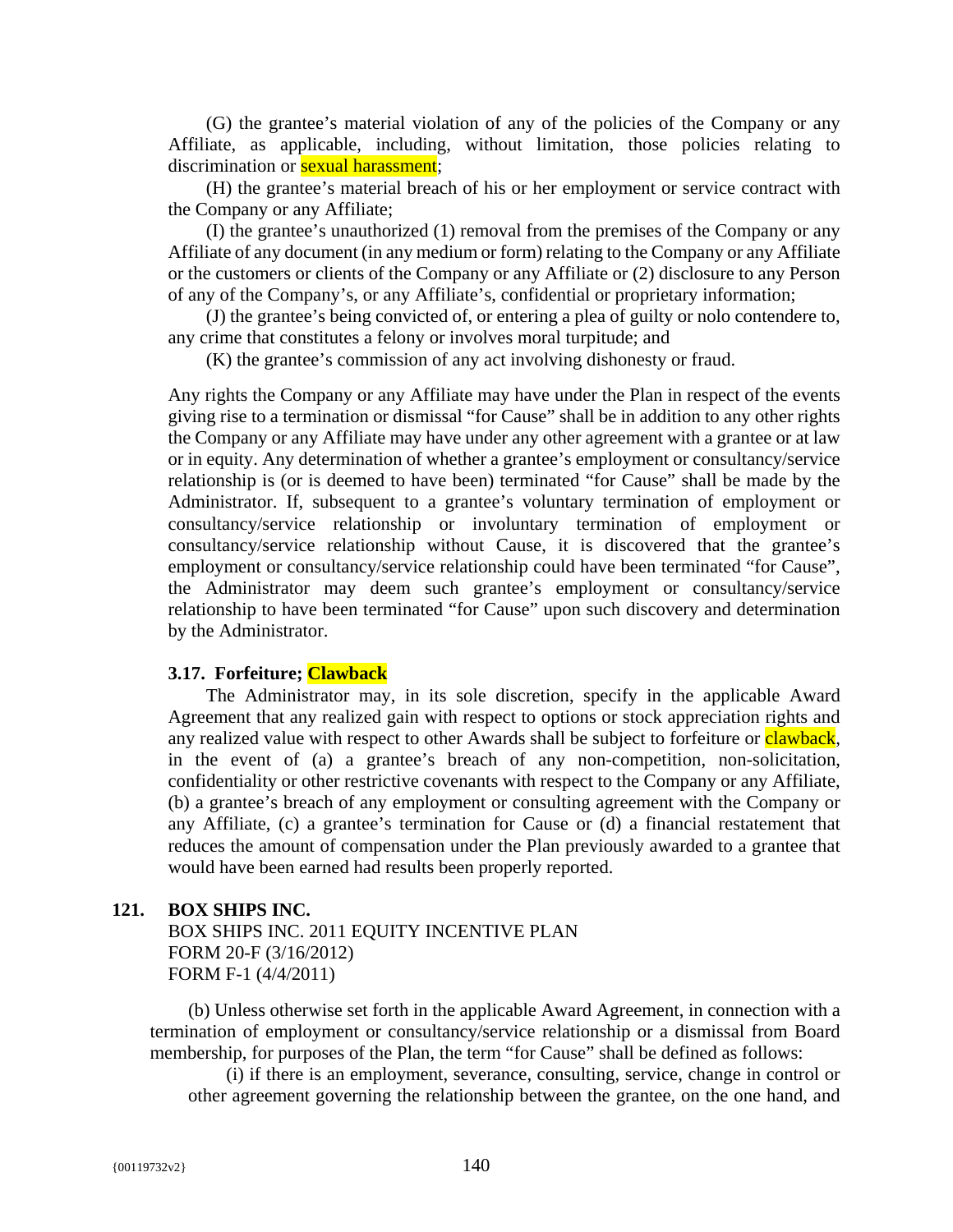(G) the grantee's material violation of any of the policies of the Company or any Affiliate, as applicable, including, without limitation, those policies relating to discrimination or sexual harassment;

(H) the grantee's material breach of his or her employment or service contract with the Company or any Affiliate;

(I) the grantee's unauthorized (1) removal from the premises of the Company or any Affiliate of any document (in any medium or form) relating to the Company or any Affiliate or the customers or clients of the Company or any Affiliate or (2) disclosure to any Person of any of the Company's, or any Affiliate's, confidential or proprietary information;

(J) the grantee's being convicted of, or entering a plea of guilty or nolo contendere to, any crime that constitutes a felony or involves moral turpitude; and

(K) the grantee's commission of any act involving dishonesty or fraud.

Any rights the Company or any Affiliate may have under the Plan in respect of the events giving rise to a termination or dismissal "for Cause" shall be in addition to any other rights the Company or any Affiliate may have under any other agreement with a grantee or at law or in equity. Any determination of whether a grantee's employment or consultancy/service relationship is (or is deemed to have been) terminated "for Cause" shall be made by the Administrator. If, subsequent to a grantee's voluntary termination of employment or consultancy/service relationship or involuntary termination of employment or consultancy/service relationship without Cause, it is discovered that the grantee's employment or consultancy/service relationship could have been terminated "for Cause", the Administrator may deem such grantee's employment or consultancy/service relationship to have been terminated "for Cause" upon such discovery and determination by the Administrator.

**3.17. Forfeiture; Clawback**

The Administrator may, in its sole discretion, specify in the applicable Award Agreement that any realized gain with respect to options or stock appreciation rights and any realized value with respect to other Awards shall be subject to forfeiture or clawback, in the event of (a) a grantee's breach of any non-competition, non-solicitation, confidentiality or other restrictive covenants with respect to the Company or any Affiliate, (b) a grantee's breach of any employment or consulting agreement with the Company or any Affiliate, (c) a grantee's termination for Cause or (d) a financial restatement that reduces the amount of compensation under the Plan previously awarded to a grantee that would have been earned had results been properly reported.

**121. BOX SHIPS INC.**

BOX SHIPS INC. 2011 EQUITY INCENTIVE PLAN
FORM 20-F (3/16/2012)
FORM F-1 (4/4/2011)

(b) Unless otherwise set forth in the applicable Award Agreement, in connection with a termination of employment or consultancy/service relationship or a dismissal from Board membership, for purposes of the Plan, the term "for Cause" shall be defined as follows:

(i) if there is an employment, severance, consulting, service, change in control or other agreement governing the relationship between the grantee, on the one hand, and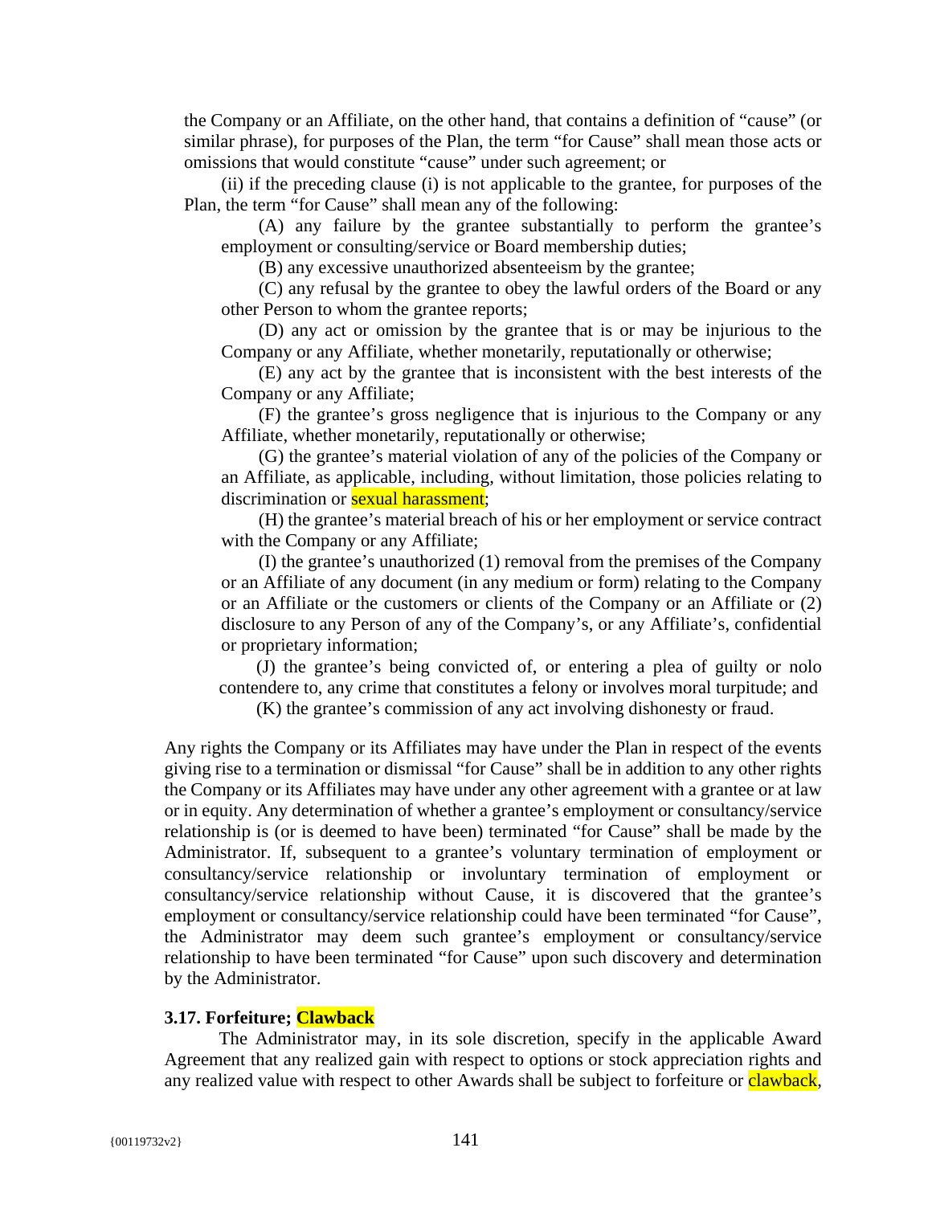the Company or an Affiliate, on the other hand, that contains a definition of "cause" (or similar phrase), for purposes of the Plan, the term "for Cause" shall mean those acts or omissions that would constitute "cause" under such agreement; or

(ii) if the preceding clause (i) is not applicable to the grantee, for purposes of the Plan, the term "for Cause" shall mean any of the following:

(A) any failure by the grantee substantially to perform the grantee's employment or consulting/service or Board membership duties;

(B) any excessive unauthorized absenteeism by the grantee;

(C) any refusal by the grantee to obey the lawful orders of the Board or any other Person to whom the grantee reports;

(D) any act or omission by the grantee that is or may be injurious to the Company or any Affiliate, whether monetarily, reputationally or otherwise;

(E) any act by the grantee that is inconsistent with the best interests of the Company or any Affiliate;

(F) the grantee's gross negligence that is injurious to the Company or any Affiliate, whether monetarily, reputationally or otherwise;

(G) the grantee's material violation of any of the policies of the Company or an Affiliate, as applicable, including, without limitation, those policies relating to discrimination or sexual harassment;

(H) the grantee's material breach of his or her employment or service contract with the Company or any Affiliate;

(I) the grantee's unauthorized (1) removal from the premises of the Company or an Affiliate of any document (in any medium or form) relating to the Company or an Affiliate or the customers or clients of the Company or an Affiliate or (2) disclosure to any Person of any of the Company's, or any Affiliate's, confidential or proprietary information;

(J) the grantee's being convicted of, or entering a plea of guilty or nolo contendere to, any crime that constitutes a felony or involves moral turpitude; and

(K) the grantee's commission of any act involving dishonesty or fraud.

Any rights the Company or its Affiliates may have under the Plan in respect of the events giving rise to a termination or dismissal "for Cause" shall be in addition to any other rights the Company or its Affiliates may have under any other agreement with a grantee or at law or in equity. Any determination of whether a grantee's employment or consultancy/service relationship is (or is deemed to have been) terminated "for Cause" shall be made by the Administrator. If, subsequent to a grantee's voluntary termination of employment or consultancy/service relationship or involuntary termination of employment or consultancy/service relationship without Cause, it is discovered that the grantee's employment or consultancy/service relationship could have been terminated "for Cause", the Administrator may deem such grantee's employment or consultancy/service relationship to have been terminated "for Cause" upon such discovery and determination by the Administrator.

**3.17. Forfeiture; Clawback**

The Administrator may, in its sole discretion, specify in the applicable Award Agreement that any realized gain with respect to options or stock appreciation rights and any realized value with respect to other Awards shall be subject to forfeiture or clawback,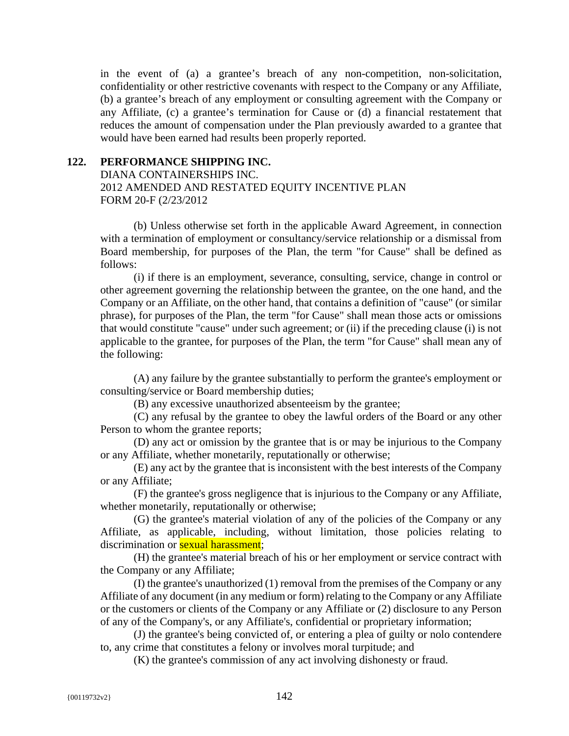in the event of (a) a grantee's breach of any non-competition, non-solicitation, confidentiality or other restrictive covenants with respect to the Company or any Affiliate, (b) a grantee's breach of any employment or consulting agreement with the Company or any Affiliate, (c) a grantee's termination for Cause or (d) a financial restatement that reduces the amount of compensation under the Plan previously awarded to a grantee that would have been earned had results been properly reported.

**122. PERFORMANCE SHIPPING INC.**

DIANA CONTAINERSHIPS INC.
2012 AMENDED AND RESTATED EQUITY INCENTIVE PLAN
FORM 20-F (2/23/2012

(b) Unless otherwise set forth in the applicable Award Agreement, in connection with a termination of employment or consultancy/service relationship or a dismissal from Board membership, for purposes of the Plan, the term "for Cause" shall be defined as follows:

(i) if there is an employment, severance, consulting, service, change in control or other agreement governing the relationship between the grantee, on the one hand, and the Company or an Affiliate, on the other hand, that contains a definition of "cause" (or similar phrase), for purposes of the Plan, the term "for Cause" shall mean those acts or omissions that would constitute "cause" under such agreement; or (ii) if the preceding clause (i) is not applicable to the grantee, for purposes of the Plan, the term "for Cause" shall mean any of the following:

(A) any failure by the grantee substantially to perform the grantee's employment or consulting/service or Board membership duties;

(B) any excessive unauthorized absenteeism by the grantee;

(C) any refusal by the grantee to obey the lawful orders of the Board or any other Person to whom the grantee reports;

(D) any act or omission by the grantee that is or may be injurious to the Company or any Affiliate, whether monetarily, reputationally or otherwise;

(E) any act by the grantee that is inconsistent with the best interests of the Company or any Affiliate;

(F) the grantee's gross negligence that is injurious to the Company or any Affiliate, whether monetarily, reputationally or otherwise;

(G) the grantee's material violation of any of the policies of the Company or any Affiliate, as applicable, including, without limitation, those policies relating to discrimination or sexual harassment;

(H) the grantee's material breach of his or her employment or service contract with the Company or any Affiliate;

(I) the grantee's unauthorized (1) removal from the premises of the Company or any Affiliate of any document (in any medium or form) relating to the Company or any Affiliate or the customers or clients of the Company or any Affiliate or (2) disclosure to any Person of any of the Company's, or any Affiliate's, confidential or proprietary information;

(J) the grantee's being convicted of, or entering a plea of guilty or nolo contendere to, any crime that constitutes a felony or involves moral turpitude; and

(K) the grantee's commission of any act involving dishonesty or fraud.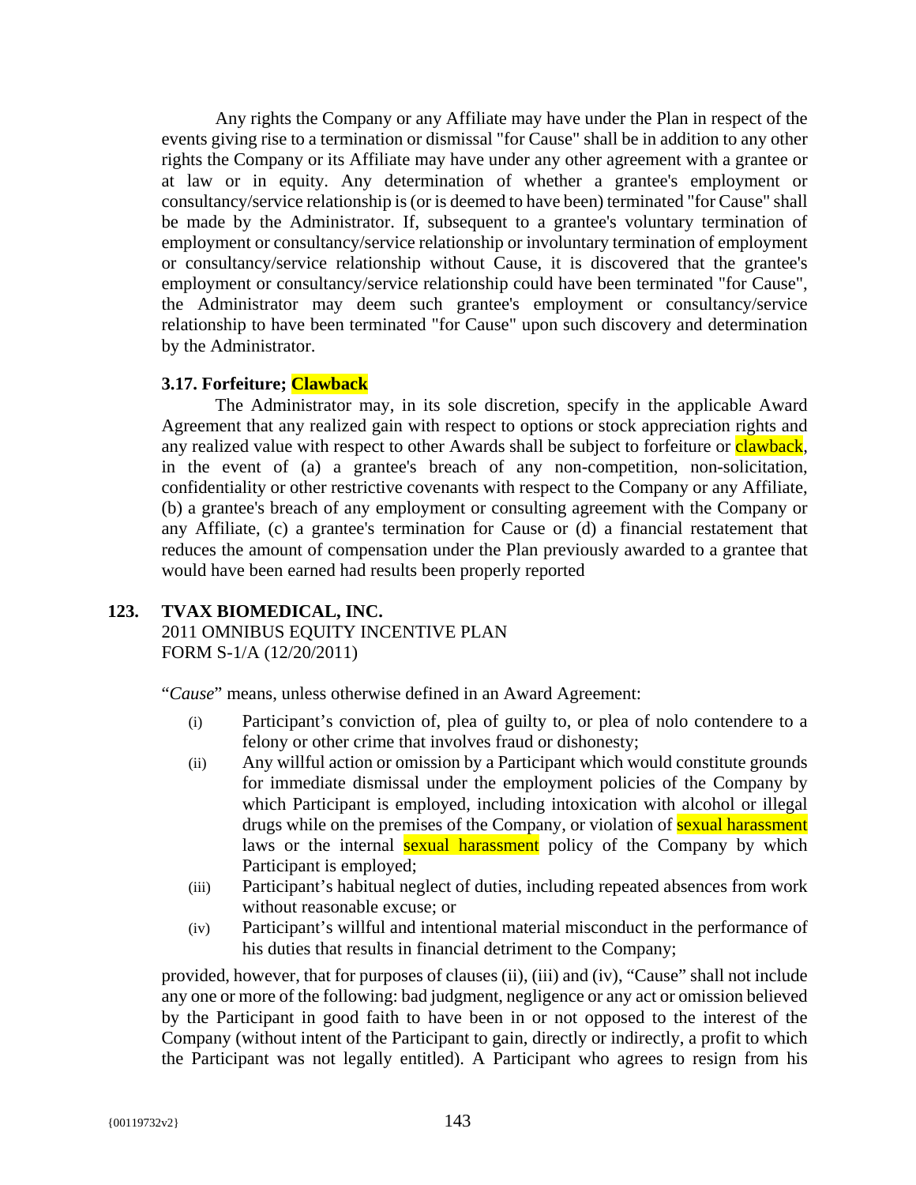Any rights the Company or any Affiliate may have under the Plan in respect of the events giving rise to a termination or dismissal "for Cause" shall be in addition to any other rights the Company or its Affiliate may have under any other agreement with a grantee or at law or in equity. Any determination of whether a grantee's employment or consultancy/service relationship is (or is deemed to have been) terminated "for Cause" shall be made by the Administrator. If, subsequent to a grantee's voluntary termination of employment or consultancy/service relationship or involuntary termination of employment or consultancy/service relationship without Cause, it is discovered that the grantee's employment or consultancy/service relationship could have been terminated "for Cause", the Administrator may deem such grantee's employment or consultancy/service relationship to have been terminated "for Cause" upon such discovery and determination by the Administrator.

**3.17. Forfeiture; Clawback**

The Administrator may, in its sole discretion, specify in the applicable Award Agreement that any realized gain with respect to options or stock appreciation rights and any realized value with respect to other Awards shall be subject to forfeiture or clawback, in the event of (a) a grantee's breach of any non-competition, non-solicitation, confidentiality or other restrictive covenants with respect to the Company or any Affiliate, (b) a grantee's breach of any employment or consulting agreement with the Company or any Affiliate, (c) a grantee's termination for Cause or (d) a financial restatement that reduces the amount of compensation under the Plan previously awarded to a grantee that would have been earned had results been properly reported

**123. TVAX BIOMEDICAL, INC.**
2011 OMNIBUS EQUITY INCENTIVE PLAN
FORM S-1/A (12/20/2011)

"*Cause*" means, unless otherwise defined in an Award Agreement:

(i) Participant's conviction of, plea of guilty to, or plea of nolo contendere to a felony or other crime that involves fraud or dishonesty;

(ii) Any willful action or omission by a Participant which would constitute grounds for immediate dismissal under the employment policies of the Company by which Participant is employed, including intoxication with alcohol or illegal drugs while on the premises of the Company, or violation of sexual harassment laws or the internal sexual harassment policy of the Company by which Participant is employed;

(iii) Participant's habitual neglect of duties, including repeated absences from work without reasonable excuse; or

(iv) Participant's willful and intentional material misconduct in the performance of his duties that results in financial detriment to the Company;

provided, however, that for purposes of clauses (ii), (iii) and (iv), "Cause" shall not include any one or more of the following: bad judgment, negligence or any act or omission believed by the Participant in good faith to have been in or not opposed to the interest of the Company (without intent of the Participant to gain, directly or indirectly, a profit to which the Participant was not legally entitled). A Participant who agrees to resign from his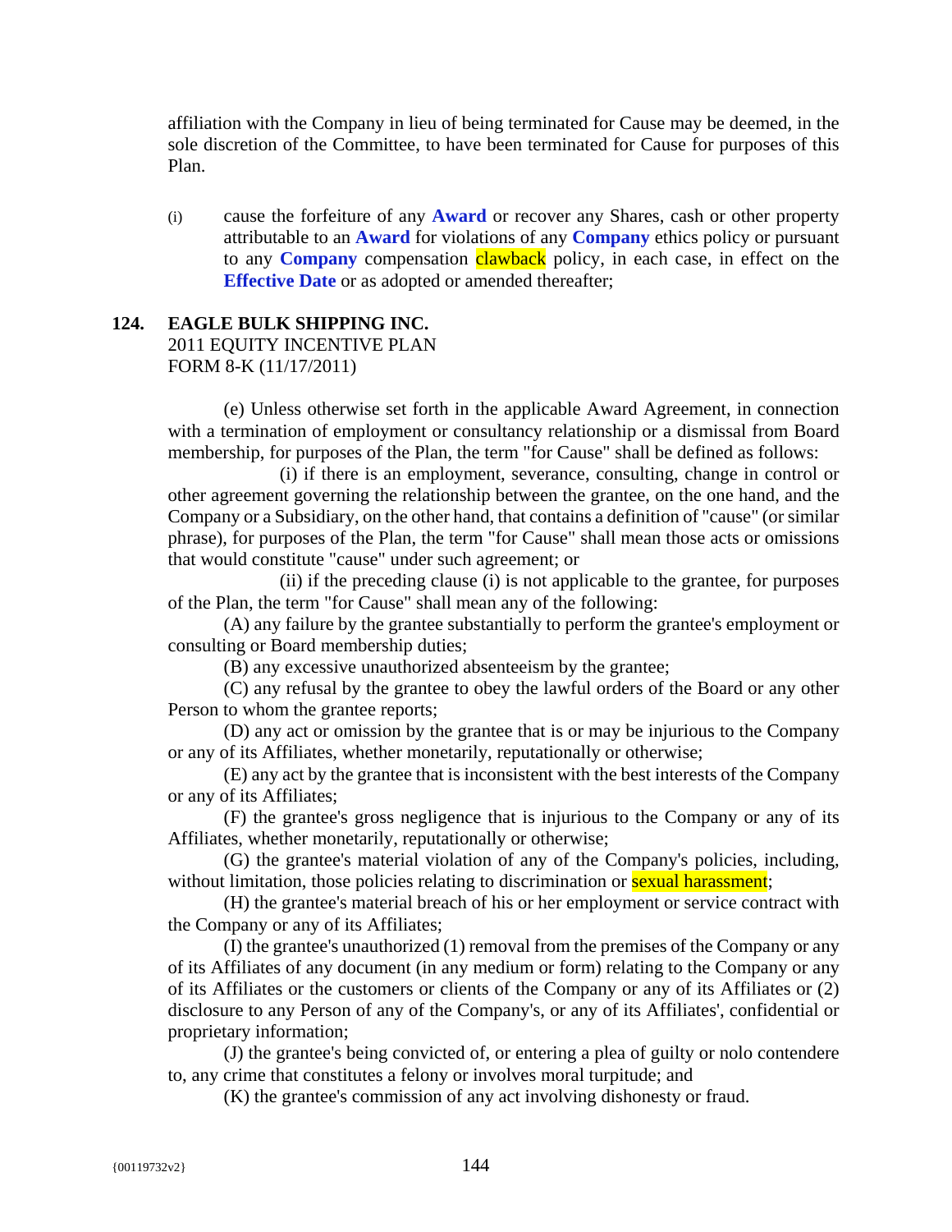affiliation with the Company in lieu of being terminated for Cause may be deemed, in the sole discretion of the Committee, to have been terminated for Cause for purposes of this Plan.

(i) cause the forfeiture of any **Award** or recover any Shares, cash or other property attributable to an **Award** for violations of any **Company** ethics policy or pursuant to any **Company** compensation clawback policy, in each case, in effect on the **Effective Date** or as adopted or amended thereafter;

**124. EAGLE BULK SHIPPING INC.**
2011 EQUITY INCENTIVE PLAN
FORM 8-K (11/17/2011)

(e) Unless otherwise set forth in the applicable Award Agreement, in connection with a termination of employment or consultancy relationship or a dismissal from Board membership, for purposes of the Plan, the term "for Cause" shall be defined as follows:

(i) if there is an employment, severance, consulting, change in control or other agreement governing the relationship between the grantee, on the one hand, and the Company or a Subsidiary, on the other hand, that contains a definition of "cause" (or similar phrase), for purposes of the Plan, the term "for Cause" shall mean those acts or omissions that would constitute "cause" under such agreement; or

(ii) if the preceding clause (i) is not applicable to the grantee, for purposes of the Plan, the term "for Cause" shall mean any of the following:

(A) any failure by the grantee substantially to perform the grantee's employment or consulting or Board membership duties;

(B) any excessive unauthorized absenteeism by the grantee;

(C) any refusal by the grantee to obey the lawful orders of the Board or any other Person to whom the grantee reports;

(D) any act or omission by the grantee that is or may be injurious to the Company or any of its Affiliates, whether monetarily, reputationally or otherwise;

(E) any act by the grantee that is inconsistent with the best interests of the Company or any of its Affiliates;

(F) the grantee's gross negligence that is injurious to the Company or any of its Affiliates, whether monetarily, reputationally or otherwise;

(G) the grantee's material violation of any of the Company's policies, including, without limitation, those policies relating to discrimination or sexual harassment;

(H) the grantee's material breach of his or her employment or service contract with the Company or any of its Affiliates;

(I) the grantee's unauthorized (1) removal from the premises of the Company or any of its Affiliates of any document (in any medium or form) relating to the Company or any of its Affiliates or the customers or clients of the Company or any of its Affiliates or (2) disclosure to any Person of any of the Company's, or any of its Affiliates', confidential or proprietary information;

(J) the grantee's being convicted of, or entering a plea of guilty or nolo contendere to, any crime that constitutes a felony or involves moral turpitude; and

(K) the grantee's commission of any act involving dishonesty or fraud.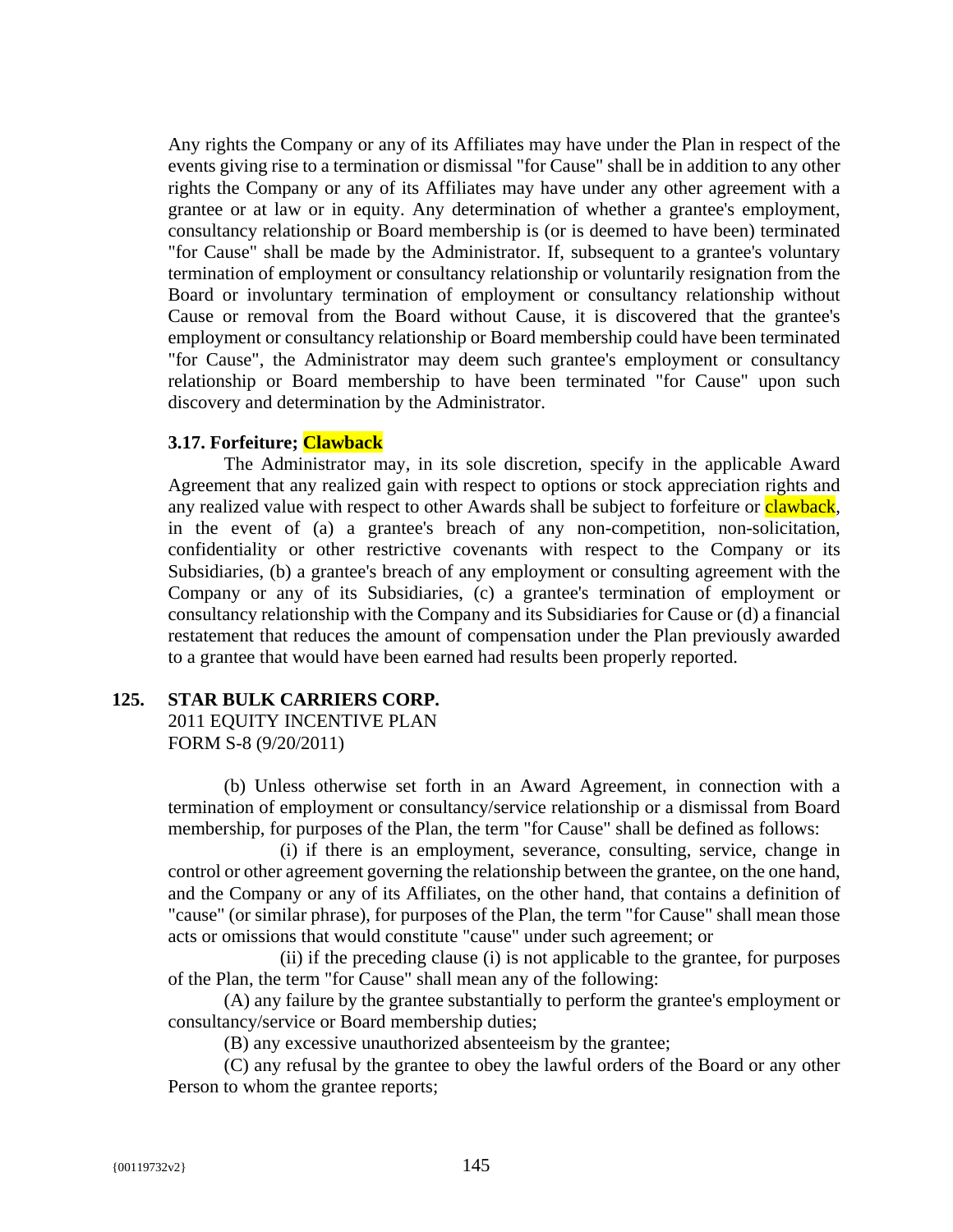Any rights the Company or any of its Affiliates may have under the Plan in respect of the events giving rise to a termination or dismissal "for Cause" shall be in addition to any other rights the Company or any of its Affiliates may have under any other agreement with a grantee or at law or in equity. Any determination of whether a grantee's employment, consultancy relationship or Board membership is (or is deemed to have been) terminated "for Cause" shall be made by the Administrator. If, subsequent to a grantee's voluntary termination of employment or consultancy relationship or voluntarily resignation from the Board or involuntary termination of employment or consultancy relationship without Cause or removal from the Board without Cause, it is discovered that the grantee's employment or consultancy relationship or Board membership could have been terminated "for Cause", the Administrator may deem such grantee's employment or consultancy relationship or Board membership to have been terminated "for Cause" upon such discovery and determination by the Administrator.

**3.17. Forfeiture; Clawback**

The Administrator may, in its sole discretion, specify in the applicable Award Agreement that any realized gain with respect to options or stock appreciation rights and any realized value with respect to other Awards shall be subject to forfeiture or clawback, in the event of (a) a grantee's breach of any non-competition, non-solicitation, confidentiality or other restrictive covenants with respect to the Company or its Subsidiaries, (b) a grantee's breach of any employment or consulting agreement with the Company or any of its Subsidiaries, (c) a grantee's termination of employment or consultancy relationship with the Company and its Subsidiaries for Cause or (d) a financial restatement that reduces the amount of compensation under the Plan previously awarded to a grantee that would have been earned had results been properly reported.

**125. STAR BULK CARRIERS CORP.**
2011 EQUITY INCENTIVE PLAN
FORM S-8 (9/20/2011)

(b) Unless otherwise set forth in an Award Agreement, in connection with a termination of employment or consultancy/service relationship or a dismissal from Board membership, for purposes of the Plan, the term "for Cause" shall be defined as follows:

(i) if there is an employment, severance, consulting, service, change in control or other agreement governing the relationship between the grantee, on the one hand, and the Company or any of its Affiliates, on the other hand, that contains a definition of "cause" (or similar phrase), for purposes of the Plan, the term "for Cause" shall mean those acts or omissions that would constitute "cause" under such agreement; or

(ii) if the preceding clause (i) is not applicable to the grantee, for purposes of the Plan, the term "for Cause" shall mean any of the following:

(A) any failure by the grantee substantially to perform the grantee's employment or consultancy/service or Board membership duties;

(B) any excessive unauthorized absenteeism by the grantee;

(C) any refusal by the grantee to obey the lawful orders of the Board or any other Person to whom the grantee reports;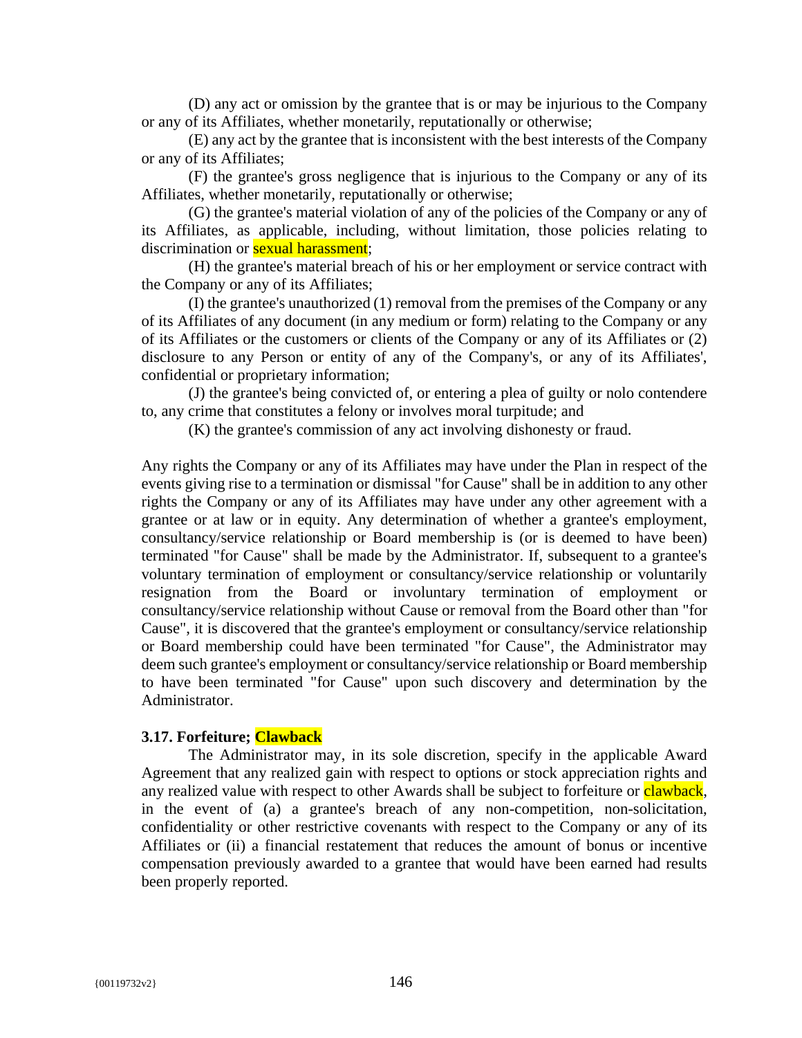(D) any act or omission by the grantee that is or may be injurious to the Company or any of its Affiliates, whether monetarily, reputationally or otherwise;

(E) any act by the grantee that is inconsistent with the best interests of the Company or any of its Affiliates;

(F) the grantee's gross negligence that is injurious to the Company or any of its Affiliates, whether monetarily, reputationally or otherwise;

(G) the grantee's material violation of any of the policies of the Company or any of its Affiliates, as applicable, including, without limitation, those policies relating to discrimination or sexual harassment;

(H) the grantee's material breach of his or her employment or service contract with the Company or any of its Affiliates;

(I) the grantee's unauthorized (1) removal from the premises of the Company or any of its Affiliates of any document (in any medium or form) relating to the Company or any of its Affiliates or the customers or clients of the Company or any of its Affiliates or (2) disclosure to any Person or entity of any of the Company's, or any of its Affiliates', confidential or proprietary information;

(J) the grantee's being convicted of, or entering a plea of guilty or nolo contendere to, any crime that constitutes a felony or involves moral turpitude; and

(K) the grantee's commission of any act involving dishonesty or fraud.

Any rights the Company or any of its Affiliates may have under the Plan in respect of the events giving rise to a termination or dismissal "for Cause" shall be in addition to any other rights the Company or any of its Affiliates may have under any other agreement with a grantee or at law or in equity. Any determination of whether a grantee's employment, consultancy/service relationship or Board membership is (or is deemed to have been) terminated "for Cause" shall be made by the Administrator. If, subsequent to a grantee's voluntary termination of employment or consultancy/service relationship or voluntarily resignation from the Board or involuntary termination of employment or consultancy/service relationship without Cause or removal from the Board other than "for Cause", it is discovered that the grantee's employment or consultancy/service relationship or Board membership could have been terminated "for Cause", the Administrator may deem such grantee's employment or consultancy/service relationship or Board membership to have been terminated "for Cause" upon such discovery and determination by the Administrator.

**3.17. Forfeiture; Clawback**

The Administrator may, in its sole discretion, specify in the applicable Award Agreement that any realized gain with respect to options or stock appreciation rights and any realized value with respect to other Awards shall be subject to forfeiture or clawback, in the event of (a) a grantee's breach of any non-competition, non-solicitation, confidentiality or other restrictive covenants with respect to the Company or any of its Affiliates or (ii) a financial restatement that reduces the amount of bonus or incentive compensation previously awarded to a grantee that would have been earned had results been properly reported.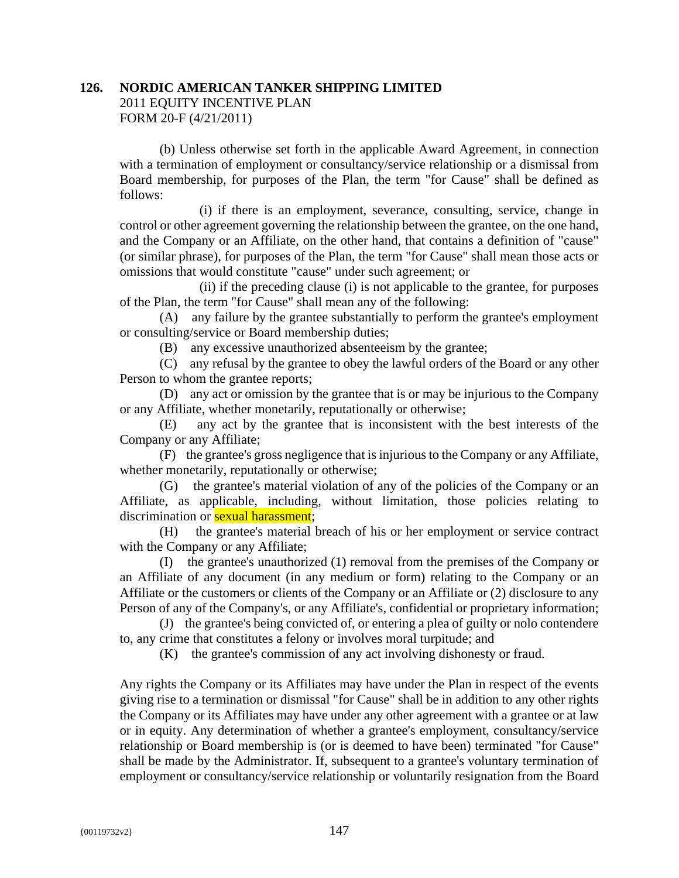**126. NORDIC AMERICAN TANKER SHIPPING LIMITED**
2011 EQUITY INCENTIVE PLAN
FORM 20-F (4/21/2011)

(b) Unless otherwise set forth in the applicable Award Agreement, in connection with a termination of employment or consultancy/service relationship or a dismissal from Board membership, for purposes of the Plan, the term "for Cause" shall be defined as follows:

(i) if there is an employment, severance, consulting, service, change in control or other agreement governing the relationship between the grantee, on the one hand, and the Company or an Affiliate, on the other hand, that contains a definition of "cause" (or similar phrase), for purposes of the Plan, the term "for Cause" shall mean those acts or omissions that would constitute "cause" under such agreement; or

(ii) if the preceding clause (i) is not applicable to the grantee, for purposes of the Plan, the term "for Cause" shall mean any of the following:

(A) any failure by the grantee substantially to perform the grantee's employment or consulting/service or Board membership duties;

(B) any excessive unauthorized absenteeism by the grantee;

(C) any refusal by the grantee to obey the lawful orders of the Board or any other Person to whom the grantee reports;

(D) any act or omission by the grantee that is or may be injurious to the Company or any Affiliate, whether monetarily, reputationally or otherwise;

(E) any act by the grantee that is inconsistent with the best interests of the Company or any Affiliate;

(F) the grantee's gross negligence that is injurious to the Company or any Affiliate, whether monetarily, reputationally or otherwise;

(G) the grantee's material violation of any of the policies of the Company or an Affiliate, as applicable, including, without limitation, those policies relating to discrimination or sexual harassment;

(H) the grantee's material breach of his or her employment or service contract with the Company or any Affiliate;

(I) the grantee's unauthorized (1) removal from the premises of the Company or an Affiliate of any document (in any medium or form) relating to the Company or an Affiliate or the customers or clients of the Company or an Affiliate or (2) disclosure to any Person of any of the Company's, or any Affiliate's, confidential or proprietary information;

(J) the grantee's being convicted of, or entering a plea of guilty or nolo contendere to, any crime that constitutes a felony or involves moral turpitude; and

(K) the grantee's commission of any act involving dishonesty or fraud.

Any rights the Company or its Affiliates may have under the Plan in respect of the events giving rise to a termination or dismissal "for Cause" shall be in addition to any other rights the Company or its Affiliates may have under any other agreement with a grantee or at law or in equity. Any determination of whether a grantee's employment, consultancy/service relationship or Board membership is (or is deemed to have been) terminated "for Cause" shall be made by the Administrator. If, subsequent to a grantee's voluntary termination of employment or consultancy/service relationship or voluntarily resignation from the Board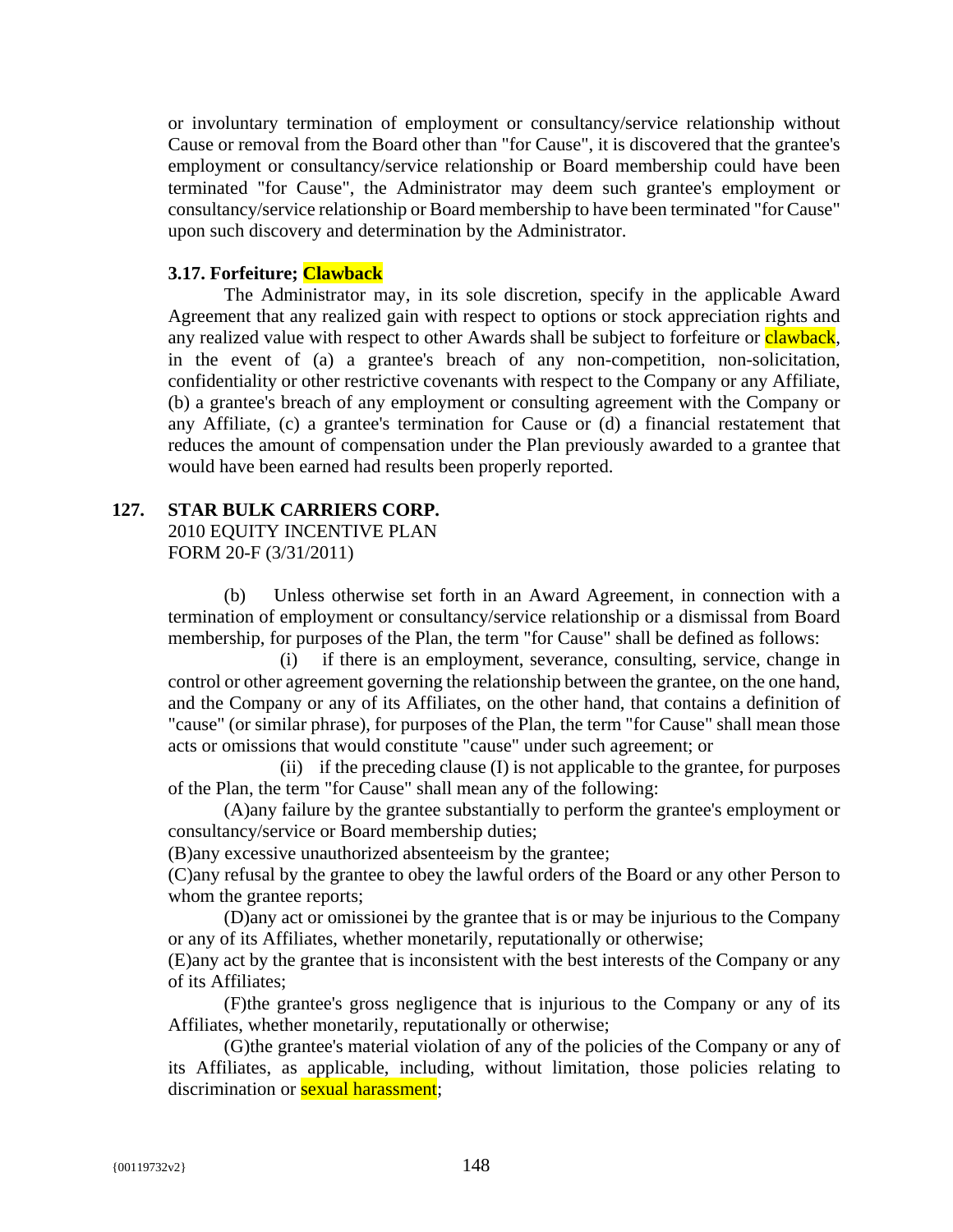or involuntary termination of employment or consultancy/service relationship without Cause or removal from the Board other than "for Cause", it is discovered that the grantee's employment or consultancy/service relationship or Board membership could have been terminated "for Cause", the Administrator may deem such grantee's employment or consultancy/service relationship or Board membership to have been terminated "for Cause" upon such discovery and determination by the Administrator.

**3.17. Forfeiture; Clawback**

The Administrator may, in its sole discretion, specify in the applicable Award Agreement that any realized gain with respect to options or stock appreciation rights and any realized value with respect to other Awards shall be subject to forfeiture or clawback, in the event of (a) a grantee's breach of any non-competition, non-solicitation, confidentiality or other restrictive covenants with respect to the Company or any Affiliate, (b) a grantee's breach of any employment or consulting agreement with the Company or any Affiliate, (c) a grantee's termination for Cause or (d) a financial restatement that reduces the amount of compensation under the Plan previously awarded to a grantee that would have been earned had results been properly reported.

**127. STAR BULK CARRIERS CORP.**
2010 EQUITY INCENTIVE PLAN
FORM 20-F (3/31/2011)

(b) Unless otherwise set forth in an Award Agreement, in connection with a termination of employment or consultancy/service relationship or a dismissal from Board membership, for purposes of the Plan, the term "for Cause" shall be defined as follows:

(i) if there is an employment, severance, consulting, service, change in control or other agreement governing the relationship between the grantee, on the one hand, and the Company or any of its Affiliates, on the other hand, that contains a definition of "cause" (or similar phrase), for purposes of the Plan, the term "for Cause" shall mean those acts or omissions that would constitute "cause" under such agreement; or

(ii) if the preceding clause (I) is not applicable to the grantee, for purposes of the Plan, the term "for Cause" shall mean any of the following:

(A)any failure by the grantee substantially to perform the grantee's employment or consultancy/service or Board membership duties;

(B)any excessive unauthorized absenteeism by the grantee;

(C)any refusal by the grantee to obey the lawful orders of the Board or any other Person to whom the grantee reports;

(D)any act or omissionei by the grantee that is or may be injurious to the Company or any of its Affiliates, whether monetarily, reputationally or otherwise;

(E)any act by the grantee that is inconsistent with the best interests of the Company or any of its Affiliates;

(F)the grantee's gross negligence that is injurious to the Company or any of its Affiliates, whether monetarily, reputationally or otherwise;

(G)the grantee's material violation of any of the policies of the Company or any of its Affiliates, as applicable, including, without limitation, those policies relating to discrimination or sexual harassment;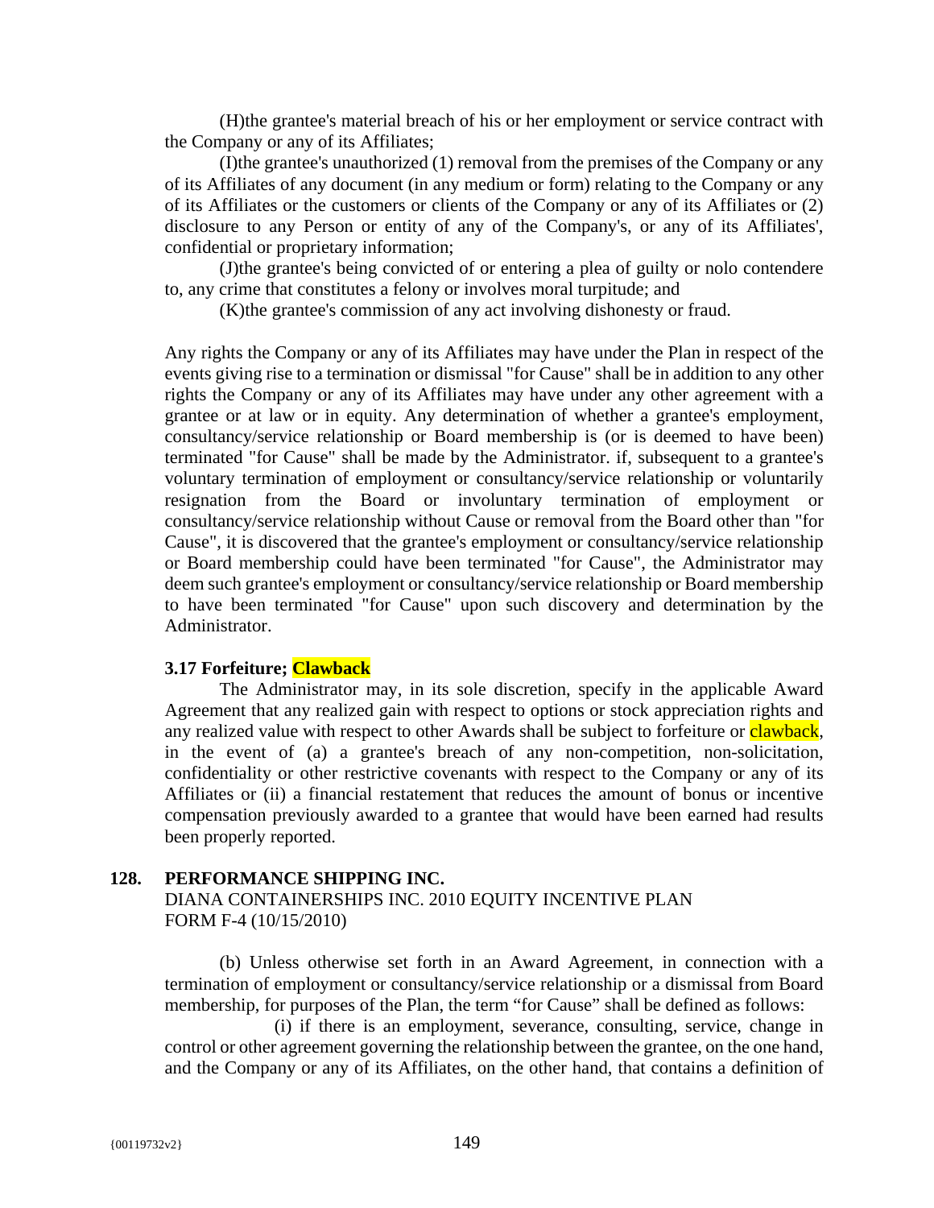(H)the grantee's material breach of his or her employment or service contract with the Company or any of its Affiliates;

(I)the grantee's unauthorized (1) removal from the premises of the Company or any of its Affiliates of any document (in any medium or form) relating to the Company or any of its Affiliates or the customers or clients of the Company or any of its Affiliates or (2) disclosure to any Person or entity of any of the Company's, or any of its Affiliates', confidential or proprietary information;

(J)the grantee's being convicted of or entering a plea of guilty or nolo contendere to, any crime that constitutes a felony or involves moral turpitude; and

(K)the grantee's commission of any act involving dishonesty or fraud.

Any rights the Company or any of its Affiliates may have under the Plan in respect of the events giving rise to a termination or dismissal "for Cause" shall be in addition to any other rights the Company or any of its Affiliates may have under any other agreement with a grantee or at law or in equity. Any determination of whether a grantee's employment, consultancy/service relationship or Board membership is (or is deemed to have been) terminated "for Cause" shall be made by the Administrator. if, subsequent to a grantee's voluntary termination of employment or consultancy/service relationship or voluntarily resignation from the Board or involuntary termination of employment or consultancy/service relationship without Cause or removal from the Board other than "for Cause", it is discovered that the grantee's employment or consultancy/service relationship or Board membership could have been terminated "for Cause", the Administrator may deem such grantee's employment or consultancy/service relationship or Board membership to have been terminated "for Cause" upon such discovery and determination by the Administrator.

**3.17 Forfeiture; Clawback**

The Administrator may, in its sole discretion, specify in the applicable Award Agreement that any realized gain with respect to options or stock appreciation rights and any realized value with respect to other Awards shall be subject to forfeiture or clawback, in the event of (a) a grantee's breach of any non-competition, non-solicitation, confidentiality or other restrictive covenants with respect to the Company or any of its Affiliates or (ii) a financial restatement that reduces the amount of bonus or incentive compensation previously awarded to a grantee that would have been earned had results been properly reported.

## 128. PERFORMANCE SHIPPING INC.

DIANA CONTAINERSHIPS INC. 2010 EQUITY INCENTIVE PLAN
FORM F-4 (10/15/2010)

(b) Unless otherwise set forth in an Award Agreement, in connection with a termination of employment or consultancy/service relationship or a dismissal from Board membership, for purposes of the Plan, the term "for Cause" shall be defined as follows:

(i) if there is an employment, severance, consulting, service, change in control or other agreement governing the relationship between the grantee, on the one hand, and the Company or any of its Affiliates, on the other hand, that contains a definition of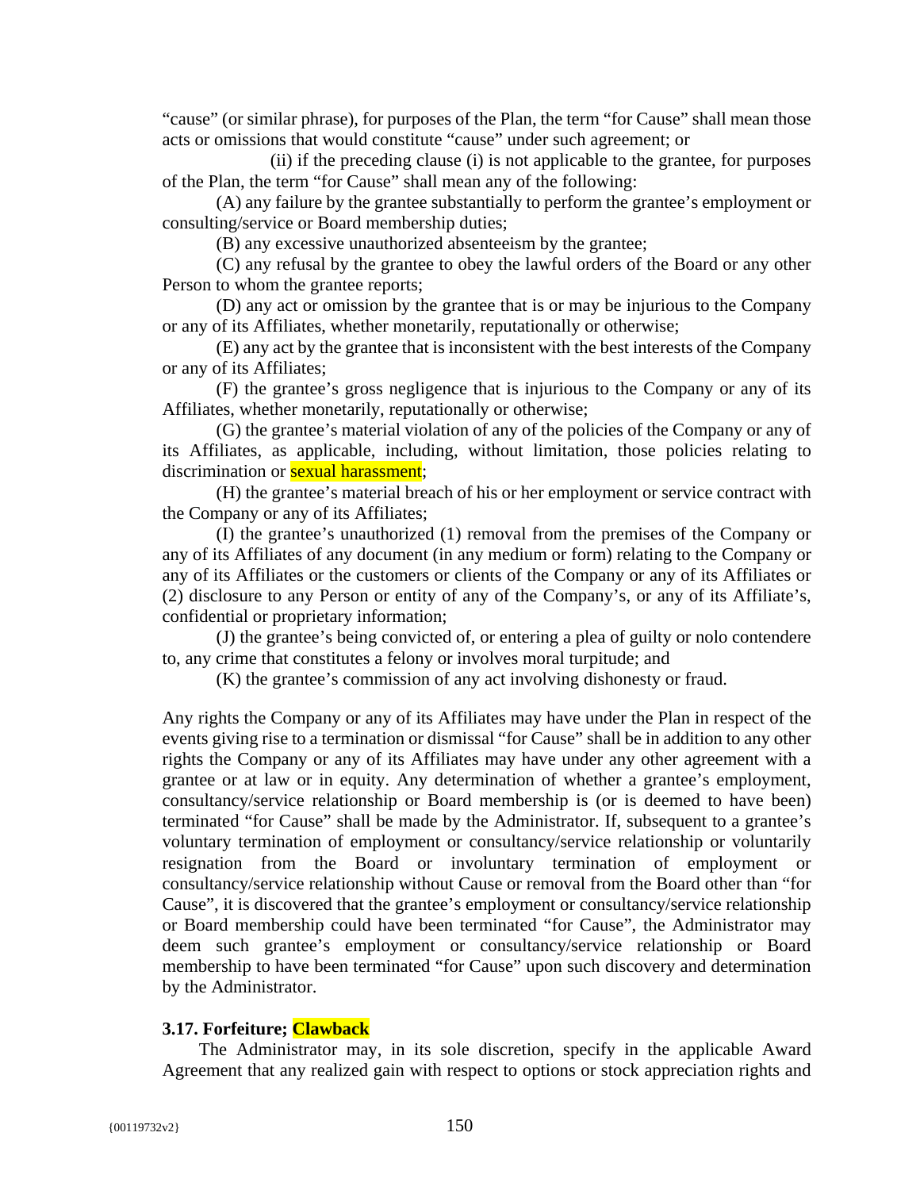"cause" (or similar phrase), for purposes of the Plan, the term "for Cause" shall mean those acts or omissions that would constitute "cause" under such agreement; or

(ii) if the preceding clause (i) is not applicable to the grantee, for purposes of the Plan, the term "for Cause" shall mean any of the following:

(A) any failure by the grantee substantially to perform the grantee's employment or consulting/service or Board membership duties;

(B) any excessive unauthorized absenteeism by the grantee;

(C) any refusal by the grantee to obey the lawful orders of the Board or any other Person to whom the grantee reports;

(D) any act or omission by the grantee that is or may be injurious to the Company or any of its Affiliates, whether monetarily, reputationally or otherwise;

(E) any act by the grantee that is inconsistent with the best interests of the Company or any of its Affiliates;

(F) the grantee's gross negligence that is injurious to the Company or any of its Affiliates, whether monetarily, reputationally or otherwise;

(G) the grantee's material violation of any of the policies of the Company or any of its Affiliates, as applicable, including, without limitation, those policies relating to discrimination or sexual harassment;

(H) the grantee's material breach of his or her employment or service contract with the Company or any of its Affiliates;

(I) the grantee's unauthorized (1) removal from the premises of the Company or any of its Affiliates of any document (in any medium or form) relating to the Company or any of its Affiliates or the customers or clients of the Company or any of its Affiliates or (2) disclosure to any Person or entity of any of the Company's, or any of its Affiliate's, confidential or proprietary information;

(J) the grantee's being convicted of, or entering a plea of guilty or nolo contendere to, any crime that constitutes a felony or involves moral turpitude; and

(K) the grantee's commission of any act involving dishonesty or fraud.

Any rights the Company or any of its Affiliates may have under the Plan in respect of the events giving rise to a termination or dismissal "for Cause" shall be in addition to any other rights the Company or any of its Affiliates may have under any other agreement with a grantee or at law or in equity. Any determination of whether a grantee's employment, consultancy/service relationship or Board membership is (or is deemed to have been) terminated "for Cause" shall be made by the Administrator. If, subsequent to a grantee's voluntary termination of employment or consultancy/service relationship or voluntarily resignation from the Board or involuntary termination of employment or consultancy/service relationship without Cause or removal from the Board other than "for Cause", it is discovered that the grantee's employment or consultancy/service relationship or Board membership could have been terminated "for Cause", the Administrator may deem such grantee's employment or consultancy/service relationship or Board membership to have been terminated "for Cause" upon such discovery and determination by the Administrator.

**3.17. Forfeiture; Clawback**

The Administrator may, in its sole discretion, specify in the applicable Award Agreement that any realized gain with respect to options or stock appreciation rights and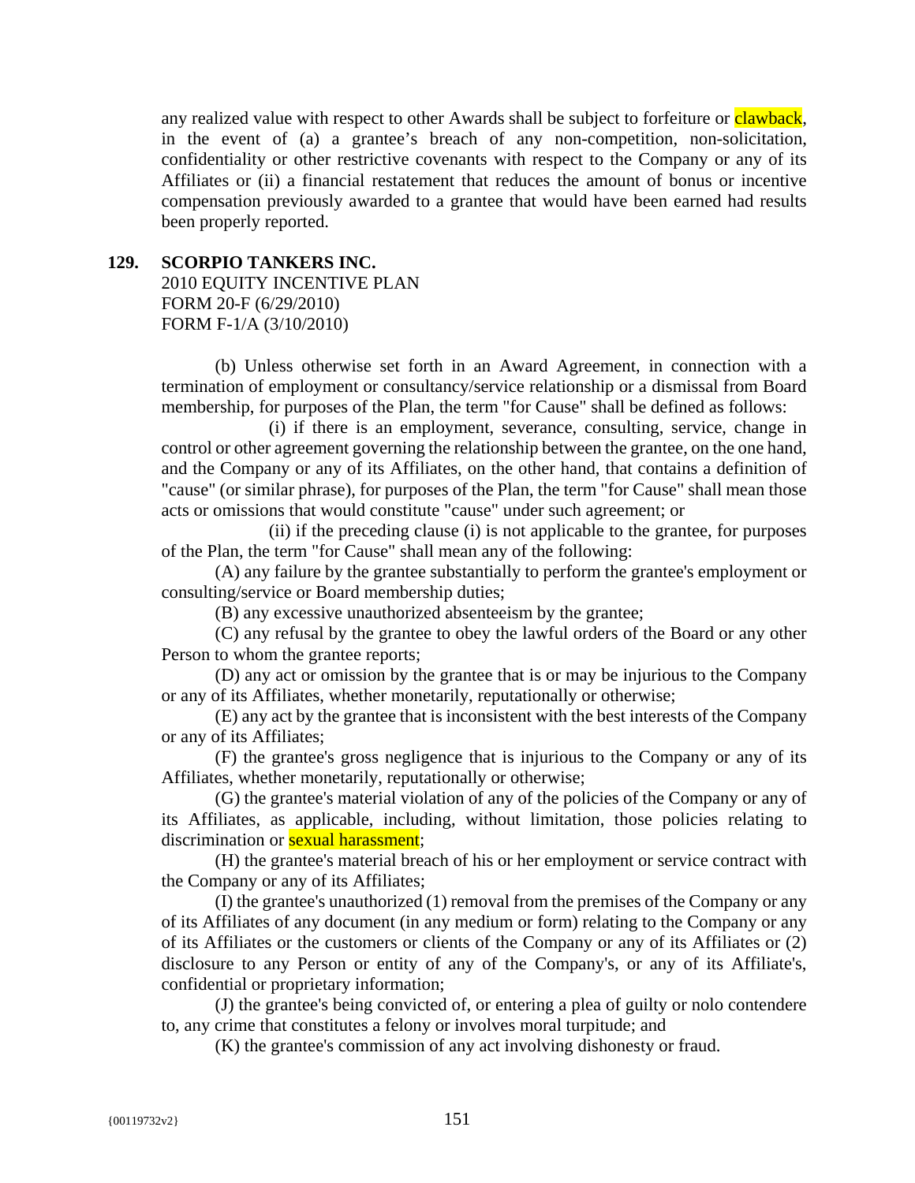any realized value with respect to other Awards shall be subject to forfeiture or clawback, in the event of (a) a grantee's breach of any non-competition, non-solicitation, confidentiality or other restrictive covenants with respect to the Company or any of its Affiliates or (ii) a financial restatement that reduces the amount of bonus or incentive compensation previously awarded to a grantee that would have been earned had results been properly reported.

**129. SCORPIO TANKERS INC.**

2010 EQUITY INCENTIVE PLAN
FORM 20-F (6/29/2010)
FORM F-1/A (3/10/2010)

(b) Unless otherwise set forth in an Award Agreement, in connection with a termination of employment or consultancy/service relationship or a dismissal from Board membership, for purposes of the Plan, the term "for Cause" shall be defined as follows:

(i) if there is an employment, severance, consulting, service, change in control or other agreement governing the relationship between the grantee, on the one hand, and the Company or any of its Affiliates, on the other hand, that contains a definition of "cause" (or similar phrase), for purposes of the Plan, the term "for Cause" shall mean those acts or omissions that would constitute "cause" under such agreement; or

(ii) if the preceding clause (i) is not applicable to the grantee, for purposes of the Plan, the term "for Cause" shall mean any of the following:

(A) any failure by the grantee substantially to perform the grantee's employment or consulting/service or Board membership duties;

(B) any excessive unauthorized absenteeism by the grantee;

(C) any refusal by the grantee to obey the lawful orders of the Board or any other Person to whom the grantee reports;

(D) any act or omission by the grantee that is or may be injurious to the Company or any of its Affiliates, whether monetarily, reputationally or otherwise;

(E) any act by the grantee that is inconsistent with the best interests of the Company or any of its Affiliates;

(F) the grantee's gross negligence that is injurious to the Company or any of its Affiliates, whether monetarily, reputationally or otherwise;

(G) the grantee's material violation of any of the policies of the Company or any of its Affiliates, as applicable, including, without limitation, those policies relating to discrimination or sexual harassment;

(H) the grantee's material breach of his or her employment or service contract with the Company or any of its Affiliates;

(I) the grantee's unauthorized (1) removal from the premises of the Company or any of its Affiliates of any document (in any medium or form) relating to the Company or any of its Affiliates or the customers or clients of the Company or any of its Affiliates or (2) disclosure to any Person or entity of any of the Company's, or any of its Affiliate's, confidential or proprietary information;

(J) the grantee's being convicted of, or entering a plea of guilty or nolo contendere to, any crime that constitutes a felony or involves moral turpitude; and

(K) the grantee's commission of any act involving dishonesty or fraud.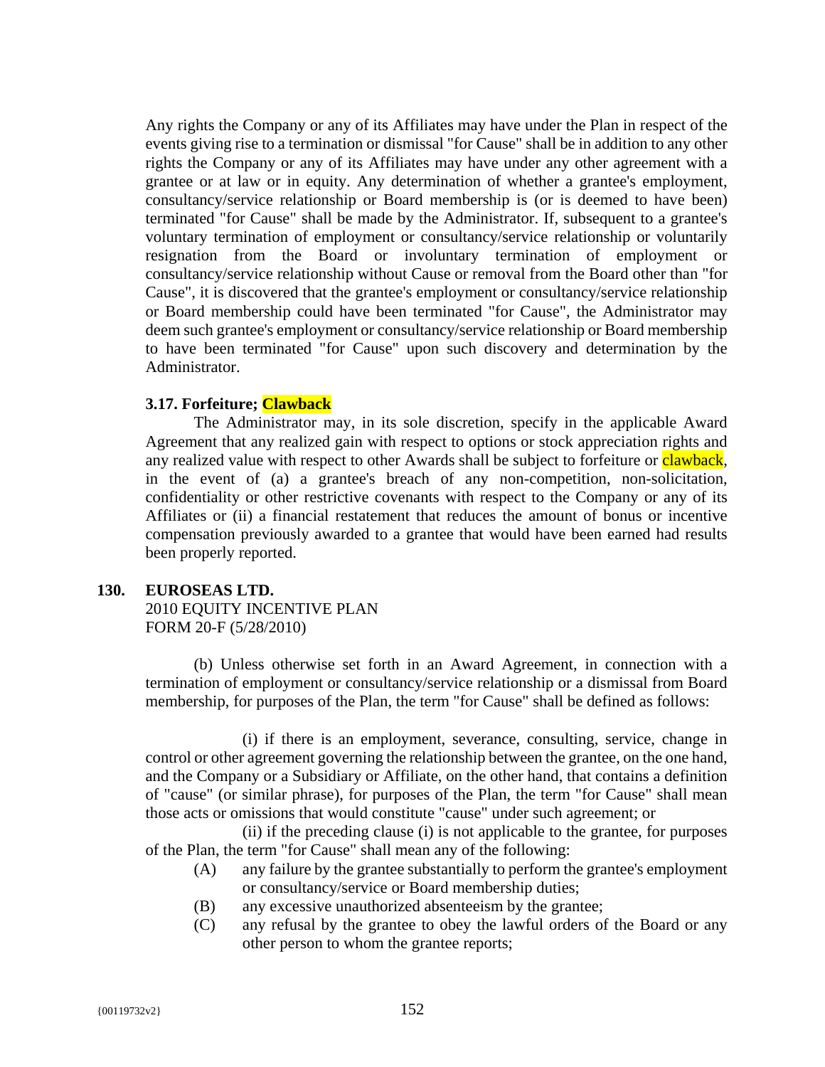Any rights the Company or any of its Affiliates may have under the Plan in respect of the events giving rise to a termination or dismissal "for Cause" shall be in addition to any other rights the Company or any of its Affiliates may have under any other agreement with a grantee or at law or in equity. Any determination of whether a grantee's employment, consultancy/service relationship or Board membership is (or is deemed to have been) terminated "for Cause" shall be made by the Administrator. If, subsequent to a grantee's voluntary termination of employment or consultancy/service relationship or voluntarily resignation from the Board or involuntary termination of employment or consultancy/service relationship without Cause or removal from the Board other than "for Cause", it is discovered that the grantee's employment or consultancy/service relationship or Board membership could have been terminated "for Cause", the Administrator may deem such grantee's employment or consultancy/service relationship or Board membership to have been terminated "for Cause" upon such discovery and determination by the Administrator.

**3.17. Forfeiture; Clawback**

The Administrator may, in its sole discretion, specify in the applicable Award Agreement that any realized gain with respect to options or stock appreciation rights and any realized value with respect to other Awards shall be subject to forfeiture or clawback, in the event of (a) a grantee's breach of any non-competition, non-solicitation, confidentiality or other restrictive covenants with respect to the Company or any of its Affiliates or (ii) a financial restatement that reduces the amount of bonus or incentive compensation previously awarded to a grantee that would have been earned had results been properly reported.

**130. EUROSEAS LTD.**
2010 EQUITY INCENTIVE PLAN
FORM 20-F (5/28/2010)

(b) Unless otherwise set forth in an Award Agreement, in connection with a termination of employment or consultancy/service relationship or a dismissal from Board membership, for purposes of the Plan, the term "for Cause" shall be defined as follows:

(i) if there is an employment, severance, consulting, service, change in control or other agreement governing the relationship between the grantee, on the one hand, and the Company or a Subsidiary or Affiliate, on the other hand, that contains a definition of "cause" (or similar phrase), for purposes of the Plan, the term "for Cause" shall mean those acts or omissions that would constitute "cause" under such agreement; or

(ii) if the preceding clause (i) is not applicable to the grantee, for purposes of the Plan, the term "for Cause" shall mean any of the following:

(A) any failure by the grantee substantially to perform the grantee's employment or consultancy/service or Board membership duties;

(B) any excessive unauthorized absenteeism by the grantee;

(C) any refusal by the grantee to obey the lawful orders of the Board or any other person to whom the grantee reports;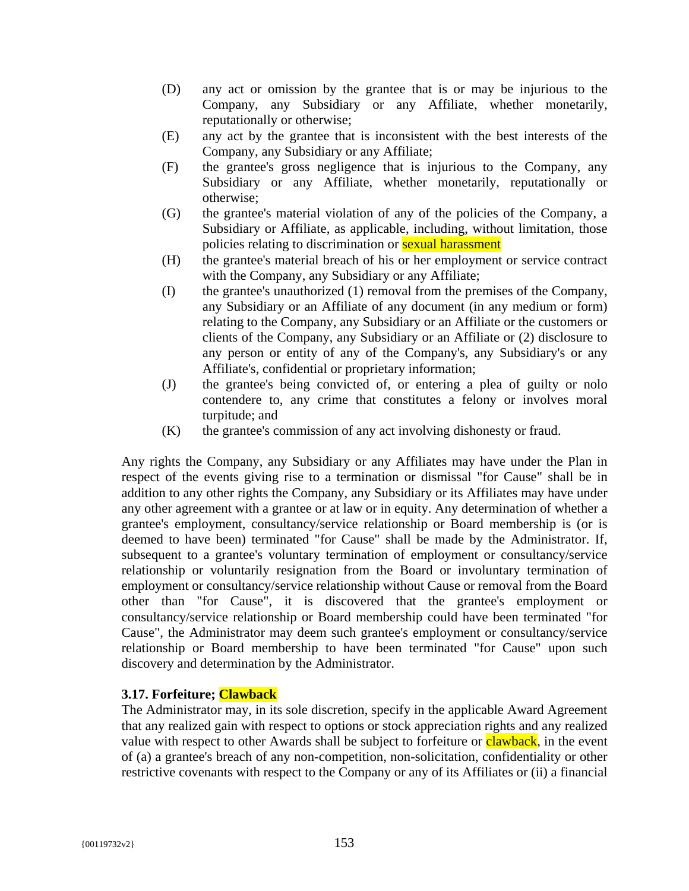(D) any act or omission by the grantee that is or may be injurious to the Company, any Subsidiary or any Affiliate, whether monetarily, reputationally or otherwise;

(E) any act by the grantee that is inconsistent with the best interests of the Company, any Subsidiary or any Affiliate;

(F) the grantee's gross negligence that is injurious to the Company, any Subsidiary or any Affiliate, whether monetarily, reputationally or otherwise;

(G) the grantee's material violation of any of the policies of the Company, a Subsidiary or Affiliate, as applicable, including, without limitation, those policies relating to discrimination or sexual harassment

(H) the grantee's material breach of his or her employment or service contract with the Company, any Subsidiary or any Affiliate;

(I) the grantee's unauthorized (1) removal from the premises of the Company, any Subsidiary or an Affiliate of any document (in any medium or form) relating to the Company, any Subsidiary or an Affiliate or the customers or clients of the Company, any Subsidiary or an Affiliate or (2) disclosure to any person or entity of any of the Company's, any Subsidiary's or any Affiliate's, confidential or proprietary information;

(J) the grantee's being convicted of, or entering a plea of guilty or nolo contendere to, any crime that constitutes a felony or involves moral turpitude; and

(K) the grantee's commission of any act involving dishonesty or fraud.

Any rights the Company, any Subsidiary or any Affiliates may have under the Plan in respect of the events giving rise to a termination or dismissal "for Cause" shall be in addition to any other rights the Company, any Subsidiary or its Affiliates may have under any other agreement with a grantee or at law or in equity. Any determination of whether a grantee's employment, consultancy/service relationship or Board membership is (or is deemed to have been) terminated "for Cause" shall be made by the Administrator. If, subsequent to a grantee's voluntary termination of employment or consultancy/service relationship or voluntarily resignation from the Board or involuntary termination of employment or consultancy/service relationship without Cause or removal from the Board other than "for Cause", it is discovered that the grantee's employment or consultancy/service relationship or Board membership could have been terminated "for Cause", the Administrator may deem such grantee's employment or consultancy/service relationship or Board membership to have been terminated "for Cause" upon such discovery and determination by the Administrator.

**3.17. Forfeiture; Clawback**

The Administrator may, in its sole discretion, specify in the applicable Award Agreement that any realized gain with respect to options or stock appreciation rights and any realized value with respect to other Awards shall be subject to forfeiture or clawback, in the event of (a) a grantee's breach of any non-competition, non-solicitation, confidentiality or other restrictive covenants with respect to the Company or any of its Affiliates or (ii) a financial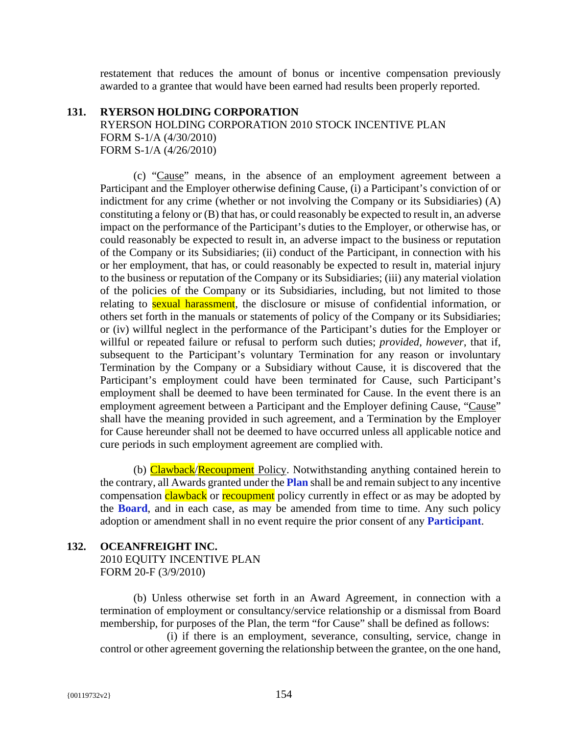restatement that reduces the amount of bonus or incentive compensation previously awarded to a grantee that would have been earned had results been properly reported.

**131. RYERSON HOLDING CORPORATION**
RYERSON HOLDING CORPORATION 2010 STOCK INCENTIVE PLAN
FORM S-1/A (4/30/2010)
FORM S-1/A (4/26/2010)

(c) "Cause" means, in the absence of an employment agreement between a Participant and the Employer otherwise defining Cause, (i) a Participant's conviction of or indictment for any crime (whether or not involving the Company or its Subsidiaries) (A) constituting a felony or (B) that has, or could reasonably be expected to result in, an adverse impact on the performance of the Participant's duties to the Employer, or otherwise has, or could reasonably be expected to result in, an adverse impact to the business or reputation of the Company or its Subsidiaries; (ii) conduct of the Participant, in connection with his or her employment, that has, or could reasonably be expected to result in, material injury to the business or reputation of the Company or its Subsidiaries; (iii) any material violation of the policies of the Company or its Subsidiaries, including, but not limited to those relating to sexual harassment, the disclosure or misuse of confidential information, or others set forth in the manuals or statements of policy of the Company or its Subsidiaries; or (iv) willful neglect in the performance of the Participant's duties for the Employer or willful or repeated failure or refusal to perform such duties; *provided*, *however*, that if, subsequent to the Participant's voluntary Termination for any reason or involuntary Termination by the Company or a Subsidiary without Cause, it is discovered that the Participant's employment could have been terminated for Cause, such Participant's employment shall be deemed to have been terminated for Cause. In the event there is an employment agreement between a Participant and the Employer defining Cause, "Cause" shall have the meaning provided in such agreement, and a Termination by the Employer for Cause hereunder shall not be deemed to have occurred unless all applicable notice and cure periods in such employment agreement are complied with.

(b) Clawback/Recoupment Policy. Notwithstanding anything contained herein to the contrary, all Awards granted under the **Plan** shall be and remain subject to any incentive compensation clawback or recoupment policy currently in effect or as may be adopted by the **Board**, and in each case, as may be amended from time to time. Any such policy adoption or amendment shall in no event require the prior consent of any **Participant**.

**132. OCEANFREIGHT INC.**
2010 EQUITY INCENTIVE PLAN
FORM 20-F (3/9/2010)

(b) Unless otherwise set forth in an Award Agreement, in connection with a termination of employment or consultancy/service relationship or a dismissal from Board membership, for purposes of the Plan, the term "for Cause" shall be defined as follows:

(i) if there is an employment, severance, consulting, service, change in control or other agreement governing the relationship between the grantee, on the one hand,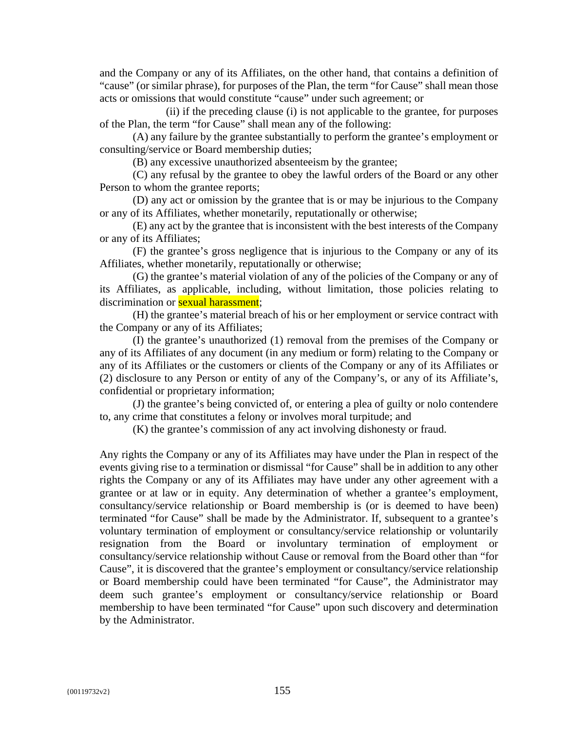and the Company or any of its Affiliates, on the other hand, that contains a definition of "cause" (or similar phrase), for purposes of the Plan, the term "for Cause" shall mean those acts or omissions that would constitute "cause" under such agreement; or

(ii) if the preceding clause (i) is not applicable to the grantee, for purposes of the Plan, the term "for Cause" shall mean any of the following:

(A) any failure by the grantee substantially to perform the grantee's employment or consulting/service or Board membership duties;

(B) any excessive unauthorized absenteeism by the grantee;

(C) any refusal by the grantee to obey the lawful orders of the Board or any other Person to whom the grantee reports;

(D) any act or omission by the grantee that is or may be injurious to the Company or any of its Affiliates, whether monetarily, reputationally or otherwise;

(E) any act by the grantee that is inconsistent with the best interests of the Company or any of its Affiliates;

(F) the grantee's gross negligence that is injurious to the Company or any of its Affiliates, whether monetarily, reputationally or otherwise;

(G) the grantee's material violation of any of the policies of the Company or any of its Affiliates, as applicable, including, without limitation, those policies relating to discrimination or sexual harassment;

(H) the grantee's material breach of his or her employment or service contract with the Company or any of its Affiliates;

(I) the grantee's unauthorized (1) removal from the premises of the Company or any of its Affiliates of any document (in any medium or form) relating to the Company or any of its Affiliates or the customers or clients of the Company or any of its Affiliates or (2) disclosure to any Person or entity of any of the Company's, or any of its Affiliate's, confidential or proprietary information;

(J) the grantee's being convicted of, or entering a plea of guilty or nolo contendere to, any crime that constitutes a felony or involves moral turpitude; and

(K) the grantee's commission of any act involving dishonesty or fraud.

Any rights the Company or any of its Affiliates may have under the Plan in respect of the events giving rise to a termination or dismissal "for Cause" shall be in addition to any other rights the Company or any of its Affiliates may have under any other agreement with a grantee or at law or in equity. Any determination of whether a grantee's employment, consultancy/service relationship or Board membership is (or is deemed to have been) terminated "for Cause" shall be made by the Administrator. If, subsequent to a grantee's voluntary termination of employment or consultancy/service relationship or voluntarily resignation from the Board or involuntary termination of employment or consultancy/service relationship without Cause or removal from the Board other than "for Cause", it is discovered that the grantee's employment or consultancy/service relationship or Board membership could have been terminated "for Cause", the Administrator may deem such grantee's employment or consultancy/service relationship or Board membership to have been terminated "for Cause" upon such discovery and determination by the Administrator.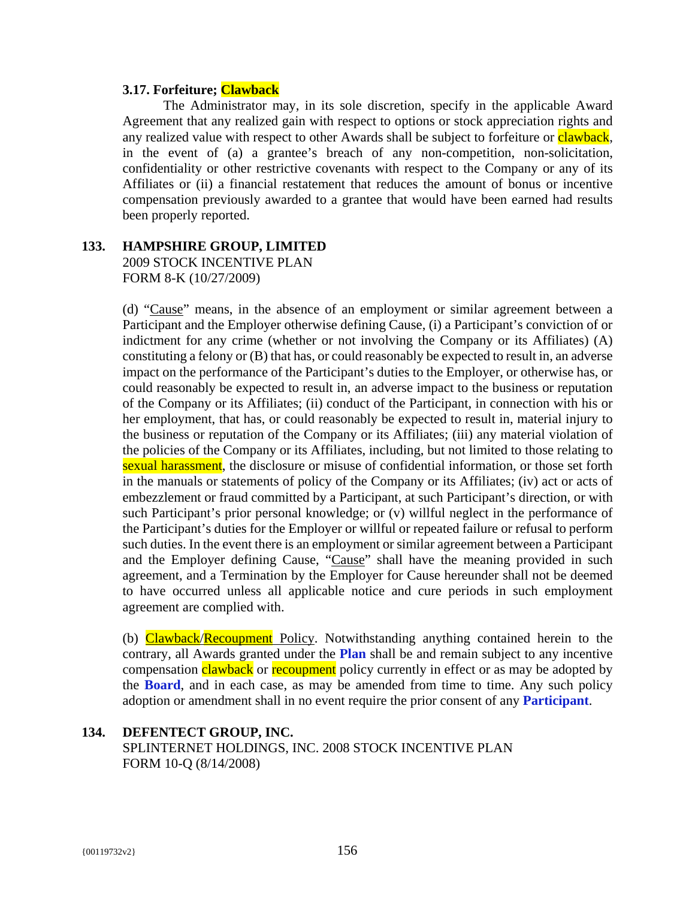**3.17. Forfeiture; Clawback**

The Administrator may, in its sole discretion, specify in the applicable Award Agreement that any realized gain with respect to options or stock appreciation rights and any realized value with respect to other Awards shall be subject to forfeiture or clawback, in the event of (a) a grantee's breach of any non-competition, non-solicitation, confidentiality or other restrictive covenants with respect to the Company or any of its Affiliates or (ii) a financial restatement that reduces the amount of bonus or incentive compensation previously awarded to a grantee that would have been earned had results been properly reported.

**133. HAMPSHIRE GROUP, LIMITED**
2009 STOCK INCENTIVE PLAN
FORM 8-K (10/27/2009)

(d) "Cause" means, in the absence of an employment or similar agreement between a Participant and the Employer otherwise defining Cause, (i) a Participant's conviction of or indictment for any crime (whether or not involving the Company or its Affiliates) (A) constituting a felony or (B) that has, or could reasonably be expected to result in, an adverse impact on the performance of the Participant's duties to the Employer, or otherwise has, or could reasonably be expected to result in, an adverse impact to the business or reputation of the Company or its Affiliates; (ii) conduct of the Participant, in connection with his or her employment, that has, or could reasonably be expected to result in, material injury to the business or reputation of the Company or its Affiliates; (iii) any material violation of the policies of the Company or its Affiliates, including, but not limited to those relating to sexual harassment, the disclosure or misuse of confidential information, or those set forth in the manuals or statements of policy of the Company or its Affiliates; (iv) act or acts of embezzlement or fraud committed by a Participant, at such Participant's direction, or with such Participant's prior personal knowledge; or (v) willful neglect in the performance of the Participant's duties for the Employer or willful or repeated failure or refusal to perform such duties. In the event there is an employment or similar agreement between a Participant and the Employer defining Cause, "Cause" shall have the meaning provided in such agreement, and a Termination by the Employer for Cause hereunder shall not be deemed to have occurred unless all applicable notice and cure periods in such employment agreement are complied with.

(b) Clawback/Recoupment Policy. Notwithstanding anything contained herein to the contrary, all Awards granted under the **Plan** shall be and remain subject to any incentive compensation clawback or recoupment policy currently in effect or as may be adopted by the **Board**, and in each case, as may be amended from time to time. Any such policy adoption or amendment shall in no event require the prior consent of any **Participant**.

**134. DEFENTECT GROUP, INC.**
SPLINTERNET HOLDINGS, INC. 2008 STOCK INCENTIVE PLAN
FORM 10-Q (8/14/2008)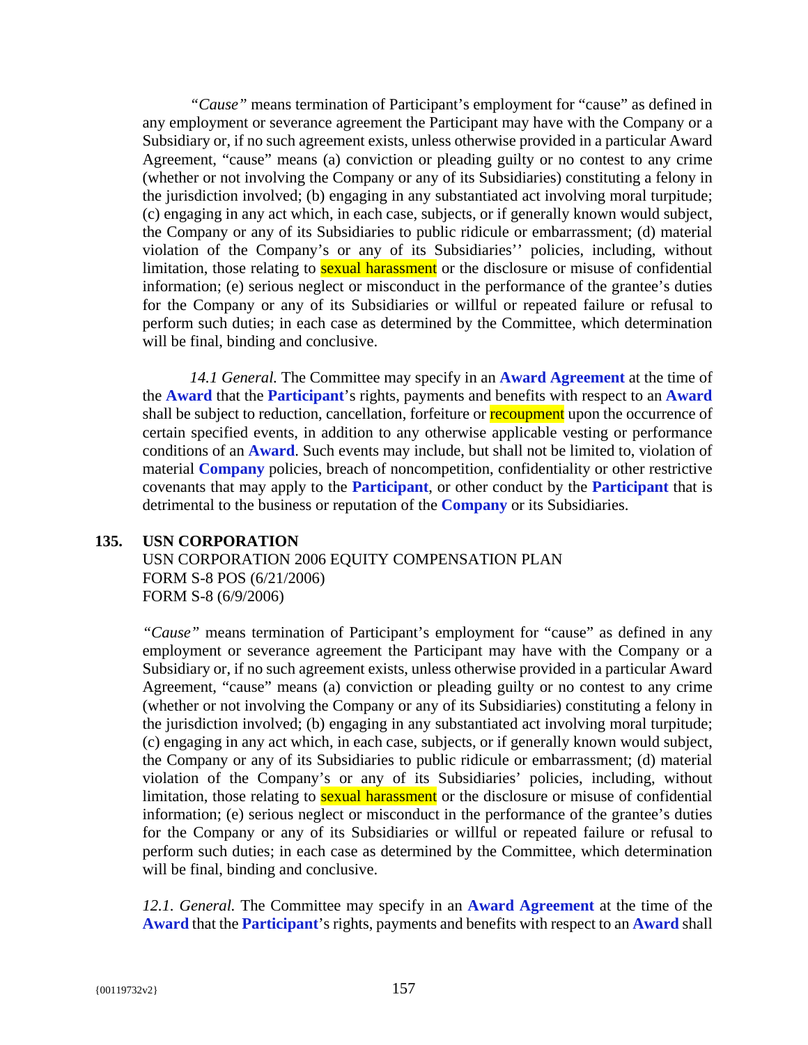*"Cause"* means termination of Participant's employment for "cause" as defined in any employment or severance agreement the Participant may have with the Company or a Subsidiary or, if no such agreement exists, unless otherwise provided in a particular Award Agreement, "cause" means (a) conviction or pleading guilty or no contest to any crime (whether or not involving the Company or any of its Subsidiaries) constituting a felony in the jurisdiction involved; (b) engaging in any substantiated act involving moral turpitude; (c) engaging in any act which, in each case, subjects, or if generally known would subject, the Company or any of its Subsidiaries to public ridicule or embarrassment; (d) material violation of the Company's or any of its Subsidiaries'' policies, including, without limitation, those relating to sexual harassment or the disclosure or misuse of confidential information; (e) serious neglect or misconduct in the performance of the grantee's duties for the Company or any of its Subsidiaries or willful or repeated failure or refusal to perform such duties; in each case as determined by the Committee, which determination will be final, binding and conclusive.

*14.1 General.* The Committee may specify in an **Award Agreement** at the time of the **Award** that the **Participant**'s rights, payments and benefits with respect to an **Award** shall be subject to reduction, cancellation, forfeiture or recoupment upon the occurrence of certain specified events, in addition to any otherwise applicable vesting or performance conditions of an **Award**. Such events may include, but shall not be limited to, violation of material **Company** policies, breach of noncompetition, confidentiality or other restrictive covenants that may apply to the **Participant**, or other conduct by the **Participant** that is detrimental to the business or reputation of the **Company** or its Subsidiaries.

**135. USN CORPORATION**

USN CORPORATION 2006 EQUITY COMPENSATION PLAN
FORM S-8 POS (6/21/2006)
FORM S-8 (6/9/2006)

*"Cause"* means termination of Participant's employment for "cause" as defined in any employment or severance agreement the Participant may have with the Company or a Subsidiary or, if no such agreement exists, unless otherwise provided in a particular Award Agreement, "cause" means (a) conviction or pleading guilty or no contest to any crime (whether or not involving the Company or any of its Subsidiaries) constituting a felony in the jurisdiction involved; (b) engaging in any substantiated act involving moral turpitude; (c) engaging in any act which, in each case, subjects, or if generally known would subject, the Company or any of its Subsidiaries to public ridicule or embarrassment; (d) material violation of the Company's or any of its Subsidiaries' policies, including, without limitation, those relating to sexual harassment or the disclosure or misuse of confidential information; (e) serious neglect or misconduct in the performance of the grantee's duties for the Company or any of its Subsidiaries or willful or repeated failure or refusal to perform such duties; in each case as determined by the Committee, which determination will be final, binding and conclusive.

*12.1. General.* The Committee may specify in an **Award Agreement** at the time of the **Award** that the **Participant**'s rights, payments and benefits with respect to an **Award** shall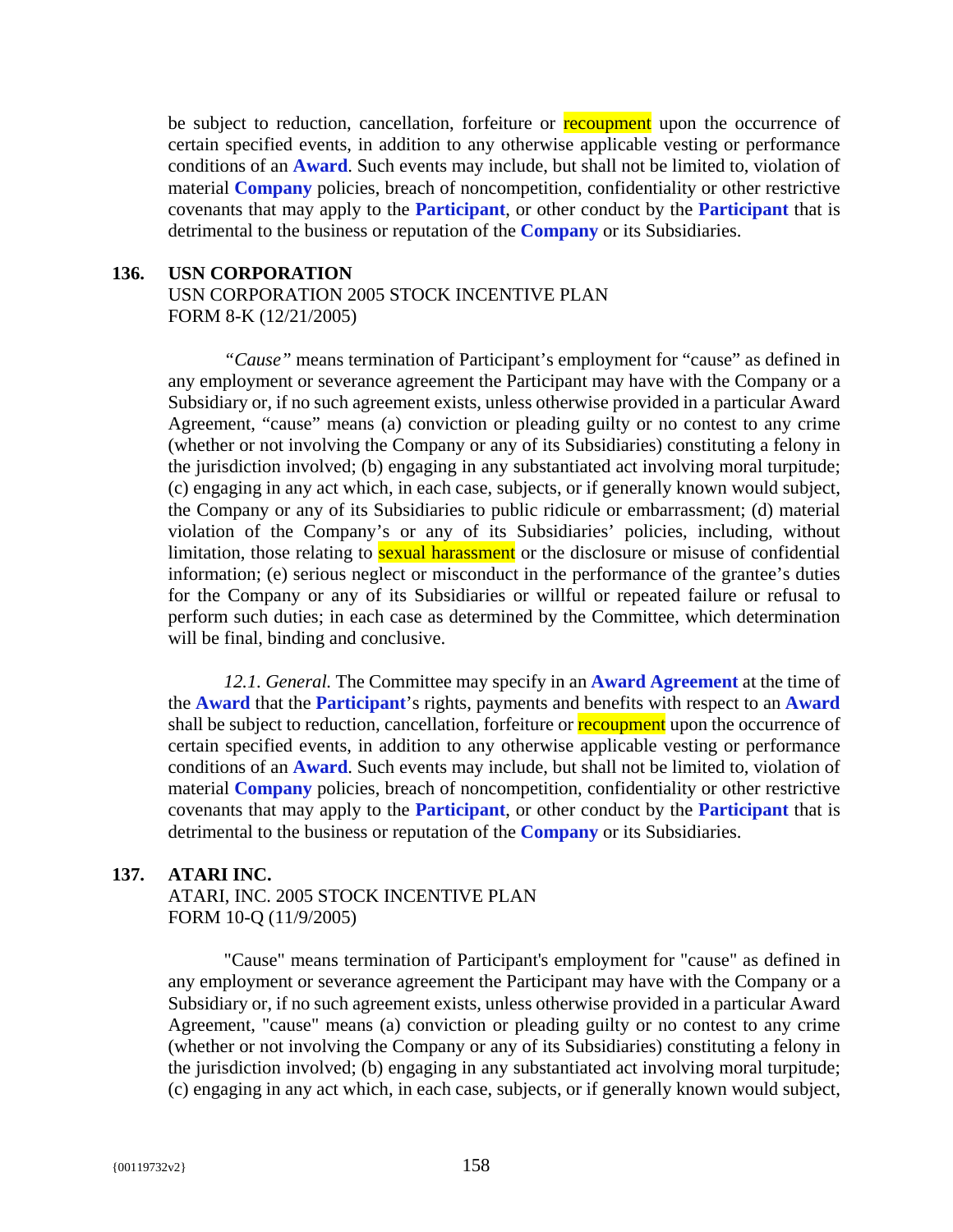be subject to reduction, cancellation, forfeiture or recoupment upon the occurrence of certain specified events, in addition to any otherwise applicable vesting or performance conditions of an **Award**. Such events may include, but shall not be limited to, violation of material **Company** policies, breach of noncompetition, confidentiality or other restrictive covenants that may apply to the **Participant**, or other conduct by the **Participant** that is detrimental to the business or reputation of the **Company** or its Subsidiaries.

**136. USN CORPORATION**

USN CORPORATION 2005 STOCK INCENTIVE PLAN
FORM 8-K (12/21/2005)

*"Cause"* means termination of Participant's employment for "cause" as defined in any employment or severance agreement the Participant may have with the Company or a Subsidiary or, if no such agreement exists, unless otherwise provided in a particular Award Agreement, "cause" means (a) conviction or pleading guilty or no contest to any crime (whether or not involving the Company or any of its Subsidiaries) constituting a felony in the jurisdiction involved; (b) engaging in any substantiated act involving moral turpitude; (c) engaging in any act which, in each case, subjects, or if generally known would subject, the Company or any of its Subsidiaries to public ridicule or embarrassment; (d) material violation of the Company's or any of its Subsidiaries' policies, including, without limitation, those relating to sexual harassment or the disclosure or misuse of confidential information; (e) serious neglect or misconduct in the performance of the grantee's duties for the Company or any of its Subsidiaries or willful or repeated failure or refusal to perform such duties; in each case as determined by the Committee, which determination will be final, binding and conclusive.

*12.1. General.* The Committee may specify in an **Award Agreement** at the time of the **Award** that the **Participant**'s rights, payments and benefits with respect to an **Award** shall be subject to reduction, cancellation, forfeiture or recoupment upon the occurrence of certain specified events, in addition to any otherwise applicable vesting or performance conditions of an **Award**. Such events may include, but shall not be limited to, violation of material **Company** policies, breach of noncompetition, confidentiality or other restrictive covenants that may apply to the **Participant**, or other conduct by the **Participant** that is detrimental to the business or reputation of the **Company** or its Subsidiaries.

**137. ATARI INC.**

ATARI, INC. 2005 STOCK INCENTIVE PLAN
FORM 10-Q (11/9/2005)

"Cause" means termination of Participant's employment for "cause" as defined in any employment or severance agreement the Participant may have with the Company or a Subsidiary or, if no such agreement exists, unless otherwise provided in a particular Award Agreement, "cause" means (a) conviction or pleading guilty or no contest to any crime (whether or not involving the Company or any of its Subsidiaries) constituting a felony in the jurisdiction involved; (b) engaging in any substantiated act involving moral turpitude; (c) engaging in any act which, in each case, subjects, or if generally known would subject,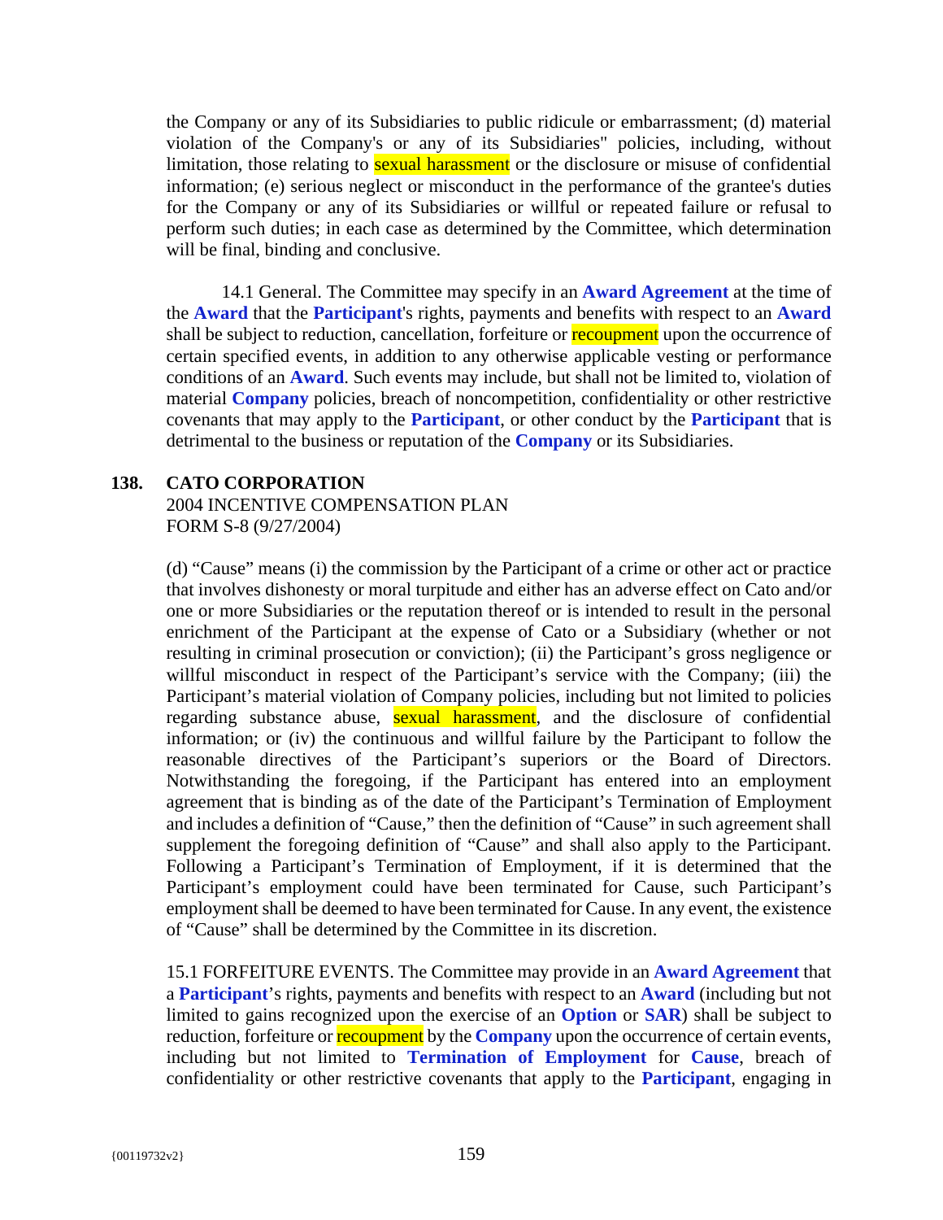the Company or any of its Subsidiaries to public ridicule or embarrassment; (d) material violation of the Company's or any of its Subsidiaries" policies, including, without limitation, those relating to sexual harassment or the disclosure or misuse of confidential information; (e) serious neglect or misconduct in the performance of the grantee's duties for the Company or any of its Subsidiaries or willful or repeated failure or refusal to perform such duties; in each case as determined by the Committee, which determination will be final, binding and conclusive.

14.1 General. The Committee may specify in an **Award Agreement** at the time of the **Award** that the **Participant**'s rights, payments and benefits with respect to an **Award** shall be subject to reduction, cancellation, forfeiture or recoupment upon the occurrence of certain specified events, in addition to any otherwise applicable vesting or performance conditions of an **Award**. Such events may include, but shall not be limited to, violation of material **Company** policies, breach of noncompetition, confidentiality or other restrictive covenants that may apply to the **Participant**, or other conduct by the **Participant** that is detrimental to the business or reputation of the **Company** or its Subsidiaries.

**138. CATO CORPORATION**
2004 INCENTIVE COMPENSATION PLAN
FORM S-8 (9/27/2004)

(d) "Cause" means (i) the commission by the Participant of a crime or other act or practice that involves dishonesty or moral turpitude and either has an adverse effect on Cato and/or one or more Subsidiaries or the reputation thereof or is intended to result in the personal enrichment of the Participant at the expense of Cato or a Subsidiary (whether or not resulting in criminal prosecution or conviction); (ii) the Participant's gross negligence or willful misconduct in respect of the Participant's service with the Company; (iii) the Participant's material violation of Company policies, including but not limited to policies regarding substance abuse, sexual harassment, and the disclosure of confidential information; or (iv) the continuous and willful failure by the Participant to follow the reasonable directives of the Participant's superiors or the Board of Directors. Notwithstanding the foregoing, if the Participant has entered into an employment agreement that is binding as of the date of the Participant's Termination of Employment and includes a definition of "Cause," then the definition of "Cause" in such agreement shall supplement the foregoing definition of "Cause" and shall also apply to the Participant. Following a Participant's Termination of Employment, if it is determined that the Participant's employment could have been terminated for Cause, such Participant's employment shall be deemed to have been terminated for Cause. In any event, the existence of "Cause" shall be determined by the Committee in its discretion.

15.1 FORFEITURE EVENTS. The Committee may provide in an **Award Agreement** that a **Participant**'s rights, payments and benefits with respect to an **Award** (including but not limited to gains recognized upon the exercise of an **Option** or **SAR**) shall be subject to reduction, forfeiture or recoupment by the **Company** upon the occurrence of certain events, including but not limited to **Termination of Employment** for **Cause**, breach of confidentiality or other restrictive covenants that apply to the **Participant**, engaging in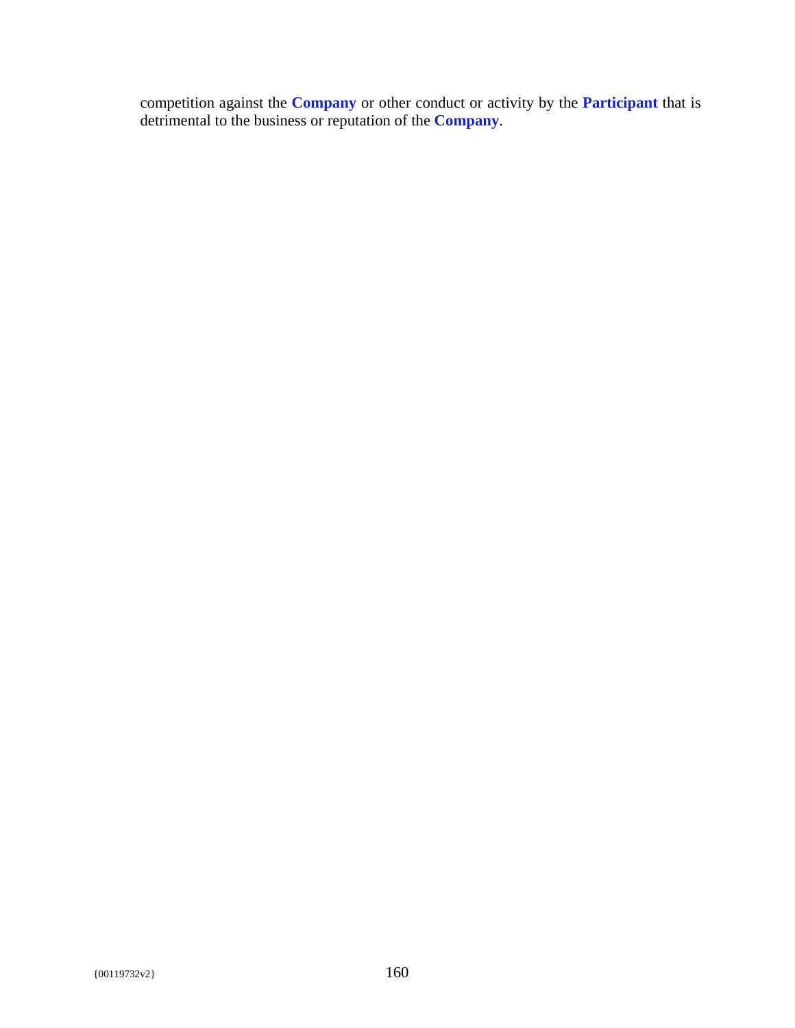competition against the **Company** or other conduct or activity by the **Participant** that is detrimental to the business or reputation of the **Company**.